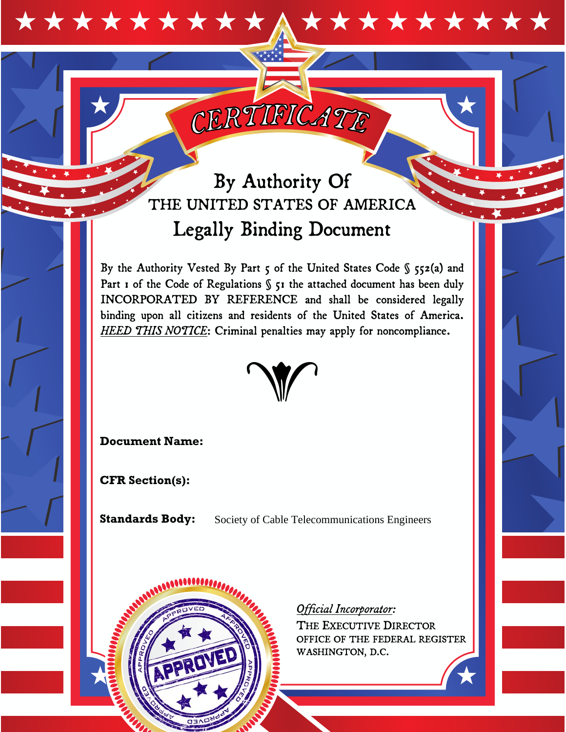# CERTIFICATE

## By Authority Of
## THE UNITED STATES OF AMERICA
## Legally Binding Document

By the Authority Vested By Part 5 of the United States Code § 552(a) and Part 1 of the Code of Regulations § 51 the attached document has been duly INCORPORATED BY REFERENCE and shall be considered legally binding upon all citizens and residents of the United States of America. *HEED THIS NOTICE*: Criminal penalties may apply for noncompliance.

**Document Name:**

**CFR Section(s):**

**Standards Body:** Society of Cable Telecommunications Engineers

APPROVED

*Official Incorporator:*
THE EXECUTIVE DIRECTOR
OFFICE OF THE FEDERAL REGISTER
WASHINGTON, D.C.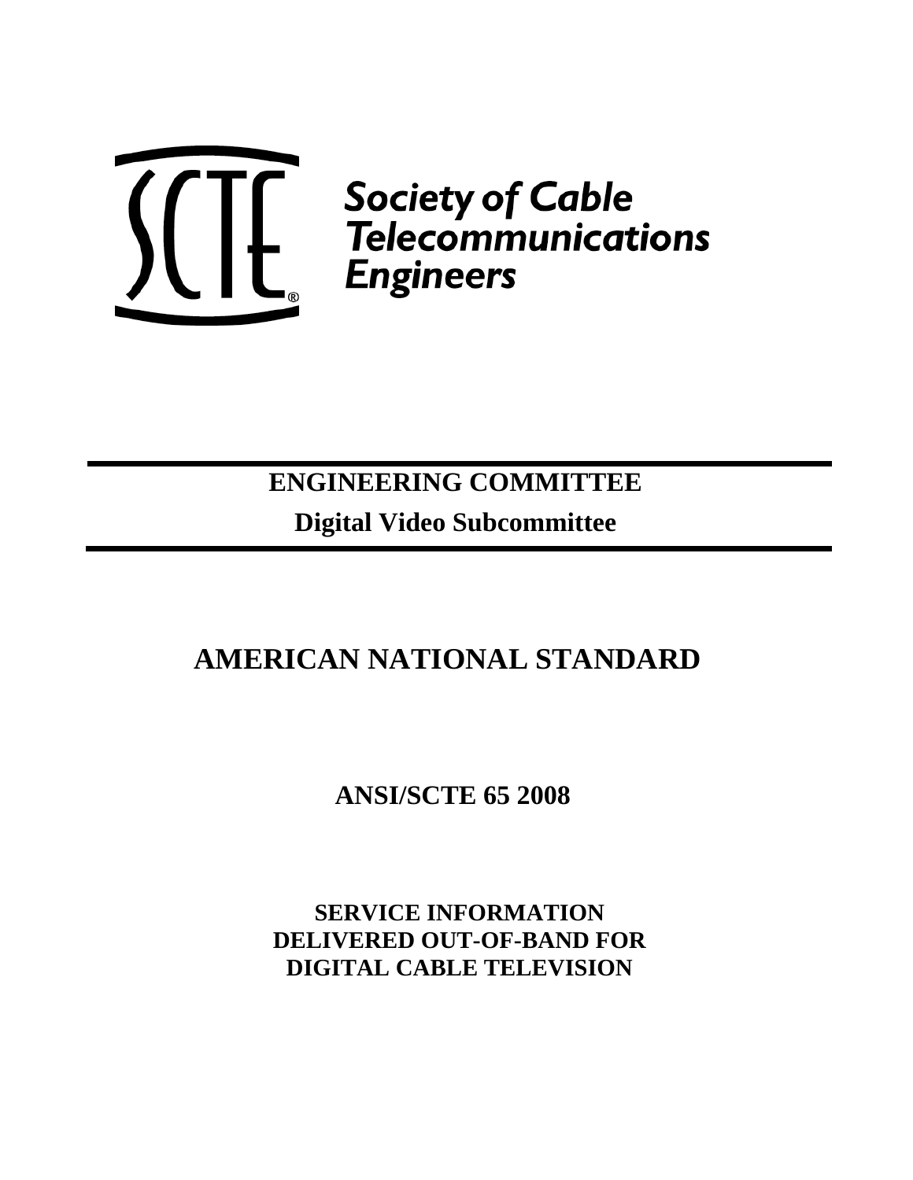Society of Cable Telecommunications Engineers

**ENGINEERING COMMITTEE**

**Digital Video Subcommittee**

# AMERICAN NATIONAL STANDARD

## ANSI/SCTE 65 2008

## SERVICE INFORMATION DELIVERED OUT-OF-BAND FOR DIGITAL CABLE TELEVISION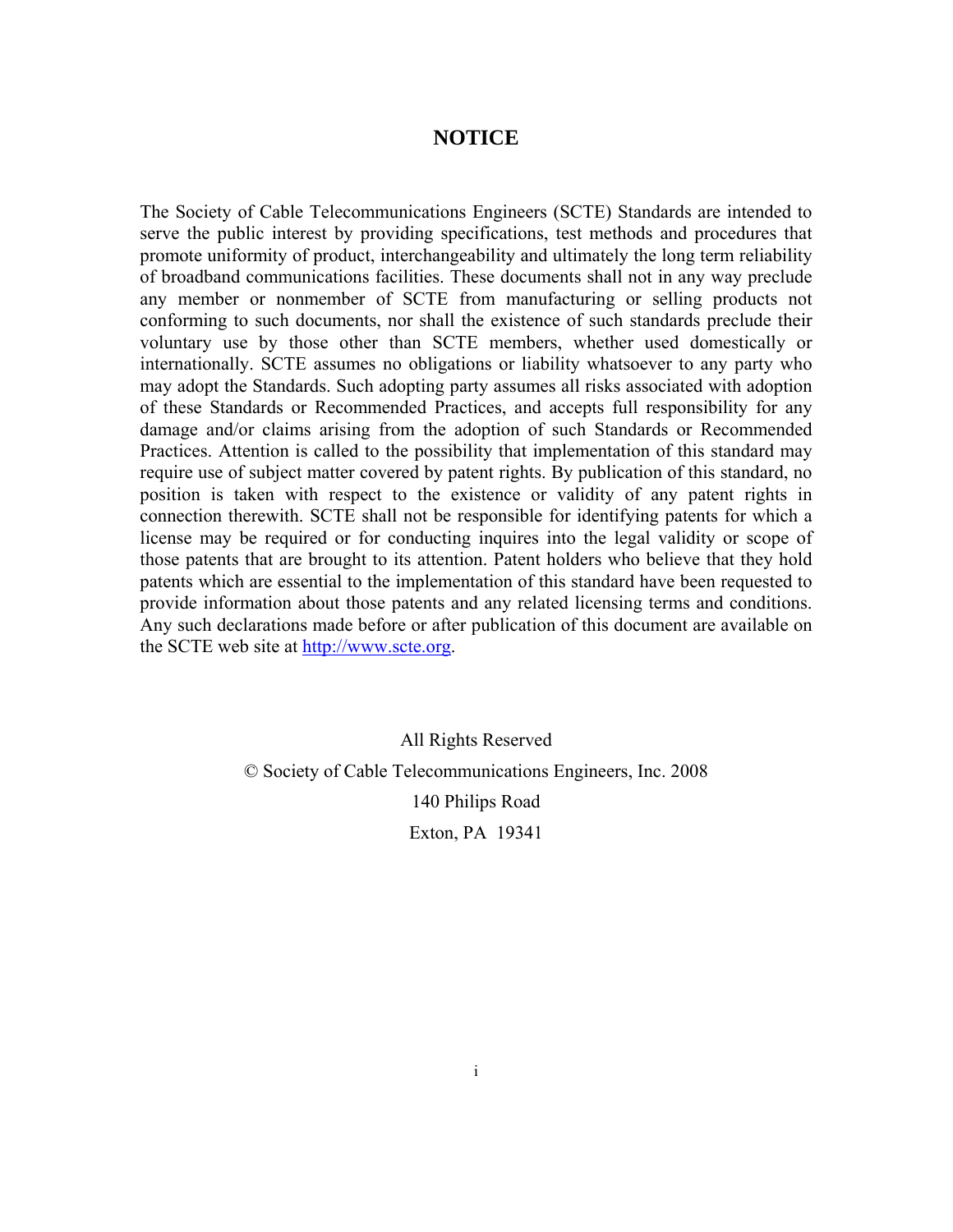# NOTICE

The Society of Cable Telecommunications Engineers (SCTE) Standards are intended to serve the public interest by providing specifications, test methods and procedures that promote uniformity of product, interchangeability and ultimately the long term reliability of broadband communications facilities. These documents shall not in any way preclude any member or nonmember of SCTE from manufacturing or selling products not conforming to such documents, nor shall the existence of such standards preclude their voluntary use by those other than SCTE members, whether used domestically or internationally. SCTE assumes no obligations or liability whatsoever to any party who may adopt the Standards. Such adopting party assumes all risks associated with adoption of these Standards or Recommended Practices, and accepts full responsibility for any damage and/or claims arising from the adoption of such Standards or Recommended Practices. Attention is called to the possibility that implementation of this standard may require use of subject matter covered by patent rights. By publication of this standard, no position is taken with respect to the existence or validity of any patent rights in connection therewith. SCTE shall not be responsible for identifying patents for which a license may be required or for conducting inquires into the legal validity or scope of those patents that are brought to its attention. Patent holders who believe that they hold patents which are essential to the implementation of this standard have been requested to provide information about those patents and any related licensing terms and conditions. Any such declarations made before or after publication of this document are available on the SCTE web site at http://www.scte.org.

All Rights Reserved

© Society of Cable Telecommunications Engineers, Inc. 2008

140 Philips Road

Exton, PA 19341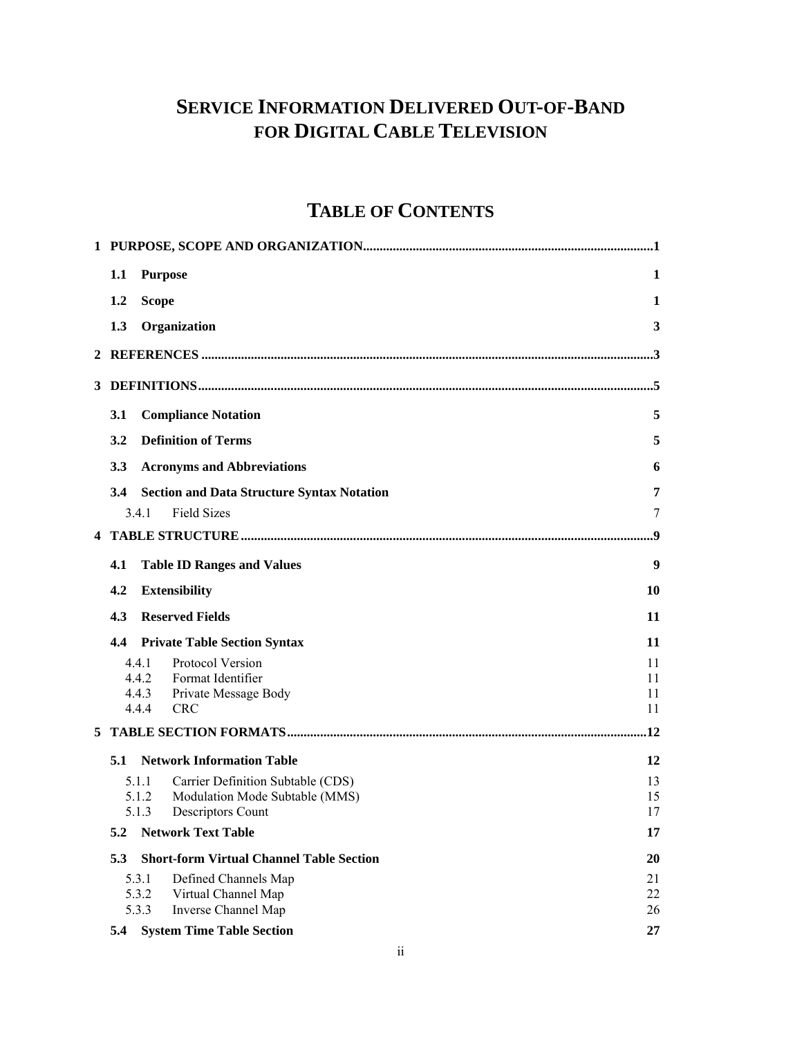# SERVICE INFORMATION DELIVERED OUT-OF-BAND FOR DIGITAL CABLE TELEVISION

## TABLE OF CONTENTS

**1 PURPOSE, SCOPE AND ORGANIZATION....................................................................................1**

**1.1 Purpose 1**

**1.2 Scope 1**

**1.3 Organization 3**

**2 REFERENCES ........................................................................................................................3**

**3 DEFINITIONS.........................................................................................................................5**

**3.1 Compliance Notation 5**

**3.2 Definition of Terms 5**

**3.3 Acronyms and Abbreviations 6**

**3.4 Section and Data Structure Syntax Notation 7**

3.4.1 Field Sizes 7

**4 TABLE STRUCTURE ............................................................................................................9**

**4.1 Table ID Ranges and Values 9**

**4.2 Extensibility 10**

**4.3 Reserved Fields 11**

**4.4 Private Table Section Syntax 11**

4.4.1 Protocol Version 11
4.4.2 Format Identifier 11
4.4.3 Private Message Body 11
4.4.4 CRC 11

**5 TABLE SECTION FORMATS..............................................................................................12**

**5.1 Network Information Table 12**

5.1.1 Carrier Definition Subtable (CDS) 13
5.1.2 Modulation Mode Subtable (MMS) 15
5.1.3 Descriptors Count 17

**5.2 Network Text Table 17**

**5.3 Short-form Virtual Channel Table Section 20**

5.3.1 Defined Channels Map 21
5.3.2 Virtual Channel Map 22
5.3.3 Inverse Channel Map 26

**5.4 System Time Table Section 27**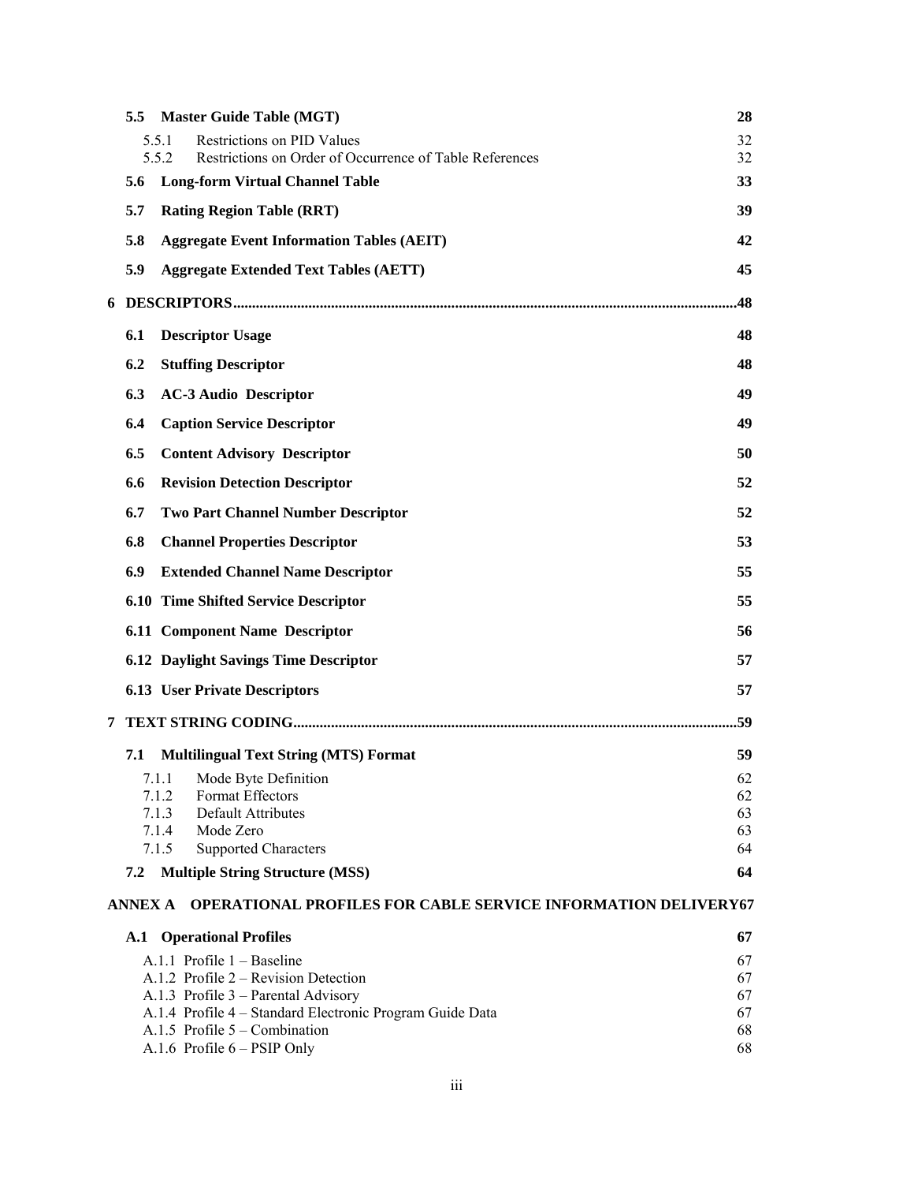**5.5 Master Guide Table (MGT)** 28

5.5.1 Restrictions on PID Values 32
5.5.2 Restrictions on Order of Occurrence of Table References 32

**5.6 Long-form Virtual Channel Table** 33

**5.7 Rating Region Table (RRT)** 39

**5.8 Aggregate Event Information Tables (AEIT)** 42

**5.9 Aggregate Extended Text Tables (AETT)** 45

**6 DESCRIPTORS**.....................................................................................................................................48

**6.1 Descriptor Usage** 48

**6.2 Stuffing Descriptor** 48

**6.3 AC-3 Audio Descriptor** 49

**6.4 Caption Service Descriptor** 49

**6.5 Content Advisory Descriptor** 50

**6.6 Revision Detection Descriptor** 52

**6.7 Two Part Channel Number Descriptor** 52

**6.8 Channel Properties Descriptor** 53

**6.9 Extended Channel Name Descriptor** 55

**6.10 Time Shifted Service Descriptor** 55

**6.11 Component Name Descriptor** 56

**6.12 Daylight Savings Time Descriptor** 57

**6.13 User Private Descriptors** 57

**7 TEXT STRING CODING**.....................................................................................................................59

**7.1 Multilingual Text String (MTS) Format** 59

7.1.1 Mode Byte Definition 62
7.1.2 Format Effectors 62
7.1.3 Default Attributes 63
7.1.4 Mode Zero 63
7.1.5 Supported Characters 64

**7.2 Multiple String Structure (MSS)** 64

**ANNEX A OPERATIONAL PROFILES FOR CABLE SERVICE INFORMATION DELIVERY** 67

**A.1 Operational Profiles** 67

A.1.1 Profile 1 – Baseline 67
A.1.2 Profile 2 – Revision Detection 67
A.1.3 Profile 3 – Parental Advisory 67
A.1.4 Profile 4 – Standard Electronic Program Guide Data 67
A.1.5 Profile 5 – Combination 68
A.1.6 Profile 6 – PSIP Only 68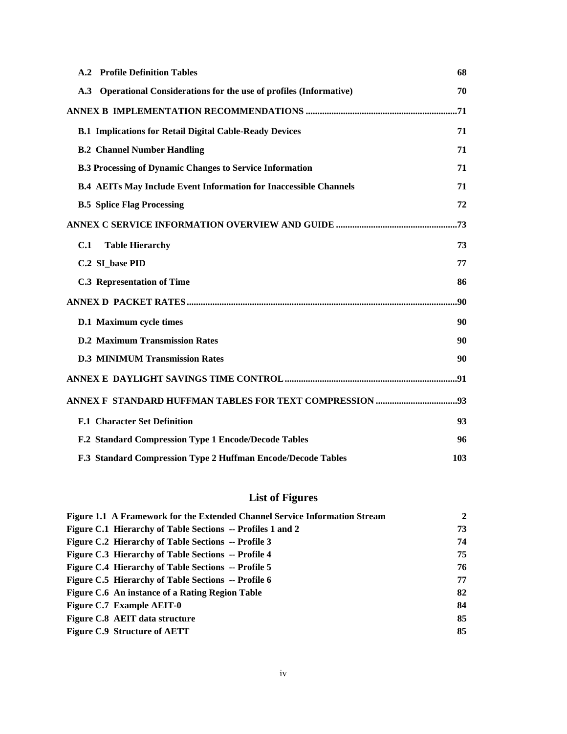A.2 Profile Definition Tables 68

A.3 Operational Considerations for the use of profiles (Informative) 70

ANNEX B IMPLEMENTATION RECOMMENDATIONS ................................................................71

B.1 Implications for Retail Digital Cable-Ready Devices 71

B.2 Channel Number Handling 71

B.3 Processing of Dynamic Changes to Service Information 71

B.4 AEITs May Include Event Information for Inaccessible Channels 71

B.5 Splice Flag Processing 72

ANNEX C SERVICE INFORMATION OVERVIEW AND GUIDE ...................................................73

C.1 Table Hierarchy 73

C.2 SI_base PID 77

C.3 Representation of Time 86

ANNEX D PACKET RATES..................................................................................................................90

D.1 Maximum cycle times 90

D.2 Maximum Transmission Rates 90

D.3 MINIMUM Transmission Rates 90

ANNEX E DAYLIGHT SAVINGS TIME CONTROL.........................................................................91

ANNEX F STANDARD HUFFMAN TABLES FOR TEXT COMPRESSION ..................................93

F.1 Character Set Definition 93

F.2 Standard Compression Type 1 Encode/Decode Tables 96

F.3 Standard Compression Type 2 Huffman Encode/Decode Tables 103

## List of Figures

Figure 1.1 A Framework for the Extended Channel Service Information Stream 2
Figure C.1 Hierarchy of Table Sections -- Profiles 1 and 2 73
Figure C.2 Hierarchy of Table Sections -- Profile 3 74
Figure C.3 Hierarchy of Table Sections -- Profile 4 75
Figure C.4 Hierarchy of Table Sections -- Profile 5 76
Figure C.5 Hierarchy of Table Sections -- Profile 6 77
Figure C.6 An instance of a Rating Region Table 82
Figure C.7 Example AEIT-0 84
Figure C.8 AEIT data structure 85
Figure C.9 Structure of AETT 85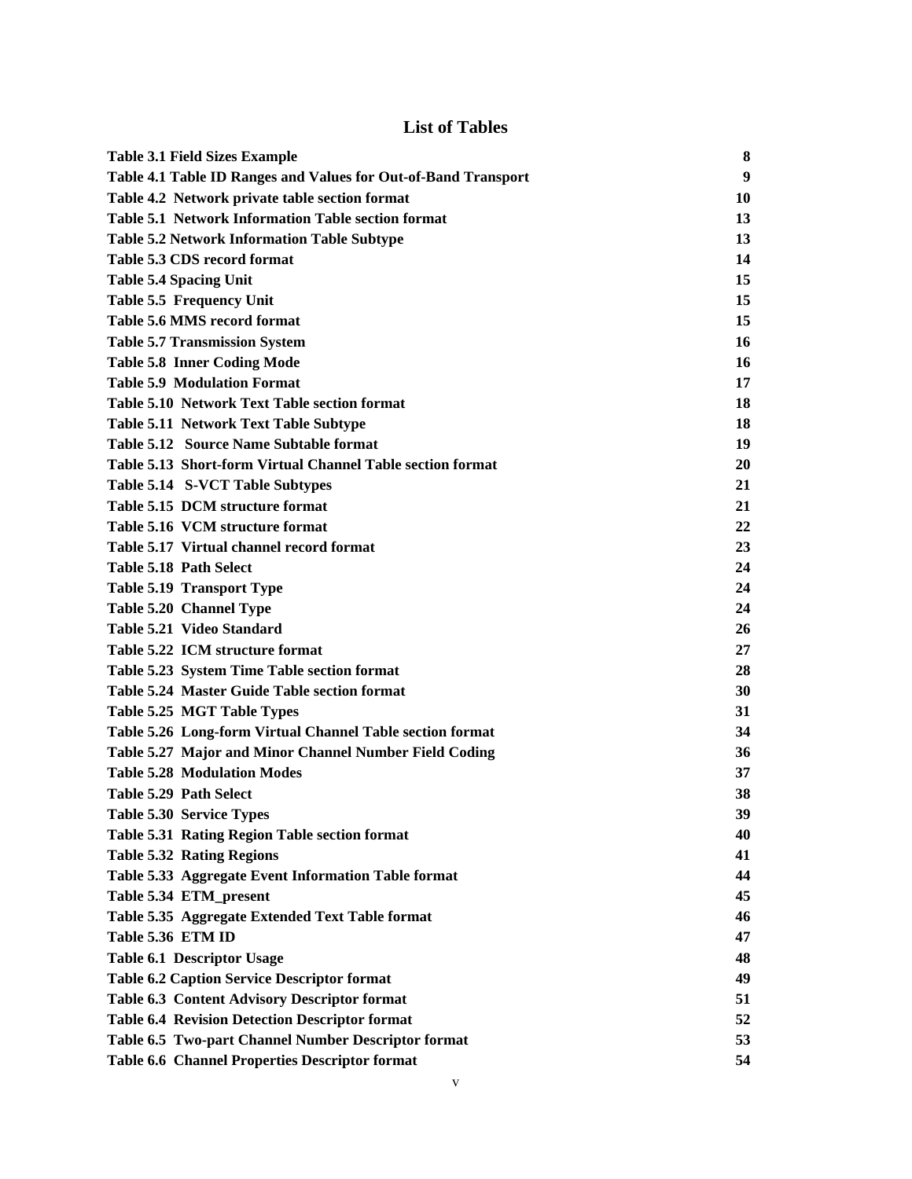# List of Tables

| | |
|---|---|
| **Table 3.1 Field Sizes Example** | **8** |
| **Table 4.1 Table ID Ranges and Values for Out-of-Band Transport** | **9** |
| **Table 4.2 Network private table section format** | **10** |
| **Table 5.1 Network Information Table section format** | **13** |
| **Table 5.2 Network Information Table Subtype** | **13** |
| **Table 5.3 CDS record format** | **14** |
| **Table 5.4 Spacing Unit** | **15** |
| **Table 5.5 Frequency Unit** | **15** |
| **Table 5.6 MMS record format** | **15** |
| **Table 5.7 Transmission System** | **16** |
| **Table 5.8 Inner Coding Mode** | **16** |
| **Table 5.9 Modulation Format** | **17** |
| **Table 5.10 Network Text Table section format** | **18** |
| **Table 5.11 Network Text Table Subtype** | **18** |
| **Table 5.12 Source Name Subtable format** | **19** |
| **Table 5.13 Short-form Virtual Channel Table section format** | **20** |
| **Table 5.14 S-VCT Table Subtypes** | **21** |
| **Table 5.15 DCM structure format** | **21** |
| **Table 5.16 VCM structure format** | **22** |
| **Table 5.17 Virtual channel record format** | **23** |
| **Table 5.18 Path Select** | **24** |
| **Table 5.19 Transport Type** | **24** |
| **Table 5.20 Channel Type** | **24** |
| **Table 5.21 Video Standard** | **26** |
| **Table 5.22 ICM structure format** | **27** |
| **Table 5.23 System Time Table section format** | **28** |
| **Table 5.24 Master Guide Table section format** | **30** |
| **Table 5.25 MGT Table Types** | **31** |
| **Table 5.26 Long-form Virtual Channel Table section format** | **34** |
| **Table 5.27 Major and Minor Channel Number Field Coding** | **36** |
| **Table 5.28 Modulation Modes** | **37** |
| **Table 5.29 Path Select** | **38** |
| **Table 5.30 Service Types** | **39** |
| **Table 5.31 Rating Region Table section format** | **40** |
| **Table 5.32 Rating Regions** | **41** |
| **Table 5.33 Aggregate Event Information Table format** | **44** |
| **Table 5.34 ETM_present** | **45** |
| **Table 5.35 Aggregate Extended Text Table format** | **46** |
| **Table 5.36 ETM ID** | **47** |
| **Table 6.1 Descriptor Usage** | **48** |
| **Table 6.2 Caption Service Descriptor format** | **49** |
| **Table 6.3 Content Advisory Descriptor format** | **51** |
| **Table 6.4 Revision Detection Descriptor format** | **52** |
| **Table 6.5 Two-part Channel Number Descriptor format** | **53** |
| **Table 6.6 Channel Properties Descriptor format** | **54** |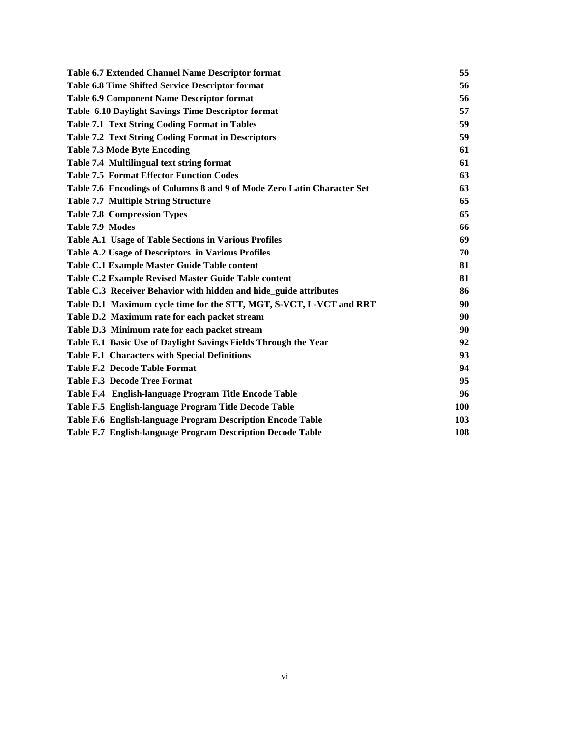| | |
|---|---|
| **Table 6.7 Extended Channel Name Descriptor format** | **55** |
| **Table 6.8 Time Shifted Service Descriptor format** | **56** |
| **Table 6.9 Component Name Descriptor format** | **56** |
| **Table 6.10 Daylight Savings Time Descriptor format** | **57** |
| **Table 7.1 Text String Coding Format in Tables** | **59** |
| **Table 7.2 Text String Coding Format in Descriptors** | **59** |
| **Table 7.3 Mode Byte Encoding** | **61** |
| **Table 7.4 Multilingual text string format** | **61** |
| **Table 7.5 Format Effector Function Codes** | **63** |
| **Table 7.6 Encodings of Columns 8 and 9 of Mode Zero Latin Character Set** | **63** |
| **Table 7.7 Multiple String Structure** | **65** |
| **Table 7.8 Compression Types** | **65** |
| **Table 7.9 Modes** | **66** |
| **Table A.1 Usage of Table Sections in Various Profiles** | **69** |
| **Table A.2 Usage of Descriptors in Various Profiles** | **70** |
| **Table C.1 Example Master Guide Table content** | **81** |
| **Table C.2 Example Revised Master Guide Table content** | **81** |
| **Table C.3 Receiver Behavior with hidden and hide_guide attributes** | **86** |
| **Table D.1 Maximum cycle time for the STT, MGT, S-VCT, L-VCT and RRT** | **90** |
| **Table D.2 Maximum rate for each packet stream** | **90** |
| **Table D.3 Minimum rate for each packet stream** | **90** |
| **Table E.1 Basic Use of Daylight Savings Fields Through the Year** | **92** |
| **Table F.1 Characters with Special Definitions** | **93** |
| **Table F.2 Decode Table Format** | **94** |
| **Table F.3 Decode Tree Format** | **95** |
| **Table F.4 English-language Program Title Encode Table** | **96** |
| **Table F.5 English-language Program Title Decode Table** | **100** |
| **Table F.6 English-language Program Description Encode Table** | **103** |
| **Table F.7 English-language Program Description Decode Table** | **108** |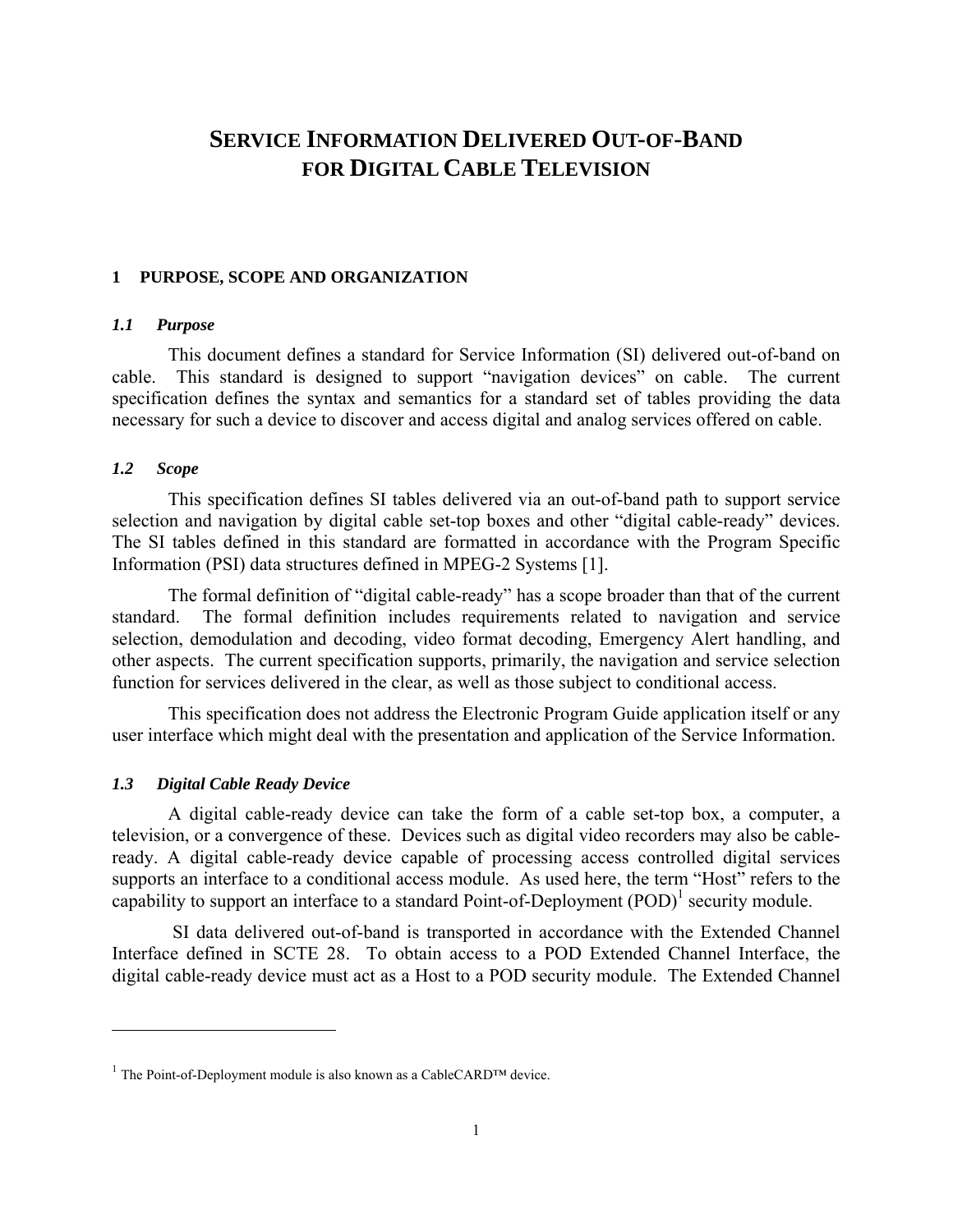# SERVICE INFORMATION DELIVERED OUT-OF-BAND FOR DIGITAL CABLE TELEVISION

## 1 PURPOSE, SCOPE AND ORGANIZATION

### *1.1 Purpose*

This document defines a standard for Service Information (SI) delivered out-of-band on cable. This standard is designed to support "navigation devices" on cable. The current specification defines the syntax and semantics for a standard set of tables providing the data necessary for such a device to discover and access digital and analog services offered on cable.

### *1.2 Scope*

This specification defines SI tables delivered via an out-of-band path to support service selection and navigation by digital cable set-top boxes and other "digital cable-ready" devices. The SI tables defined in this standard are formatted in accordance with the Program Specific Information (PSI) data structures defined in MPEG-2 Systems [1].

The formal definition of "digital cable-ready" has a scope broader than that of the current standard. The formal definition includes requirements related to navigation and service selection, demodulation and decoding, video format decoding, Emergency Alert handling, and other aspects. The current specification supports, primarily, the navigation and service selection function for services delivered in the clear, as well as those subject to conditional access.

This specification does not address the Electronic Program Guide application itself or any user interface which might deal with the presentation and application of the Service Information.

### *1.3 Digital Cable Ready Device*

A digital cable-ready device can take the form of a cable set-top box, a computer, a television, or a convergence of these. Devices such as digital video recorders may also be cable-ready. A digital cable-ready device capable of processing access controlled digital services supports an interface to a conditional access module. As used here, the term "Host" refers to the capability to support an interface to a standard Point-of-Deployment (POD)[1] security module.

SI data delivered out-of-band is transported in accordance with the Extended Channel Interface defined in SCTE 28. To obtain access to a POD Extended Channel Interface, the digital cable-ready device must act as a Host to a POD security module. The Extended Channel

---

[1] The Point-of-Deployment module is also known as a CableCARD™ device.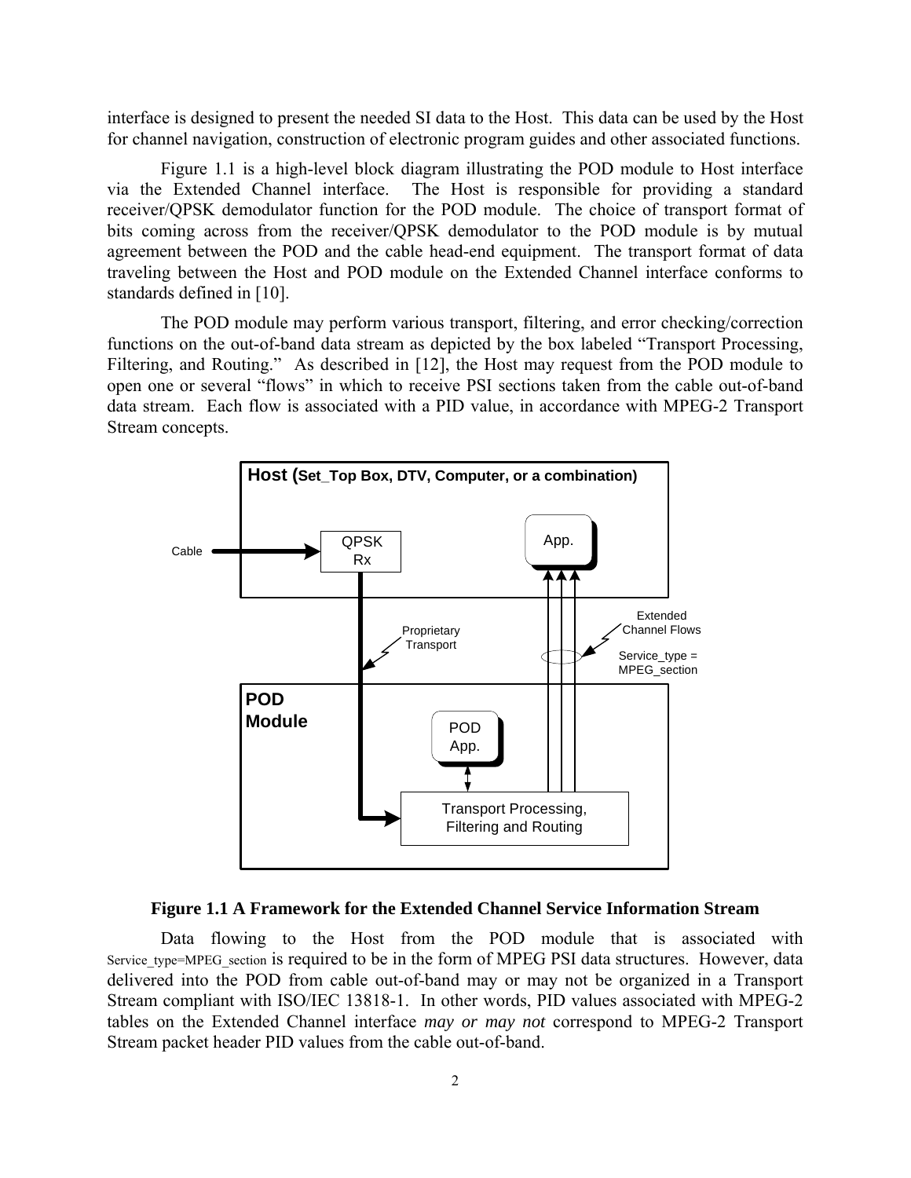interface is designed to present the needed SI data to the Host. This data can be used by the Host for channel navigation, construction of electronic program guides and other associated functions.

Figure 1.1 is a high-level block diagram illustrating the POD module to Host interface via the Extended Channel interface. The Host is responsible for providing a standard receiver/QPSK demodulator function for the POD module. The choice of transport format of bits coming across from the receiver/QPSK demodulator to the POD module is by mutual agreement between the POD and the cable head-end equipment. The transport format of data traveling between the Host and POD module on the Extended Channel interface conforms to standards defined in [10].

The POD module may perform various transport, filtering, and error checking/correction functions on the out-of-band data stream as depicted by the box labeled "Transport Processing, Filtering, and Routing." As described in [12], the Host may request from the POD module to open one or several "flows" in which to receive PSI sections taken from the cable out-of-band data stream. Each flow is associated with a PID value, in accordance with MPEG-2 Transport Stream concepts.

Host (Set_Top Box, DTV, Computer, or a combination)

Cable

QPSK Rx

App.

Proprietary Transport

Extended Channel Flows

Service_type = MPEG_section

POD Module

POD App.

Transport Processing, Filtering and Routing

**Figure 1.1 A Framework for the Extended Channel Service Information Stream**

Data flowing to the Host from the POD module that is associated with Service_type=MPEG_section is required to be in the form of MPEG PSI data structures. However, data delivered into the POD from cable out-of-band may or may not be organized in a Transport Stream compliant with ISO/IEC 13818-1. In other words, PID values associated with MPEG-2 tables on the Extended Channel interface *may or may not* correspond to MPEG-2 Transport Stream packet header PID values from the cable out-of-band.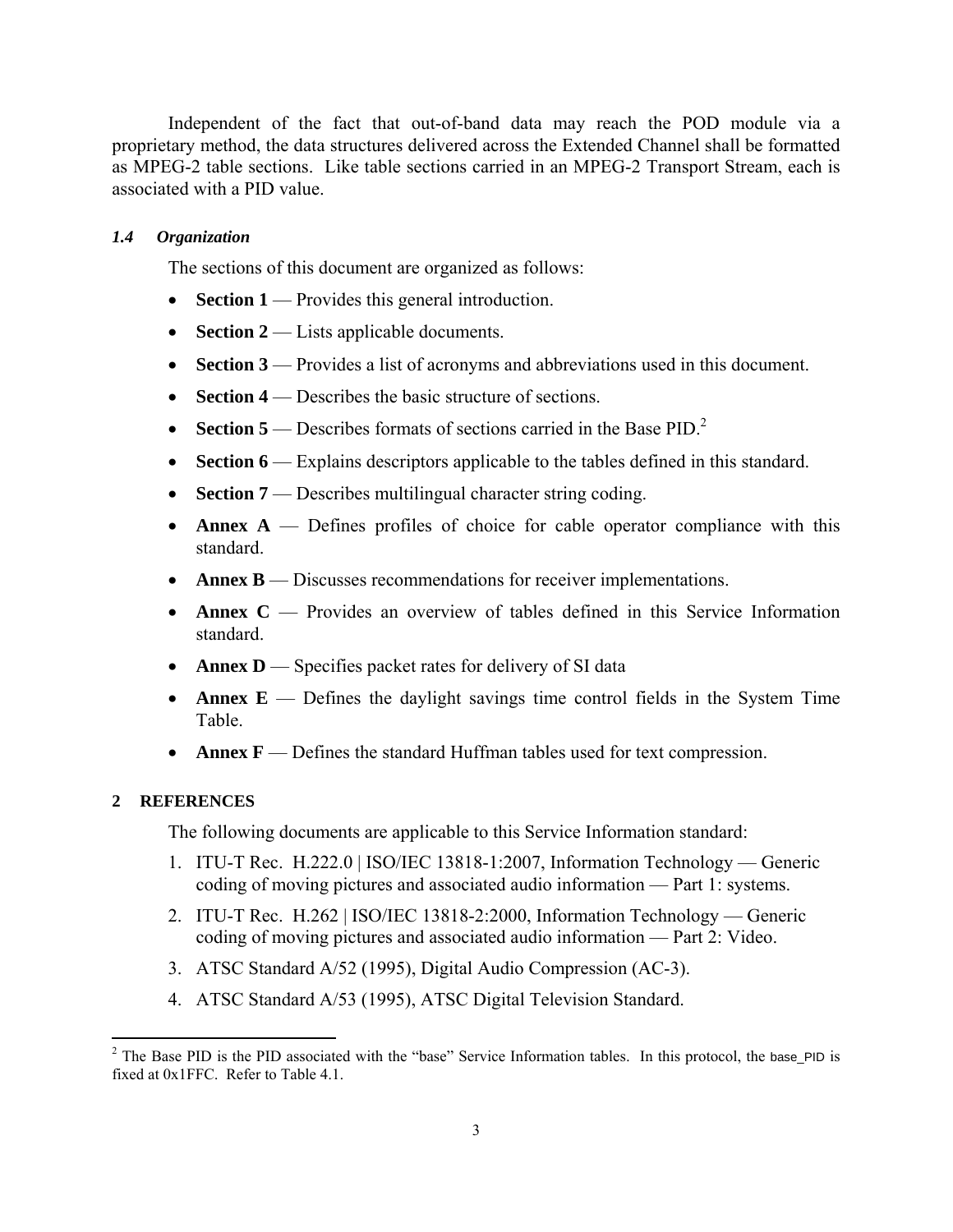Independent of the fact that out-of-band data may reach the POD module via a proprietary method, the data structures delivered across the Extended Channel shall be formatted as MPEG-2 table sections. Like table sections carried in an MPEG-2 Transport Stream, each is associated with a PID value.

### *1.4 Organization*

The sections of this document are organized as follows:

- **Section 1** — Provides this general introduction.
- **Section 2** — Lists applicable documents.
- **Section 3** — Provides a list of acronyms and abbreviations used in this document.
- **Section 4** — Describes the basic structure of sections.
- **Section 5** — Describes formats of sections carried in the Base PID.[2]
- **Section 6** — Explains descriptors applicable to the tables defined in this standard.
- **Section 7** — Describes multilingual character string coding.
- **Annex A** — Defines profiles of choice for cable operator compliance with this standard.
- **Annex B** — Discusses recommendations for receiver implementations.
- **Annex C** — Provides an overview of tables defined in this Service Information standard.
- **Annex D** — Specifies packet rates for delivery of SI data
- **Annex E** — Defines the daylight savings time control fields in the System Time Table.
- **Annex F** — Defines the standard Huffman tables used for text compression.

## 2 REFERENCES

The following documents are applicable to this Service Information standard:

1. ITU-T Rec. H.222.0 | ISO/IEC 13818-1:2007, Information Technology — Generic coding of moving pictures and associated audio information — Part 1: systems.
2. ITU-T Rec. H.262 | ISO/IEC 13818-2:2000, Information Technology — Generic coding of moving pictures and associated audio information — Part 2: Video.
3. ATSC Standard A/52 (1995), Digital Audio Compression (AC-3).
4. ATSC Standard A/53 (1995), ATSC Digital Television Standard.

---

[2] The Base PID is the PID associated with the "base" Service Information tables. In this protocol, the base_PID is fixed at 0x1FFC. Refer to Table 4.1.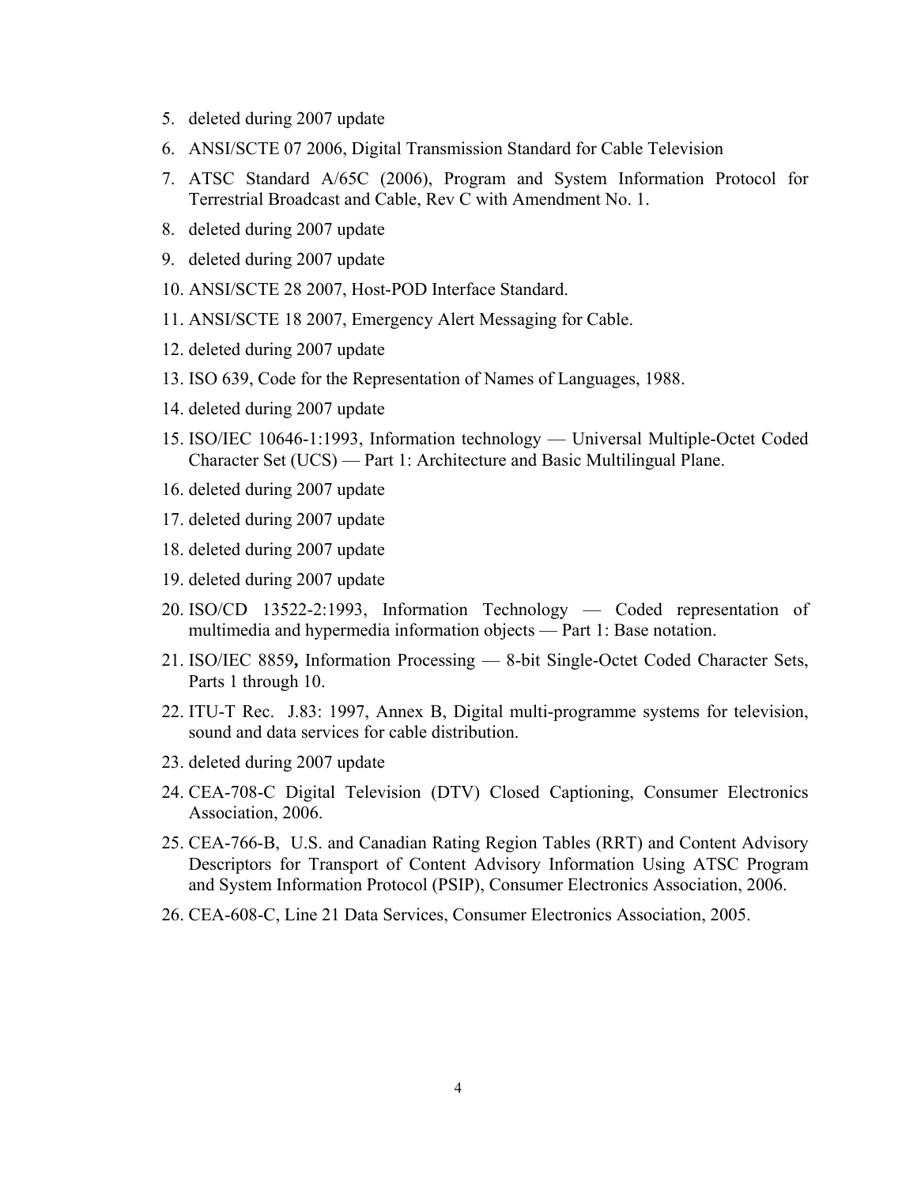5. deleted during 2007 update
6. ANSI/SCTE 07 2006, Digital Transmission Standard for Cable Television
7. ATSC Standard A/65C (2006), Program and System Information Protocol for Terrestrial Broadcast and Cable, Rev C with Amendment No. 1.
8. deleted during 2007 update
9. deleted during 2007 update
10. ANSI/SCTE 28 2007, Host-POD Interface Standard.
11. ANSI/SCTE 18 2007, Emergency Alert Messaging for Cable.
12. deleted during 2007 update
13. ISO 639, Code for the Representation of Names of Languages, 1988.
14. deleted during 2007 update
15. ISO/IEC 10646-1:1993, Information technology — Universal Multiple-Octet Coded Character Set (UCS) — Part 1: Architecture and Basic Multilingual Plane.
16. deleted during 2007 update
17. deleted during 2007 update
18. deleted during 2007 update
19. deleted during 2007 update
20. ISO/CD 13522-2:1993, Information Technology — Coded representation of multimedia and hypermedia information objects — Part 1: Base notation.
21. ISO/IEC 8859**,** Information Processing — 8-bit Single-Octet Coded Character Sets, Parts 1 through 10.
22. ITU-T Rec. J.83: 1997, Annex B, Digital multi-programme systems for television, sound and data services for cable distribution.
23. deleted during 2007 update
24. CEA-708-C Digital Television (DTV) Closed Captioning, Consumer Electronics Association, 2006.
25. CEA-766-B, U.S. and Canadian Rating Region Tables (RRT) and Content Advisory Descriptors for Transport of Content Advisory Information Using ATSC Program and System Information Protocol (PSIP), Consumer Electronics Association, 2006.
26. CEA-608-C, Line 21 Data Services, Consumer Electronics Association, 2005.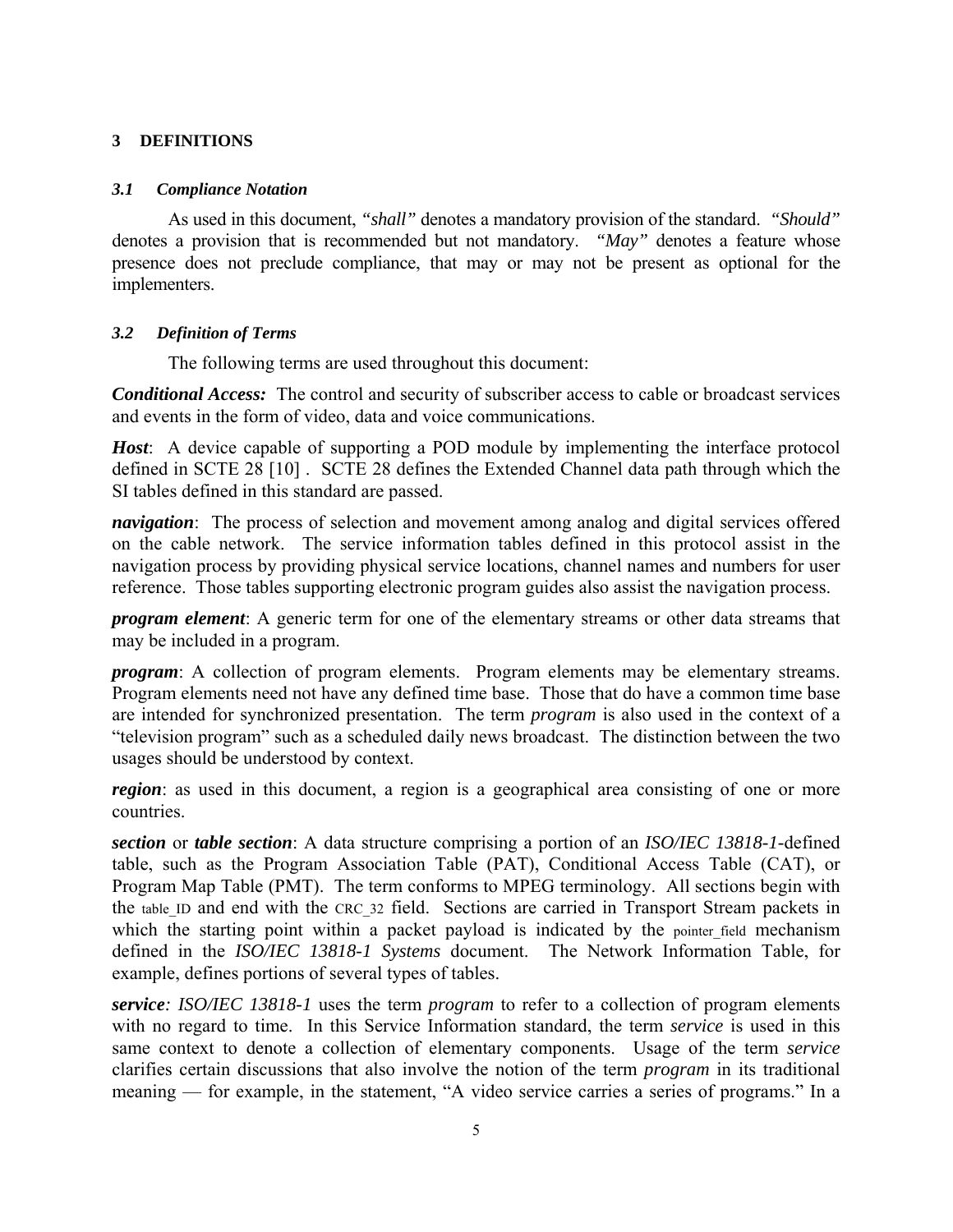## 3 DEFINITIONS

### *3.1 Compliance Notation*

As used in this document, *"shall"* denotes a mandatory provision of the standard. *"Should"* denotes a provision that is recommended but not mandatory. *"May"* denotes a feature whose presence does not preclude compliance, that may or may not be present as optional for the implementers.

### *3.2 Definition of Terms*

The following terms are used throughout this document:

***Conditional Access:*** The control and security of subscriber access to cable or broadcast services and events in the form of video, data and voice communications.

***Host***: A device capable of supporting a POD module by implementing the interface protocol defined in SCTE 28 [10] . SCTE 28 defines the Extended Channel data path through which the SI tables defined in this standard are passed.

***navigation***: The process of selection and movement among analog and digital services offered on the cable network. The service information tables defined in this protocol assist in the navigation process by providing physical service locations, channel names and numbers for user reference. Those tables supporting electronic program guides also assist the navigation process.

***program element***: A generic term for one of the elementary streams or other data streams that may be included in a program.

***program***: A collection of program elements. Program elements may be elementary streams. Program elements need not have any defined time base. Those that do have a common time base are intended for synchronized presentation. The term *program* is also used in the context of a "television program" such as a scheduled daily news broadcast. The distinction between the two usages should be understood by context.

***region***: as used in this document, a region is a geographical area consisting of one or more countries.

***section*** or ***table section***: A data structure comprising a portion of an *ISO/IEC 13818-1*-defined table, such as the Program Association Table (PAT), Conditional Access Table (CAT), or Program Map Table (PMT). The term conforms to MPEG terminology. All sections begin with the table_ID and end with the CRC_32 field. Sections are carried in Transport Stream packets in which the starting point within a packet payload is indicated by the pointer_field mechanism defined in the *ISO/IEC 13818-1 Systems* document. The Network Information Table, for example, defines portions of several types of tables.

***service****: ISO/IEC 13818-1* uses the term *program* to refer to a collection of program elements with no regard to time. In this Service Information standard, the term *service* is used in this same context to denote a collection of elementary components. Usage of the term *service* clarifies certain discussions that also involve the notion of the term *program* in its traditional meaning — for example, in the statement, "A video service carries a series of programs." In a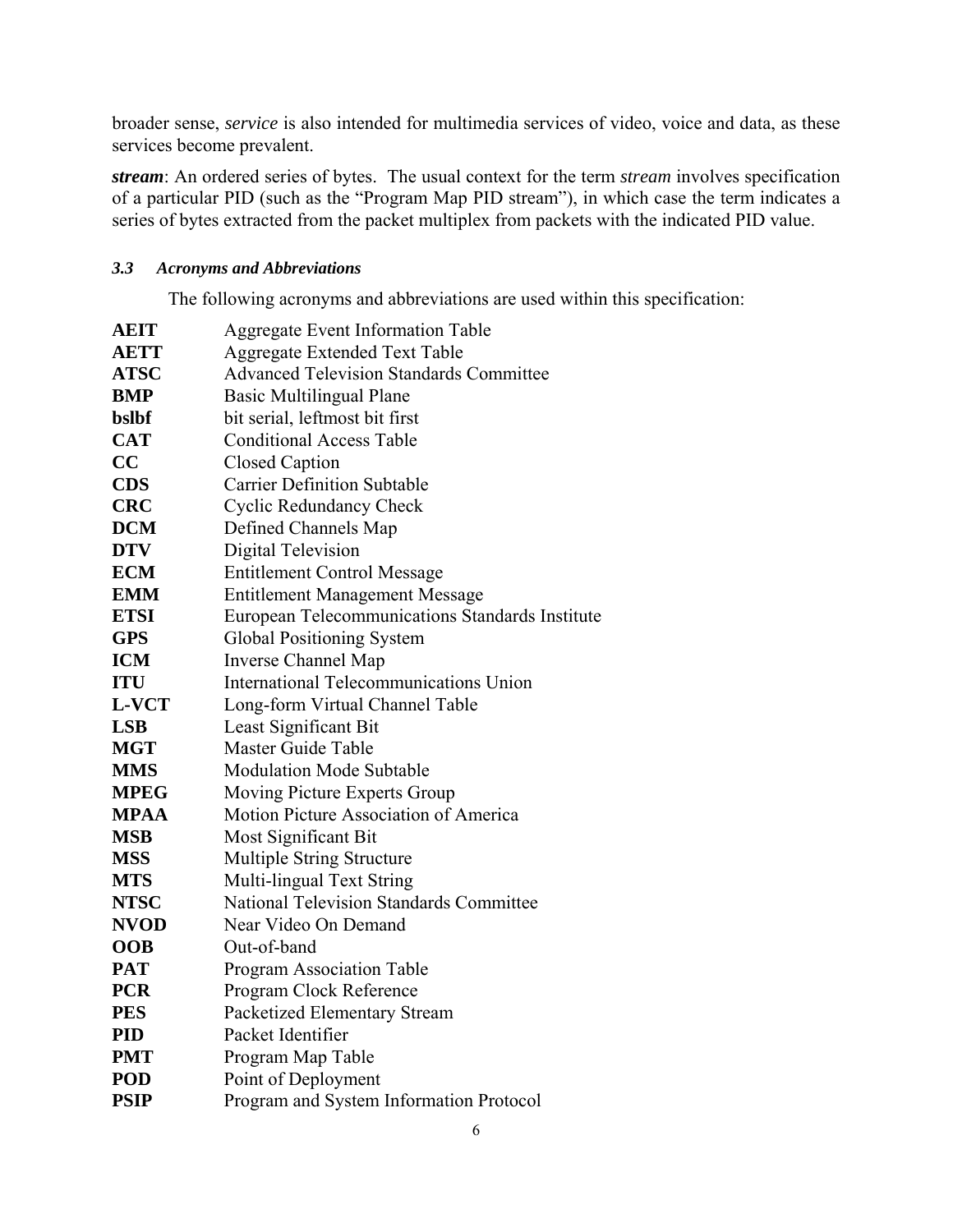broader sense, *service* is also intended for multimedia services of video, voice and data, as these services become prevalent.

***stream***: An ordered series of bytes. The usual context for the term *stream* involves specification of a particular PID (such as the "Program Map PID stream"), in which case the term indicates a series of bytes extracted from the packet multiplex from packets with the indicated PID value.

### *3.3 Acronyms and Abbreviations*

The following acronyms and abbreviations are used within this specification:

| | |
|---|---|
| **AEIT** | Aggregate Event Information Table |
| **AETT** | Aggregate Extended Text Table |
| **ATSC** | Advanced Television Standards Committee |
| **BMP** | Basic Multilingual Plane |
| **bslbf** | bit serial, leftmost bit first |
| **CAT** | Conditional Access Table |
| **CC** | Closed Caption |
| **CDS** | Carrier Definition Subtable |
| **CRC** | Cyclic Redundancy Check |
| **DCM** | Defined Channels Map |
| **DTV** | Digital Television |
| **ECM** | Entitlement Control Message |
| **EMM** | Entitlement Management Message |
| **ETSI** | European Telecommunications Standards Institute |
| **GPS** | Global Positioning System |
| **ICM** | Inverse Channel Map |
| **ITU** | International Telecommunications Union |
| **L-VCT** | Long-form Virtual Channel Table |
| **LSB** | Least Significant Bit |
| **MGT** | Master Guide Table |
| **MMS** | Modulation Mode Subtable |
| **MPEG** | Moving Picture Experts Group |
| **MPAA** | Motion Picture Association of America |
| **MSB** | Most Significant Bit |
| **MSS** | Multiple String Structure |
| **MTS** | Multi-lingual Text String |
| **NTSC** | National Television Standards Committee |
| **NVOD** | Near Video On Demand |
| **OOB** | Out-of-band |
| **PAT** | Program Association Table |
| **PCR** | Program Clock Reference |
| **PES** | Packetized Elementary Stream |
| **PID** | Packet Identifier |
| **PMT** | Program Map Table |
| **POD** | Point of Deployment |
| **PSIP** | Program and System Information Protocol |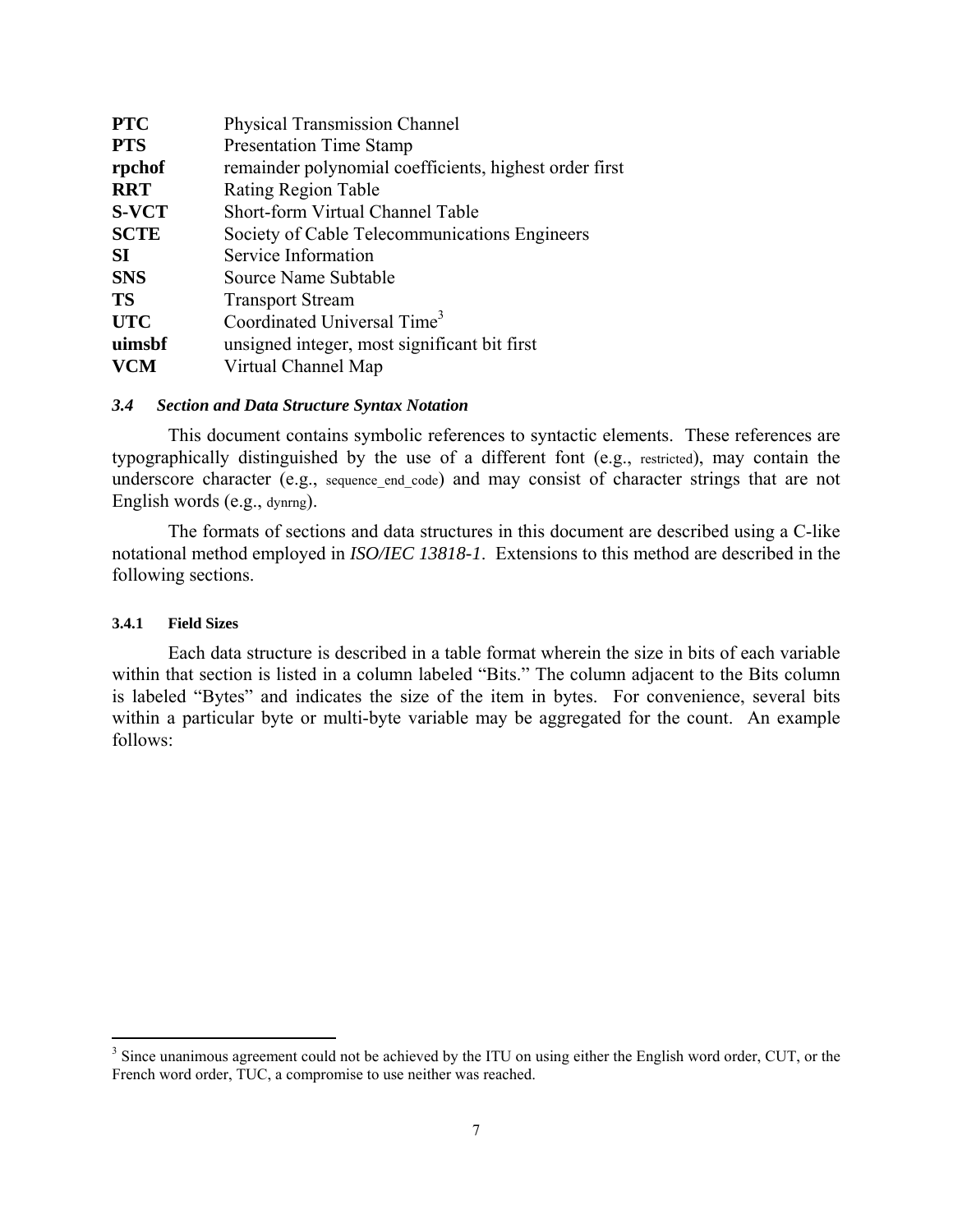| | |
|---|---|
| **PTC** | Physical Transmission Channel |
| **PTS** | Presentation Time Stamp |
| **rpchof** | remainder polynomial coefficients, highest order first |
| **RRT** | Rating Region Table |
| **S-VCT** | Short-form Virtual Channel Table |
| **SCTE** | Society of Cable Telecommunications Engineers |
| **SI** | Service Information |
| **SNS** | Source Name Subtable |
| **TS** | Transport Stream |
| **UTC** | Coordinated Universal Time[3] |
| **uimsbf** | unsigned integer, most significant bit first |
| **VCM** | Virtual Channel Map |

### *3.4 Section and Data Structure Syntax Notation*

This document contains symbolic references to syntactic elements. These references are typographically distinguished by the use of a different font (e.g., restricted), may contain the underscore character (e.g., sequence_end_code) and may consist of character strings that are not English words (e.g., dynrng).

The formats of sections and data structures in this document are described using a C-like notational method employed in *ISO/IEC 13818-1*. Extensions to this method are described in the following sections.

#### 3.4.1 Field Sizes

Each data structure is described in a table format wherein the size in bits of each variable within that section is listed in a column labeled "Bits." The column adjacent to the Bits column is labeled "Bytes" and indicates the size of the item in bytes. For convenience, several bits within a particular byte or multi-byte variable may be aggregated for the count. An example follows:

---

[3] Since unanimous agreement could not be achieved by the ITU on using either the English word order, CUT, or the French word order, TUC, a compromise to use neither was reached.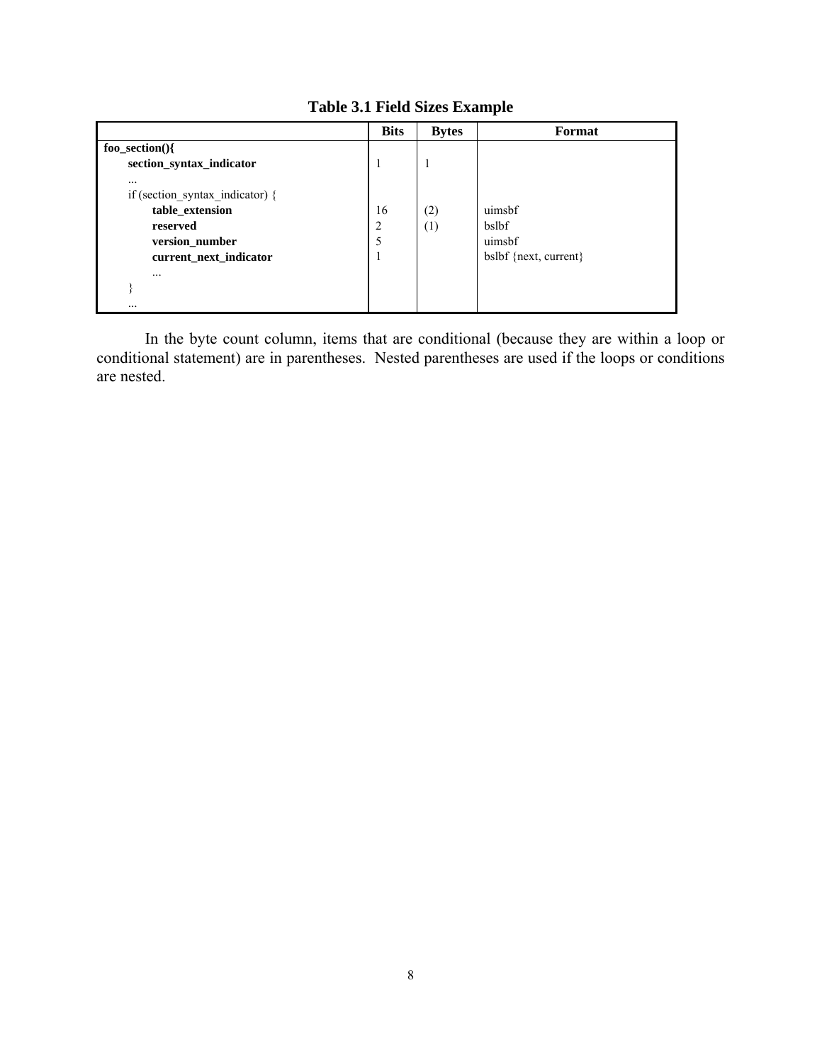**Table 3.1 Field Sizes Example**

| | Bits | Bytes | Format |
|---|---|---|---|
| **foo_section(){** | | | |
| &nbsp;&nbsp;&nbsp;&nbsp;**section_syntax_indicator** | 1 | 1 | |
| &nbsp;&nbsp;&nbsp;&nbsp;... | | | |
| &nbsp;&nbsp;&nbsp;&nbsp;if (section_syntax_indicator) { | | | |
| &nbsp;&nbsp;&nbsp;&nbsp;&nbsp;&nbsp;&nbsp;&nbsp;**table_extension** | 16 | (2) | uimsbf |
| &nbsp;&nbsp;&nbsp;&nbsp;&nbsp;&nbsp;&nbsp;&nbsp;**reserved** | 2 | (1) | bslbf |
| &nbsp;&nbsp;&nbsp;&nbsp;&nbsp;&nbsp;&nbsp;&nbsp;**version_number** | 5 | | uimsbf |
| &nbsp;&nbsp;&nbsp;&nbsp;&nbsp;&nbsp;&nbsp;&nbsp;**current_next_indicator** | 1 | | bslbf {next, current} |
| &nbsp;&nbsp;&nbsp;&nbsp;&nbsp;&nbsp;&nbsp;&nbsp;... | | | |
| &nbsp;&nbsp;&nbsp;&nbsp;} | | | |
| &nbsp;&nbsp;&nbsp;&nbsp;... | | | |

In the byte count column, items that are conditional (because they are within a loop or conditional statement) are in parentheses. Nested parentheses are used if the loops or conditions are nested.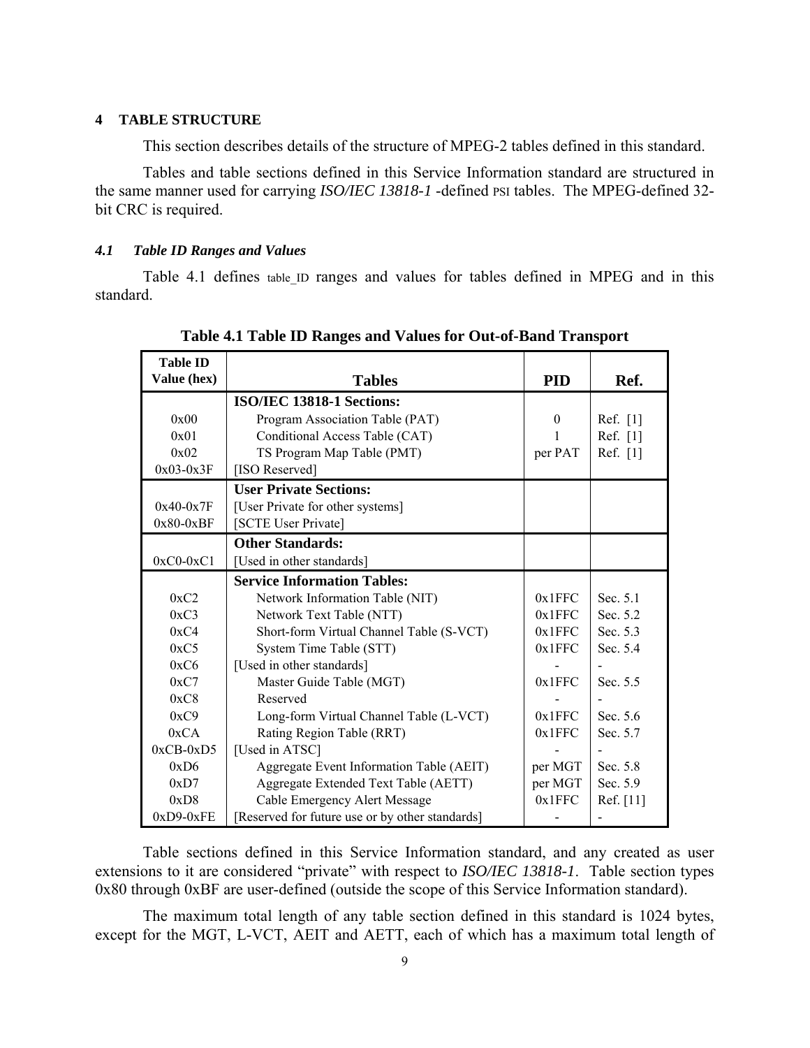## 4 TABLE STRUCTURE

This section describes details of the structure of MPEG-2 tables defined in this standard.

Tables and table sections defined in this Service Information standard are structured in the same manner used for carrying *ISO/IEC 13818-1* -defined PSI tables. The MPEG-defined 32-bit CRC is required.

### *4.1 Table ID Ranges and Values*

Table 4.1 defines table_ID ranges and values for tables defined in MPEG and in this standard.

**Table 4.1 Table ID Ranges and Values for Out-of-Band Transport**

| Table ID Value (hex) | Tables | PID | Ref. |
|---|---|---|---|
| | **ISO/IEC 13818-1 Sections:** | | |
| 0x00 | Program Association Table (PAT) | 0 | Ref. [1] |
| 0x01 | Conditional Access Table (CAT) | 1 | Ref. [1] |
| 0x02 | TS Program Map Table (PMT) | per PAT | Ref. [1] |
| 0x03-0x3F | [ISO Reserved] | | |
| | **User Private Sections:** | | |
| 0x40-0x7F | [User Private for other systems] | | |
| 0x80-0xBF | [SCTE User Private] | | |
| | **Other Standards:** | | |
| 0xC0-0xC1 | [Used in other standards] | | |
| | **Service Information Tables:** | | |
| 0xC2 | Network Information Table (NIT) | 0x1FFC | Sec. 5.1 |
| 0xC3 | Network Text Table (NTT) | 0x1FFC | Sec. 5.2 |
| 0xC4 | Short-form Virtual Channel Table (S-VCT) | 0x1FFC | Sec. 5.3 |
| 0xC5 | System Time Table (STT) | 0x1FFC | Sec. 5.4 |
| 0xC6 | [Used in other standards] | - | - |
| 0xC7 | Master Guide Table (MGT) | 0x1FFC | Sec. 5.5 |
| 0xC8 | Reserved | - | - |
| 0xC9 | Long-form Virtual Channel Table (L-VCT) | 0x1FFC | Sec. 5.6 |
| 0xCA | Rating Region Table (RRT) | 0x1FFC | Sec. 5.7 |
| 0xCB-0xD5 | [Used in ATSC] | - | - |
| 0xD6 | Aggregate Event Information Table (AEIT) | per MGT | Sec. 5.8 |
| 0xD7 | Aggregate Extended Text Table (AETT) | per MGT | Sec. 5.9 |
| 0xD8 | Cable Emergency Alert Message | 0x1FFC | Ref. [11] |
| 0xD9-0xFE | [Reserved for future use or by other standards] | - | - |

Table sections defined in this Service Information standard, and any created as user extensions to it are considered "private" with respect to *ISO/IEC 13818-1*. Table section types 0x80 through 0xBF are user-defined (outside the scope of this Service Information standard).

The maximum total length of any table section defined in this standard is 1024 bytes, except for the MGT, L-VCT, AEIT and AETT, each of which has a maximum total length of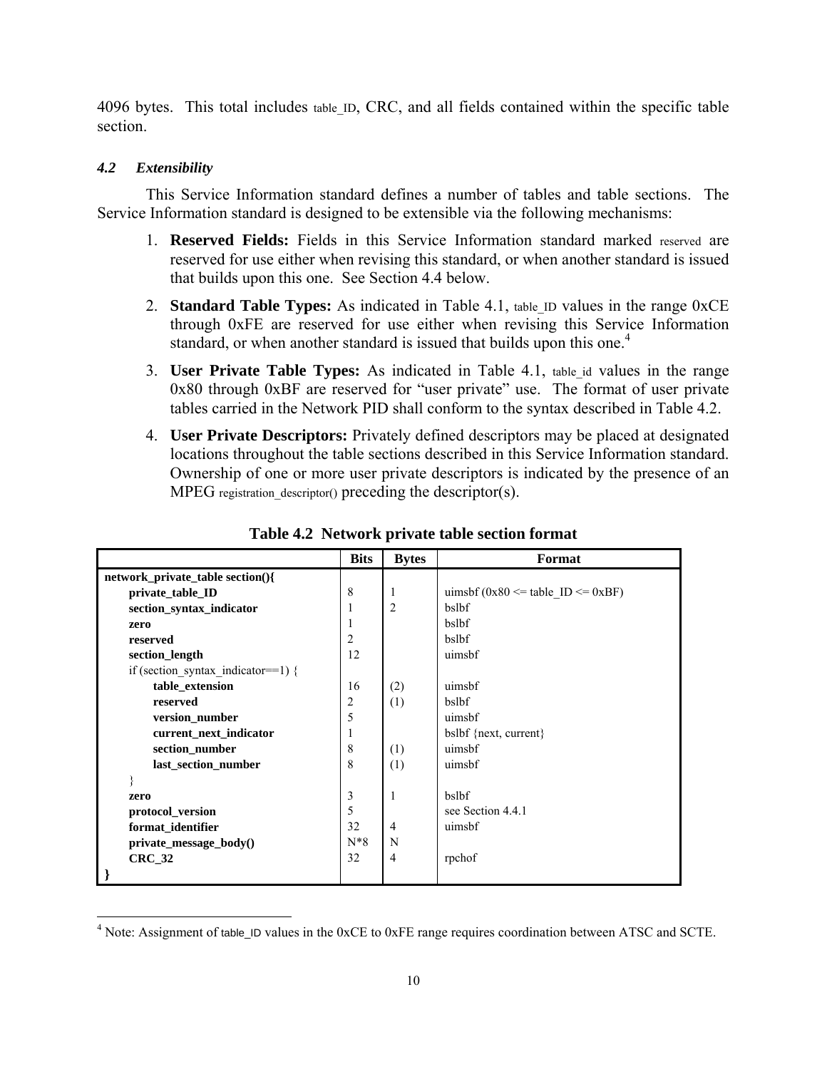4096 bytes. This total includes table_ID, CRC, and all fields contained within the specific table section.

### *4.2 Extensibility*

This Service Information standard defines a number of tables and table sections. The Service Information standard is designed to be extensible via the following mechanisms:

1. **Reserved Fields:** Fields in this Service Information standard marked reserved are reserved for use either when revising this standard, or when another standard is issued that builds upon this one. See Section 4.4 below.
2. **Standard Table Types:** As indicated in Table 4.1, table_ID values in the range 0xCE through 0xFE are reserved for use either when revising this Service Information standard, or when another standard is issued that builds upon this one.[4]
3. **User Private Table Types:** As indicated in Table 4.1, table_id values in the range 0x80 through 0xBF are reserved for "user private" use. The format of user private tables carried in the Network PID shall conform to the syntax described in Table 4.2.
4. **User Private Descriptors:** Privately defined descriptors may be placed at designated locations throughout the table sections described in this Service Information standard. Ownership of one or more user private descriptors is indicated by the presence of an MPEG registration_descriptor() preceding the descriptor(s).

**Table 4.2 Network private table section format**

| | Bits | Bytes | Format |
|---|---|---|---|
| **network_private_table section(){** | | | |
| **private_table_ID** | 8 | 1 | uimsbf (0x80 <= table_ID <= 0xBF) |
| **section_syntax_indicator** | 1 | 2 | bslbf |
| **zero** | 1 | | bslbf |
| **reserved** | 2 | | bslbf |
| **section_length** | 12 | | uimsbf |
| if (section_syntax_indicator==1) { | | | |
| **table_extension** | 16 | (2) | uimsbf |
| **reserved** | 2 | (1) | bslbf |
| **version_number** | 5 | | uimsbf |
| **current_next_indicator** | 1 | | bslbf {next, current} |
| **section_number** | 8 | (1) | uimsbf |
| **last_section_number** | 8 | (1) | uimsbf |
| } | | | |
| **zero** | 3 | 1 | bslbf |
| **protocol_version** | 5 | | see Section 4.4.1 |
| **format_identifier** | 32 | 4 | uimsbf |
| **private_message_body()** | N*8 | N | |
| **CRC_32** | 32 | 4 | rpchof |
| **}** | | | |

[4] Note: Assignment of table_ID values in the 0xCE to 0xFE range requires coordination between ATSC and SCTE.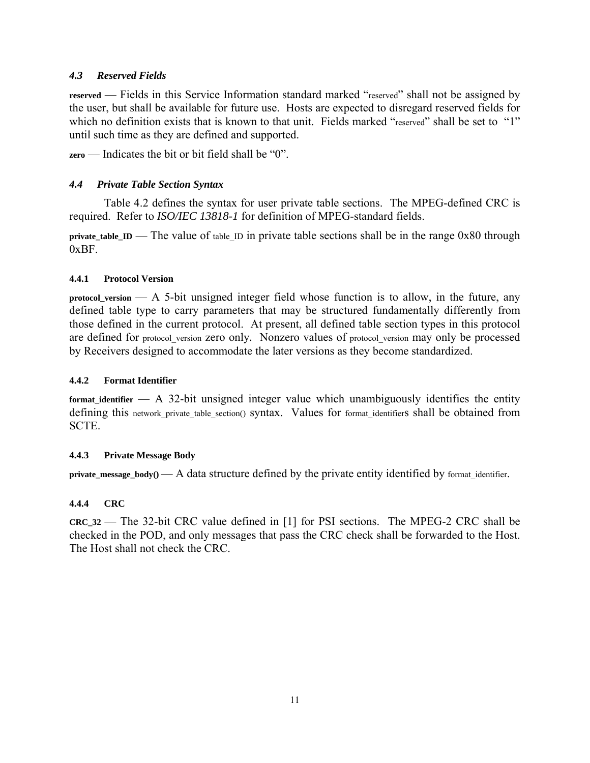### *4.3 Reserved Fields*

**reserved** — Fields in this Service Information standard marked "reserved" shall not be assigned by the user, but shall be available for future use. Hosts are expected to disregard reserved fields for which no definition exists that is known to that unit. Fields marked "reserved" shall be set to "1" until such time as they are defined and supported.

**zero** — Indicates the bit or bit field shall be "0".

### *4.4 Private Table Section Syntax*

Table 4.2 defines the syntax for user private table sections. The MPEG-defined CRC is required. Refer to *ISO/IEC 13818-1* for definition of MPEG-standard fields.

**private_table_ID** — The value of table_ID in private table sections shall be in the range 0x80 through 0xBF.

#### 4.4.1 Protocol Version

**protocol_version** — A 5-bit unsigned integer field whose function is to allow, in the future, any defined table type to carry parameters that may be structured fundamentally differently from those defined in the current protocol. At present, all defined table section types in this protocol are defined for protocol_version zero only. Nonzero values of protocol_version may only be processed by Receivers designed to accommodate the later versions as they become standardized.

#### 4.4.2 Format Identifier

**format_identifier** — A 32-bit unsigned integer value which unambiguously identifies the entity defining this network_private_table_section() syntax. Values for format_identifiers shall be obtained from SCTE.

#### 4.4.3 Private Message Body

**private_message_body()** — A data structure defined by the private entity identified by format_identifier.

#### 4.4.4 CRC

**CRC_32** — The 32-bit CRC value defined in [1] for PSI sections. The MPEG-2 CRC shall be checked in the POD, and only messages that pass the CRC check shall be forwarded to the Host. The Host shall not check the CRC.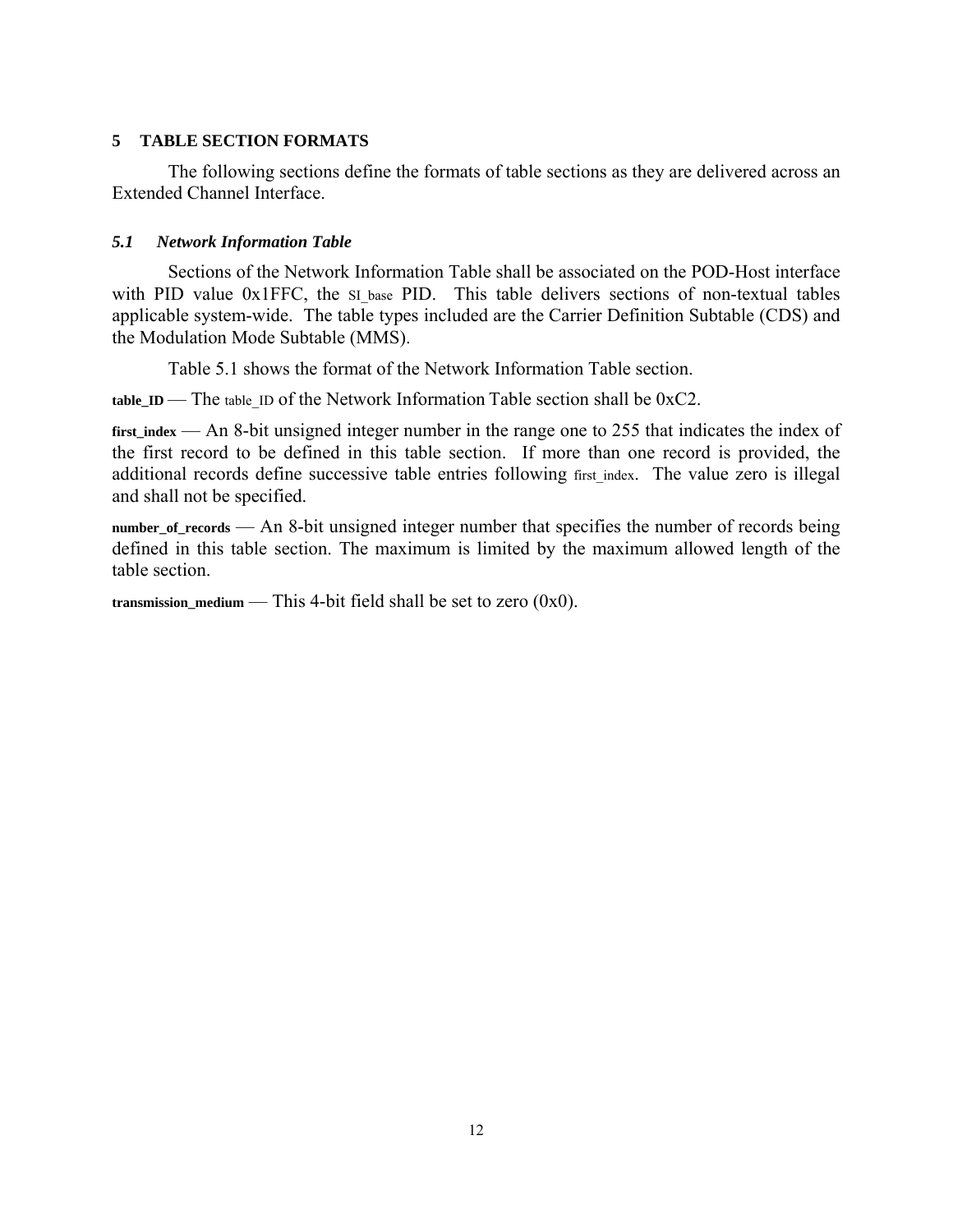# 5 TABLE SECTION FORMATS

The following sections define the formats of table sections as they are delivered across an Extended Channel Interface.

## *5.1 Network Information Table*

Sections of the Network Information Table shall be associated on the POD-Host interface with PID value 0x1FFC, the SI_base PID. This table delivers sections of non-textual tables applicable system-wide. The table types included are the Carrier Definition Subtable (CDS) and the Modulation Mode Subtable (MMS).

Table 5.1 shows the format of the Network Information Table section.

**table_ID** — The table_ID of the Network Information Table section shall be 0xC2.

**first_index** — An 8-bit unsigned integer number in the range one to 255 that indicates the index of the first record to be defined in this table section. If more than one record is provided, the additional records define successive table entries following first_index. The value zero is illegal and shall not be specified.

**number_of_records** — An 8-bit unsigned integer number that specifies the number of records being defined in this table section. The maximum is limited by the maximum allowed length of the table section.

**transmission_medium** — This 4-bit field shall be set to zero (0x0).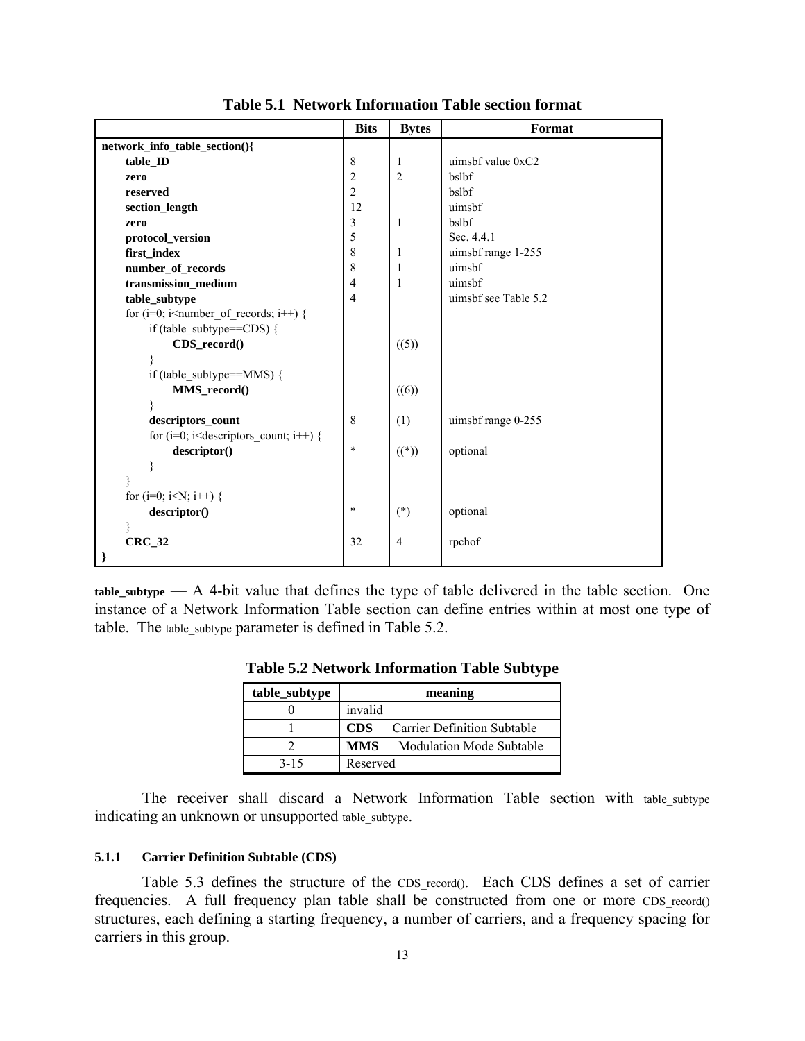**Table 5.1 Network Information Table section format**

| | Bits | Bytes | Format |
|---|---|---|---|
| **network_info_table_section(){** | | | |
| **table_ID** | 8 | 1 | uimsbf value 0xC2 |
| **zero** | 2 | 2 | bslbf |
| **reserved** | 2 | | bslbf |
| **section_length** | 12 | | uimsbf |
| **zero** | 3 | 1 | bslbf |
| **protocol_version** | 5 | | Sec. 4.4.1 |
| **first_index** | 8 | 1 | uimsbf range 1-255 |
| **number_of_records** | 8 | 1 | uimsbf |
| **transmission_medium** | 4 | 1 | uimsbf |
| **table_subtype** | 4 | | uimsbf see Table 5.2 |
| for (i=0; i<number_of_records; i++) { | | | |
| if (table_subtype==CDS) { | | | |
| **CDS_record()** | | ((5)) | |
| } | | | |
| if (table_subtype==MMS) { | | | |
| **MMS_record()** | | ((6)) | |
| } | | | |
| **descriptors_count** | 8 | (1) | uimsbf range 0-255 |
| for (i=0; i<descriptors_count; i++) { | | | |
| **descriptor()** | * | ((*)) | optional |
| } | | | |
| } | | | |
| for (i=0; i<N; i++) { | | | |
| **descriptor()** | * | (*) | optional |
| } | | | |
| **CRC_32** | 32 | 4 | rpchof |
| **}** | | | |

**table_subtype** — A 4-bit value that defines the type of table delivered in the table section. One instance of a Network Information Table section can define entries within at most one type of table. The table_subtype parameter is defined in Table 5.2.

**Table 5.2 Network Information Table Subtype**

| table_subtype | meaning |
|---|---|
| 0 | invalid |
| 1 | **CDS** — Carrier Definition Subtable |
| 2 | **MMS** — Modulation Mode Subtable |
| 3-15 | Reserved |

The receiver shall discard a Network Information Table section with table_subtype indicating an unknown or unsupported table_subtype.

#### 5.1.1 Carrier Definition Subtable (CDS)

Table 5.3 defines the structure of the CDS_record(). Each CDS defines a set of carrier frequencies. A full frequency plan table shall be constructed from one or more CDS_record() structures, each defining a starting frequency, a number of carriers, and a frequency spacing for carriers in this group.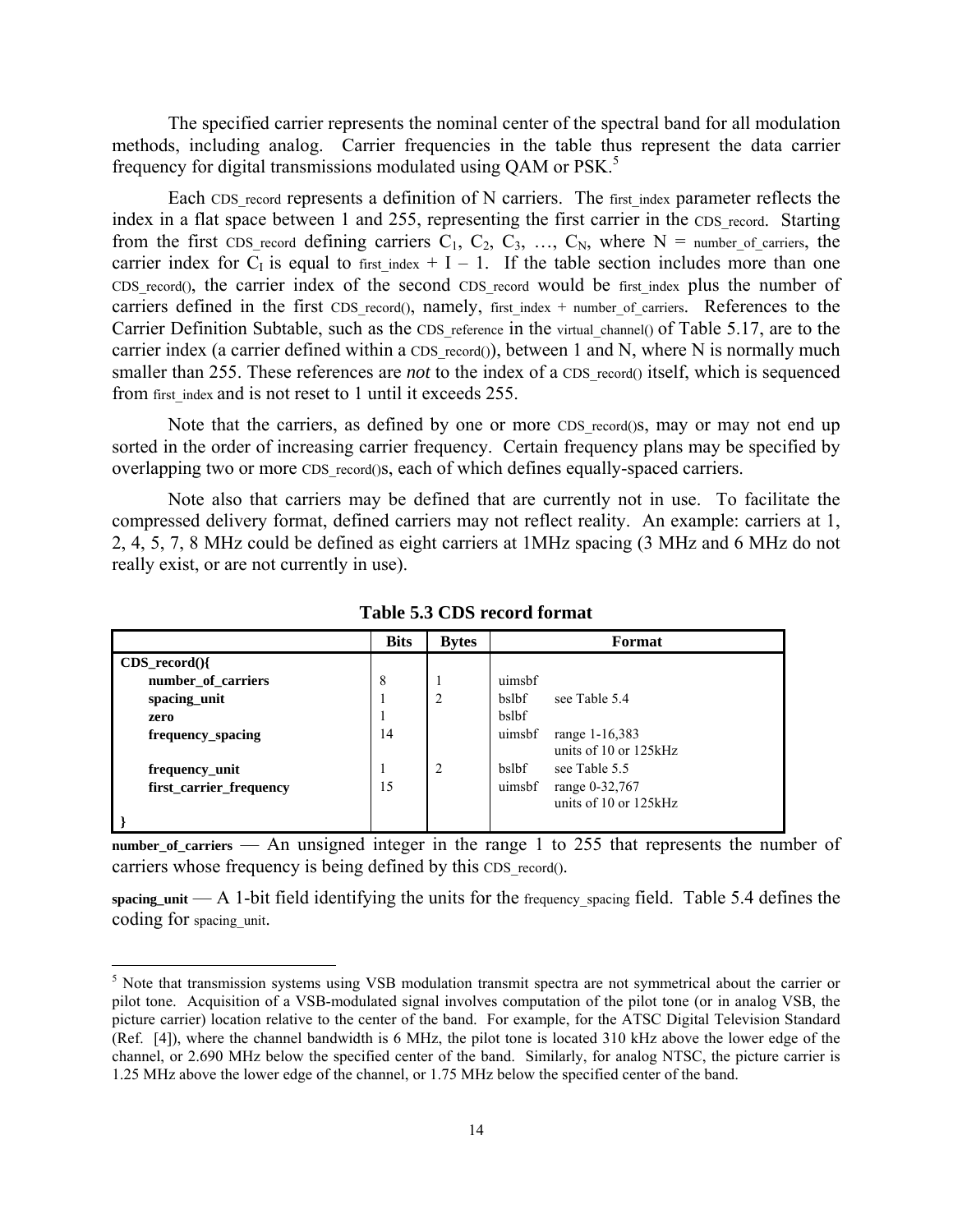The specified carrier represents the nominal center of the spectral band for all modulation methods, including analog. Carrier frequencies in the table thus represent the data carrier frequency for digital transmissions modulated using QAM or PSK.[5]

Each CDS_record represents a definition of N carriers. The first_index parameter reflects the index in a flat space between 1 and 255, representing the first carrier in the CDS_record. Starting from the first CDS_record defining carriers $C_1$, $C_2$, $C_3$, …, $C_N$, where N = number_of_carriers, the carrier index for $C_I$ is equal to first_index + I – 1. If the table section includes more than one CDS_record(), the carrier index of the second CDS_record would be first_index plus the number of carriers defined in the first CDS_record(), namely, first_index + number_of_carriers. References to the Carrier Definition Subtable, such as the CDS_reference in the virtual_channel() of Table 5.17, are to the carrier index (a carrier defined within a CDS_record()), between 1 and N, where N is normally much smaller than 255. These references are *not* to the index of a CDS_record() itself, which is sequenced from first_index and is not reset to 1 until it exceeds 255.

Note that the carriers, as defined by one or more CDS_record()s, may or may not end up sorted in the order of increasing carrier frequency. Certain frequency plans may be specified by overlapping two or more CDS_record()s, each of which defines equally-spaced carriers.

Note also that carriers may be defined that are currently not in use. To facilitate the compressed delivery format, defined carriers may not reflect reality. An example: carriers at 1, 2, 4, 5, 7, 8 MHz could be defined as eight carriers at 1MHz spacing (3 MHz and 6 MHz do not really exist, or are not currently in use).

**Table 5.3 CDS record format**

| | Bits | Bytes | Format |
|---|---|---|---|
| **CDS_record(){** | | | |
| **number_of_carriers** | 8 | 1 | uimsbf |
| **spacing_unit** | 1 | 2 | bslbf see Table 5.4 |
| **zero** | 1 | | bslbf |
| **frequency_spacing** | 14 | | uimsbf range 1-16,383 units of 10 or 125kHz |
| **frequency_unit** | 1 | 2 | bslbf see Table 5.5 |
| **first_carrier_frequency** | 15 | | uimsbf range 0-32,767 units of 10 or 125kHz |
| **}** | | | |

**number_of_carriers** — An unsigned integer in the range 1 to 255 that represents the number of carriers whose frequency is being defined by this CDS_record().

**spacing_unit** — A 1-bit field identifying the units for the frequency_spacing field. Table 5.4 defines the coding for spacing_unit.

[5] Note that transmission systems using VSB modulation transmit spectra are not symmetrical about the carrier or pilot tone. Acquisition of a VSB-modulated signal involves computation of the pilot tone (or in analog VSB, the picture carrier) location relative to the center of the band. For example, for the ATSC Digital Television Standard (Ref. [4]), where the channel bandwidth is 6 MHz, the pilot tone is located 310 kHz above the lower edge of the channel, or 2.690 MHz below the specified center of the band. Similarly, for analog NTSC, the picture carrier is 1.25 MHz above the lower edge of the channel, or 1.75 MHz below the specified center of the band.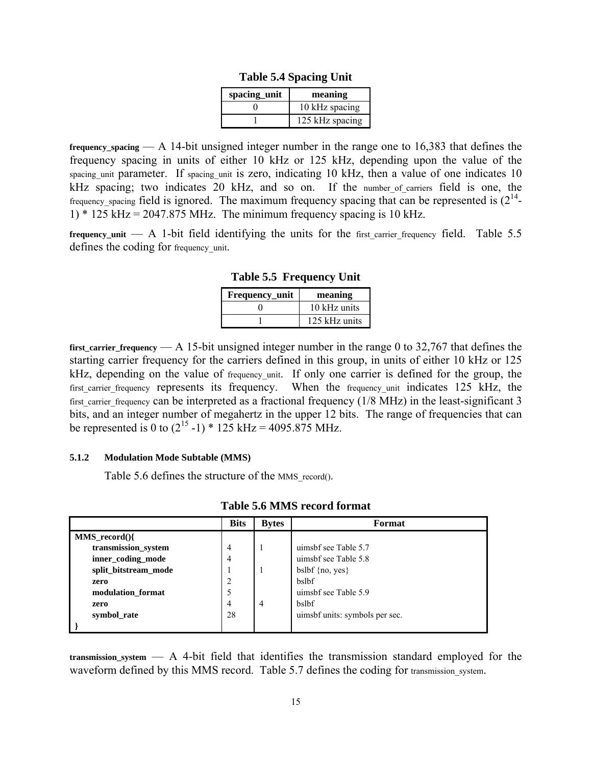**Table 5.4 Spacing Unit**

| spacing_unit | meaning |
|---|---|
| 0 | 10 kHz spacing |
| 1 | 125 kHz spacing |

frequency_spacing — A 14-bit unsigned integer number in the range one to 16,383 that defines the frequency spacing in units of either 10 kHz or 125 kHz, depending upon the value of the spacing_unit parameter. If spacing_unit is zero, indicating 10 kHz, then a value of one indicates 10 kHz spacing; two indicates 20 kHz, and so on. If the number_of_carriers field is one, the frequency_spacing field is ignored. The maximum frequency spacing that can be represented is $(2^{14}-1)$ * 125 kHz = 2047.875 MHz. The minimum frequency spacing is 10 kHz.

frequency_unit — A 1-bit field identifying the units for the first_carrier_frequency field. Table 5.5 defines the coding for frequency_unit.

**Table 5.5 Frequency Unit**

| Frequency_unit | meaning |
|---|---|
| 0 | 10 kHz units |
| 1 | 125 kHz units |

first_carrier_frequency — A 15-bit unsigned integer number in the range 0 to 32,767 that defines the starting carrier frequency for the carriers defined in this group, in units of either 10 kHz or 125 kHz, depending on the value of frequency_unit. If only one carrier is defined for the group, the first_carrier_frequency represents its frequency. When the frequency_unit indicates 125 kHz, the first_carrier_frequency can be interpreted as a fractional frequency (1/8 MHz) in the least-significant 3 bits, and an integer number of megahertz in the upper 12 bits. The range of frequencies that can be represented is 0 to $(2^{15}-1)$ * 125 kHz = 4095.875 MHz.

#### 5.1.2 Modulation Mode Subtable (MMS)

Table 5.6 defines the structure of the MMS_record().

**Table 5.6 MMS record format**

| | Bits | Bytes | Format |
|---|---|---|---|
| **MMS_record(){** | | | |
| **transmission_system** | 4 | 1 | uimsbf see Table 5.7 |
| **inner_coding_mode** | 4 | | uimsbf see Table 5.8 |
| **split_bitstream_mode** | 1 | 1 | bslbf {no, yes} |
| **zero** | 2 | | bslbf |
| **modulation_format** | 5 | | uimsbf see Table 5.9 |
| **zero** | 4 | 4 | bslbf |
| **symbol_rate** | 28 | | uimsbf units: symbols per sec. |
| **}** | | | |

transmission_system — A 4-bit field that identifies the transmission standard employed for the waveform defined by this MMS record. Table 5.7 defines the coding for transmission_system.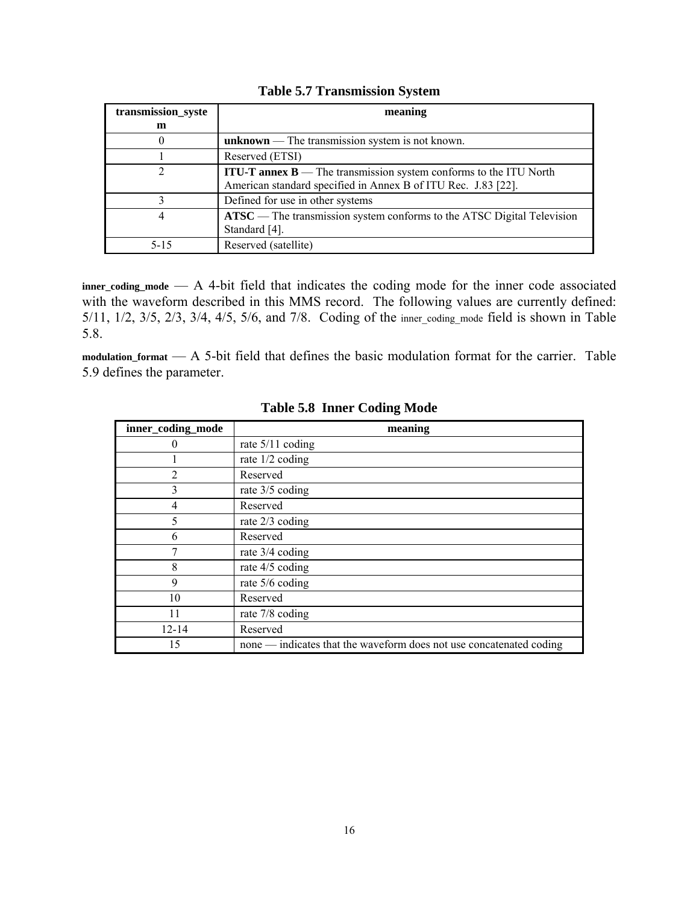**Table 5.7 Transmission System**

| transmission_system | meaning |
|---|---|
| 0 | **unknown** — The transmission system is not known. |
| 1 | Reserved (ETSI) |
| 2 | **ITU-T annex B** — The transmission system conforms to the ITU North American standard specified in Annex B of ITU Rec. J.83 [22]. |
| 3 | Defined for use in other systems |
| 4 | **ATSC** — The transmission system conforms to the ATSC Digital Television Standard [4]. |
| 5-15 | Reserved (satellite) |

inner_coding_mode — A 4-bit field that indicates the coding mode for the inner code associated with the waveform described in this MMS record. The following values are currently defined: 5/11, 1/2, 3/5, 2/3, 3/4, 4/5, 5/6, and 7/8. Coding of the inner_coding_mode field is shown in Table 5.8.

modulation_format — A 5-bit field that defines the basic modulation format for the carrier. Table 5.9 defines the parameter.

**Table 5.8 Inner Coding Mode**

| inner_coding_mode | meaning |
|---|---|
| 0 | rate 5/11 coding |
| 1 | rate 1/2 coding |
| 2 | Reserved |
| 3 | rate 3/5 coding |
| 4 | Reserved |
| 5 | rate 2/3 coding |
| 6 | Reserved |
| 7 | rate 3/4 coding |
| 8 | rate 4/5 coding |
| 9 | rate 5/6 coding |
| 10 | Reserved |
| 11 | rate 7/8 coding |
| 12-14 | Reserved |
| 15 | none — indicates that the waveform does not use concatenated coding |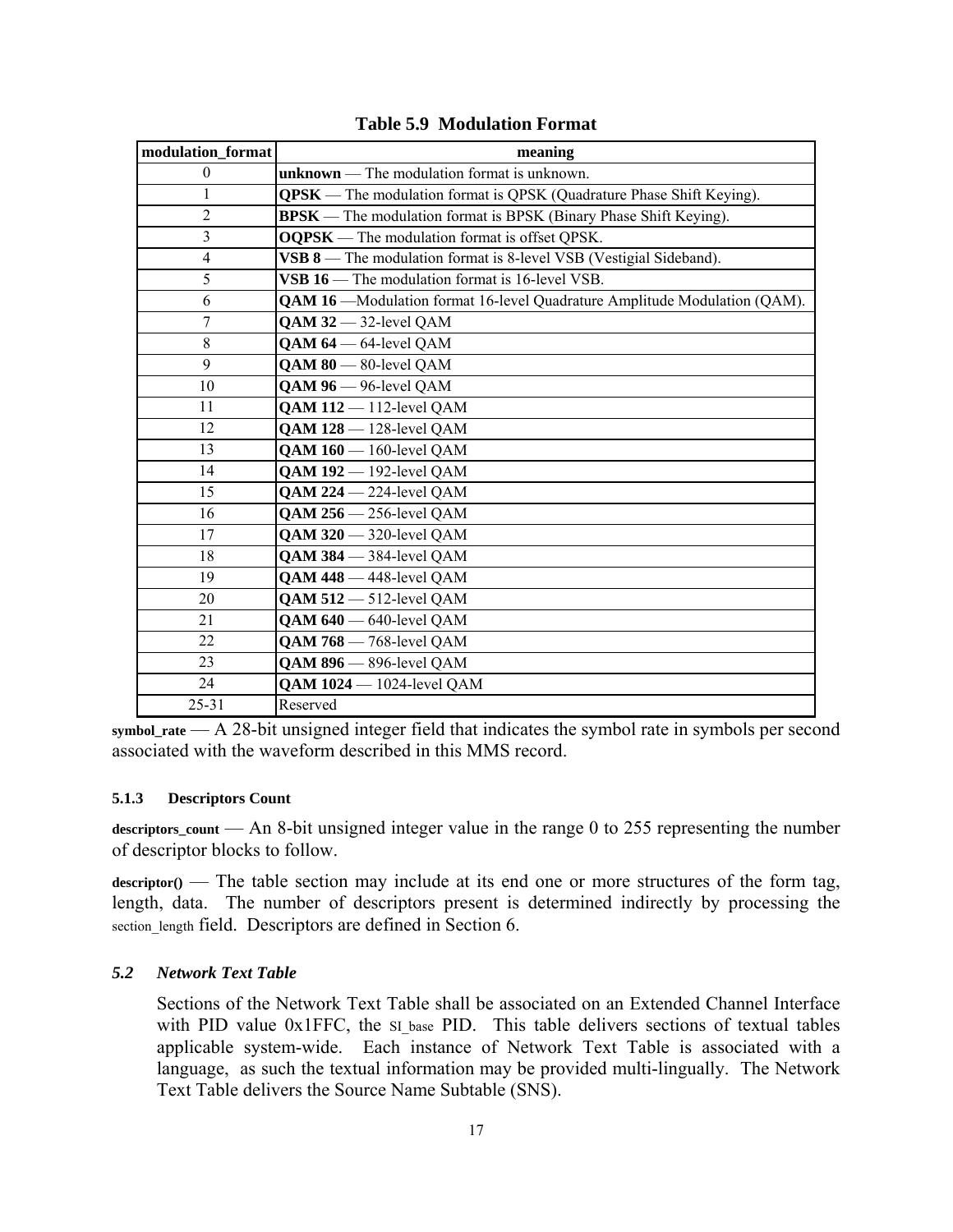**Table 5.9 Modulation Format**

| modulation_format | meaning |
|---|---|
| 0 | **unknown** — The modulation format is unknown. |
| 1 | **QPSK** — The modulation format is QPSK (Quadrature Phase Shift Keying). |
| 2 | **BPSK** — The modulation format is BPSK (Binary Phase Shift Keying). |
| 3 | **OQPSK** — The modulation format is offset QPSK. |
| 4 | **VSB 8** — The modulation format is 8-level VSB (Vestigial Sideband). |
| 5 | **VSB 16** — The modulation format is 16-level VSB. |
| 6 | **QAM 16** —Modulation format 16-level Quadrature Amplitude Modulation (QAM). |
| 7 | **QAM 32** — 32-level QAM |
| 8 | **QAM 64** — 64-level QAM |
| 9 | **QAM 80** — 80-level QAM |
| 10 | **QAM 96** — 96-level QAM |
| 11 | **QAM 112** — 112-level QAM |
| 12 | **QAM 128** — 128-level QAM |
| 13 | **QAM 160** — 160-level QAM |
| 14 | **QAM 192** — 192-level QAM |
| 15 | **QAM 224** — 224-level QAM |
| 16 | **QAM 256** — 256-level QAM |
| 17 | **QAM 320** — 320-level QAM |
| 18 | **QAM 384** — 384-level QAM |
| 19 | **QAM 448** — 448-level QAM |
| 20 | **QAM 512** — 512-level QAM |
| 21 | **QAM 640** — 640-level QAM |
| 22 | **QAM 768** — 768-level QAM |
| 23 | **QAM 896** — 896-level QAM |
| 24 | **QAM 1024** — 1024-level QAM |
| 25-31 | Reserved |

**symbol_rate** — A 28-bit unsigned integer field that indicates the symbol rate in symbols per second associated with the waveform described in this MMS record.

#### 5.1.3 Descriptors Count

**descriptors_count** — An 8-bit unsigned integer value in the range 0 to 255 representing the number of descriptor blocks to follow.

**descriptor()** — The table section may include at its end one or more structures of the form tag, length, data. The number of descriptors present is determined indirectly by processing the section_length field. Descriptors are defined in Section 6.

### *5.2 Network Text Table*

Sections of the Network Text Table shall be associated on an Extended Channel Interface with PID value 0x1FFC, the SI_base PID. This table delivers sections of textual tables applicable system-wide. Each instance of Network Text Table is associated with a language, as such the textual information may be provided multi-lingually. The Network Text Table delivers the Source Name Subtable (SNS).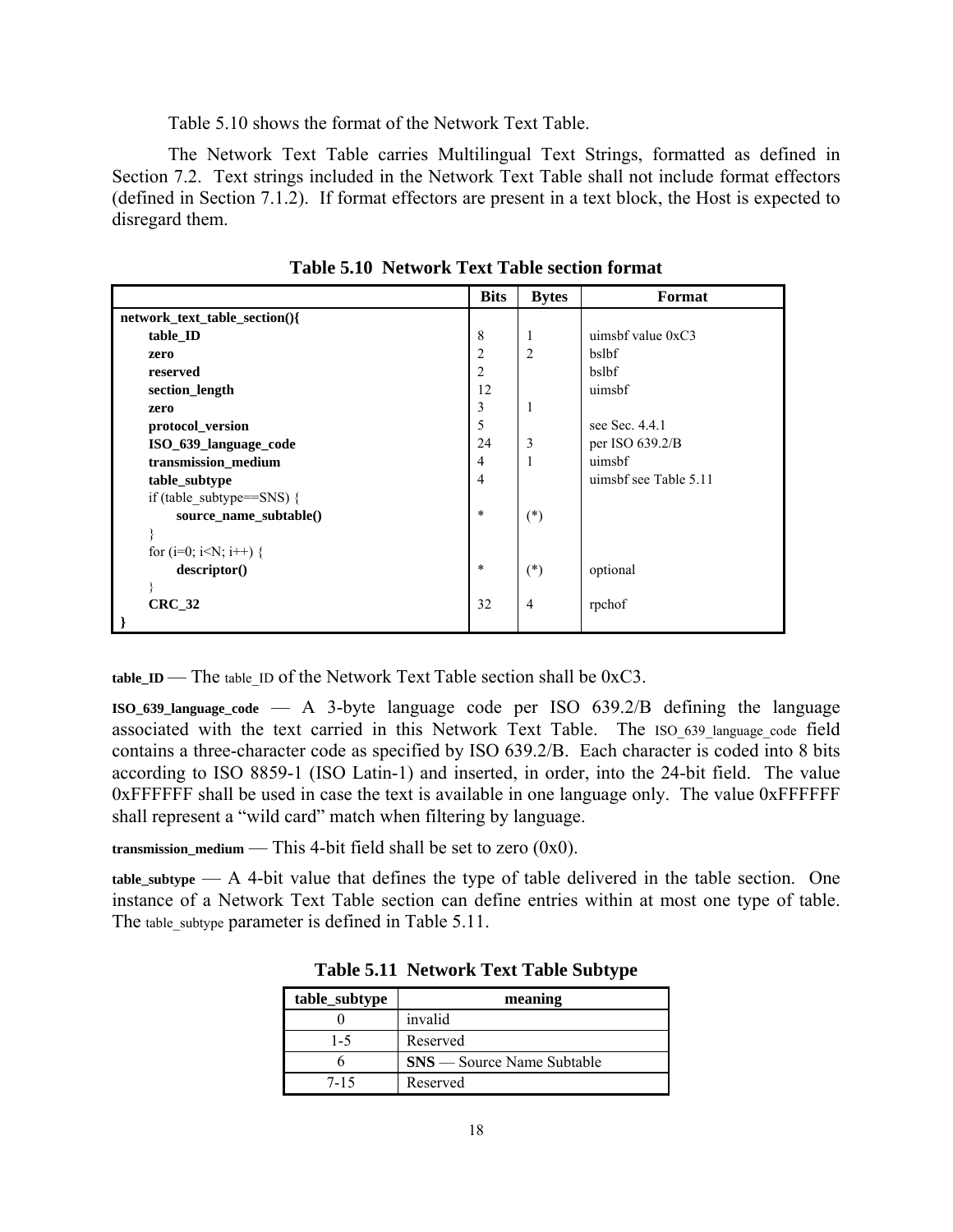Table 5.10 shows the format of the Network Text Table.

The Network Text Table carries Multilingual Text Strings, formatted as defined in Section 7.2. Text strings included in the Network Text Table shall not include format effectors (defined in Section 7.1.2). If format effectors are present in a text block, the Host is expected to disregard them.

**Table 5.10 Network Text Table section format**

| | Bits | Bytes | Format |
|---|---|---|---|
| **network_text_table_section(){** | | | |
| **table_ID** | 8 | 1 | uimsbf value 0xC3 |
| **zero** | 2 | 2 | bslbf |
| **reserved** | 2 | | bslbf |
| **section_length** | 12 | | uimsbf |
| **zero** | 3 | 1 | |
| **protocol_version** | 5 | | see Sec. 4.4.1 |
| **ISO_639_language_code** | 24 | 3 | per ISO 639.2/B |
| **transmission_medium** | 4 | 1 | uimsbf |
| **table_subtype** | 4 | | uimsbf see Table 5.11 |
| if (table_subtype==SNS) { | | | |
| **source_name_subtable()** | * | (*) | |
| } | | | |
| for (i=0; i<N; i++) { | | | |
| **descriptor()** | * | (*) | optional |
| } | | | |
| **CRC_32** | 32 | 4 | rpchof |
| **}** | | | |

**table_ID** — The table_ID of the Network Text Table section shall be 0xC3.

**ISO_639_language_code** — A 3-byte language code per ISO 639.2/B defining the language associated with the text carried in this Network Text Table. The ISO_639_language_code field contains a three-character code as specified by ISO 639.2/B. Each character is coded into 8 bits according to ISO 8859-1 (ISO Latin-1) and inserted, in order, into the 24-bit field. The value 0xFFFFFF shall be used in case the text is available in one language only. The value 0xFFFFFF shall represent a "wild card" match when filtering by language.

**transmission_medium** — This 4-bit field shall be set to zero (0x0).

**table_subtype** — A 4-bit value that defines the type of table delivered in the table section. One instance of a Network Text Table section can define entries within at most one type of table. The table_subtype parameter is defined in Table 5.11.

**Table 5.11 Network Text Table Subtype**

| table_subtype | meaning |
|---|---|
| 0 | invalid |
| 1-5 | Reserved |
| 6 | **SNS** — Source Name Subtable |
| 7-15 | Reserved |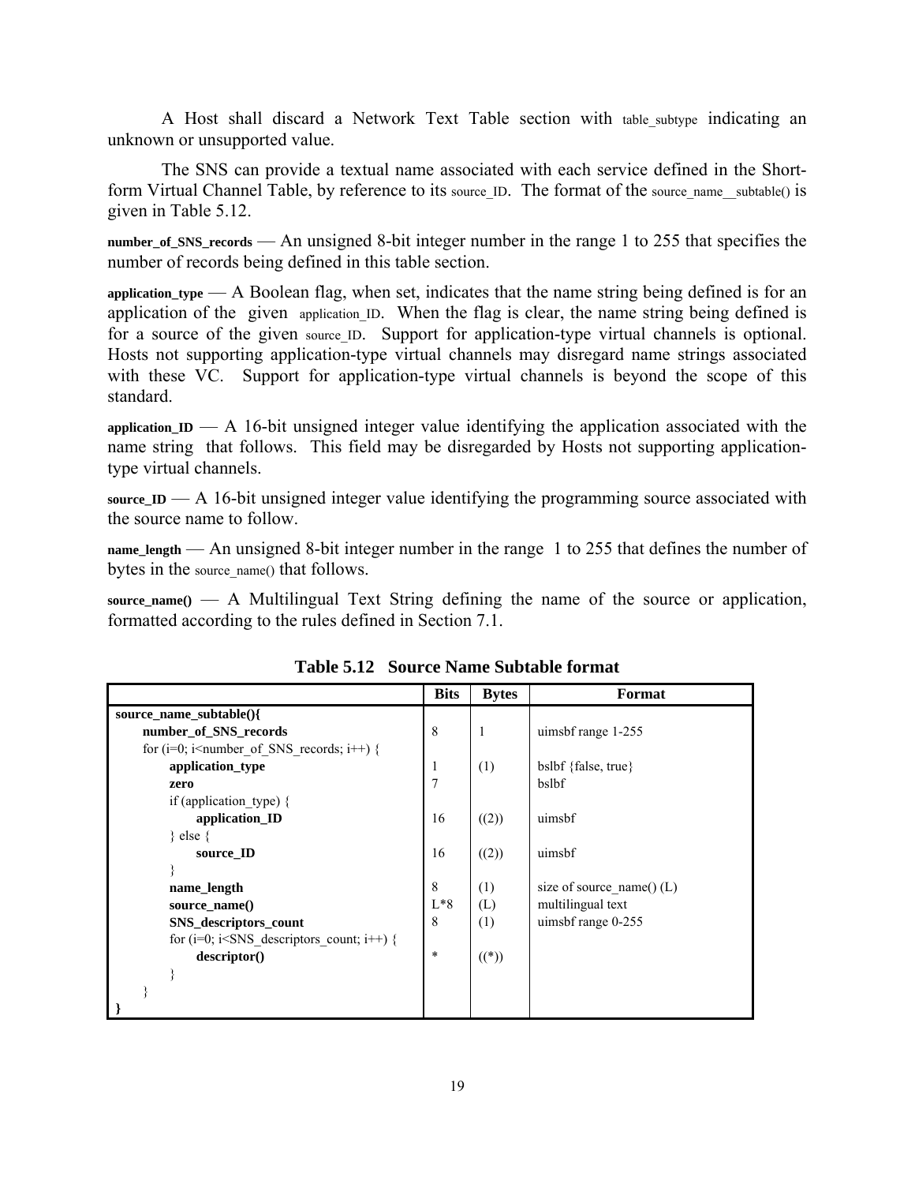A Host shall discard a Network Text Table section with table_subtype indicating an unknown or unsupported value.

The SNS can provide a textual name associated with each service defined in the Short-form Virtual Channel Table, by reference to its source_ID. The format of the source_name__subtable() is given in Table 5.12.

**number_of_SNS_records** — An unsigned 8-bit integer number in the range 1 to 255 that specifies the number of records being defined in this table section.

**application_type** — A Boolean flag, when set, indicates that the name string being defined is for an application of the given application_ID. When the flag is clear, the name string being defined is for a source of the given source_ID. Support for application-type virtual channels is optional. Hosts not supporting application-type virtual channels may disregard name strings associated with these VC. Support for application-type virtual channels is beyond the scope of this standard.

**application_ID** — A 16-bit unsigned integer value identifying the application associated with the name string that follows. This field may be disregarded by Hosts not supporting application-type virtual channels.

**source_ID** — A 16-bit unsigned integer value identifying the programming source associated with the source name to follow.

**name_length** — An unsigned 8-bit integer number in the range 1 to 255 that defines the number of bytes in the source_name() that follows.

**source_name()** — A Multilingual Text String defining the name of the source or application, formatted according to the rules defined in Section 7.1.

**Table 5.12 Source Name Subtable format**

| | Bits | Bytes | Format |
|---|---|---|---|
| **source_name_subtable(){** | | | |
| **number_of_SNS_records** | 8 | 1 | uimsbf range 1-255 |
| for (i=0; i<number_of_SNS_records; i++) { | | | |
| **application_type** | 1 | (1) | bslbf {false, true} |
| **zero** | 7 | | bslbf |
| if (application_type) { | | | |
| **application_ID** | 16 | ((2)) | uimsbf |
| } else { | | | |
| **source_ID** | 16 | ((2)) | uimsbf |
| } | | | |
| **name_length** | 8 | (1) | size of source_name() (L) |
| **source_name()** | L*8 | (L) | multilingual text |
| **SNS_descriptors_count** | 8 | (1) | uimsbf range 0-255 |
| for (i=0; i<SNS_descriptors_count; i++) { | | | |
| **descriptor()** | * | ((*)) | |
| } | | | |
| } | | | |
| **}** | | | |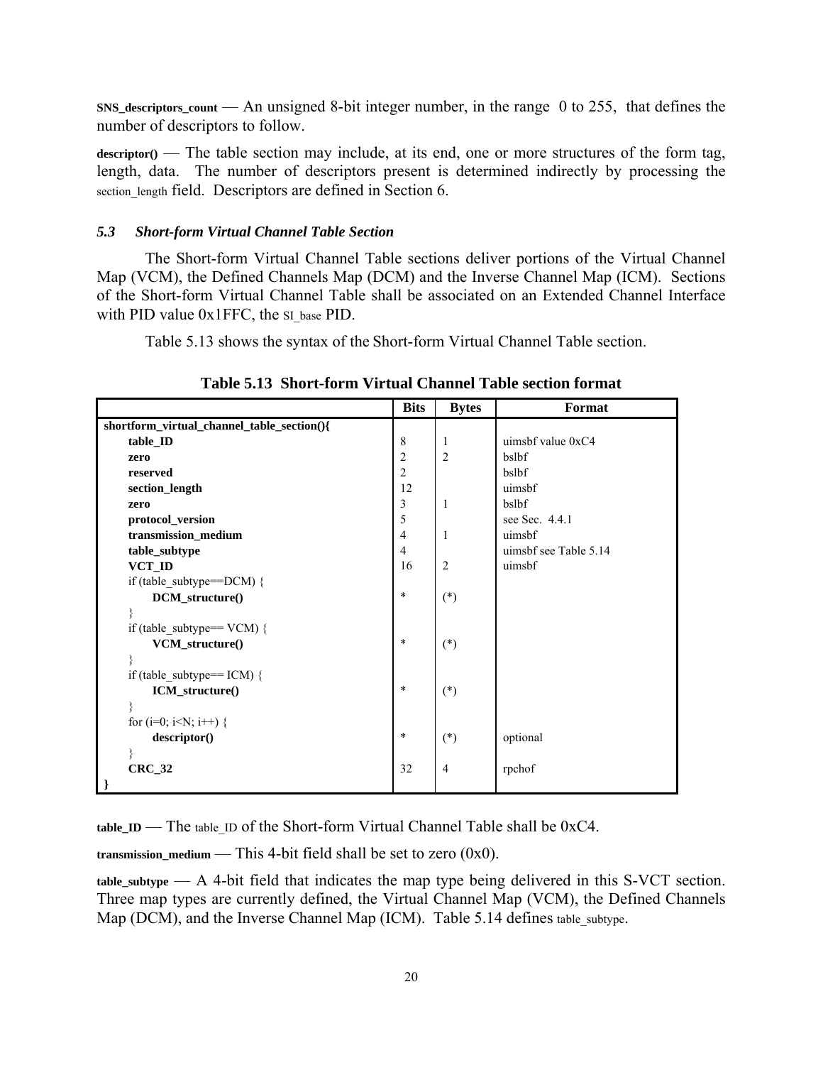**SNS_descriptors_count** — An unsigned 8-bit integer number, in the range 0 to 255, that defines the number of descriptors to follow.

**descriptor()** — The table section may include, at its end, one or more structures of the form tag, length, data. The number of descriptors present is determined indirectly by processing the section_length field. Descriptors are defined in Section 6.

### *5.3 Short-form Virtual Channel Table Section*

The Short-form Virtual Channel Table sections deliver portions of the Virtual Channel Map (VCM), the Defined Channels Map (DCM) and the Inverse Channel Map (ICM). Sections of the Short-form Virtual Channel Table shall be associated on an Extended Channel Interface with PID value 0x1FFC, the SI_base PID.

Table 5.13 shows the syntax of the Short-form Virtual Channel Table section.

**Table 5.13 Short-form Virtual Channel Table section format**

| | Bits | Bytes | Format |
|---|---|---|---|
| **shortform_virtual_channel_table_section(){** | | | |
| **table_ID** | 8 | 1 | uimsbf value 0xC4 |
| **zero** | 2 | 2 | bslbf |
| **reserved** | 2 | | bslbf |
| **section_length** | 12 | | uimsbf |
| **zero** | 3 | 1 | bslbf |
| **protocol_version** | 5 | | see Sec. 4.4.1 |
| **transmission_medium** | 4 | 1 | uimsbf |
| **table_subtype** | 4 | | uimsbf see Table 5.14 |
| **VCT_ID** | 16 | 2 | uimsbf |
| if (table_subtype==DCM) { | | | |
| **DCM_structure()** | * | (*) | |
| } | | | |
| if (table_subtype== VCM) { | | | |
| **VCM_structure()** | * | (*) | |
| } | | | |
| if (table_subtype== ICM) { | | | |
| **ICM_structure()** | * | (*) | |
| } | | | |
| for (i=0; i<N; i++) { | | | |
| **descriptor()** | * | (*) | optional |
| } | | | |
| **CRC_32** | 32 | 4 | rpchof |
| **}** | | | |

**table_ID** — The table_ID of the Short-form Virtual Channel Table shall be 0xC4.

**transmission_medium** — This 4-bit field shall be set to zero (0x0).

**table_subtype** — A 4-bit field that indicates the map type being delivered in this S-VCT section. Three map types are currently defined, the Virtual Channel Map (VCM), the Defined Channels Map (DCM), and the Inverse Channel Map (ICM). Table 5.14 defines table_subtype.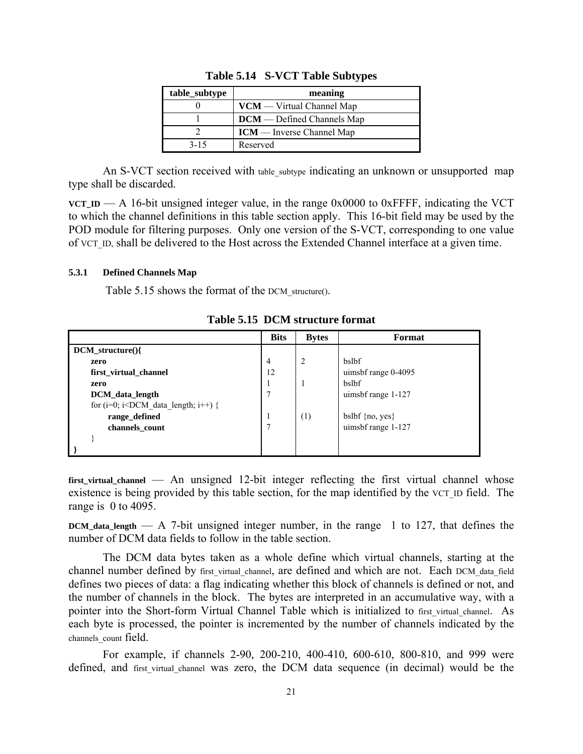**Table 5.14 S-VCT Table Subtypes**

| table_subtype | meaning |
|---|---|
| 0 | **VCM** — Virtual Channel Map |
| 1 | **DCM** — Defined Channels Map |
| 2 | **ICM** — Inverse Channel Map |
| 3-15 | Reserved |

An S-VCT section received with table_subtype indicating an unknown or unsupported map type shall be discarded.

**VCT_ID** — A 16-bit unsigned integer value, in the range 0x0000 to 0xFFFF, indicating the VCT to which the channel definitions in this table section apply. This 16-bit field may be used by the POD module for filtering purposes. Only one version of the S-VCT, corresponding to one value of VCT_ID, shall be delivered to the Host across the Extended Channel interface at a given time.

#### 5.3.1 Defined Channels Map

Table 5.15 shows the format of the DCM_structure().

**Table 5.15 DCM structure format**

| | Bits | Bytes | Format |
|---|---|---|---|
| **DCM_structure(){** | | | |
| **zero** | 4 | 2 | bslbf |
| **first_virtual_channel** | 12 | | uimsbf range 0-4095 |
| **zero** | 1 | 1 | bslbf |
| **DCM_data_length** | 7 | | uimsbf range 1-127 |
| for (i=0; i<DCM_data_length; i++) { | | | |
| **range_defined** | 1 | (1) | bslbf {no, yes} |
| **channels_count** | 7 | | uimsbf range 1-127 |
| } | | | |
| **}** | | | |

**first_virtual_channel** — An unsigned 12-bit integer reflecting the first virtual channel whose existence is being provided by this table section, for the map identified by the VCT_ID field. The range is 0 to 4095.

**DCM_data_length** — A 7-bit unsigned integer number, in the range 1 to 127, that defines the number of DCM data fields to follow in the table section.

The DCM data bytes taken as a whole define which virtual channels, starting at the channel number defined by first_virtual_channel, are defined and which are not. Each DCM_data_field defines two pieces of data: a flag indicating whether this block of channels is defined or not, and the number of channels in the block. The bytes are interpreted in an accumulative way, with a pointer into the Short-form Virtual Channel Table which is initialized to first_virtual_channel. As each byte is processed, the pointer is incremented by the number of channels indicated by the channels_count field.

For example, if channels 2-90, 200-210, 400-410, 600-610, 800-810, and 999 were defined, and first_virtual_channel was zero, the DCM data sequence (in decimal) would be the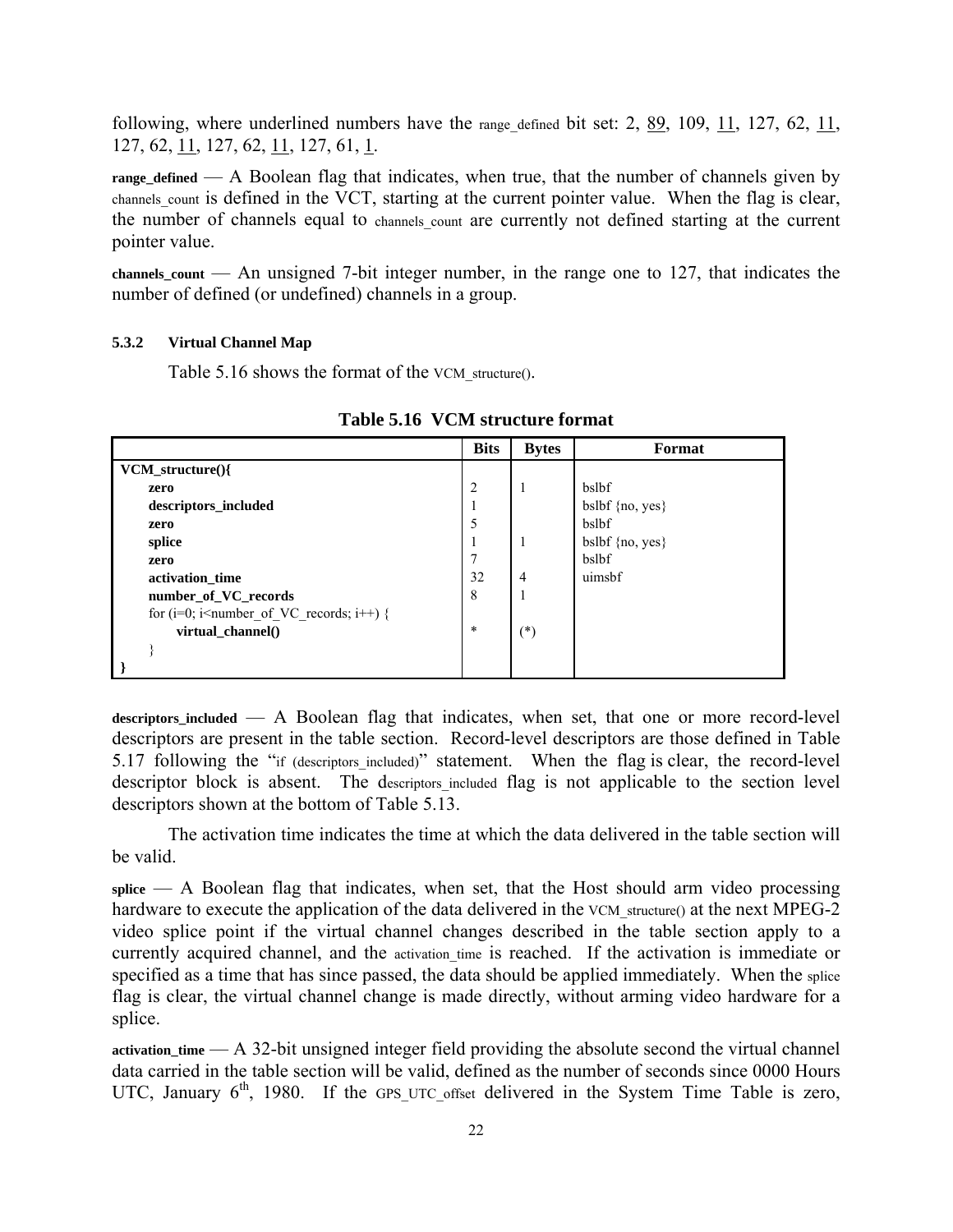following, where underlined numbers have the range_defined bit set: 2, <u>89</u>, 109, <u>11</u>, 127, 62, <u>11</u>, 127, 62, <u>11</u>, 127, 62, <u>11</u>, 127, 61, <u>1</u>.

**range_defined** — A Boolean flag that indicates, when true, that the number of channels given by channels_count is defined in the VCT, starting at the current pointer value. When the flag is clear, the number of channels equal to channels_count are currently not defined starting at the current pointer value.

**channels_count** — An unsigned 7-bit integer number, in the range one to 127, that indicates the number of defined (or undefined) channels in a group.

### 5.3.2 Virtual Channel Map

Table 5.16 shows the format of the VCM_structure().

**Table 5.16 VCM structure format**

| | Bits | Bytes | Format |
|---|---|---|---|
| **VCM_structure(){** | | | |
| **zero** | 2 | 1 | bslbf |
| **descriptors_included** | 1 | | bslbf {no, yes} |
| **zero** | 5 | | bslbf |
| **splice** | 1 | 1 | bslbf {no, yes} |
| **zero** | 7 | | bslbf |
| **activation_time** | 32 | 4 | uimsbf |
| **number_of_VC_records** | 8 | 1 | |
| for (i=0; i<number_of_VC_records; i++) { | | | |
| **virtual_channel()** | * | (*) | |
| } | | | |
| **}** | | | |

**descriptors_included** — A Boolean flag that indicates, when set, that one or more record-level descriptors are present in the table section. Record-level descriptors are those defined in Table 5.17 following the "if (descriptors_included)" statement. When the flag is clear, the record-level descriptor block is absent. The descriptors_included flag is not applicable to the section level descriptors shown at the bottom of Table 5.13.

The activation time indicates the time at which the data delivered in the table section will be valid.

**splice** — A Boolean flag that indicates, when set, that the Host should arm video processing hardware to execute the application of the data delivered in the VCM_structure() at the next MPEG-2 video splice point if the virtual channel changes described in the table section apply to a currently acquired channel, and the activation_time is reached. If the activation is immediate or specified as a time that has since passed, the data should be applied immediately. When the splice flag is clear, the virtual channel change is made directly, without arming video hardware for a splice.

**activation_time** — A 32-bit unsigned integer field providing the absolute second the virtual channel data carried in the table section will be valid, defined as the number of seconds since 0000 Hours UTC, January 6th, 1980. If the GPS_UTC_offset delivered in the System Time Table is zero,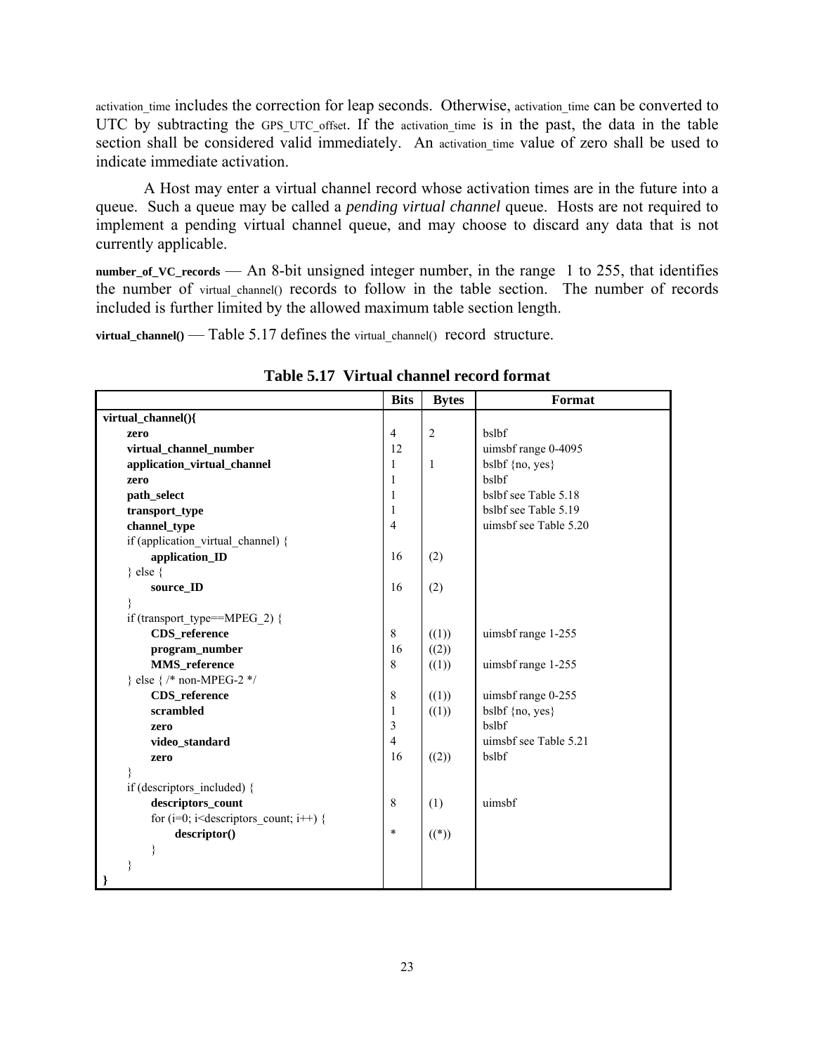activation_time includes the correction for leap seconds. Otherwise, activation_time can be converted to UTC by subtracting the GPS_UTC_offset. If the activation_time is in the past, the data in the table section shall be considered valid immediately. An activation_time value of zero shall be used to indicate immediate activation.

A Host may enter a virtual channel record whose activation times are in the future into a queue. Such a queue may be called a *pending virtual channel* queue. Hosts are not required to implement a pending virtual channel queue, and may choose to discard any data that is not currently applicable.

**number_of_VC_records** — An 8-bit unsigned integer number, in the range 1 to 255, that identifies the number of virtual_channel() records to follow in the table section. The number of records included is further limited by the allowed maximum table section length.

**virtual_channel()** — Table 5.17 defines the virtual_channel() record structure.

**Table 5.17 Virtual channel record format**

| | Bits | Bytes | Format |
|---|---|---|---|
| **virtual_channel(){** | | | |
| &nbsp;&nbsp;&nbsp;&nbsp;**zero** | 4 | 2 | bslbf |
| &nbsp;&nbsp;&nbsp;&nbsp;**virtual_channel_number** | 12 | | uimsbf range 0-4095 |
| &nbsp;&nbsp;&nbsp;&nbsp;**application_virtual_channel** | 1 | 1 | bslbf {no, yes} |
| &nbsp;&nbsp;&nbsp;&nbsp;**zero** | 1 | | bslbf |
| &nbsp;&nbsp;&nbsp;&nbsp;**path_select** | 1 | | bslbf see Table 5.18 |
| &nbsp;&nbsp;&nbsp;&nbsp;**transport_type** | 1 | | bslbf see Table 5.19 |
| &nbsp;&nbsp;&nbsp;&nbsp;**channel_type** | 4 | | uimsbf see Table 5.20 |
| &nbsp;&nbsp;&nbsp;&nbsp;if (application_virtual_channel) { | | | |
| &nbsp;&nbsp;&nbsp;&nbsp;&nbsp;&nbsp;&nbsp;&nbsp;**application_ID** | 16 | (2) | |
| &nbsp;&nbsp;&nbsp;&nbsp;} else { | | | |
| &nbsp;&nbsp;&nbsp;&nbsp;&nbsp;&nbsp;&nbsp;&nbsp;**source_ID** | 16 | (2) | |
| &nbsp;&nbsp;&nbsp;&nbsp;} | | | |
| &nbsp;&nbsp;&nbsp;&nbsp;if (transport_type==MPEG_2) { | | | |
| &nbsp;&nbsp;&nbsp;&nbsp;&nbsp;&nbsp;&nbsp;&nbsp;**CDS_reference** | 8 | ((1)) | uimsbf range 1-255 |
| &nbsp;&nbsp;&nbsp;&nbsp;&nbsp;&nbsp;&nbsp;&nbsp;**program_number** | 16 | ((2)) | |
| &nbsp;&nbsp;&nbsp;&nbsp;&nbsp;&nbsp;&nbsp;&nbsp;**MMS_reference** | 8 | ((1)) | uimsbf range 1-255 |
| &nbsp;&nbsp;&nbsp;&nbsp;} else { /* non-MPEG-2 */ | | | |
| &nbsp;&nbsp;&nbsp;&nbsp;&nbsp;&nbsp;&nbsp;&nbsp;**CDS_reference** | 8 | ((1)) | uimsbf range 0-255 |
| &nbsp;&nbsp;&nbsp;&nbsp;&nbsp;&nbsp;&nbsp;&nbsp;**scrambled** | 1 | ((1)) | bslbf {no, yes} |
| &nbsp;&nbsp;&nbsp;&nbsp;&nbsp;&nbsp;&nbsp;&nbsp;**zero** | 3 | | bslbf |
| &nbsp;&nbsp;&nbsp;&nbsp;&nbsp;&nbsp;&nbsp;&nbsp;**video_standard** | 4 | | uimsbf see Table 5.21 |
| &nbsp;&nbsp;&nbsp;&nbsp;&nbsp;&nbsp;&nbsp;&nbsp;**zero** | 16 | ((2)) | bslbf |
| &nbsp;&nbsp;&nbsp;&nbsp;} | | | |
| &nbsp;&nbsp;&nbsp;&nbsp;if (descriptors_included) { | | | |
| &nbsp;&nbsp;&nbsp;&nbsp;&nbsp;&nbsp;&nbsp;&nbsp;**descriptors_count** | 8 | (1) | uimsbf |
| &nbsp;&nbsp;&nbsp;&nbsp;&nbsp;&nbsp;&nbsp;&nbsp;for (i=0; i<descriptors_count; i++) { | | | |
| &nbsp;&nbsp;&nbsp;&nbsp;&nbsp;&nbsp;&nbsp;&nbsp;&nbsp;&nbsp;&nbsp;&nbsp;**descriptor()** | * | ((*)) | |
| &nbsp;&nbsp;&nbsp;&nbsp;&nbsp;&nbsp;&nbsp;&nbsp;} | | | |
| &nbsp;&nbsp;&nbsp;&nbsp;} | | | |
| **}** | | | |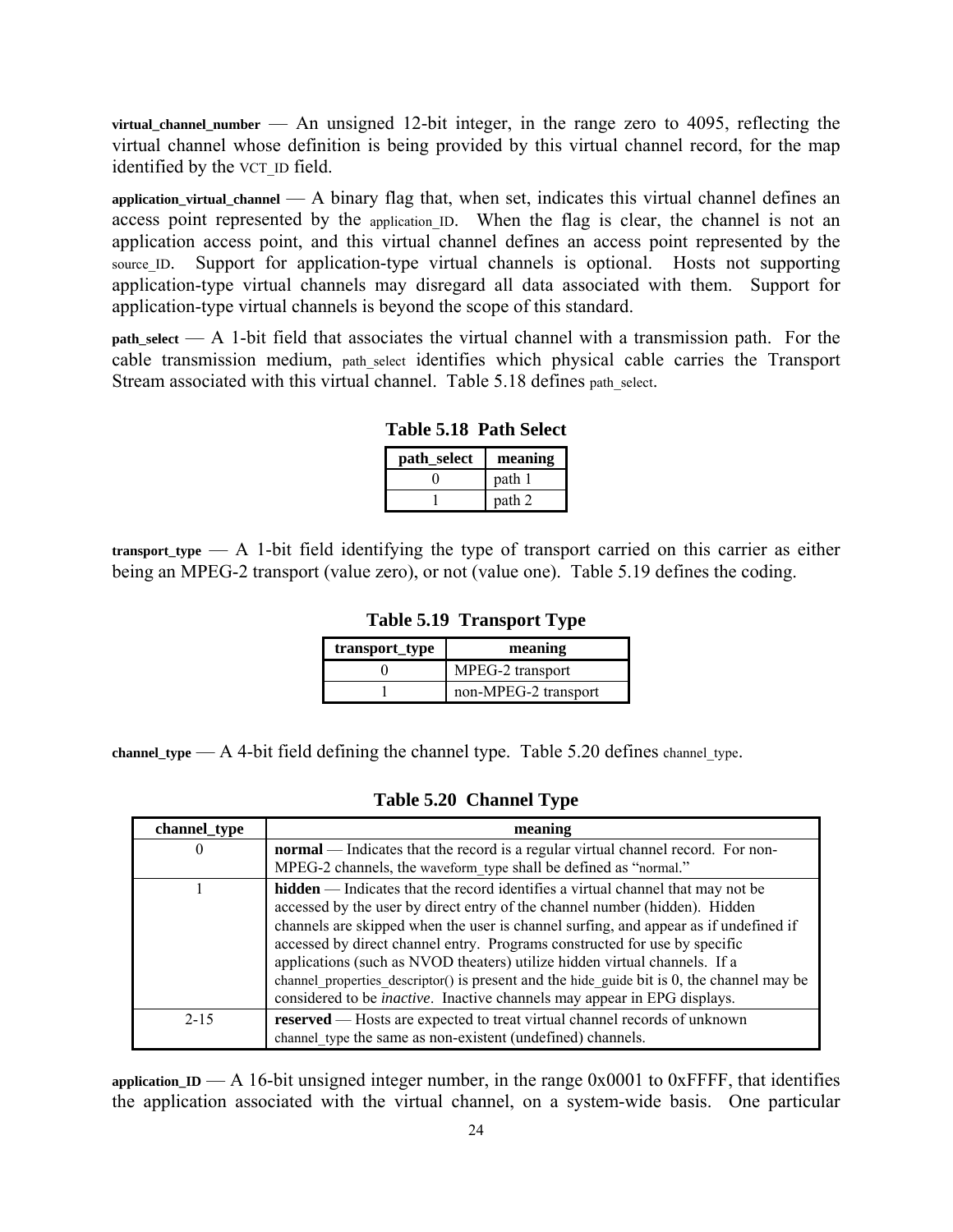**virtual_channel_number** — An unsigned 12-bit integer, in the range zero to 4095, reflecting the virtual channel whose definition is being provided by this virtual channel record, for the map identified by the VCT_ID field.

**application_virtual_channel** — A binary flag that, when set, indicates this virtual channel defines an access point represented by the application_ID. When the flag is clear, the channel is not an application access point, and this virtual channel defines an access point represented by the source_ID. Support for application-type virtual channels is optional. Hosts not supporting application-type virtual channels may disregard all data associated with them. Support for application-type virtual channels is beyond the scope of this standard.

**path_select** — A 1-bit field that associates the virtual channel with a transmission path. For the cable transmission medium, path_select identifies which physical cable carries the Transport Stream associated with this virtual channel. Table 5.18 defines path_select.

**Table 5.18 Path Select**

| path_select | meaning |
|---|---|
| 0 | path 1 |
| 1 | path 2 |

**transport_type** — A 1-bit field identifying the type of transport carried on this carrier as either being an MPEG-2 transport (value zero), or not (value one). Table 5.19 defines the coding.

**Table 5.19 Transport Type**

| transport_type | meaning |
|---|---|
| 0 | MPEG-2 transport |
| 1 | non-MPEG-2 transport |

**channel_type** — A 4-bit field defining the channel type. Table 5.20 defines channel_type.

**Table 5.20 Channel Type**

| channel_type | meaning |
|---|---|
| 0 | **normal** — Indicates that the record is a regular virtual channel record. For non-MPEG-2 channels, the waveform_type shall be defined as "normal." |
| 1 | **hidden** — Indicates that the record identifies a virtual channel that may not be accessed by the user by direct entry of the channel number (hidden). Hidden channels are skipped when the user is channel surfing, and appear as if undefined if accessed by direct channel entry. Programs constructed for use by specific applications (such as NVOD theaters) utilize hidden virtual channels. If a channel_properties_descriptor() is present and the hide_guide bit is 0, the channel may be considered to be *inactive*. Inactive channels may appear in EPG displays. |
| 2-15 | **reserved** — Hosts are expected to treat virtual channel records of unknown channel_type the same as non-existent (undefined) channels. |

**application_ID** — A 16-bit unsigned integer number, in the range 0x0001 to 0xFFFF, that identifies the application associated with the virtual channel, on a system-wide basis. One particular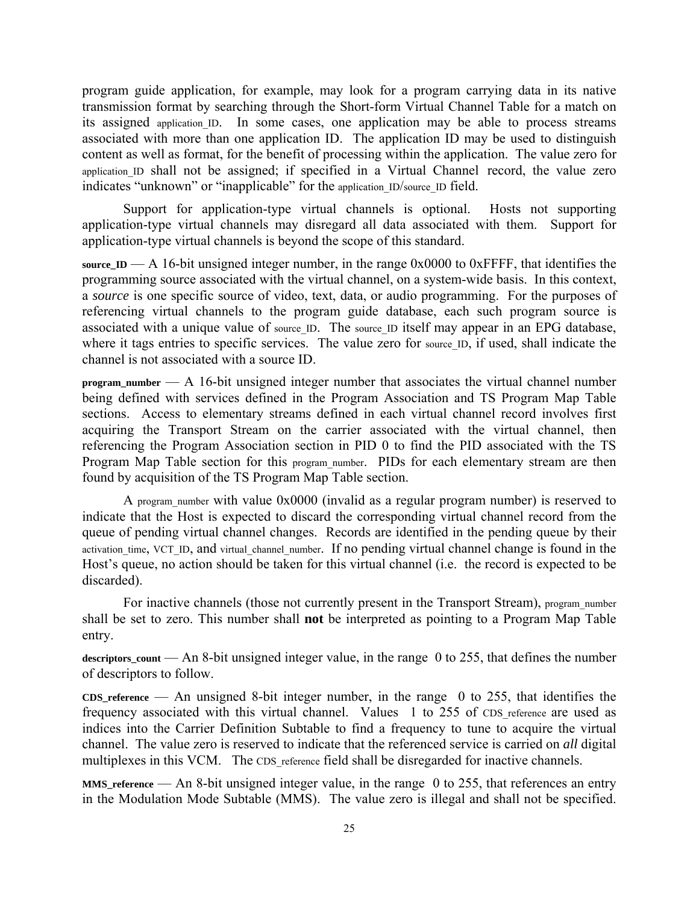program guide application, for example, may look for a program carrying data in its native transmission format by searching through the Short-form Virtual Channel Table for a match on its assigned application_ID. In some cases, one application may be able to process streams associated with more than one application ID. The application ID may be used to distinguish content as well as format, for the benefit of processing within the application. The value zero for application_ID shall not be assigned; if specified in a Virtual Channel record, the value zero indicates "unknown" or "inapplicable" for the application_ID/source_ID field.

Support for application-type virtual channels is optional. Hosts not supporting application-type virtual channels may disregard all data associated with them. Support for application-type virtual channels is beyond the scope of this standard.

**source_ID** — A 16-bit unsigned integer number, in the range 0x0000 to 0xFFFF, that identifies the programming source associated with the virtual channel, on a system-wide basis. In this context, a *source* is one specific source of video, text, data, or audio programming. For the purposes of referencing virtual channels to the program guide database, each such program source is associated with a unique value of source_ID. The source_ID itself may appear in an EPG database, where it tags entries to specific services. The value zero for source_ID, if used, shall indicate the channel is not associated with a source ID.

**program_number** — A 16-bit unsigned integer number that associates the virtual channel number being defined with services defined in the Program Association and TS Program Map Table sections. Access to elementary streams defined in each virtual channel record involves first acquiring the Transport Stream on the carrier associated with the virtual channel, then referencing the Program Association section in PID 0 to find the PID associated with the TS Program Map Table section for this program_number. PIDs for each elementary stream are then found by acquisition of the TS Program Map Table section.

A program_number with value 0x0000 (invalid as a regular program number) is reserved to indicate that the Host is expected to discard the corresponding virtual channel record from the queue of pending virtual channel changes. Records are identified in the pending queue by their activation_time, VCT_ID, and virtual_channel_number. If no pending virtual channel change is found in the Host's queue, no action should be taken for this virtual channel (i.e. the record is expected to be discarded).

For inactive channels (those not currently present in the Transport Stream), program_number shall be set to zero. This number shall **not** be interpreted as pointing to a Program Map Table entry.

**descriptors_count** — An 8-bit unsigned integer value, in the range 0 to 255, that defines the number of descriptors to follow.

**CDS_reference** — An unsigned 8-bit integer number, in the range 0 to 255, that identifies the frequency associated with this virtual channel. Values 1 to 255 of CDS_reference are used as indices into the Carrier Definition Subtable to find a frequency to tune to acquire the virtual channel. The value zero is reserved to indicate that the referenced service is carried on *all* digital multiplexes in this VCM. The CDS_reference field shall be disregarded for inactive channels.

**MMS_reference** — An 8-bit unsigned integer value, in the range 0 to 255, that references an entry in the Modulation Mode Subtable (MMS). The value zero is illegal and shall not be specified.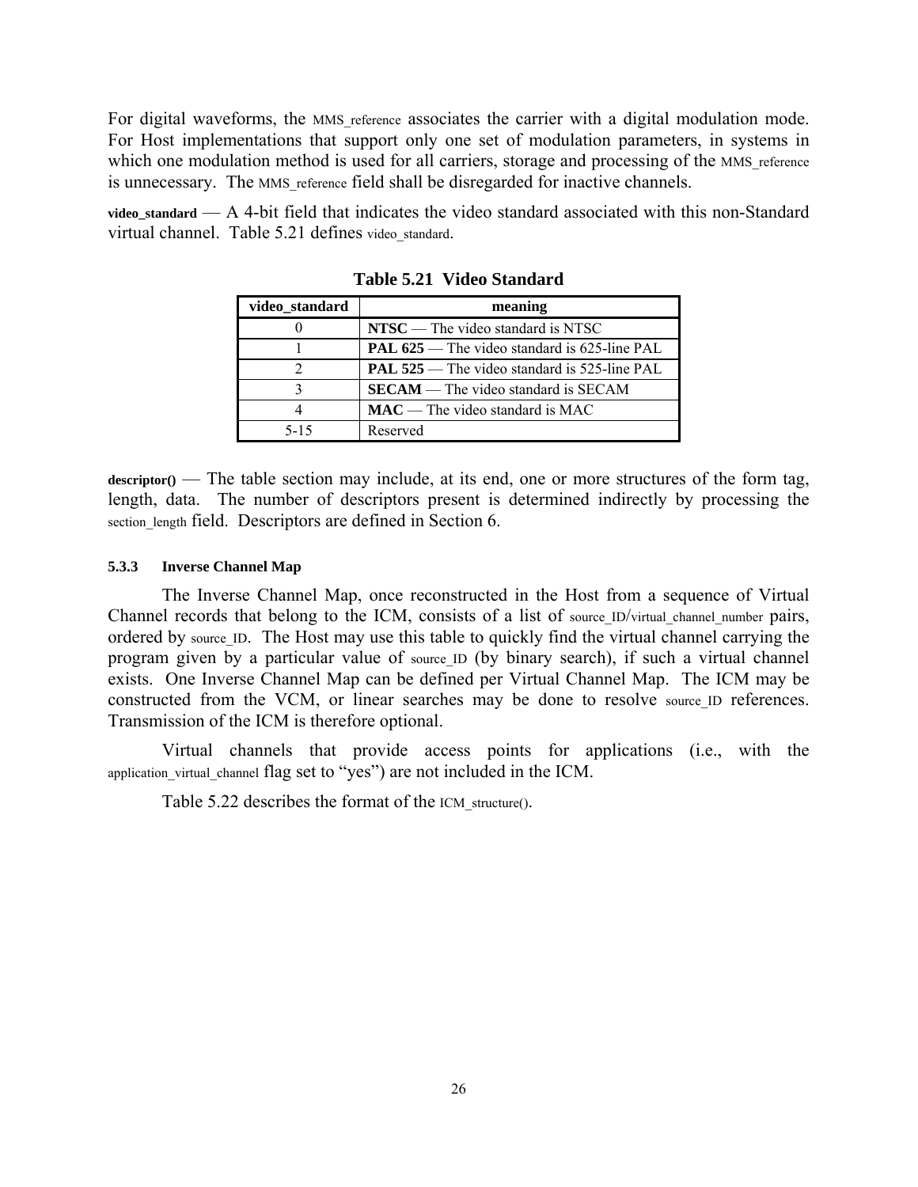For digital waveforms, the MMS_reference associates the carrier with a digital modulation mode. For Host implementations that support only one set of modulation parameters, in systems in which one modulation method is used for all carriers, storage and processing of the MMS_reference is unnecessary. The MMS_reference field shall be disregarded for inactive channels.

**video_standard** — A 4-bit field that indicates the video standard associated with this non-Standard virtual channel. Table 5.21 defines video_standard.

**Table 5.21 Video Standard**

| video_standard | meaning |
|---|---|
| 0 | **NTSC** — The video standard is NTSC |
| 1 | **PAL 625** — The video standard is 625-line PAL |
| 2 | **PAL 525** — The video standard is 525-line PAL |
| 3 | **SECAM** — The video standard is SECAM |
| 4 | **MAC** — The video standard is MAC |
| 5-15 | Reserved |

**descriptor()** — The table section may include, at its end, one or more structures of the form tag, length, data. The number of descriptors present is determined indirectly by processing the section_length field. Descriptors are defined in Section 6.

#### 5.3.3 Inverse Channel Map

The Inverse Channel Map, once reconstructed in the Host from a sequence of Virtual Channel records that belong to the ICM, consists of a list of source_ID/virtual_channel_number pairs, ordered by source_ID. The Host may use this table to quickly find the virtual channel carrying the program given by a particular value of source_ID (by binary search), if such a virtual channel exists. One Inverse Channel Map can be defined per Virtual Channel Map. The ICM may be constructed from the VCM, or linear searches may be done to resolve source_ID references. Transmission of the ICM is therefore optional.

Virtual channels that provide access points for applications (i.e., with the application_virtual_channel flag set to "yes") are not included in the ICM.

Table 5.22 describes the format of the ICM_structure().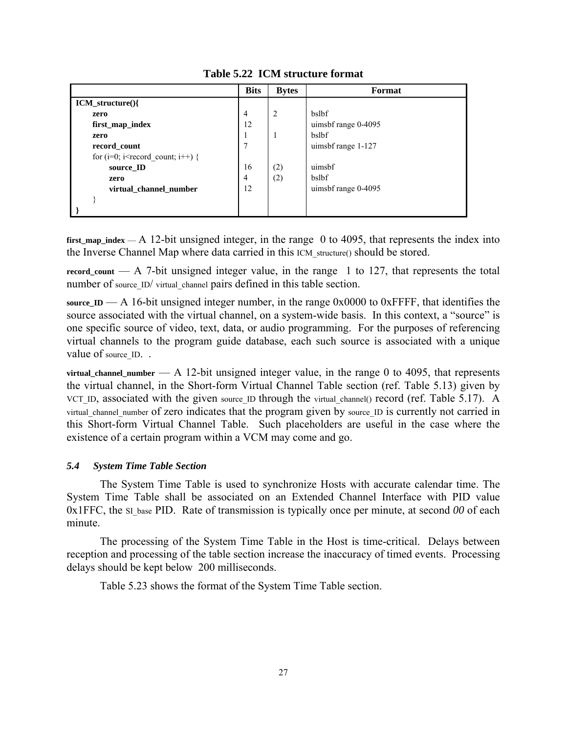**Table 5.22 ICM structure format**

| | Bits | Bytes | Format |
|---|---|---|---|
| **ICM_structure(){** | | | |
| **zero** | 4 | 2 | bslbf |
| **first_map_index** | 12 | | uimsbf range 0-4095 |
| **zero** | 1 | 1 | bslbf |
| **record_count** | 7 | | uimsbf range 1-127 |
| for (i=0; i<record_count; i++) { | | | |
| **source_ID** | 16 | (2) | uimsbf |
| **zero** | 4 | (2) | bslbf |
| **virtual_channel_number** | 12 | | uimsbf range 0-4095 |
| } | | | |
| **}** | | | |

**first_map_index** — A 12-bit unsigned integer, in the range 0 to 4095, that represents the index into the Inverse Channel Map where data carried in this ICM_structure() should be stored.

**record_count** — A 7-bit unsigned integer value, in the range 1 to 127, that represents the total number of source_ID/ virtual_channel pairs defined in this table section.

**source_ID** — A 16-bit unsigned integer number, in the range 0x0000 to 0xFFFF, that identifies the source associated with the virtual channel, on a system-wide basis. In this context, a "source" is one specific source of video, text, data, or audio programming. For the purposes of referencing virtual channels to the program guide database, each such source is associated with a unique value of source_ID. .

**virtual_channel_number** — A 12-bit unsigned integer value, in the range 0 to 4095, that represents the virtual channel, in the Short-form Virtual Channel Table section (ref. Table 5.13) given by VCT_ID, associated with the given source_ID through the virtual_channel() record (ref. Table 5.17). A virtual_channel_number of zero indicates that the program given by source_ID is currently not carried in this Short-form Virtual Channel Table. Such placeholders are useful in the case where the existence of a certain program within a VCM may come and go.

### *5.4 System Time Table Section*

The System Time Table is used to synchronize Hosts with accurate calendar time. The System Time Table shall be associated on an Extended Channel Interface with PID value 0x1FFC, the SI_base PID. Rate of transmission is typically once per minute, at second *00* of each minute.

The processing of the System Time Table in the Host is time-critical. Delays between reception and processing of the table section increase the inaccuracy of timed events. Processing delays should be kept below 200 milliseconds.

Table 5.23 shows the format of the System Time Table section.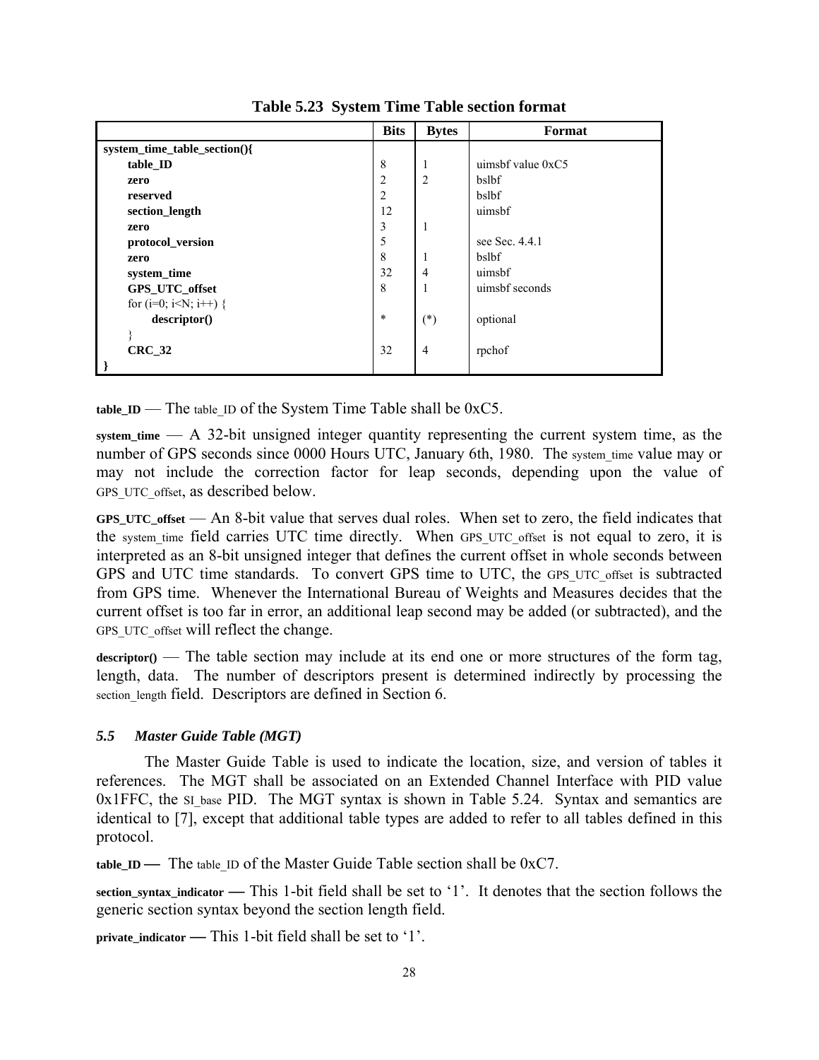**Table 5.23 System Time Table section format**

| | Bits | Bytes | Format |
|---|---|---|---|
| **system_time_table_section(){** | | | |
| **table_ID** | 8 | 1 | uimsbf value 0xC5 |
| **zero** | 2 | 2 | bslbf |
| **reserved** | 2 | | bslbf |
| **section_length** | 12 | | uimsbf |
| **zero** | 3 | 1 | |
| **protocol_version** | 5 | | see Sec. 4.4.1 |
| **zero** | 8 | 1 | bslbf |
| **system_time** | 32 | 4 | uimsbf |
| **GPS_UTC_offset** | 8 | 1 | uimsbf seconds |
| for (i=0; i<N; i++) { | | | |
| **descriptor()** | * | (*) | optional |
| } | | | |
| **CRC_32** | 32 | 4 | rpchof |
| **}** | | | |

**table_ID** — The table_ID of the System Time Table shall be 0xC5.

**system_time** — A 32-bit unsigned integer quantity representing the current system time, as the number of GPS seconds since 0000 Hours UTC, January 6th, 1980. The system_time value may or may not include the correction factor for leap seconds, depending upon the value of GPS_UTC_offset, as described below.

**GPS_UTC_offset** — An 8-bit value that serves dual roles. When set to zero, the field indicates that the system_time field carries UTC time directly. When GPS_UTC_offset is not equal to zero, it is interpreted as an 8-bit unsigned integer that defines the current offset in whole seconds between GPS and UTC time standards. To convert GPS time to UTC, the GPS_UTC_offset is subtracted from GPS time. Whenever the International Bureau of Weights and Measures decides that the current offset is too far in error, an additional leap second may be added (or subtracted), and the GPS_UTC_offset will reflect the change.

**descriptor()** — The table section may include at its end one or more structures of the form tag, length, data. The number of descriptors present is determined indirectly by processing the section_length field. Descriptors are defined in Section 6.

### *5.5 Master Guide Table (MGT)*

The Master Guide Table is used to indicate the location, size, and version of tables it references. The MGT shall be associated on an Extended Channel Interface with PID value 0x1FFC, the SI_base PID. The MGT syntax is shown in Table 5.24. Syntax and semantics are identical to [7], except that additional table types are added to refer to all tables defined in this protocol.

**table_ID** — The table_ID of the Master Guide Table section shall be 0xC7.

**section_syntax_indicator** — This 1-bit field shall be set to '1'. It denotes that the section follows the generic section syntax beyond the section length field.

**private_indicator** — This 1-bit field shall be set to '1'.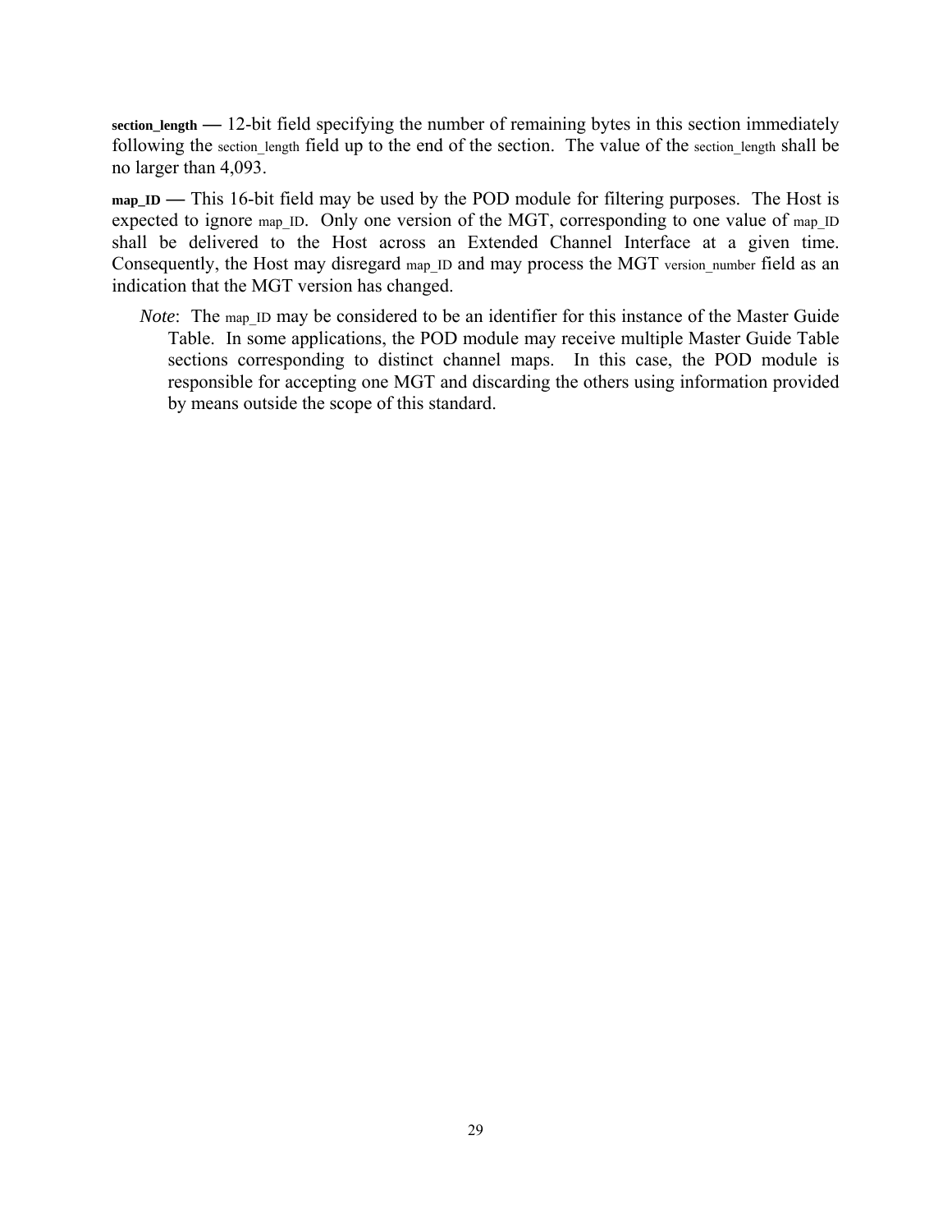**section_length** — 12-bit field specifying the number of remaining bytes in this section immediately following the section_length field up to the end of the section. The value of the section_length shall be no larger than 4,093.

**map_ID** — This 16-bit field may be used by the POD module for filtering purposes. The Host is expected to ignore map_ID. Only one version of the MGT, corresponding to one value of map_ID shall be delivered to the Host across an Extended Channel Interface at a given time. Consequently, the Host may disregard map_ID and may process the MGT version_number field as an indication that the MGT version has changed.

> *Note*: The map_ID may be considered to be an identifier for this instance of the Master Guide Table. In some applications, the POD module may receive multiple Master Guide Table sections corresponding to distinct channel maps. In this case, the POD module is responsible for accepting one MGT and discarding the others using information provided by means outside the scope of this standard.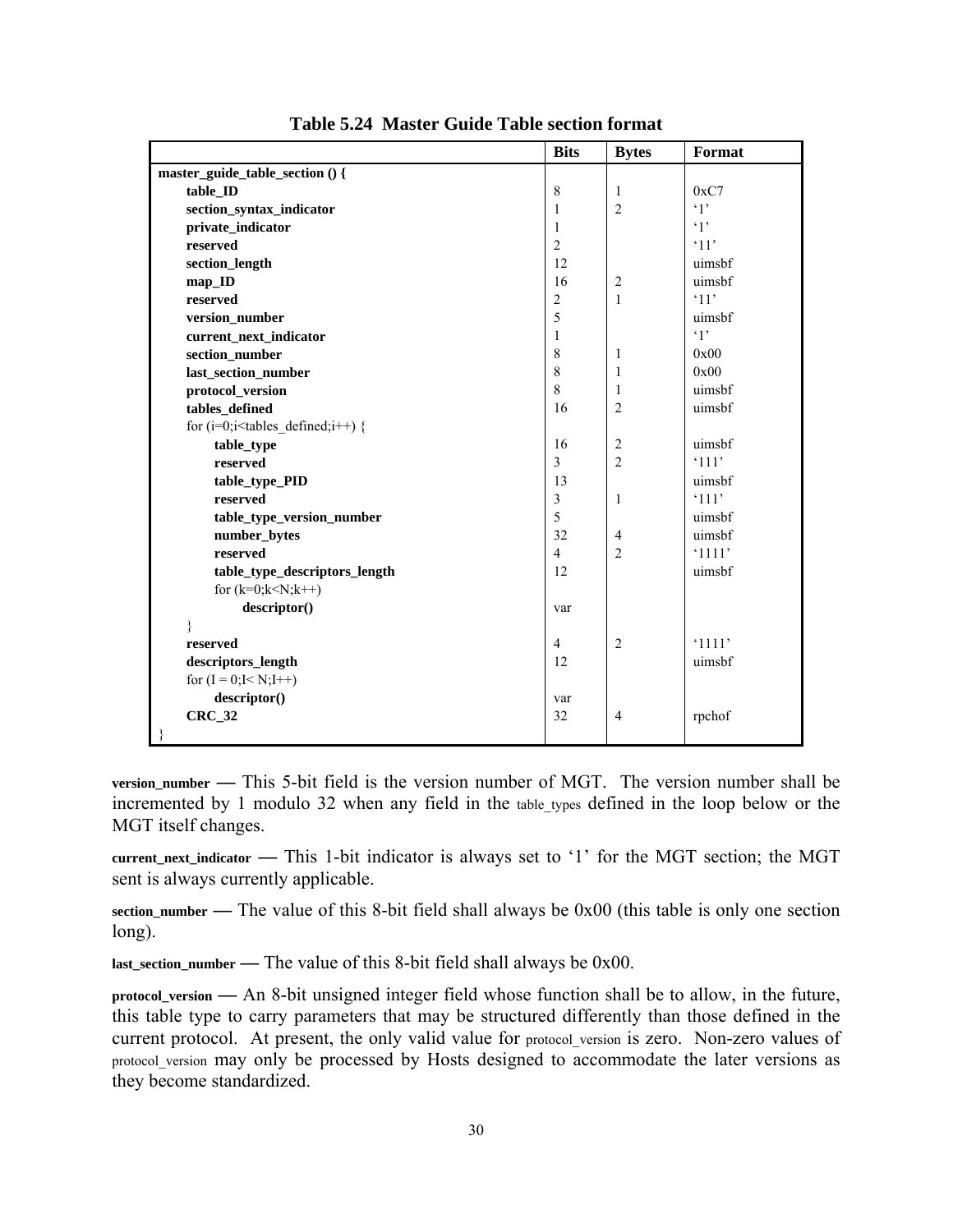**Table 5.24 Master Guide Table section format**

| | Bits | Bytes | Format |
|---|---|---|---|
| **master_guide_table_section () {** | | | |
| **table_ID** | 8 | 1 | 0xC7 |
| **section_syntax_indicator** | 1 | 2 | '1' |
| **private_indicator** | 1 | | '1' |
| **reserved** | 2 | | '11' |
| **section_length** | 12 | | uimsbf |
| **map_ID** | 16 | 2 | uimsbf |
| **reserved** | 2 | 1 | '11' |
| **version_number** | 5 | | uimsbf |
| **current_next_indicator** | 1 | | '1' |
| **section_number** | 8 | 1 | 0x00 |
| **last_section_number** | 8 | 1 | 0x00 |
| **protocol_version** | 8 | 1 | uimsbf |
| **tables_defined** | 16 | 2 | uimsbf |
| for (i=0;i<tables_defined;i++) { | | | |
| **table_type** | 16 | 2 | uimsbf |
| **reserved** | 3 | 2 | '111' |
| **table_type_PID** | 13 | | uimsbf |
| **reserved** | 3 | 1 | '111' |
| **table_type_version_number** | 5 | | uimsbf |
| **number_bytes** | 32 | 4 | uimsbf |
| **reserved** | 4 | 2 | '1111' |
| **table_type_descriptors_length** | 12 | | uimsbf |
| for (k=0;k<N;k++) | | | |
| **descriptor()** | var | | |
| } | | | |
| **reserved** | 4 | 2 | '1111' |
| **descriptors_length** | 12 | | uimsbf |
| for (I = 0;I< N;I++) | | | |
| **descriptor()** | var | | |
| **CRC_32** | 32 | 4 | rpchof |
| } | | | |

**version_number** — This 5-bit field is the version number of MGT. The version number shall be incremented by 1 modulo 32 when any field in the table_types defined in the loop below or the MGT itself changes.

**current_next_indicator** — This 1-bit indicator is always set to '1' for the MGT section; the MGT sent is always currently applicable.

**section_number** — The value of this 8-bit field shall always be 0x00 (this table is only one section long).

**last_section_number** — The value of this 8-bit field shall always be 0x00.

**protocol_version** — An 8-bit unsigned integer field whose function shall be to allow, in the future, this table type to carry parameters that may be structured differently than those defined in the current protocol. At present, the only valid value for protocol_version is zero. Non-zero values of protocol_version may only be processed by Hosts designed to accommodate the later versions as they become standardized.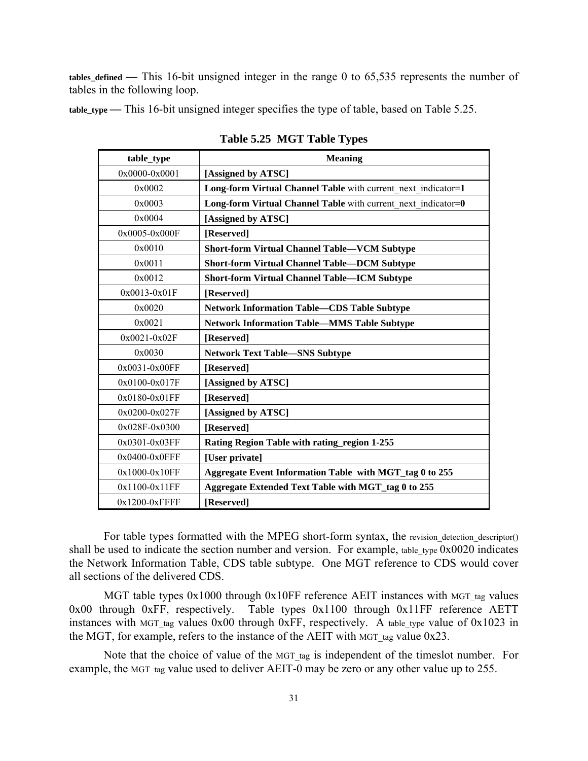**tables_defined** — This 16-bit unsigned integer in the range 0 to 65,535 represents the number of tables in the following loop.

**table_type** — This 16-bit unsigned integer specifies the type of table, based on Table 5.25.

**Table 5.25 MGT Table Types**

| table_type | Meaning |
|---|---|
| 0x0000-0x0001 | **[Assigned by ATSC]** |
| 0x0002 | **Long-form Virtual Channel Table** with current_next_indicator**=1** |
| 0x0003 | **Long-form Virtual Channel Table** with current_next_indicator**=0** |
| 0x0004 | **[Assigned by ATSC]** |
| 0x0005-0x000F | **[Reserved]** |
| 0x0010 | **Short-form Virtual Channel Table—VCM Subtype** |
| 0x0011 | **Short-form Virtual Channel Table—DCM Subtype** |
| 0x0012 | **Short-form Virtual Channel Table—ICM Subtype** |
| 0x0013-0x01F | **[Reserved]** |
| 0x0020 | **Network Information Table—CDS Table Subtype** |
| 0x0021 | **Network Information Table—MMS Table Subtype** |
| 0x0021-0x02F | **[Reserved]** |
| 0x0030 | **Network Text Table—SNS Subtype** |
| 0x0031-0x00FF | **[Reserved]** |
| 0x0100-0x017F | **[Assigned by ATSC]** |
| 0x0180-0x01FF | **[Reserved]** |
| 0x0200-0x027F | **[Assigned by ATSC]** |
| 0x028F-0x0300 | **[Reserved]** |
| 0x0301-0x03FF | **Rating Region Table with rating_region 1-255** |
| 0x0400-0x0FFF | **[User private]** |
| 0x1000-0x10FF | **Aggregate Event Information Table with MGT_tag 0 to 255** |
| 0x1100-0x11FF | **Aggregate Extended Text Table with MGT_tag 0 to 255** |
| 0x1200-0xFFFF | **[Reserved]** |

For table types formatted with the MPEG short-form syntax, the revision_detection_descriptor() shall be used to indicate the section number and version. For example, table_type 0x0020 indicates the Network Information Table, CDS table subtype. One MGT reference to CDS would cover all sections of the delivered CDS.

MGT table types 0x1000 through 0x10FF reference AEIT instances with MGT_tag values 0x00 through 0xFF, respectively. Table types 0x1100 through 0x11FF reference AETT instances with MGT_tag values 0x00 through 0xFF, respectively. A table_type value of 0x1023 in the MGT, for example, refers to the instance of the AEIT with MGT_tag value 0x23.

Note that the choice of value of the MGT_tag is independent of the timeslot number. For example, the MGT_tag value used to deliver AEIT-0 may be zero or any other value up to 255.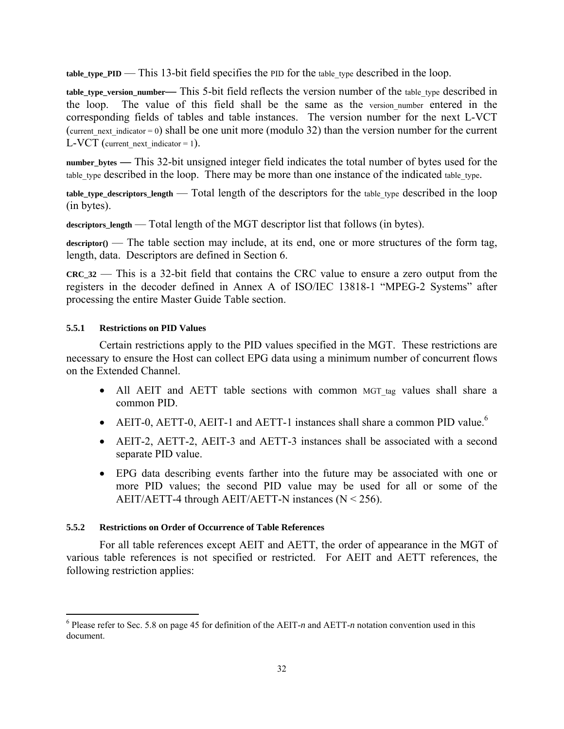**table_type_PID** — This 13-bit field specifies the PID for the table_type described in the loop.

**table_type_version_number**— This 5-bit field reflects the version number of the table_type described in the loop. The value of this field shall be the same as the version_number entered in the corresponding fields of tables and table instances. The version number for the next L-VCT (current_next_indicator = 0) shall be one unit more (modulo 32) than the version number for the current L-VCT (current_next_indicator = 1).

**number_bytes** — This 32-bit unsigned integer field indicates the total number of bytes used for the table_type described in the loop. There may be more than one instance of the indicated table_type.

**table_type_descriptors_length** — Total length of the descriptors for the table_type described in the loop (in bytes).

**descriptors_length** — Total length of the MGT descriptor list that follows (in bytes).

**descriptor()** — The table section may include, at its end, one or more structures of the form tag, length, data. Descriptors are defined in Section 6.

**CRC_32** — This is a 32-bit field that contains the CRC value to ensure a zero output from the registers in the decoder defined in Annex A of ISO/IEC 13818-1 "MPEG-2 Systems" after processing the entire Master Guide Table section.

### 5.5.1 Restrictions on PID Values

Certain restrictions apply to the PID values specified in the MGT. These restrictions are necessary to ensure the Host can collect EPG data using a minimum number of concurrent flows on the Extended Channel.

- All AEIT and AETT table sections with common MGT_tag values shall share a common PID.
- AEIT-0, AETT-0, AEIT-1 and AETT-1 instances shall share a common PID value.[6]
- AEIT-2, AETT-2, AEIT-3 and AETT-3 instances shall be associated with a second separate PID value.
- EPG data describing events farther into the future may be associated with one or more PID values; the second PID value may be used for all or some of the AEIT/AETT-4 through AEIT/AETT-N instances (N < 256).

### 5.5.2 Restrictions on Order of Occurrence of Table References

For all table references except AEIT and AETT, the order of appearance in the MGT of various table references is not specified or restricted. For AEIT and AETT references, the following restriction applies:

---

[6] Please refer to Sec. 5.8 on page 45 for definition of the AEIT-*n* and AETT-*n* notation convention used in this document.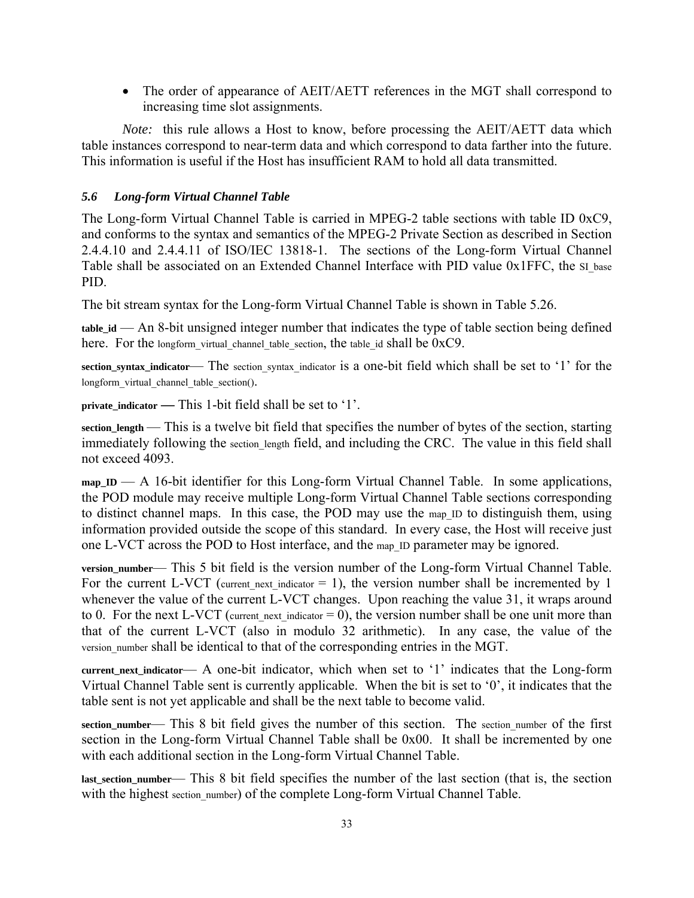- The order of appearance of AEIT/AETT references in the MGT shall correspond to increasing time slot assignments.

*Note:* this rule allows a Host to know, before processing the AEIT/AETT data which table instances correspond to near-term data and which correspond to data farther into the future. This information is useful if the Host has insufficient RAM to hold all data transmitted.

### *5.6 Long-form Virtual Channel Table*

The Long-form Virtual Channel Table is carried in MPEG-2 table sections with table ID 0xC9, and conforms to the syntax and semantics of the MPEG-2 Private Section as described in Section 2.4.4.10 and 2.4.4.11 of ISO/IEC 13818-1. The sections of the Long-form Virtual Channel Table shall be associated on an Extended Channel Interface with PID value 0x1FFC, the SI_base PID.

The bit stream syntax for the Long-form Virtual Channel Table is shown in Table 5.26.

**table_id** — An 8-bit unsigned integer number that indicates the type of table section being defined here. For the longform_virtual_channel_table_section, the table_id shall be 0xC9.

**section_syntax_indicator**— The section_syntax_indicator is a one-bit field which shall be set to '1' for the longform_virtual_channel_table_section().

**private_indicator —** This 1-bit field shall be set to '1'.

**section_length** — This is a twelve bit field that specifies the number of bytes of the section, starting immediately following the section_length field, and including the CRC. The value in this field shall not exceed 4093.

**map_ID** — A 16-bit identifier for this Long-form Virtual Channel Table. In some applications, the POD module may receive multiple Long-form Virtual Channel Table sections corresponding to distinct channel maps. In this case, the POD may use the map_ID to distinguish them, using information provided outside the scope of this standard. In every case, the Host will receive just one L-VCT across the POD to Host interface, and the map_ID parameter may be ignored.

**version_number**— This 5 bit field is the version number of the Long-form Virtual Channel Table. For the current L-VCT (current_next_indicator = 1), the version number shall be incremented by 1 whenever the value of the current L-VCT changes. Upon reaching the value 31, it wraps around to 0. For the next L-VCT (current_next_indicator = 0), the version number shall be one unit more than that of the current L-VCT (also in modulo 32 arithmetic). In any case, the value of the version_number shall be identical to that of the corresponding entries in the MGT.

**current_next_indicator**— A one-bit indicator, which when set to '1' indicates that the Long-form Virtual Channel Table sent is currently applicable. When the bit is set to '0', it indicates that the table sent is not yet applicable and shall be the next table to become valid.

**section_number**— This 8 bit field gives the number of this section. The section_number of the first section in the Long-form Virtual Channel Table shall be 0x00. It shall be incremented by one with each additional section in the Long-form Virtual Channel Table.

**last_section_number**— This 8 bit field specifies the number of the last section (that is, the section with the highest section_number) of the complete Long-form Virtual Channel Table.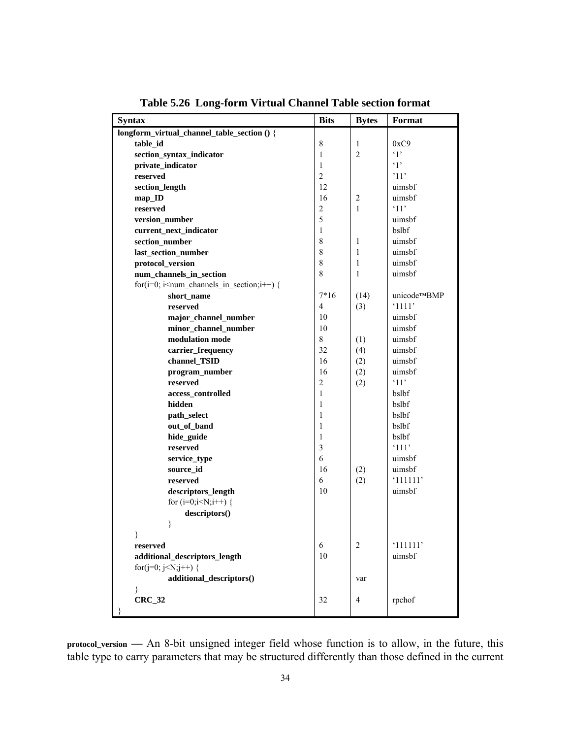**Table 5.26 Long-form Virtual Channel Table section format**

| Syntax | Bits | Bytes | Format |
|---|---|---|---|
| **longform_virtual_channel_table_section ()** { | | | |
| **table_id** | 8 | 1 | 0xC9 |
| **section_syntax_indicator** | 1 | 2 | '1' |
| **private_indicator** | 1 | | '1' |
| **reserved** | 2 | | '11' |
| **section_length** | 12 | | uimsbf |
| **map_ID** | 16 | 2 | uimsbf |
| **reserved** | 2 | 1 | '11' |
| **version_number** | 5 | | uimsbf |
| **current_next_indicator** | 1 | | bslbf |
| **section_number** | 8 | 1 | uimsbf |
| **last_section_number** | 8 | 1 | uimsbf |
| **protocol_version** | 8 | 1 | uimsbf |
| **num_channels_in_section** | 8 | 1 | uimsbf |
| for(i=0; i<num_channels_in_section;i++) { | | | |
| **short_name** | 7*16 | (14) | unicode™BMP |
| **reserved** | 4 | (3) | '1111' |
| **major_channel_number** | 10 | | uimsbf |
| **minor_channel_number** | 10 | | uimsbf |
| **modulation mode** | 8 | (1) | uimsbf |
| **carrier_frequency** | 32 | (4) | uimsbf |
| **channel_TSID** | 16 | (2) | uimsbf |
| **program_number** | 16 | (2) | uimsbf |
| **reserved** | 2 | (2) | '11' |
| **access_controlled** | 1 | | bslbf |
| **hidden** | 1 | | bslbf |
| **path_select** | 1 | | bslbf |
| **out_of_band** | 1 | | bslbf |
| **hide_guide** | 1 | | bslbf |
| **reserved** | 3 | | '111' |
| **service_type** | 6 | | uimsbf |
| **source_id** | 16 | (2) | uimsbf |
| **reserved** | 6 | (2) | '111111' |
| **descriptors_length** | 10 | | uimsbf |
| for (i=0;i<N;i++) { | | | |
| **descriptors()** | | | |
| } | | | |
| } | | | |
| **reserved** | 6 | 2 | '111111' |
| **additional_descriptors_length** | 10 | | uimsbf |
| for(j=0; j<N;j++) { | | | |
| **additional_descriptors()** | | var | |
| } | | | |
| **CRC_32** | 32 | 4 | rpchof |
| } | | | |

**protocol_version** — An 8-bit unsigned integer field whose function is to allow, in the future, this table type to carry parameters that may be structured differently than those defined in the current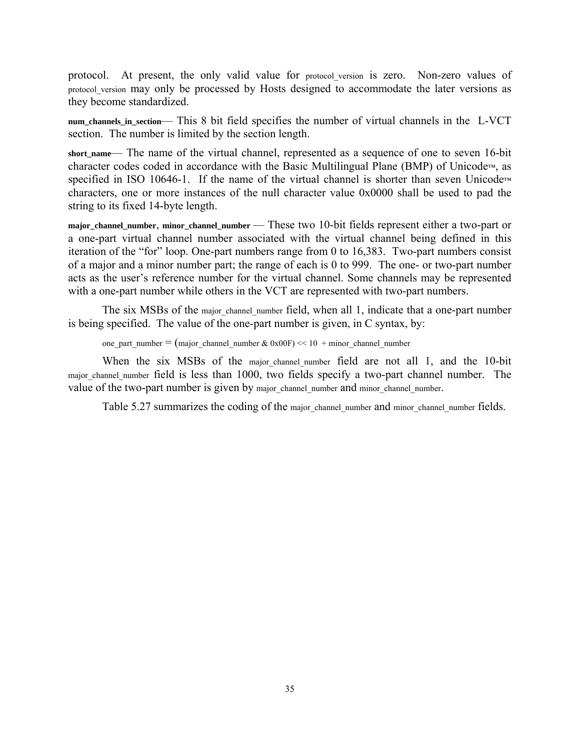protocol. At present, the only valid value for protocol_version is zero. Non-zero values of protocol_version may only be processed by Hosts designed to accommodate the later versions as they become standardized.

**num_channels_in_section**— This 8 bit field specifies the number of virtual channels in the L-VCT section. The number is limited by the section length.

**short_name**— The name of the virtual channel, represented as a sequence of one to seven 16-bit character codes coded in accordance with the Basic Multilingual Plane (BMP) of Unicode™, as specified in ISO 10646-1. If the name of the virtual channel is shorter than seven Unicode™ characters, one or more instances of the null character value 0x0000 shall be used to pad the string to its fixed 14-byte length.

**major_channel_number**, **minor_channel_number** — These two 10-bit fields represent either a two-part or a one-part virtual channel number associated with the virtual channel being defined in this iteration of the "for" loop. One-part numbers range from 0 to 16,383. Two-part numbers consist of a major and a minor number part; the range of each is 0 to 999. The one- or two-part number acts as the user's reference number for the virtual channel. Some channels may be represented with a one-part number while others in the VCT are represented with two-part numbers.

The six MSBs of the major_channel_number field, when all 1, indicate that a one-part number is being specified. The value of the one-part number is given, in C syntax, by:

```
one_part_number = (major_channel_number & 0x00F) << 10  + minor_channel_number
```

When the six MSBs of the major_channel_number field are not all 1, and the 10-bit major_channel_number field is less than 1000, two fields specify a two-part channel number. The value of the two-part number is given by major_channel_number and minor_channel_number.

Table 5.27 summarizes the coding of the major_channel_number and minor_channel_number fields.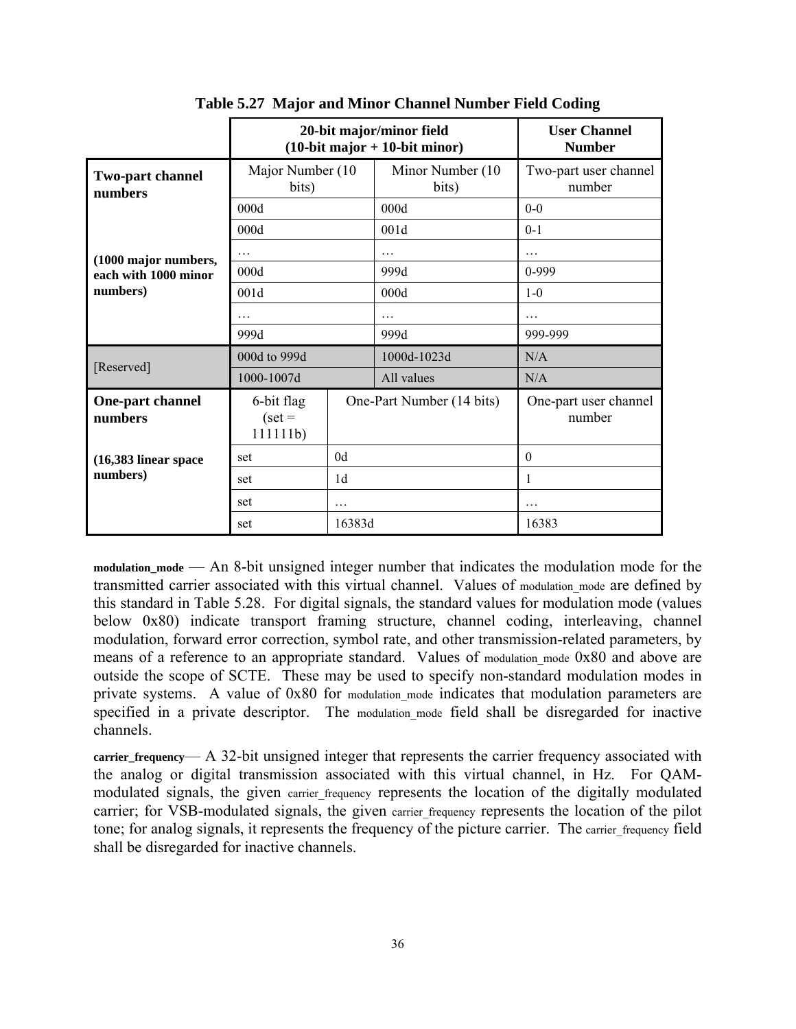**Table 5.27 Major and Minor Channel Number Field Coding**

| | 20-bit major/minor field (10-bit major + 10-bit minor) | | User Channel Number |
|---|---|---|---|
| **Two-part channel numbers** | Major Number (10 bits) | Minor Number (10 bits) | Two-part user channel number |
| | 000d | 000d | 0-0 |
| | 000d | 001d | 0-1 |
| **(1000 major numbers, each with 1000 minor numbers)** | … | … | … |
| | 000d | 999d | 0-999 |
| | 001d | 000d | 1-0 |
| | … | … | … |
| | 999d | 999d | 999-999 |
| [Reserved] | 000d to 999d | 1000d-1023d | N/A |
| | 1000-1007d | All values | N/A |
| **One-part channel numbers** | 6-bit flag (set = 111111b) | One-Part Number (14 bits) | One-part user channel number |
| **(16,383 linear space numbers)** | set | 0d | 0 |
| | set | 1d | 1 |
| | set | … | … |
| | set | 16383d | 16383 |

**modulation_mode** — An 8-bit unsigned integer number that indicates the modulation mode for the transmitted carrier associated with this virtual channel. Values of modulation_mode are defined by this standard in Table 5.28. For digital signals, the standard values for modulation mode (values below 0x80) indicate transport framing structure, channel coding, interleaving, channel modulation, forward error correction, symbol rate, and other transmission-related parameters, by means of a reference to an appropriate standard. Values of modulation_mode 0x80 and above are outside the scope of SCTE. These may be used to specify non-standard modulation modes in private systems. A value of 0x80 for modulation_mode indicates that modulation parameters are specified in a private descriptor. The modulation_mode field shall be disregarded for inactive channels.

**carrier_frequency**— A 32-bit unsigned integer that represents the carrier frequency associated with the analog or digital transmission associated with this virtual channel, in Hz. For QAM-modulated signals, the given carrier_frequency represents the location of the digitally modulated carrier; for VSB-modulated signals, the given carrier_frequency represents the location of the pilot tone; for analog signals, it represents the frequency of the picture carrier. The carrier_frequency field shall be disregarded for inactive channels.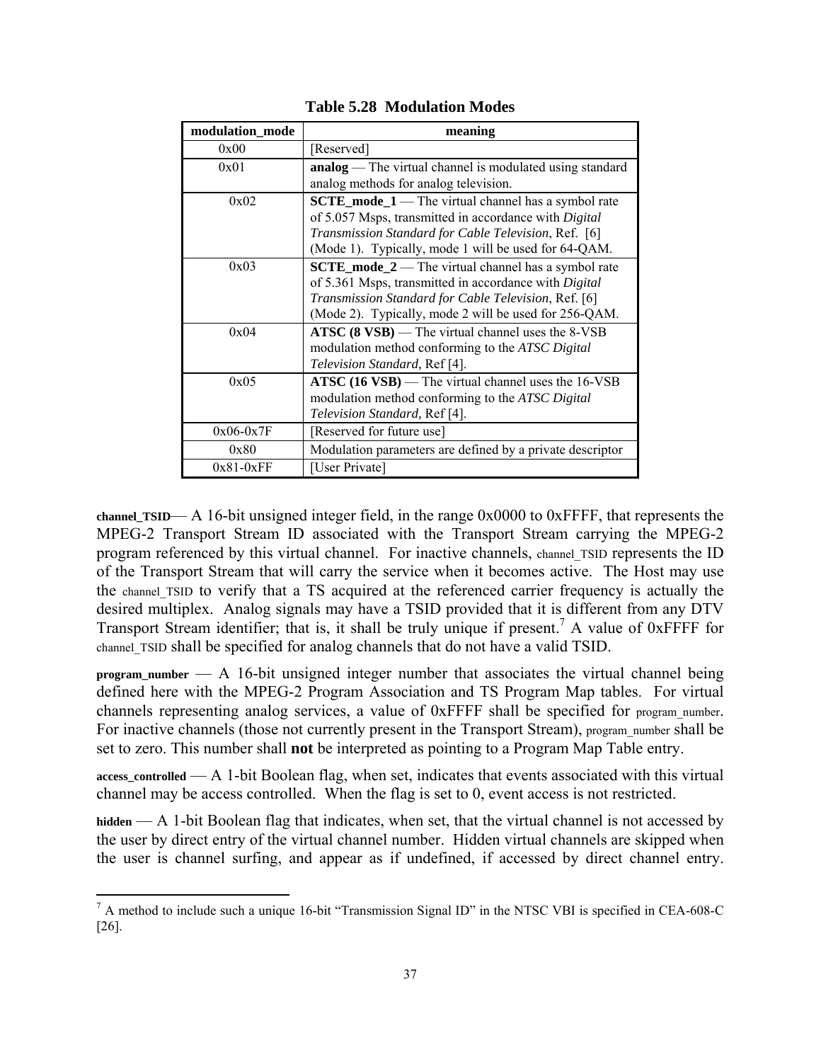**Table 5.28 Modulation Modes**

| modulation_mode | meaning |
|---|---|
| 0x00 | [Reserved] |
| 0x01 | **analog** — The virtual channel is modulated using standard analog methods for analog television. |
| 0x02 | **SCTE_mode_1** — The virtual channel has a symbol rate of 5.057 Msps, transmitted in accordance with *Digital Transmission Standard for Cable Television*, Ref. [6] (Mode 1). Typically, mode 1 will be used for 64-QAM. |
| 0x03 | **SCTE_mode_2** — The virtual channel has a symbol rate of 5.361 Msps, transmitted in accordance with *Digital Transmission Standard for Cable Television*, Ref. [6] (Mode 2). Typically, mode 2 will be used for 256-QAM. |
| 0x04 | **ATSC (8 VSB)** — The virtual channel uses the 8-VSB modulation method conforming to the *ATSC Digital Television Standard*, Ref [4]. |
| 0x05 | **ATSC (16 VSB)** — The virtual channel uses the 16-VSB modulation method conforming to the *ATSC Digital Television Standard*, Ref [4]. |
| 0x06-0x7F | [Reserved for future use] |
| 0x80 | Modulation parameters are defined by a private descriptor |
| 0x81-0xFF | [User Private] |

**channel_TSID**— A 16-bit unsigned integer field, in the range 0x0000 to 0xFFFF, that represents the MPEG-2 Transport Stream ID associated with the Transport Stream carrying the MPEG-2 program referenced by this virtual channel. For inactive channels, channel_TSID represents the ID of the Transport Stream that will carry the service when it becomes active. The Host may use the channel_TSID to verify that a TS acquired at the referenced carrier frequency is actually the desired multiplex. Analog signals may have a TSID provided that it is different from any DTV Transport Stream identifier; that is, it shall be truly unique if present.[7] A value of 0xFFFF for channel_TSID shall be specified for analog channels that do not have a valid TSID.

**program_number** — A 16-bit unsigned integer number that associates the virtual channel being defined here with the MPEG-2 Program Association and TS Program Map tables. For virtual channels representing analog services, a value of 0xFFFF shall be specified for program_number. For inactive channels (those not currently present in the Transport Stream), program_number shall be set to zero. This number shall **not** be interpreted as pointing to a Program Map Table entry.

**access_controlled** — A 1-bit Boolean flag, when set, indicates that events associated with this virtual channel may be access controlled. When the flag is set to 0, event access is not restricted.

**hidden** — A 1-bit Boolean flag that indicates, when set, that the virtual channel is not accessed by the user by direct entry of the virtual channel number. Hidden virtual channels are skipped when the user is channel surfing, and appear as if undefined, if accessed by direct channel entry.

[7] A method to include such a unique 16-bit "Transmission Signal ID" in the NTSC VBI is specified in CEA-608-C [26].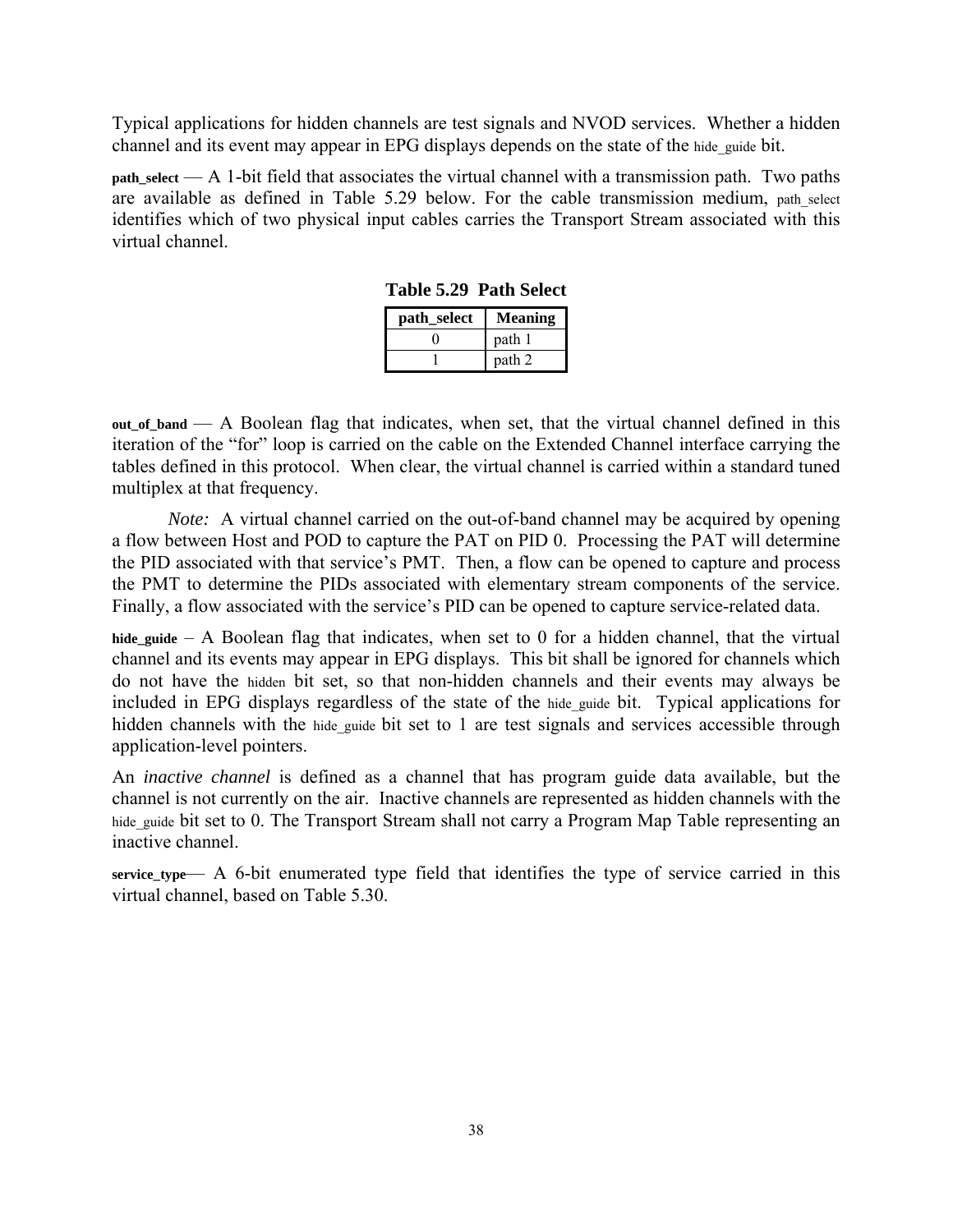Typical applications for hidden channels are test signals and NVOD services. Whether a hidden channel and its event may appear in EPG displays depends on the state of the hide_guide bit.

**path_select** — A 1-bit field that associates the virtual channel with a transmission path. Two paths are available as defined in Table 5.29 below. For the cable transmission medium, path_select identifies which of two physical input cables carries the Transport Stream associated with this virtual channel.

**Table 5.29 Path Select**

| path_select | Meaning |
|---|---|
| 0 | path 1 |
| 1 | path 2 |

**out_of_band** — A Boolean flag that indicates, when set, that the virtual channel defined in this iteration of the "for" loop is carried on the cable on the Extended Channel interface carrying the tables defined in this protocol. When clear, the virtual channel is carried within a standard tuned multiplex at that frequency.

*Note:* A virtual channel carried on the out-of-band channel may be acquired by opening a flow between Host and POD to capture the PAT on PID 0. Processing the PAT will determine the PID associated with that service's PMT. Then, a flow can be opened to capture and process the PMT to determine the PIDs associated with elementary stream components of the service. Finally, a flow associated with the service's PID can be opened to capture service-related data.

**hide_guide** – A Boolean flag that indicates, when set to 0 for a hidden channel, that the virtual channel and its events may appear in EPG displays. This bit shall be ignored for channels which do not have the hidden bit set, so that non-hidden channels and their events may always be included in EPG displays regardless of the state of the hide_guide bit. Typical applications for hidden channels with the hide_guide bit set to 1 are test signals and services accessible through application-level pointers.

An *inactive channel* is defined as a channel that has program guide data available, but the channel is not currently on the air. Inactive channels are represented as hidden channels with the hide_guide bit set to 0. The Transport Stream shall not carry a Program Map Table representing an inactive channel.

**service_type**— A 6-bit enumerated type field that identifies the type of service carried in this virtual channel, based on Table 5.30.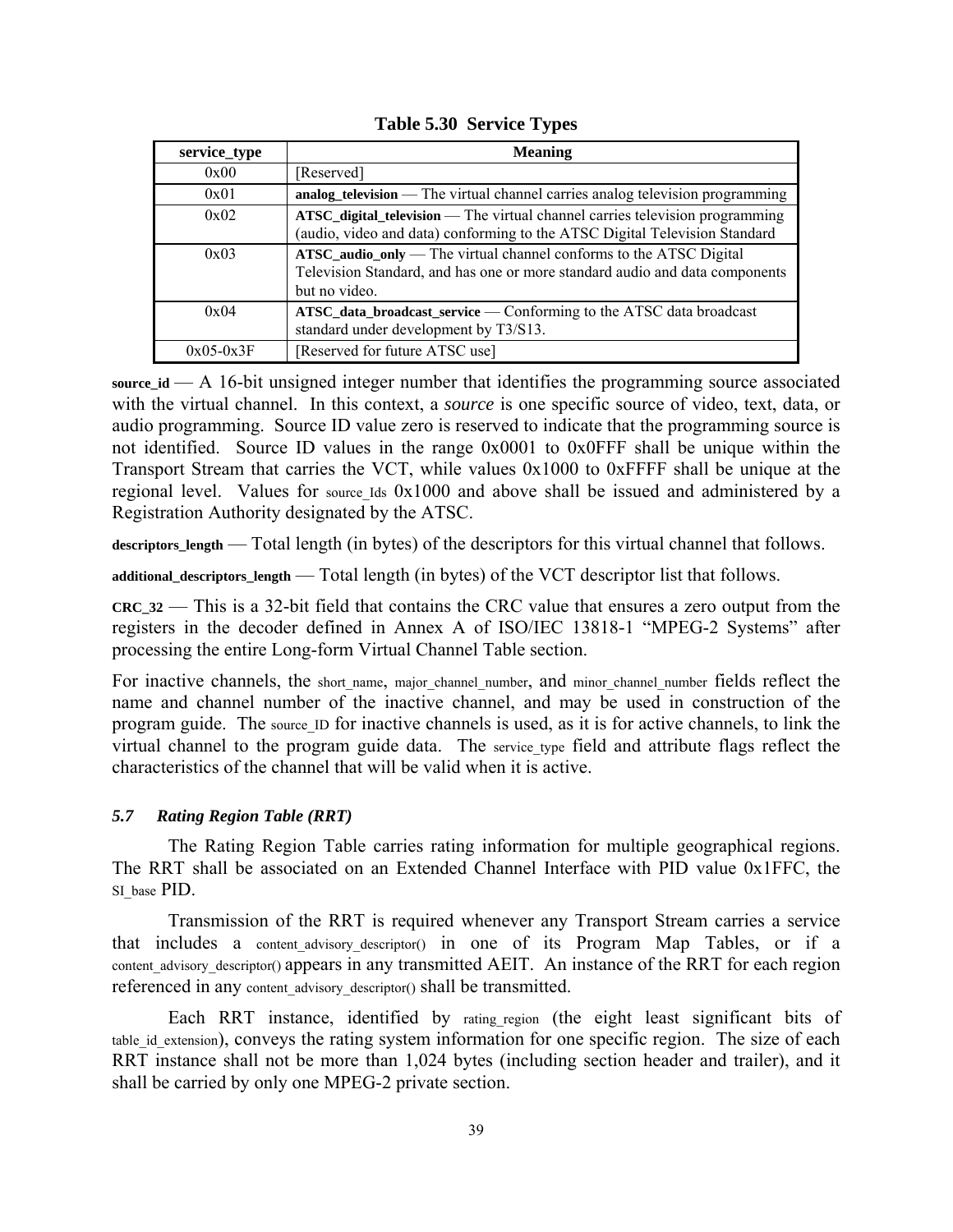**Table 5.30 Service Types**

| service_type | Meaning |
|---|---|
| 0x00 | [Reserved] |
| 0x01 | **analog_television** — The virtual channel carries analog television programming |
| 0x02 | **ATSC_digital_television** — The virtual channel carries television programming (audio, video and data) conforming to the ATSC Digital Television Standard |
| 0x03 | **ATSC_audio_only** — The virtual channel conforms to the ATSC Digital Television Standard, and has one or more standard audio and data components but no video. |
| 0x04 | **ATSC_data_broadcast_service** — Conforming to the ATSC data broadcast standard under development by T3/S13. |
| 0x05-0x3F | [Reserved for future ATSC use] |

**source_id** — A 16-bit unsigned integer number that identifies the programming source associated with the virtual channel. In this context, a *source* is one specific source of video, text, data, or audio programming. Source ID value zero is reserved to indicate that the programming source is not identified. Source ID values in the range 0x0001 to 0x0FFF shall be unique within the Transport Stream that carries the VCT, while values 0x1000 to 0xFFFF shall be unique at the regional level. Values for source_Ids 0x1000 and above shall be issued and administered by a Registration Authority designated by the ATSC.

**descriptors_length** — Total length (in bytes) of the descriptors for this virtual channel that follows.

**additional_descriptors_length** — Total length (in bytes) of the VCT descriptor list that follows.

**CRC_32** — This is a 32-bit field that contains the CRC value that ensures a zero output from the registers in the decoder defined in Annex A of ISO/IEC 13818-1 "MPEG-2 Systems" after processing the entire Long-form Virtual Channel Table section.

For inactive channels, the short_name, major_channel_number, and minor_channel_number fields reflect the name and channel number of the inactive channel, and may be used in construction of the program guide. The source_ID for inactive channels is used, as it is for active channels, to link the virtual channel to the program guide data. The service_type field and attribute flags reflect the characteristics of the channel that will be valid when it is active.

### *5.7 Rating Region Table (RRT)*

The Rating Region Table carries rating information for multiple geographical regions. The RRT shall be associated on an Extended Channel Interface with PID value 0x1FFC, the SI_base PID.

Transmission of the RRT is required whenever any Transport Stream carries a service that includes a content_advisory_descriptor() in one of its Program Map Tables, or if a content_advisory_descriptor() appears in any transmitted AEIT. An instance of the RRT for each region referenced in any content_advisory_descriptor() shall be transmitted.

Each RRT instance, identified by rating_region (the eight least significant bits of table_id_extension), conveys the rating system information for one specific region. The size of each RRT instance shall not be more than 1,024 bytes (including section header and trailer), and it shall be carried by only one MPEG-2 private section.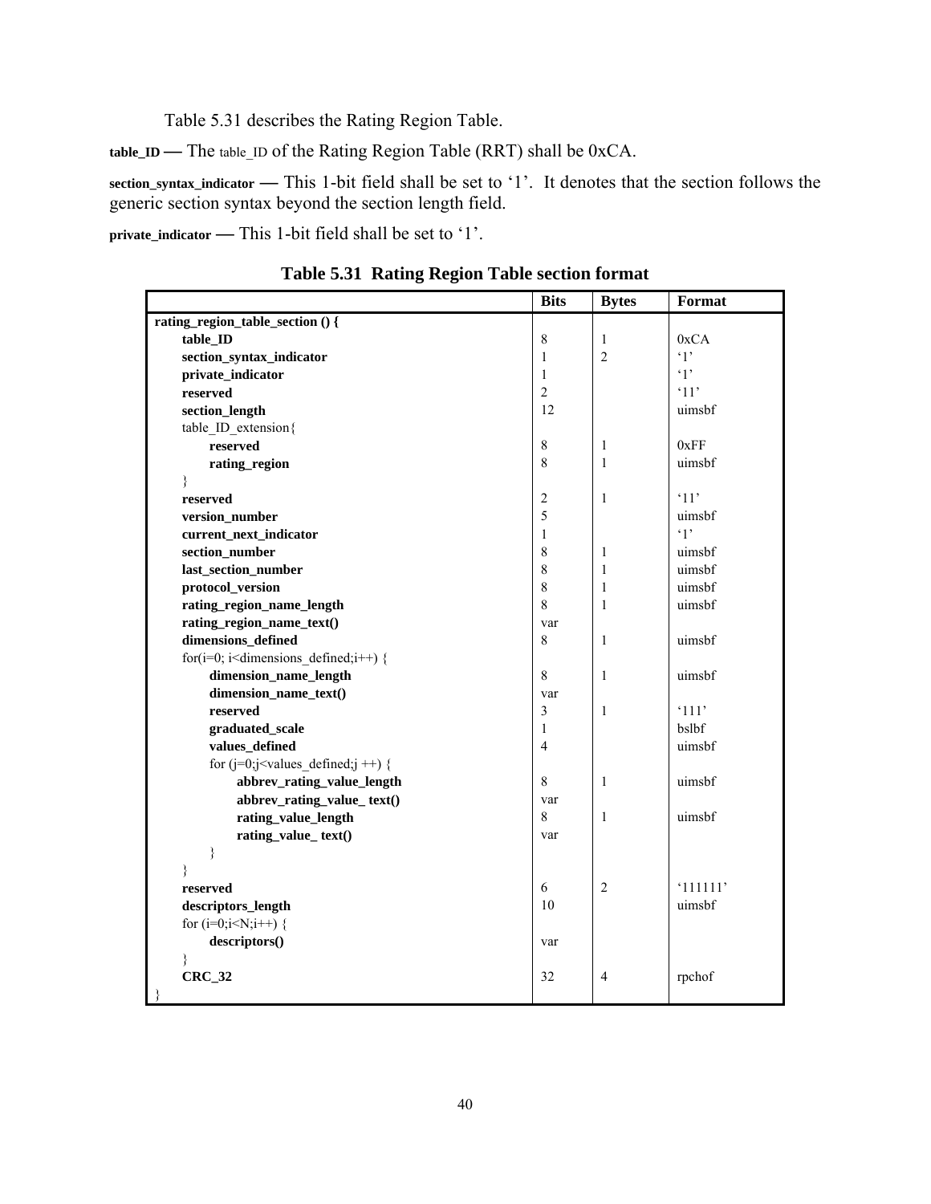Table 5.31 describes the Rating Region Table.

**table_ID** — The table_ID of the Rating Region Table (RRT) shall be 0xCA.

**section_syntax_indicator** — This 1-bit field shall be set to '1'. It denotes that the section follows the generic section syntax beyond the section length field.

**private_indicator** — This 1-bit field shall be set to '1'.

**Table 5.31 Rating Region Table section format**

| | Bits | Bytes | Format |
|---|---|---|---|
| **rating_region_table_section () {** | | | |
| **table_ID** | 8 | 1 | 0xCA |
| **section_syntax_indicator** | 1 | 2 | '1' |
| **private_indicator** | 1 | | '1' |
| **reserved** | 2 | | '11' |
| **section_length** | 12 | | uimsbf |
| table_ID_extension{ | | | |
| **reserved** | 8 | 1 | 0xFF |
| **rating_region** | 8 | 1 | uimsbf |
| } | | | |
| **reserved** | 2 | 1 | '11' |
| **version_number** | 5 | | uimsbf |
| **current_next_indicator** | 1 | | '1' |
| **section_number** | 8 | 1 | uimsbf |
| **last_section_number** | 8 | 1 | uimsbf |
| **protocol_version** | 8 | 1 | uimsbf |
| **rating_region_name_length** | 8 | 1 | uimsbf |
| **rating_region_name_text()** | var | | |
| **dimensions_defined** | 8 | 1 | uimsbf |
| for(i=0; i<dimensions_defined;i++) { | | | |
| **dimension_name_length** | 8 | 1 | uimsbf |
| **dimension_name_text()** | var | | |
| **reserved** | 3 | 1 | '111' |
| **graduated_scale** | 1 | | bslbf |
| **values_defined** | 4 | | uimsbf |
| for (j=0;j<values_defined;j ++) { | | | |
| **abbrev_rating_value_length** | 8 | 1 | uimsbf |
| **abbrev_rating_value_ text()** | var | | |
| **rating_value_length** | 8 | 1 | uimsbf |
| **rating_value_ text()** | var | | |
| } | | | |
| } | | | |
| **reserved** | 6 | 2 | '111111' |
| **descriptors_length** | 10 | | uimsbf |
| for (i=0;i<N;i++) { | | | |
| **descriptors()** | var | | |
| } | | | |
| **CRC_32** | 32 | 4 | rpchof |
| } | | | |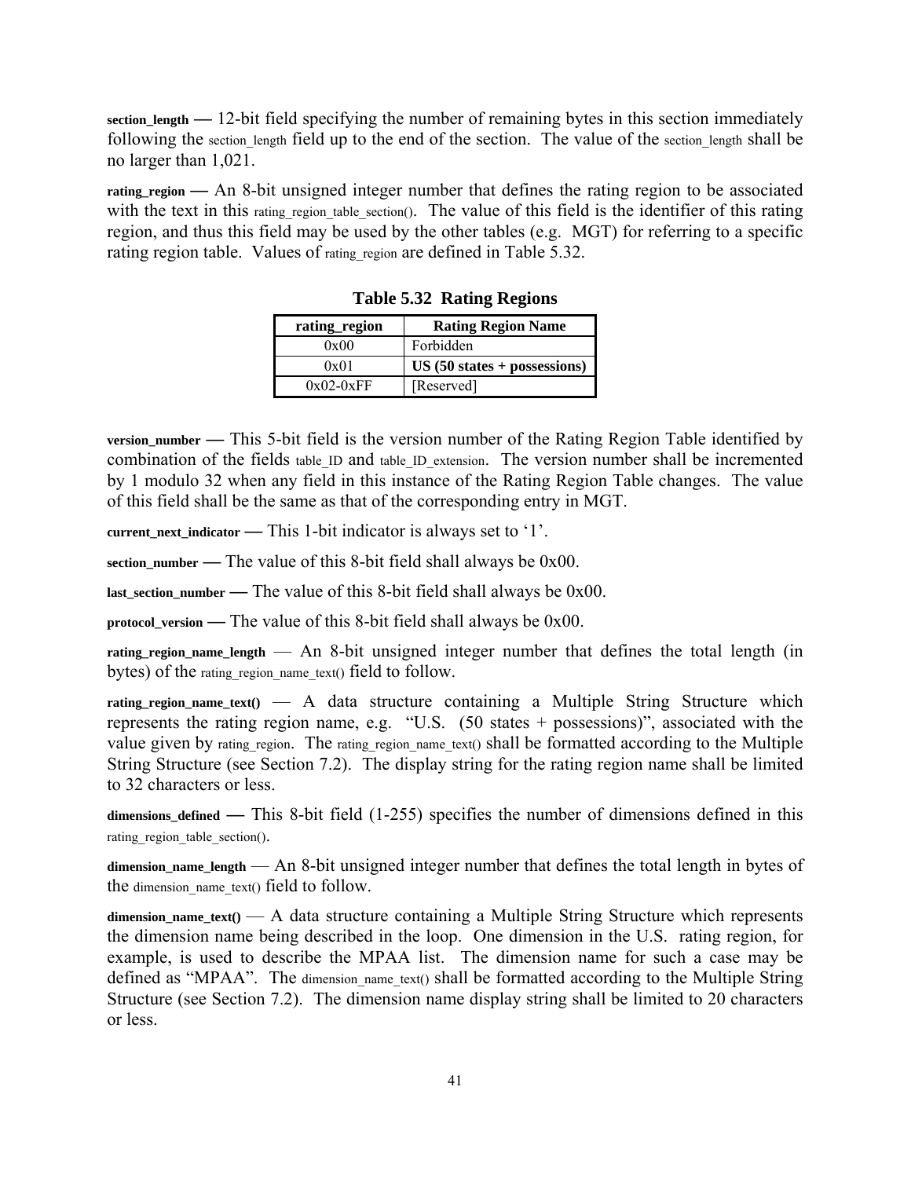**section_length** — 12-bit field specifying the number of remaining bytes in this section immediately following the section_length field up to the end of the section. The value of the section_length shall be no larger than 1,021.

**rating_region** — An 8-bit unsigned integer number that defines the rating region to be associated with the text in this rating_region_table_section(). The value of this field is the identifier of this rating region, and thus this field may be used by the other tables (e.g. MGT) for referring to a specific rating region table. Values of rating_region are defined in Table 5.32.

**Table 5.32 Rating Regions**

| rating_region | Rating Region Name |
|---|---|
| 0x00 | Forbidden |
| 0x01 | **US (50 states + possessions)** |
| 0x02-0xFF | [Reserved] |

**version_number** — This 5-bit field is the version number of the Rating Region Table identified by combination of the fields table_ID and table_ID_extension. The version number shall be incremented by 1 modulo 32 when any field in this instance of the Rating Region Table changes. The value of this field shall be the same as that of the corresponding entry in MGT.

**current_next_indicator** — This 1-bit indicator is always set to '1'.

**section_number** — The value of this 8-bit field shall always be 0x00.

**last_section_number** — The value of this 8-bit field shall always be 0x00.

**protocol_version** — The value of this 8-bit field shall always be 0x00.

**rating_region_name_length** — An 8-bit unsigned integer number that defines the total length (in bytes) of the rating_region_name_text() field to follow.

**rating_region_name_text()** — A data structure containing a Multiple String Structure which represents the rating region name, e.g. "U.S. (50 states + possessions)", associated with the value given by rating_region. The rating_region_name_text() shall be formatted according to the Multiple String Structure (see Section 7.2). The display string for the rating region name shall be limited to 32 characters or less.

**dimensions_defined** — This 8-bit field (1-255) specifies the number of dimensions defined in this rating_region_table_section().

**dimension_name_length** — An 8-bit unsigned integer number that defines the total length in bytes of the dimension_name_text() field to follow.

**dimension_name_text()** — A data structure containing a Multiple String Structure which represents the dimension name being described in the loop. One dimension in the U.S. rating region, for example, is used to describe the MPAA list. The dimension name for such a case may be defined as "MPAA". The dimension_name_text() shall be formatted according to the Multiple String Structure (see Section 7.2). The dimension name display string shall be limited to 20 characters or less.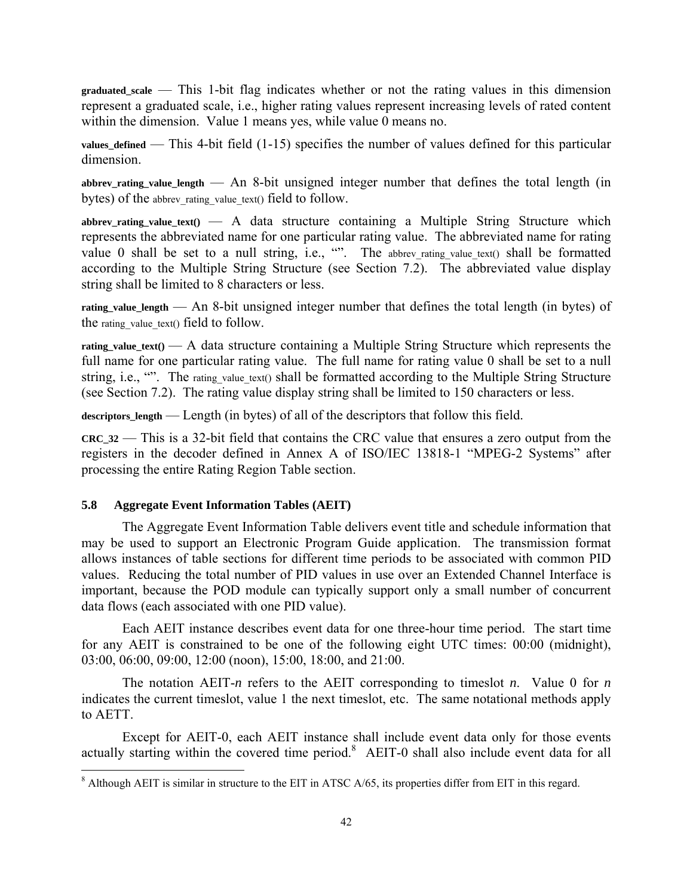**graduated_scale** — This 1-bit flag indicates whether or not the rating values in this dimension represent a graduated scale, i.e., higher rating values represent increasing levels of rated content within the dimension. Value 1 means yes, while value 0 means no.

**values_defined** — This 4-bit field (1-15) specifies the number of values defined for this particular dimension.

**abbrev_rating_value_length** — An 8-bit unsigned integer number that defines the total length (in bytes) of the abbrev_rating_value_text() field to follow.

**abbrev_rating_value_text()** — A data structure containing a Multiple String Structure which represents the abbreviated name for one particular rating value. The abbreviated name for rating value 0 shall be set to a null string, i.e., "". The abbrev_rating_value_text() shall be formatted according to the Multiple String Structure (see Section 7.2). The abbreviated value display string shall be limited to 8 characters or less.

**rating_value_length** — An 8-bit unsigned integer number that defines the total length (in bytes) of the rating_value_text() field to follow.

**rating_value_text()** — A data structure containing a Multiple String Structure which represents the full name for one particular rating value. The full name for rating value 0 shall be set to a null string, i.e., "". The rating_value_text() shall be formatted according to the Multiple String Structure (see Section 7.2). The rating value display string shall be limited to 150 characters or less.

**descriptors_length** — Length (in bytes) of all of the descriptors that follow this field.

**CRC_32** — This is a 32-bit field that contains the CRC value that ensures a zero output from the registers in the decoder defined in Annex A of ISO/IEC 13818-1 "MPEG-2 Systems" after processing the entire Rating Region Table section.

### 5.8 Aggregate Event Information Tables (AEIT)

The Aggregate Event Information Table delivers event title and schedule information that may be used to support an Electronic Program Guide application. The transmission format allows instances of table sections for different time periods to be associated with common PID values. Reducing the total number of PID values in use over an Extended Channel Interface is important, because the POD module can typically support only a small number of concurrent data flows (each associated with one PID value).

Each AEIT instance describes event data for one three-hour time period. The start time for any AEIT is constrained to be one of the following eight UTC times: 00:00 (midnight), 03:00, 06:00, 09:00, 12:00 (noon), 15:00, 18:00, and 21:00.

The notation AEIT-*n* refers to the AEIT corresponding to timeslot *n*. Value 0 for *n* indicates the current timeslot, value 1 the next timeslot, etc. The same notational methods apply to AETT.

Except for AEIT-0, each AEIT instance shall include event data only for those events actually starting within the covered time period.[8] AEIT-0 shall also include event data for all

[8] Although AEIT is similar in structure to the EIT in ATSC A/65, its properties differ from EIT in this regard.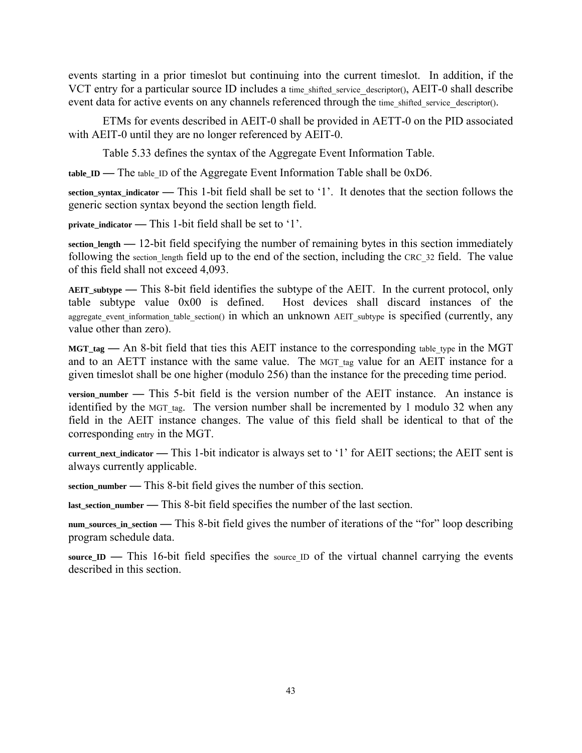events starting in a prior timeslot but continuing into the current timeslot. In addition, if the VCT entry for a particular source ID includes a time_shifted_service_descriptor(), AEIT-0 shall describe event data for active events on any channels referenced through the time_shifted_service_descriptor().

ETMs for events described in AEIT-0 shall be provided in AETT-0 on the PID associated with AEIT-0 until they are no longer referenced by AEIT-0.

Table 5.33 defines the syntax of the Aggregate Event Information Table.

**table_ID** — The table_ID of the Aggregate Event Information Table shall be 0xD6.

**section_syntax_indicator** — This 1-bit field shall be set to '1'. It denotes that the section follows the generic section syntax beyond the section length field.

**private_indicator** — This 1-bit field shall be set to '1'.

**section_length** — 12-bit field specifying the number of remaining bytes in this section immediately following the section_length field up to the end of the section, including the CRC_32 field. The value of this field shall not exceed 4,093.

**AEIT_subtype** — This 8-bit field identifies the subtype of the AEIT. In the current protocol, only table subtype value 0x00 is defined. Host devices shall discard instances of the aggregate_event_information_table_section() in which an unknown AEIT_subtype is specified (currently, any value other than zero).

**MGT_tag** — An 8-bit field that ties this AEIT instance to the corresponding table_type in the MGT and to an AETT instance with the same value. The MGT_tag value for an AEIT instance for a given timeslot shall be one higher (modulo 256) than the instance for the preceding time period.

**version_number** — This 5-bit field is the version number of the AEIT instance. An instance is identified by the MGT_tag. The version number shall be incremented by 1 modulo 32 when any field in the AEIT instance changes. The value of this field shall be identical to that of the corresponding entry in the MGT.

**current_next_indicator** — This 1-bit indicator is always set to '1' for AEIT sections; the AEIT sent is always currently applicable.

**section_number** — This 8-bit field gives the number of this section.

**last_section_number** — This 8-bit field specifies the number of the last section.

**num_sources_in_section** — This 8-bit field gives the number of iterations of the "for" loop describing program schedule data.

**source_ID** — This 16-bit field specifies the source_ID of the virtual channel carrying the events described in this section.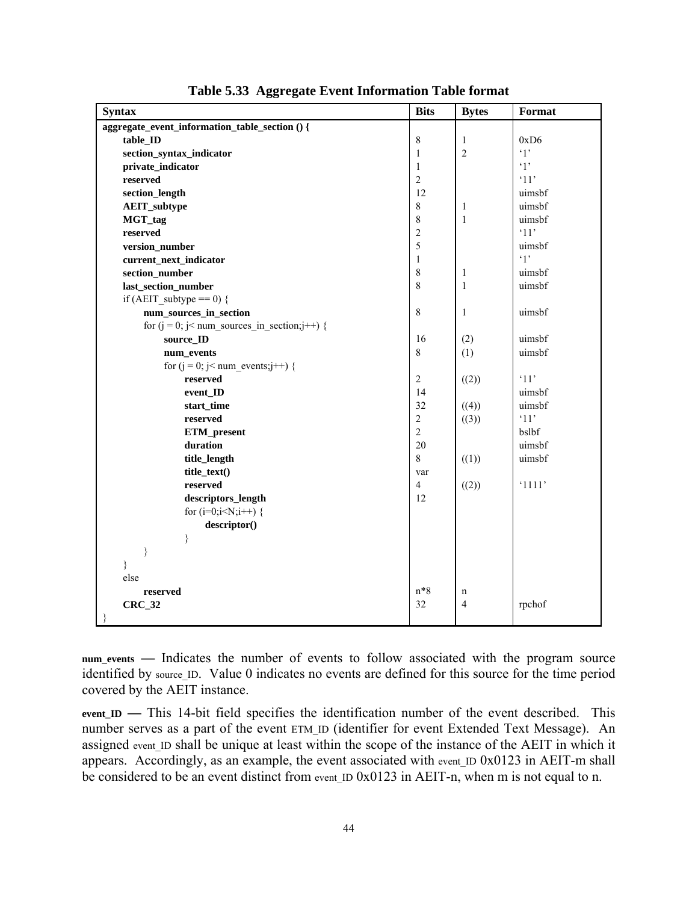**Table 5.33 Aggregate Event Information Table format**

| Syntax | Bits | Bytes | Format |
|---|---|---|---|
| **aggregate_event_information_table_section () {** | | | |
| **table_ID** | 8 | 1 | 0xD6 |
| **section_syntax_indicator** | 1 | 2 | '1' |
| **private_indicator** | 1 | | '1' |
| **reserved** | 2 | | '11' |
| **section_length** | 12 | | uimsbf |
| **AEIT_subtype** | 8 | 1 | uimsbf |
| **MGT_tag** | 8 | 1 | uimsbf |
| **reserved** | 2 | | '11' |
| **version_number** | 5 | | uimsbf |
| **current_next_indicator** | 1 | | '1' |
| **section_number** | 8 | 1 | uimsbf |
| **last_section_number** | 8 | 1 | uimsbf |
| if (AEIT_subtype == 0) { | | | |
| **num_sources_in_section** | 8 | 1 | uimsbf |
| for (j = 0; j< num_sources_in_section;j++) { | | | |
| **source_ID** | 16 | (2) | uimsbf |
| **num_events** | 8 | (1) | uimsbf |
| for (j = 0; j< num_events;j++) { | | | |
| **reserved** | 2 | ((2)) | '11' |
| **event_ID** | 14 | | uimsbf |
| **start_time** | 32 | ((4)) | uimsbf |
| **reserved** | 2 | ((3)) | '11' |
| **ETM_present** | 2 | | bslbf |
| **duration** | 20 | | uimsbf |
| **title_length** | 8 | ((1)) | uimsbf |
| **title_text()** | var | | |
| **reserved** | 4 | ((2)) | '1111' |
| **descriptors_length** | 12 | | |
| for (i=0;i<N;i++) { | | | |
| **descriptor()** | | | |
| } | | | |
| } | | | |
| } | | | |
| else | | | |
| **reserved** | n*8 | n | |
| **CRC_32** | 32 | 4 | rpchof |
| } | | | |

**num_events** — Indicates the number of events to follow associated with the program source identified by source_ID. Value 0 indicates no events are defined for this source for the time period covered by the AEIT instance.

**event_ID** — This 14-bit field specifies the identification number of the event described. This number serves as a part of the event ETM_ID (identifier for event Extended Text Message). An assigned event_ID shall be unique at least within the scope of the instance of the AEIT in which it appears. Accordingly, as an example, the event associated with event_ID 0x0123 in AEIT-m shall be considered to be an event distinct from event_ID 0x0123 in AEIT-n, when m is not equal to n.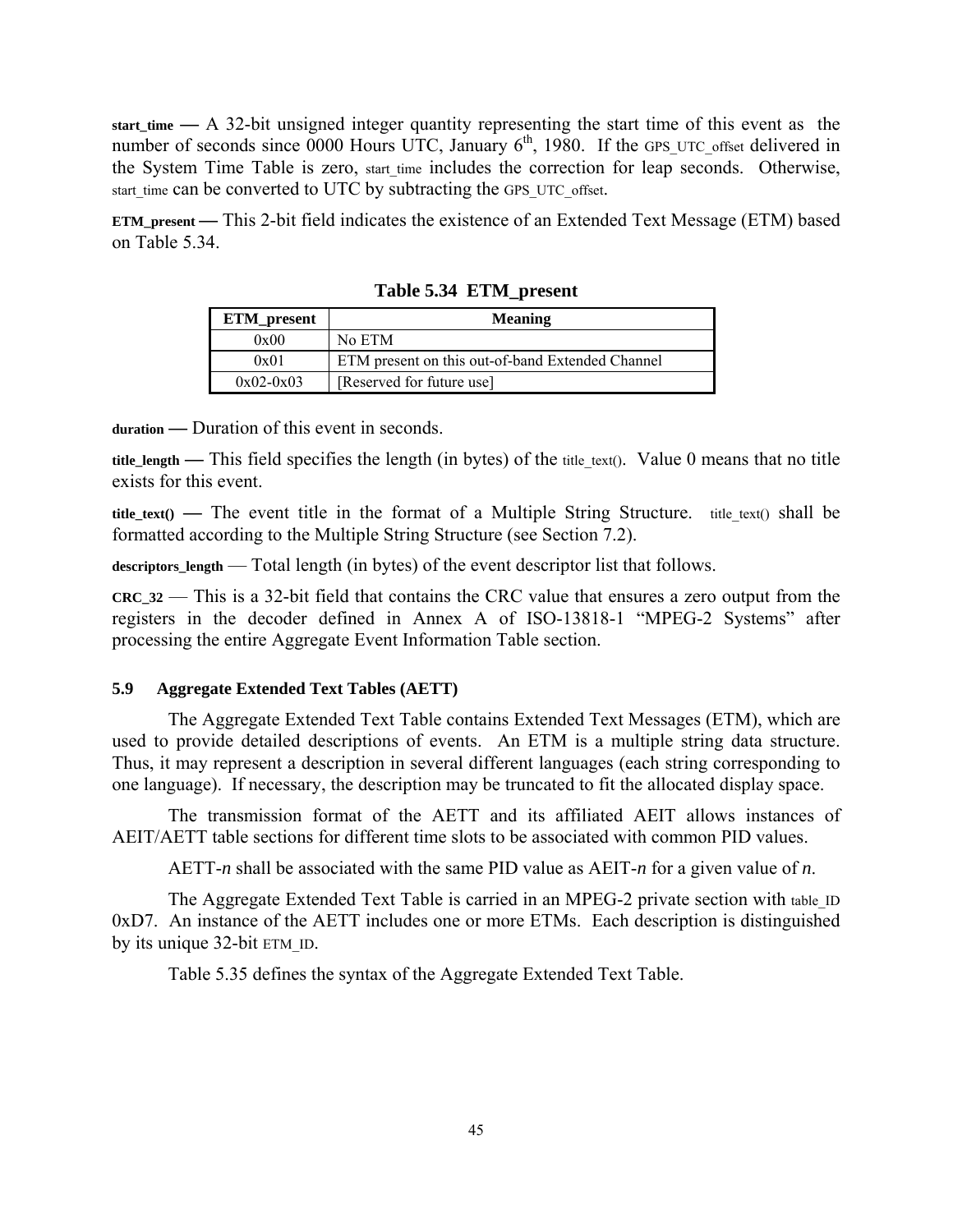**start_time** — A 32-bit unsigned integer quantity representing the start time of this event as the number of seconds since 0000 Hours UTC, January 6th, 1980. If the GPS_UTC_offset delivered in the System Time Table is zero, start_time includes the correction for leap seconds. Otherwise, start_time can be converted to UTC by subtracting the GPS_UTC_offset.

**ETM_present** — This 2-bit field indicates the existence of an Extended Text Message (ETM) based on Table 5.34.

**Table 5.34 ETM_present**

| ETM_present | Meaning |
|---|---|
| 0x00 | No ETM |
| 0x01 | ETM present on this out-of-band Extended Channel |
| 0x02-0x03 | [Reserved for future use] |

**duration** — Duration of this event in seconds.

**title_length** — This field specifies the length (in bytes) of the title_text(). Value 0 means that no title exists for this event.

**title_text()** — The event title in the format of a Multiple String Structure. title_text() shall be formatted according to the Multiple String Structure (see Section 7.2).

**descriptors_length** — Total length (in bytes) of the event descriptor list that follows.

**CRC_32** — This is a 32-bit field that contains the CRC value that ensures a zero output from the registers in the decoder defined in Annex A of ISO-13818-1 "MPEG-2 Systems" after processing the entire Aggregate Event Information Table section.

### 5.9 Aggregate Extended Text Tables (AETT)

The Aggregate Extended Text Table contains Extended Text Messages (ETM), which are used to provide detailed descriptions of events. An ETM is a multiple string data structure. Thus, it may represent a description in several different languages (each string corresponding to one language). If necessary, the description may be truncated to fit the allocated display space.

The transmission format of the AETT and its affiliated AEIT allows instances of AEIT/AETT table sections for different time slots to be associated with common PID values.

AETT-*n* shall be associated with the same PID value as AEIT-*n* for a given value of *n*.

The Aggregate Extended Text Table is carried in an MPEG-2 private section with table_ID 0xD7. An instance of the AETT includes one or more ETMs. Each description is distinguished by its unique 32-bit ETM_ID.

Table 5.35 defines the syntax of the Aggregate Extended Text Table.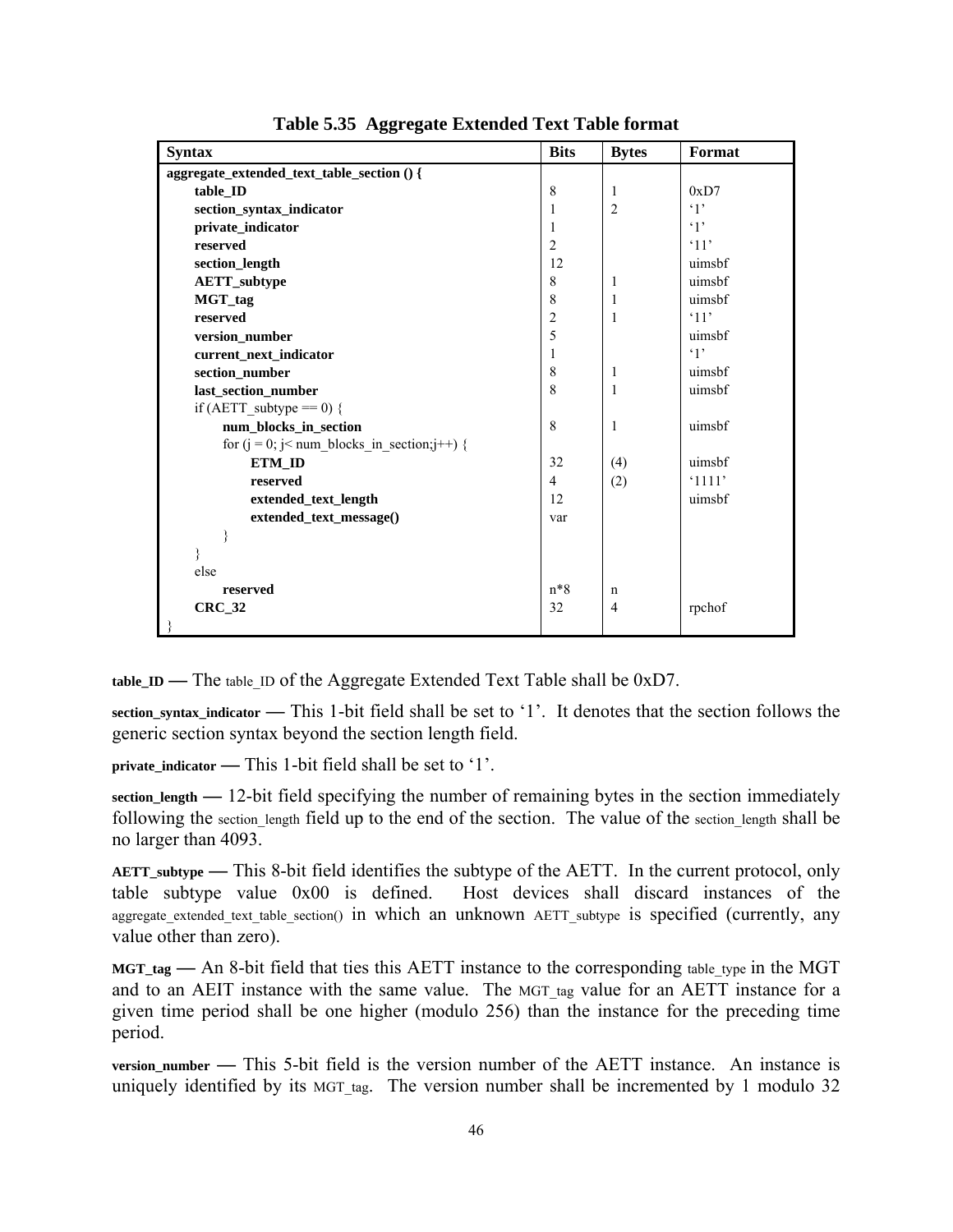**Table 5.35 Aggregate Extended Text Table format**

| Syntax | Bits | Bytes | Format |
|---|---|---|---|
| **aggregate_extended_text_table_section () {** | | | |
| **table_ID** | 8 | 1 | 0xD7 |
| **section_syntax_indicator** | 1 | 2 | ‘1’ |
| **private_indicator** | 1 | | ‘1’ |
| **reserved** | 2 | | ‘11’ |
| **section_length** | 12 | | uimsbf |
| **AETT_subtype** | 8 | 1 | uimsbf |
| **MGT_tag** | 8 | 1 | uimsbf |
| **reserved** | 2 | 1 | ‘11’ |
| **version_number** | 5 | | uimsbf |
| **current_next_indicator** | 1 | | ‘1’ |
| **section_number** | 8 | 1 | uimsbf |
| **last_section_number** | 8 | 1 | uimsbf |
| if (AETT_subtype == 0) { | | | |
| **num_blocks_in_section** | 8 | 1 | uimsbf |
| for (j = 0; j< num_blocks_in_section;j++) { | | | |
| **ETM_ID** | 32 | (4) | uimsbf |
| **reserved** | 4 | (2) | ‘1111’ |
| **extended_text_length** | 12 | | uimsbf |
| **extended_text_message()** | var | | |
| } | | | |
| } | | | |
| else | | | |
| **reserved** | n*8 | n | |
| **CRC_32** | 32 | 4 | rpchof |
| } | | | |

**table_ID** — The table_ID of the Aggregate Extended Text Table shall be 0xD7.

**section_syntax_indicator** — This 1-bit field shall be set to ‘1’. It denotes that the section follows the generic section syntax beyond the section length field.

**private_indicator** — This 1-bit field shall be set to ‘1’.

**section_length** — 12-bit field specifying the number of remaining bytes in the section immediately following the section_length field up to the end of the section. The value of the section_length shall be no larger than 4093.

**AETT_subtype** — This 8-bit field identifies the subtype of the AETT. In the current protocol, only table subtype value 0x00 is defined. Host devices shall discard instances of the aggregate_extended_text_table_section() in which an unknown AETT_subtype is specified (currently, any value other than zero).

**MGT_tag** — An 8-bit field that ties this AETT instance to the corresponding table_type in the MGT and to an AEIT instance with the same value. The MGT_tag value for an AETT instance for a given time period shall be one higher (modulo 256) than the instance for the preceding time period.

**version_number** — This 5-bit field is the version number of the AETT instance. An instance is uniquely identified by its MGT_tag. The version number shall be incremented by 1 modulo 32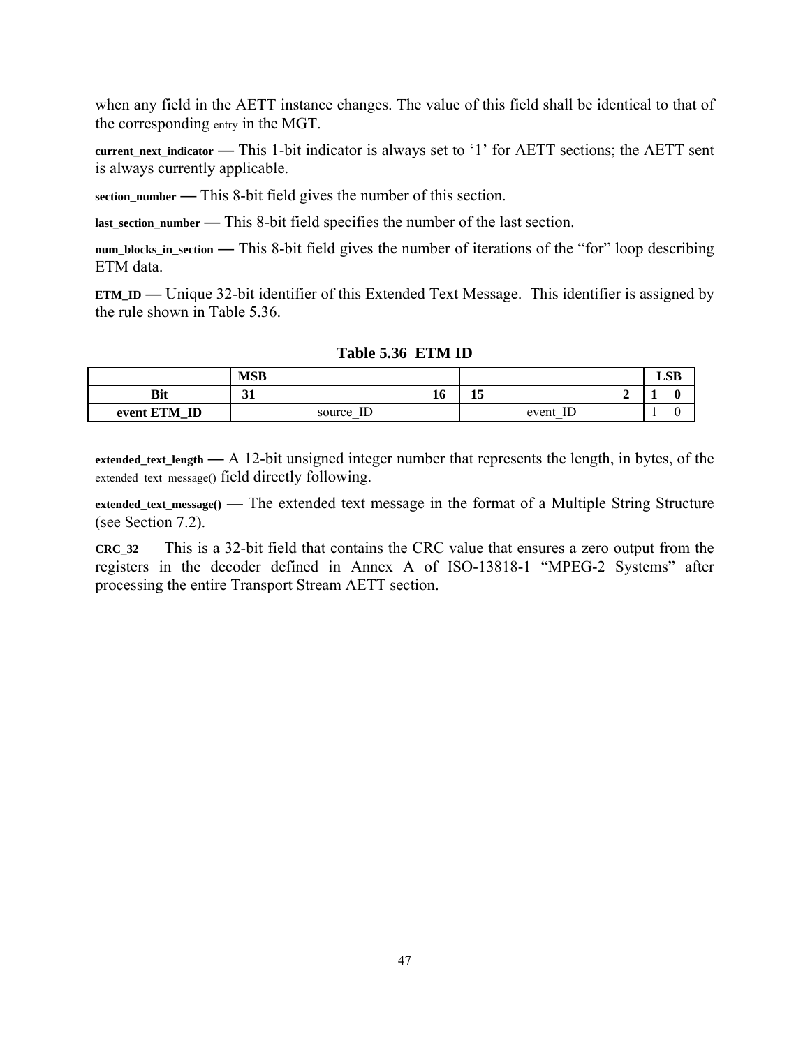when any field in the AETT instance changes. The value of this field shall be identical to that of the corresponding entry in the MGT.

**current_next_indicator** — This 1-bit indicator is always set to '1' for AETT sections; the AETT sent is always currently applicable.

**section_number** — This 8-bit field gives the number of this section.

**last_section_number** — This 8-bit field specifies the number of the last section.

**num_blocks_in_section** — This 8-bit field gives the number of iterations of the "for" loop describing ETM data.

**ETM_ID** — Unique 32-bit identifier of this Extended Text Message. This identifier is assigned by the rule shown in Table 5.36.

**Table 5.36 ETM ID**

| | **MSB** | | | | **LSB** | |
|---|---|---|---|---|---|---|
| **Bit** | **31** | **16** | **15** | **2** | **1** | **0** |
| **event ETM_ID** | source_ID | | event_ID | | 1 | 0 |

**extended_text_length** — A 12-bit unsigned integer number that represents the length, in bytes, of the extended_text_message() field directly following.

**extended_text_message()** — The extended text message in the format of a Multiple String Structure (see Section 7.2).

**CRC_32** — This is a 32-bit field that contains the CRC value that ensures a zero output from the registers in the decoder defined in Annex A of ISO-13818-1 "MPEG-2 Systems" after processing the entire Transport Stream AETT section.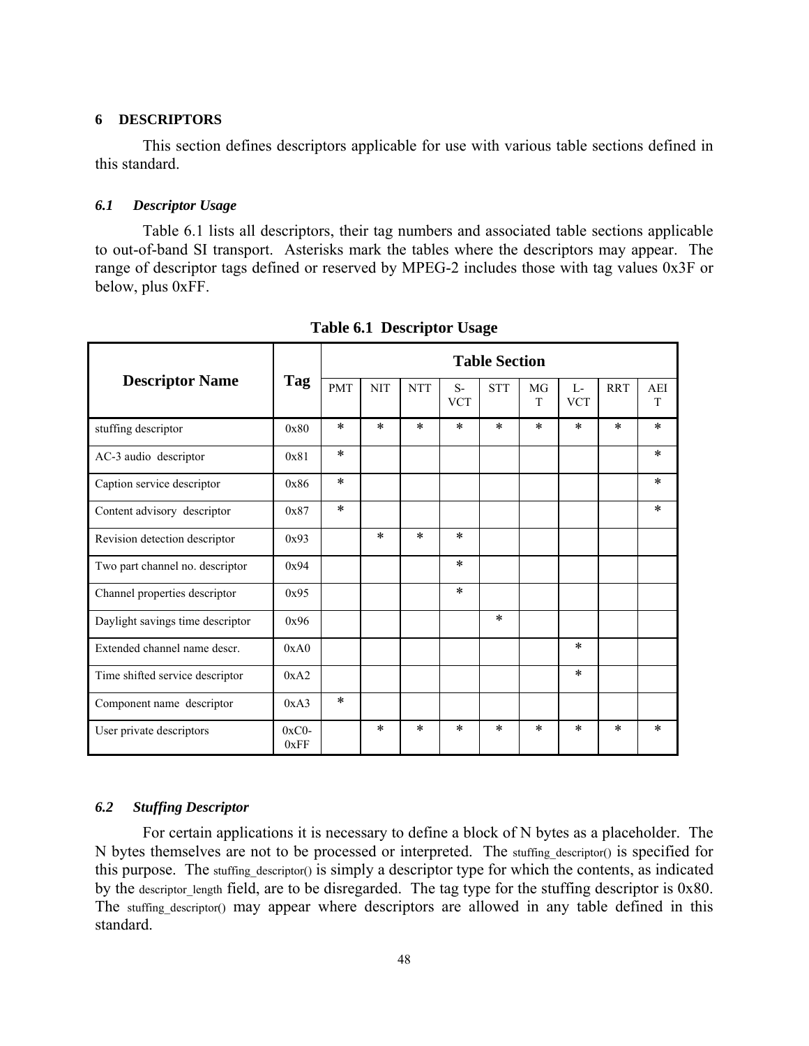# 6 DESCRIPTORS

This section defines descriptors applicable for use with various table sections defined in this standard.

## *6.1 Descriptor Usage*

Table 6.1 lists all descriptors, their tag numbers and associated table sections applicable to out-of-band SI transport. Asterisks mark the tables where the descriptors may appear. The range of descriptor tags defined or reserved by MPEG-2 includes those with tag values 0x3F or below, plus 0xFF.

**Table 6.1 Descriptor Usage**

| Descriptor Name | Tag | Table Section | | | | | | | | |
|---|---|---|---|---|---|---|---|---|---|---|
| | | PMT | NIT | NTT | S-VCT | STT | MGT | L-VCT | RRT | AEIT |
| stuffing descriptor | 0x80 | * | * | * | * | * | * | * | * | * |
| AC-3 audio descriptor | 0x81 | * | | | | | | | | * |
| Caption service descriptor | 0x86 | * | | | | | | | | * |
| Content advisory descriptor | 0x87 | * | | | | | | | | * |
| Revision detection descriptor | 0x93 | | * | * | * | | | | | |
| Two part channel no. descriptor | 0x94 | | | | * | | | | | |
| Channel properties descriptor | 0x95 | | | | * | | | | | |
| Daylight savings time descriptor | 0x96 | | | | | * | | | | |
| Extended channel name descr. | 0xA0 | | | | | | | * | | |
| Time shifted service descriptor | 0xA2 | | | | | | | * | | |
| Component name descriptor | 0xA3 | * | | | | | | | | |
| User private descriptors | 0xC0-0xFF | | * | * | * | * | * | * | * | * |

## *6.2 Stuffing Descriptor*

For certain applications it is necessary to define a block of N bytes as a placeholder. The N bytes themselves are not to be processed or interpreted. The stuffing_descriptor() is specified for this purpose. The stuffing_descriptor() is simply a descriptor type for which the contents, as indicated by the descriptor_length field, are to be disregarded. The tag type for the stuffing descriptor is 0x80. The stuffing_descriptor() may appear where descriptors are allowed in any table defined in this standard.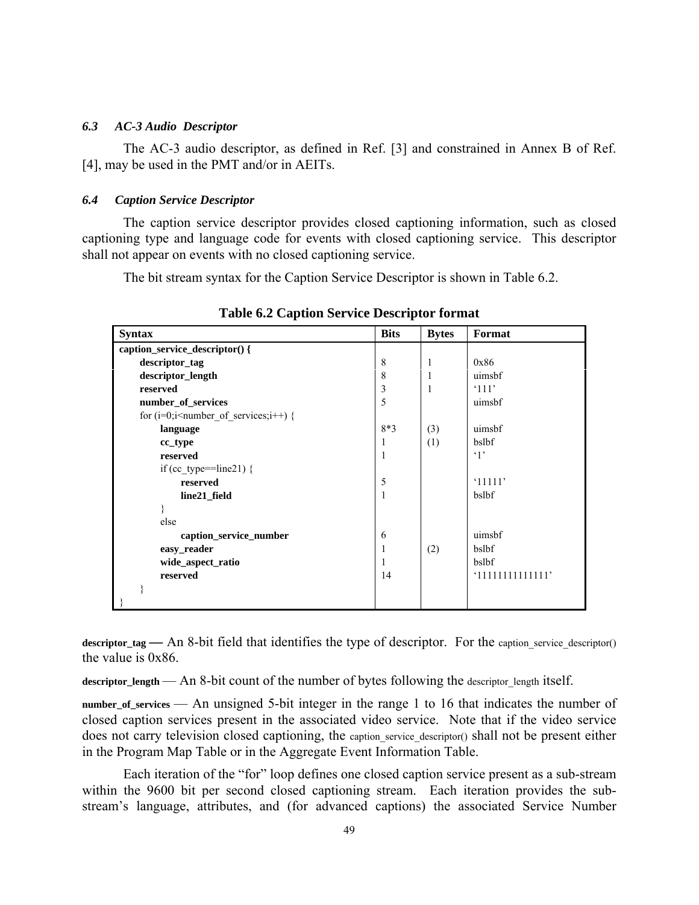### *6.3 AC-3 Audio Descriptor*

The AC-3 audio descriptor, as defined in Ref. [3] and constrained in Annex B of Ref. [4], may be used in the PMT and/or in AEITs.

### *6.4 Caption Service Descriptor*

The caption service descriptor provides closed captioning information, such as closed captioning type and language code for events with closed captioning service. This descriptor shall not appear on events with no closed captioning service.

The bit stream syntax for the Caption Service Descriptor is shown in Table 6.2.

**Table 6.2 Caption Service Descriptor format**

| Syntax | Bits | Bytes | Format |
|---|---|---|---|
| **caption_service_descriptor() {** | | | |
| &nbsp;&nbsp;&nbsp;&nbsp;**descriptor_tag** | 8 | 1 | 0x86 |
| &nbsp;&nbsp;&nbsp;&nbsp;**descriptor_length** | 8 | 1 | uimsbf |
| &nbsp;&nbsp;&nbsp;&nbsp;**reserved** | 3 | 1 | '111' |
| &nbsp;&nbsp;&nbsp;&nbsp;**number_of_services** | 5 | | uimsbf |
| &nbsp;&nbsp;&nbsp;&nbsp;for (i=0;i<number_of_services;i++) { | | | |
| &nbsp;&nbsp;&nbsp;&nbsp;&nbsp;&nbsp;&nbsp;&nbsp;**language** | 8*3 | (3) | uimsbf |
| &nbsp;&nbsp;&nbsp;&nbsp;&nbsp;&nbsp;&nbsp;&nbsp;**cc_type** | 1 | (1) | bslbf |
| &nbsp;&nbsp;&nbsp;&nbsp;&nbsp;&nbsp;&nbsp;&nbsp;**reserved** | 1 | | '1' |
| &nbsp;&nbsp;&nbsp;&nbsp;&nbsp;&nbsp;&nbsp;&nbsp;if (cc_type==line21) { | | | |
| &nbsp;&nbsp;&nbsp;&nbsp;&nbsp;&nbsp;&nbsp;&nbsp;&nbsp;&nbsp;&nbsp;&nbsp;**reserved** | 5 | | '11111' |
| &nbsp;&nbsp;&nbsp;&nbsp;&nbsp;&nbsp;&nbsp;&nbsp;&nbsp;&nbsp;&nbsp;&nbsp;**line21_field** | 1 | | bslbf |
| &nbsp;&nbsp;&nbsp;&nbsp;&nbsp;&nbsp;&nbsp;&nbsp;} | | | |
| &nbsp;&nbsp;&nbsp;&nbsp;&nbsp;&nbsp;&nbsp;&nbsp;else | | | |
| &nbsp;&nbsp;&nbsp;&nbsp;&nbsp;&nbsp;&nbsp;&nbsp;&nbsp;&nbsp;&nbsp;&nbsp;**caption_service_number** | 6 | | uimsbf |
| &nbsp;&nbsp;&nbsp;&nbsp;&nbsp;&nbsp;&nbsp;&nbsp;**easy_reader** | 1 | (2) | bslbf |
| &nbsp;&nbsp;&nbsp;&nbsp;&nbsp;&nbsp;&nbsp;&nbsp;**wide_aspect_ratio** | 1 | | bslbf |
| &nbsp;&nbsp;&nbsp;&nbsp;&nbsp;&nbsp;&nbsp;&nbsp;**reserved** | 14 | | '11111111111111' |
| &nbsp;&nbsp;&nbsp;&nbsp;} | | | |
| } | | | |

**descriptor_tag** — An 8-bit field that identifies the type of descriptor. For the caption_service_descriptor() the value is 0x86.

**descriptor_length** — An 8-bit count of the number of bytes following the descriptor_length itself.

**number_of_services** — An unsigned 5-bit integer in the range 1 to 16 that indicates the number of closed caption services present in the associated video service. Note that if the video service does not carry television closed captioning, the caption_service_descriptor() shall not be present either in the Program Map Table or in the Aggregate Event Information Table.

Each iteration of the "for" loop defines one closed caption service present as a sub-stream within the 9600 bit per second closed captioning stream. Each iteration provides the sub-stream's language, attributes, and (for advanced captions) the associated Service Number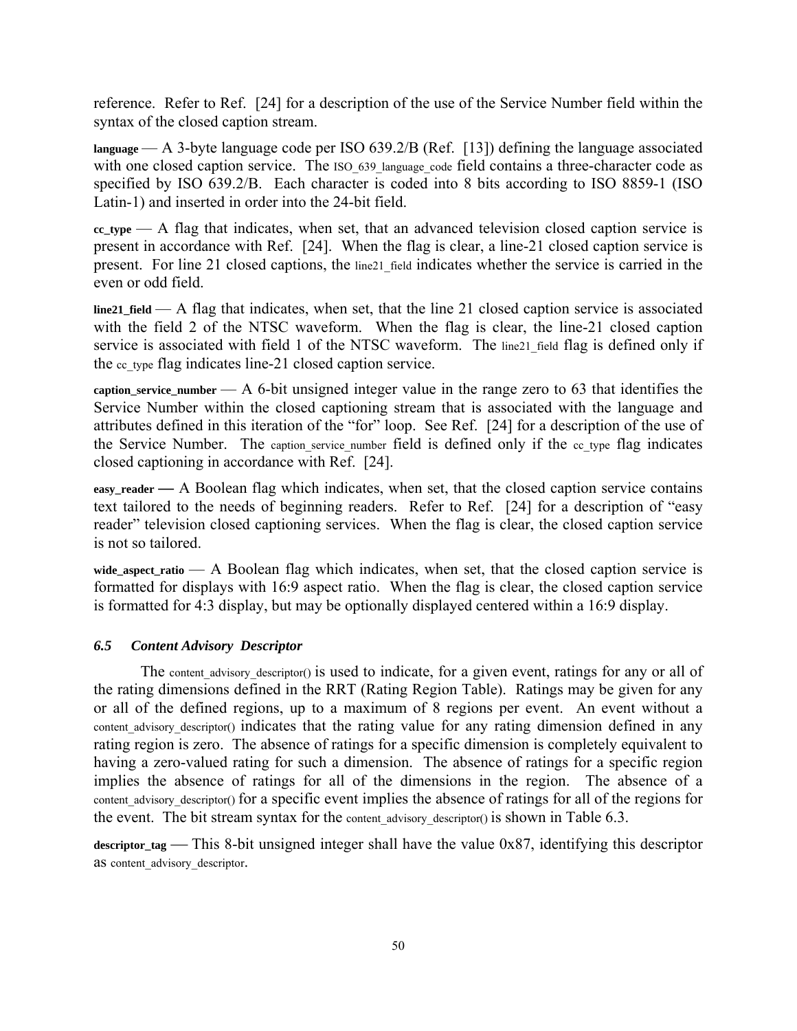reference. Refer to Ref. [24] for a description of the use of the Service Number field within the syntax of the closed caption stream.

**language** — A 3-byte language code per ISO 639.2/B (Ref. [13]) defining the language associated with one closed caption service. The ISO_639_language_code field contains a three-character code as specified by ISO 639.2/B. Each character is coded into 8 bits according to ISO 8859-1 (ISO Latin-1) and inserted in order into the 24-bit field.

**cc_type** — A flag that indicates, when set, that an advanced television closed caption service is present in accordance with Ref. [24]. When the flag is clear, a line-21 closed caption service is present. For line 21 closed captions, the line21_field indicates whether the service is carried in the even or odd field.

**line21_field** — A flag that indicates, when set, that the line 21 closed caption service is associated with the field 2 of the NTSC waveform. When the flag is clear, the line-21 closed caption service is associated with field 1 of the NTSC waveform. The line21_field flag is defined only if the cc_type flag indicates line-21 closed caption service.

**caption_service_number** — A 6-bit unsigned integer value in the range zero to 63 that identifies the Service Number within the closed captioning stream that is associated with the language and attributes defined in this iteration of the "for" loop. See Ref. [24] for a description of the use of the Service Number. The caption_service_number field is defined only if the cc_type flag indicates closed captioning in accordance with Ref. [24].

**easy_reader —** A Boolean flag which indicates, when set, that the closed caption service contains text tailored to the needs of beginning readers. Refer to Ref. [24] for a description of "easy reader" television closed captioning services. When the flag is clear, the closed caption service is not so tailored.

**wide_aspect_ratio** — A Boolean flag which indicates, when set, that the closed caption service is formatted for displays with 16:9 aspect ratio. When the flag is clear, the closed caption service is formatted for 4:3 display, but may be optionally displayed centered within a 16:9 display.

### *6.5 Content Advisory Descriptor*

The content_advisory_descriptor() is used to indicate, for a given event, ratings for any or all of the rating dimensions defined in the RRT (Rating Region Table). Ratings may be given for any or all of the defined regions, up to a maximum of 8 regions per event. An event without a content_advisory_descriptor() indicates that the rating value for any rating dimension defined in any rating region is zero. The absence of ratings for a specific dimension is completely equivalent to having a zero-valued rating for such a dimension. The absence of ratings for a specific region implies the absence of ratings for all of the dimensions in the region. The absence of a content_advisory_descriptor() for a specific event implies the absence of ratings for all of the regions for the event. The bit stream syntax for the content_advisory_descriptor() is shown in Table 6.3.

**descriptor_tag** — This 8-bit unsigned integer shall have the value 0x87, identifying this descriptor as content_advisory_descriptor.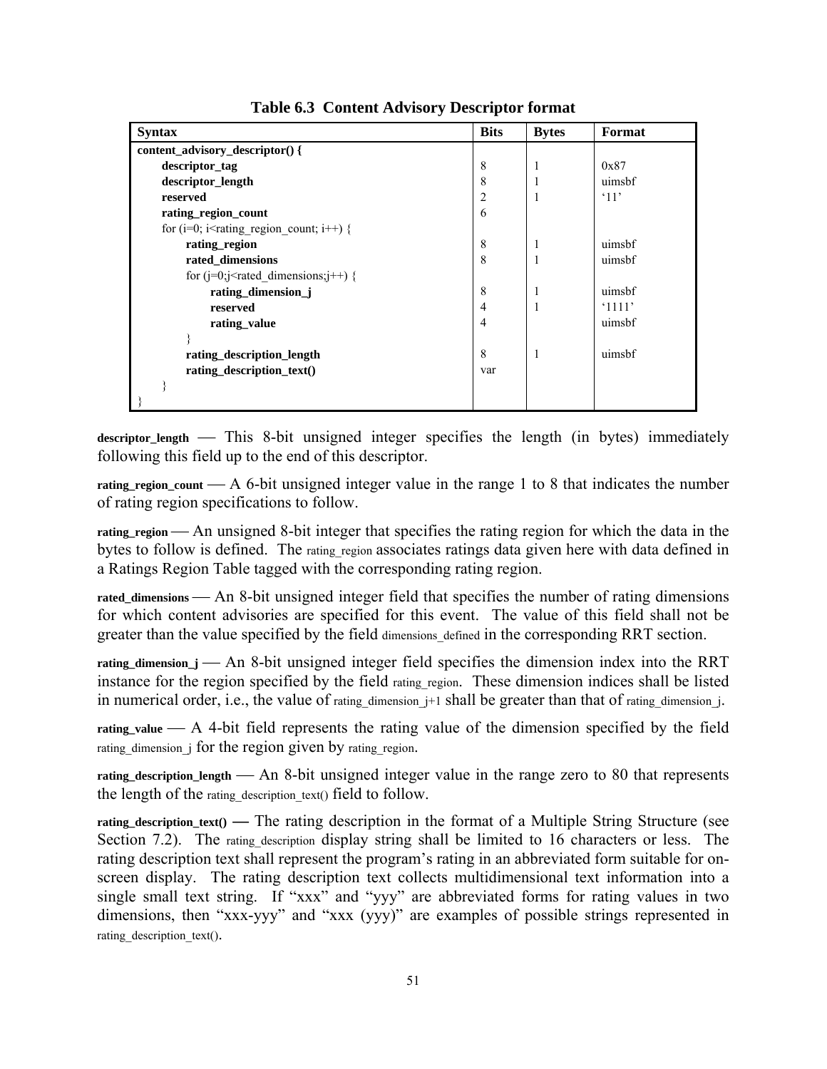**Table 6.3 Content Advisory Descriptor format**

| Syntax | Bits | Bytes | Format |
|---|---|---|---|
| **content_advisory_descriptor() {** | | | |
| **descriptor_tag** | 8 | 1 | 0x87 |
| **descriptor_length** | 8 | 1 | uimsbf |
| **reserved** | 2 | 1 | '11' |
| **rating_region_count** | 6 | | |
| for (i=0; i<rating_region_count; i++) { | | | |
| **rating_region** | 8 | 1 | uimsbf |
| **rated_dimensions** | 8 | 1 | uimsbf |
| for (j=0;j<rated_dimensions;j++) { | | | |
| **rating_dimension_j** | 8 | 1 | uimsbf |
| **reserved** | 4 | 1 | '1111' |
| **rating_value** | 4 | | uimsbf |
| } | | | |
| **rating_description_length** | 8 | 1 | uimsbf |
| **rating_description_text()** | var | | |
| } | | | |
| } | | | |

**descriptor_length** — This 8-bit unsigned integer specifies the length (in bytes) immediately following this field up to the end of this descriptor.

**rating_region_count** — A 6-bit unsigned integer value in the range 1 to 8 that indicates the number of rating region specifications to follow.

**rating_region** — An unsigned 8-bit integer that specifies the rating region for which the data in the bytes to follow is defined. The rating_region associates ratings data given here with data defined in a Ratings Region Table tagged with the corresponding rating region.

**rated_dimensions** — An 8-bit unsigned integer field that specifies the number of rating dimensions for which content advisories are specified for this event. The value of this field shall not be greater than the value specified by the field dimensions_defined in the corresponding RRT section.

**rating_dimension_j** — An 8-bit unsigned integer field specifies the dimension index into the RRT instance for the region specified by the field rating_region. These dimension indices shall be listed in numerical order, i.e., the value of rating_dimension_j+1 shall be greater than that of rating_dimension_j.

**rating_value** — A 4-bit field represents the rating value of the dimension specified by the field rating_dimension_j for the region given by rating_region.

**rating_description_length** — An 8-bit unsigned integer value in the range zero to 80 that represents the length of the rating_description_text() field to follow.

**rating_description_text()** — The rating description in the format of a Multiple String Structure (see Section 7.2). The rating_description display string shall be limited to 16 characters or less. The rating description text shall represent the program's rating in an abbreviated form suitable for on-screen display. The rating description text collects multidimensional text information into a single small text string. If "xxx" and "yyy" are abbreviated forms for rating values in two dimensions, then "xxx-yyy" and "xxx (yyy)" are examples of possible strings represented in rating_description_text().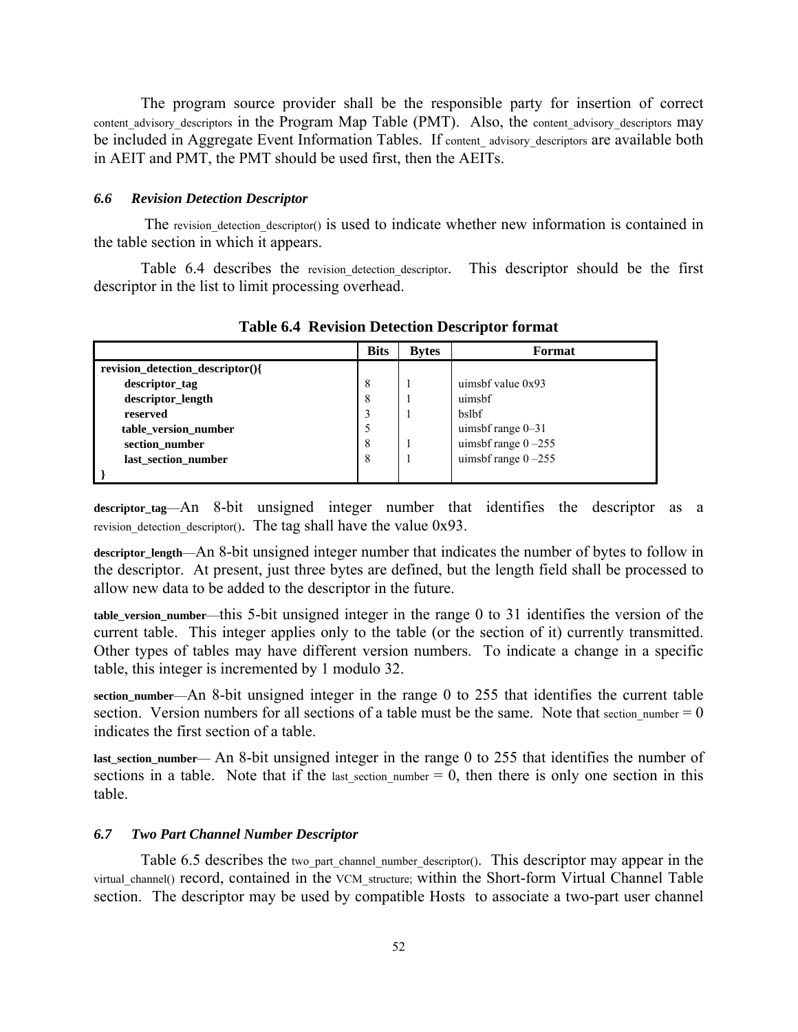The program source provider shall be the responsible party for insertion of correct content_advisory_descriptors in the Program Map Table (PMT). Also, the content_advisory_descriptors may be included in Aggregate Event Information Tables. If content_ advisory_descriptors are available both in AEIT and PMT, the PMT should be used first, then the AEITs.

### *6.6 Revision Detection Descriptor*

The revision_detection_descriptor() is used to indicate whether new information is contained in the table section in which it appears.

Table 6.4 describes the revision_detection_descriptor. This descriptor should be the first descriptor in the list to limit processing overhead.

**Table 6.4 Revision Detection Descriptor format**

| | Bits | Bytes | Format |
|---|---|---|---|
| **revision_detection_descriptor(){** | | | |
| **descriptor_tag** | 8 | 1 | uimsbf value 0x93 |
| **descriptor_length** | 8 | 1 | uimsbf |
| **reserved** | 3 | 1 | bslbf |
| **table_version_number** | 5 | | uimsbf range 0–31 |
| **section_number** | 8 | 1 | uimsbf range 0 –255 |
| **last_section_number** | 8 | 1 | uimsbf range 0 –255 |
| **}** | | | |

**descriptor_tag**—An 8-bit unsigned integer number that identifies the descriptor as a revision_detection_descriptor(). The tag shall have the value 0x93.

**descriptor_length**—An 8-bit unsigned integer number that indicates the number of bytes to follow in the descriptor. At present, just three bytes are defined, but the length field shall be processed to allow new data to be added to the descriptor in the future.

**table_version_number**—this 5-bit unsigned integer in the range 0 to 31 identifies the version of the current table. This integer applies only to the table (or the section of it) currently transmitted. Other types of tables may have different version numbers. To indicate a change in a specific table, this integer is incremented by 1 modulo 32.

**section_number**—An 8-bit unsigned integer in the range 0 to 255 that identifies the current table section. Version numbers for all sections of a table must be the same. Note that section_number = 0 indicates the first section of a table.

**last_section_number**— An 8-bit unsigned integer in the range 0 to 255 that identifies the number of sections in a table. Note that if the last_section_number = 0, then there is only one section in this table.

### *6.7 Two Part Channel Number Descriptor*

Table 6.5 describes the two_part_channel_number_descriptor(). This descriptor may appear in the virtual_channel() record, contained in the VCM_structure; within the Short-form Virtual Channel Table section. The descriptor may be used by compatible Hosts to associate a two-part user channel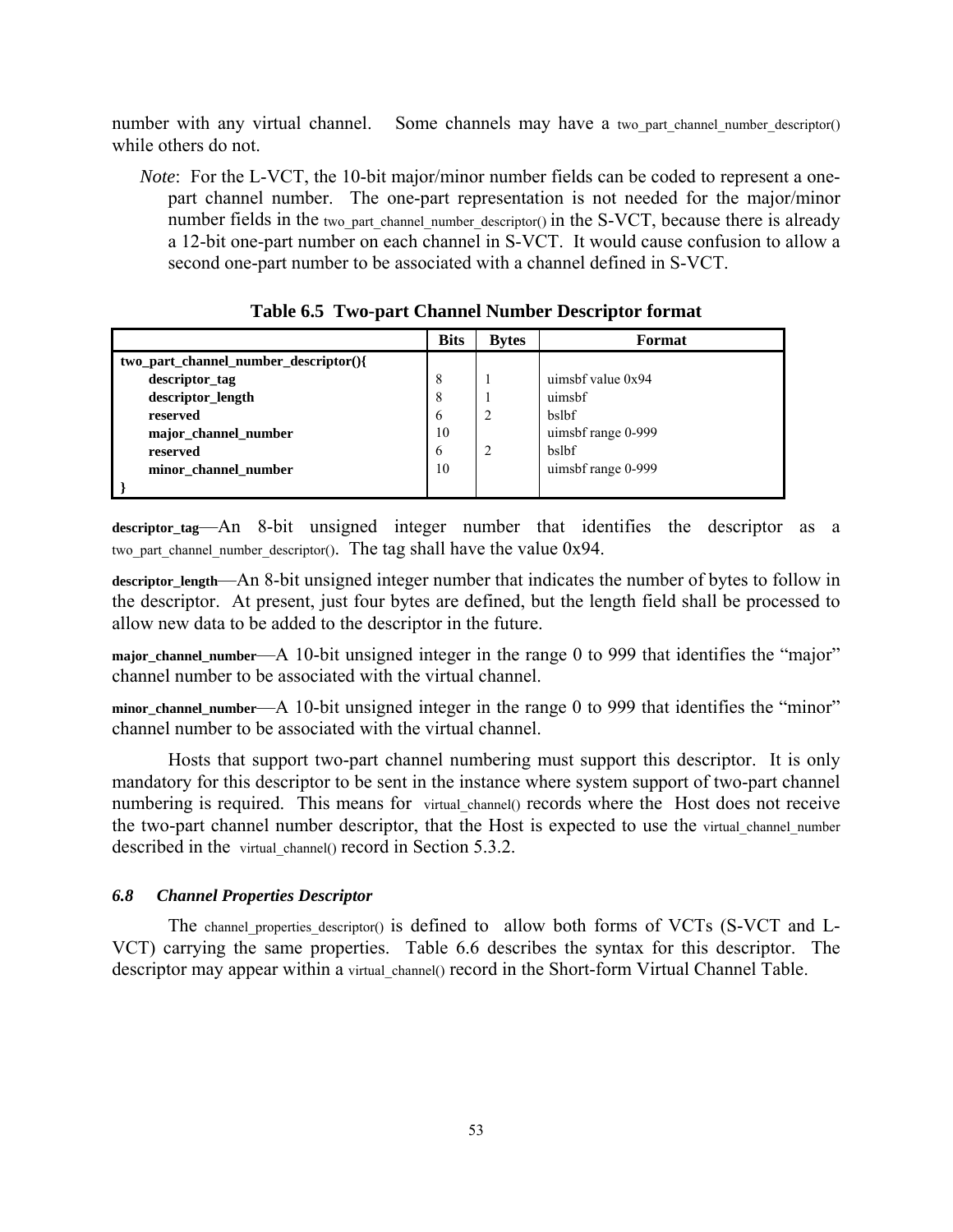number with any virtual channel. Some channels may have a two_part_channel_number_descriptor() while others do not.

*Note*: For the L-VCT, the 10-bit major/minor number fields can be coded to represent a one-part channel number. The one-part representation is not needed for the major/minor number fields in the two_part_channel_number_descriptor() in the S-VCT, because there is already a 12-bit one-part number on each channel in S-VCT. It would cause confusion to allow a second one-part number to be associated with a channel defined in S-VCT.

**Table 6.5 Two-part Channel Number Descriptor format**

| | Bits | Bytes | Format |
|---|---|---|---|
| **two_part_channel_number_descriptor(){** | | | |
| **descriptor_tag** | 8 | 1 | uimsbf value 0x94 |
| **descriptor_length** | 8 | 1 | uimsbf |
| **reserved** | 6 | 2 | bslbf |
| **major_channel_number** | 10 | | uimsbf range 0-999 |
| **reserved** | 6 | 2 | bslbf |
| **minor_channel_number** | 10 | | uimsbf range 0-999 |
| **}** | | | |

**descriptor_tag**—An 8-bit unsigned integer number that identifies the descriptor as a two_part_channel_number_descriptor(). The tag shall have the value 0x94.

**descriptor_length**—An 8-bit unsigned integer number that indicates the number of bytes to follow in the descriptor. At present, just four bytes are defined, but the length field shall be processed to allow new data to be added to the descriptor in the future.

**major_channel_number**—A 10-bit unsigned integer in the range 0 to 999 that identifies the "major" channel number to be associated with the virtual channel.

**minor_channel_number**—A 10-bit unsigned integer in the range 0 to 999 that identifies the "minor" channel number to be associated with the virtual channel.

Hosts that support two-part channel numbering must support this descriptor. It is only mandatory for this descriptor to be sent in the instance where system support of two-part channel numbering is required. This means for virtual_channel() records where the Host does not receive the two-part channel number descriptor, that the Host is expected to use the virtual_channel_number described in the virtual_channel() record in Section 5.3.2.

### *6.8 Channel Properties Descriptor*

The channel_properties_descriptor() is defined to allow both forms of VCTs (S-VCT and L-VCT) carrying the same properties. Table 6.6 describes the syntax for this descriptor. The descriptor may appear within a virtual_channel() record in the Short-form Virtual Channel Table.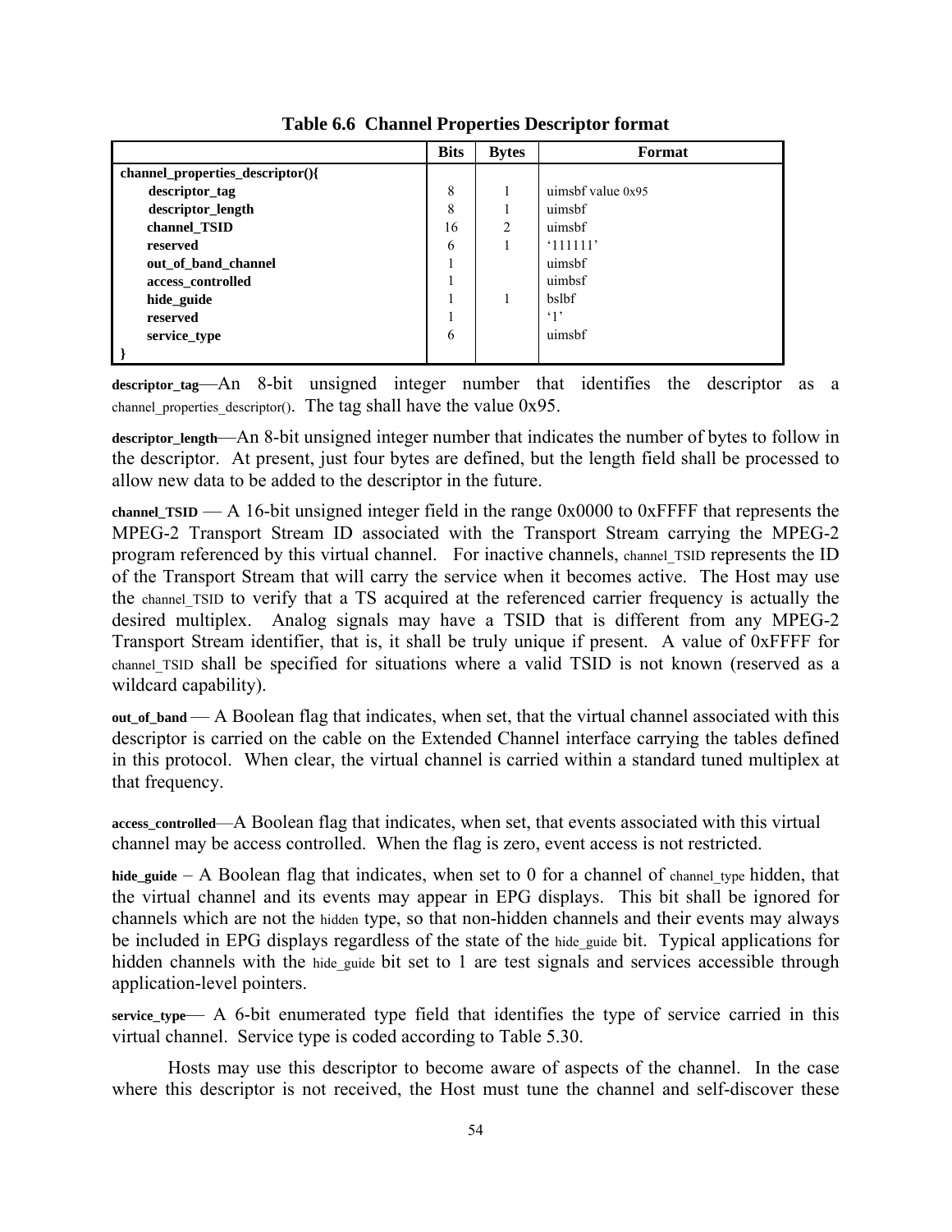**Table 6.6 Channel Properties Descriptor format**

| | Bits | Bytes | Format |
|---|---|---|---|
| **channel_properties_descriptor(){** | | | |
| **descriptor_tag** | 8 | 1 | uimsbf value 0x95 |
| **descriptor_length** | 8 | 1 | uimsbf |
| **channel_TSID** | 16 | 2 | uimsbf |
| **reserved** | 6 | 1 | '111111' |
| **out_of_band_channel** | 1 | | uimsbf |
| **access_controlled** | 1 | | uimbsf |
| **hide_guide** | 1 | 1 | bslbf |
| **reserved** | 1 | | '1' |
| **service_type** | 6 | | uimsbf |
| **}** | | | |

**descriptor_tag**—An 8-bit unsigned integer number that identifies the descriptor as a channel_properties_descriptor(). The tag shall have the value 0x95.

**descriptor_length**—An 8-bit unsigned integer number that indicates the number of bytes to follow in the descriptor. At present, just four bytes are defined, but the length field shall be processed to allow new data to be added to the descriptor in the future.

**channel_TSID** — A 16-bit unsigned integer field in the range 0x0000 to 0xFFFF that represents the MPEG-2 Transport Stream ID associated with the Transport Stream carrying the MPEG-2 program referenced by this virtual channel. For inactive channels, channel_TSID represents the ID of the Transport Stream that will carry the service when it becomes active. The Host may use the channel_TSID to verify that a TS acquired at the referenced carrier frequency is actually the desired multiplex. Analog signals may have a TSID that is different from any MPEG-2 Transport Stream identifier, that is, it shall be truly unique if present. A value of 0xFFFF for channel_TSID shall be specified for situations where a valid TSID is not known (reserved as a wildcard capability).

**out_of_band** — A Boolean flag that indicates, when set, that the virtual channel associated with this descriptor is carried on the cable on the Extended Channel interface carrying the tables defined in this protocol. When clear, the virtual channel is carried within a standard tuned multiplex at that frequency.

**access_controlled**—A Boolean flag that indicates, when set, that events associated with this virtual channel may be access controlled. When the flag is zero, event access is not restricted.

**hide_guide** – A Boolean flag that indicates, when set to 0 for a channel of channel_type hidden, that the virtual channel and its events may appear in EPG displays. This bit shall be ignored for channels which are not the hidden type, so that non-hidden channels and their events may always be included in EPG displays regardless of the state of the hide_guide bit. Typical applications for hidden channels with the hide_guide bit set to 1 are test signals and services accessible through application-level pointers.

**service_type**— A 6-bit enumerated type field that identifies the type of service carried in this virtual channel. Service type is coded according to Table 5.30.

Hosts may use this descriptor to become aware of aspects of the channel. In the case where this descriptor is not received, the Host must tune the channel and self-discover these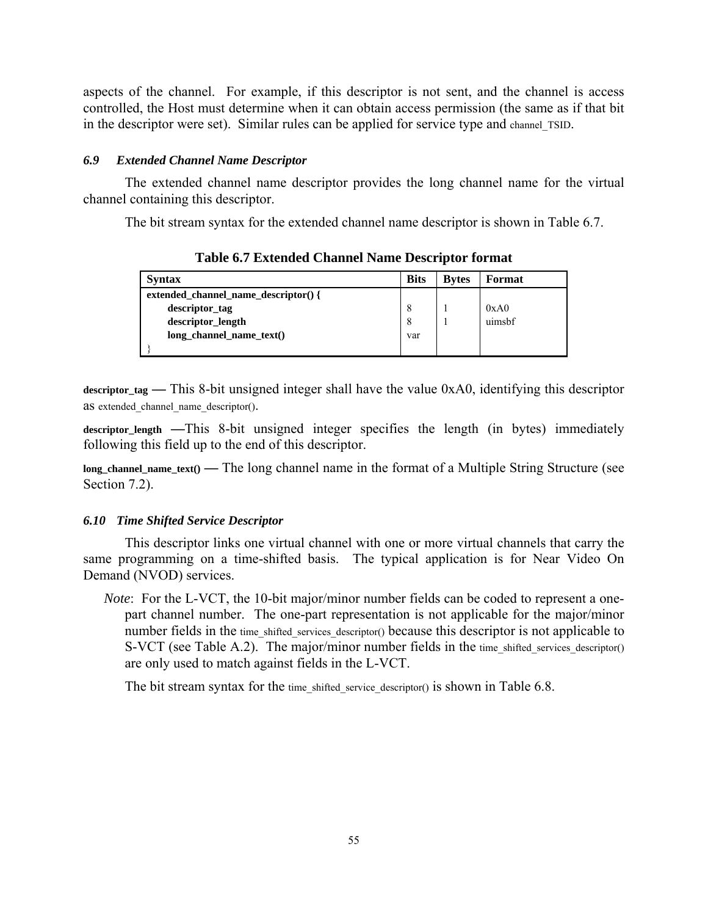aspects of the channel. For example, if this descriptor is not sent, and the channel is access controlled, the Host must determine when it can obtain access permission (the same as if that bit in the descriptor were set). Similar rules can be applied for service type and channel_TSID.

### *6.9 Extended Channel Name Descriptor*

The extended channel name descriptor provides the long channel name for the virtual channel containing this descriptor.

The bit stream syntax for the extended channel name descriptor is shown in Table 6.7.

**Table 6.7 Extended Channel Name Descriptor format**

| Syntax | Bits | Bytes | Format |
|---|---|---|---|
| **extended_channel_name_descriptor() {** | | | |
| **descriptor_tag** | 8 | 1 | 0xA0 |
| **descriptor_length** | 8 | 1 | uimsbf |
| **long_channel_name_text()** | var | | |
| } | | | |

**descriptor_tag** — This 8-bit unsigned integer shall have the value 0xA0, identifying this descriptor as extended_channel_name_descriptor().

**descriptor_length** —This 8-bit unsigned integer specifies the length (in bytes) immediately following this field up to the end of this descriptor.

**long_channel_name_text()** — The long channel name in the format of a Multiple String Structure (see Section 7.2).

### *6.10 Time Shifted Service Descriptor*

This descriptor links one virtual channel with one or more virtual channels that carry the same programming on a time-shifted basis. The typical application is for Near Video On Demand (NVOD) services.

*Note*: For the L-VCT, the 10-bit major/minor number fields can be coded to represent a one-part channel number. The one-part representation is not applicable for the major/minor number fields in the time_shifted_services_descriptor() because this descriptor is not applicable to S-VCT (see Table A.2). The major/minor number fields in the time_shifted_services_descriptor() are only used to match against fields in the L-VCT.

The bit stream syntax for the time_shifted_service_descriptor() is shown in Table 6.8.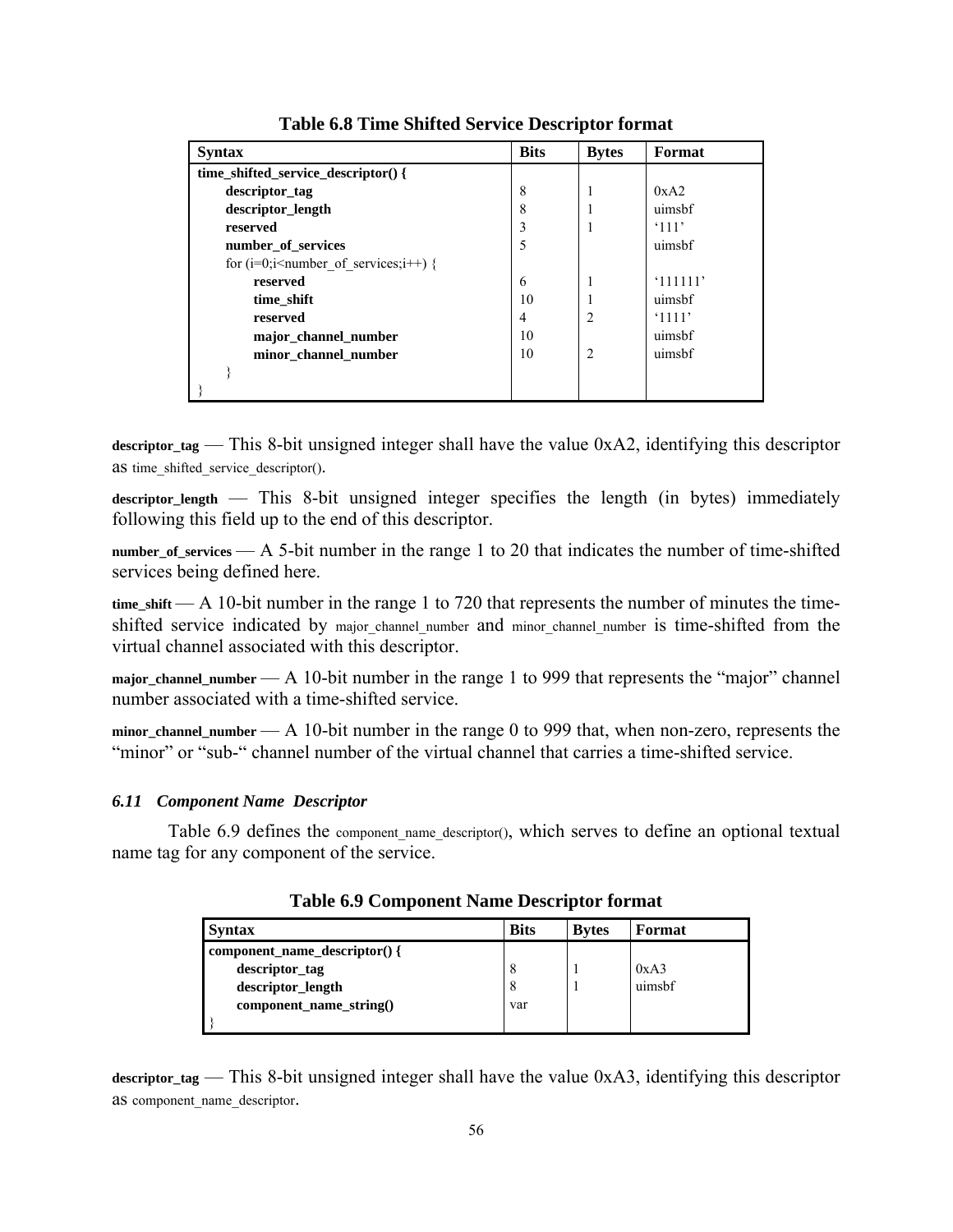**Table 6.8 Time Shifted Service Descriptor format**

| Syntax | Bits | Bytes | Format |
|---|---|---|---|
| **time_shifted_service_descriptor() {** | | | |
| **descriptor_tag** | 8 | 1 | 0xA2 |
| **descriptor_length** | 8 | 1 | uimsbf |
| **reserved** | 3 | 1 | '111' |
| **number_of_services** | 5 | | uimsbf |
| for (i=0;i<number_of_services;i++) { | | | |
| **reserved** | 6 | 1 | '111111' |
| **time_shift** | 10 | 1 | uimsbf |
| **reserved** | 4 | 2 | '1111' |
| **major_channel_number** | 10 | | uimsbf |
| **minor_channel_number** | 10 | 2 | uimsbf |
| } | | | |
| } | | | |

**descriptor_tag** — This 8-bit unsigned integer shall have the value 0xA2, identifying this descriptor as time_shifted_service_descriptor().

**descriptor_length** — This 8-bit unsigned integer specifies the length (in bytes) immediately following this field up to the end of this descriptor.

**number_of_services** — A 5-bit number in the range 1 to 20 that indicates the number of time-shifted services being defined here.

**time_shift** — A 10-bit number in the range 1 to 720 that represents the number of minutes the time-shifted service indicated by major_channel_number and minor_channel_number is time-shifted from the virtual channel associated with this descriptor.

**major_channel_number** — A 10-bit number in the range 1 to 999 that represents the "major" channel number associated with a time-shifted service.

**minor_channel_number** — A 10-bit number in the range 0 to 999 that, when non-zero, represents the "minor" or "sub-" channel number of the virtual channel that carries a time-shifted service.

### *6.11 Component Name Descriptor*

Table 6.9 defines the component_name_descriptor(), which serves to define an optional textual name tag for any component of the service.

**Table 6.9 Component Name Descriptor format**

| Syntax | Bits | Bytes | Format |
|---|---|---|---|
| **component_name_descriptor() {** | | | |
| **descriptor_tag** | 8 | 1 | 0xA3 |
| **descriptor_length** | 8 | 1 | uimsbf |
| **component_name_string()** | var | | |
| } | | | |

**descriptor_tag** — This 8-bit unsigned integer shall have the value 0xA3, identifying this descriptor as component_name_descriptor.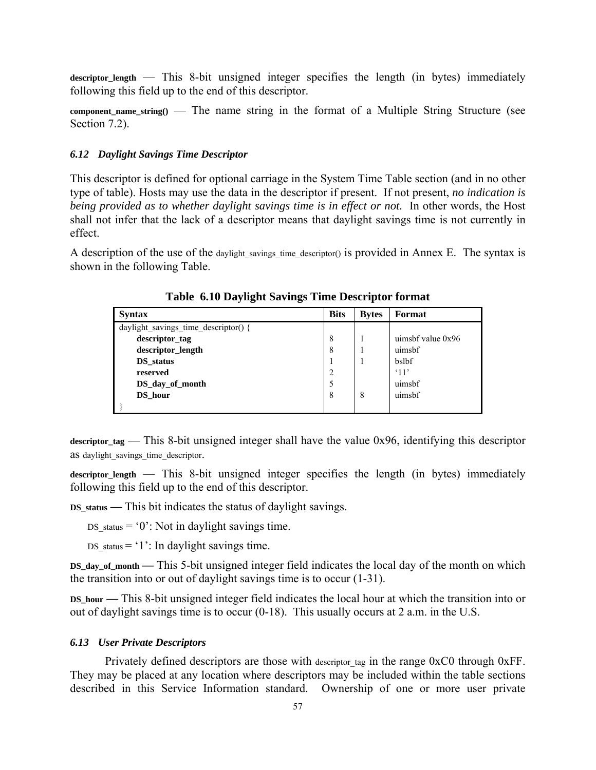**descriptor_length** — This 8-bit unsigned integer specifies the length (in bytes) immediately following this field up to the end of this descriptor.

**component_name_string()** — The name string in the format of a Multiple String Structure (see Section 7.2).

### *6.12 Daylight Savings Time Descriptor*

This descriptor is defined for optional carriage in the System Time Table section (and in no other type of table). Hosts may use the data in the descriptor if present. If not present, *no indication is being provided as to whether daylight savings time is in effect or not.* In other words, the Host shall not infer that the lack of a descriptor means that daylight savings time is not currently in effect.

A description of the use of the daylight_savings_time_descriptor() is provided in Annex E. The syntax is shown in the following Table.

**Table 6.10 Daylight Savings Time Descriptor format**

| Syntax | Bits | Bytes | Format |
|---|---|---|---|
| daylight_savings_time_descriptor() { | | | |
| **descriptor_tag** | 8 | 1 | uimsbf value 0x96 |
| **descriptor_length** | 8 | 1 | uimsbf |
| **DS_status** | 1 | 1 | bslbf |
| **reserved** | 2 | | '11' |
| **DS_day_of_month** | 5 | | uimsbf |
| **DS_hour** | 8 | 8 | uimsbf |
| } | | | |

**descriptor_tag** — This 8-bit unsigned integer shall have the value 0x96, identifying this descriptor as daylight_savings_time_descriptor.

**descriptor_length** — This 8-bit unsigned integer specifies the length (in bytes) immediately following this field up to the end of this descriptor.

**DS_status** — This bit indicates the status of daylight savings.

DS_status = '0': Not in daylight savings time.

DS_status = '1': In daylight savings time.

**DS_day_of_month** — This 5-bit unsigned integer field indicates the local day of the month on which the transition into or out of daylight savings time is to occur (1-31).

**DS_hour** — This 8-bit unsigned integer field indicates the local hour at which the transition into or out of daylight savings time is to occur (0-18). This usually occurs at 2 a.m. in the U.S.

### *6.13 User Private Descriptors*

Privately defined descriptors are those with descriptor_tag in the range 0xC0 through 0xFF. They may be placed at any location where descriptors may be included within the table sections described in this Service Information standard. Ownership of one or more user private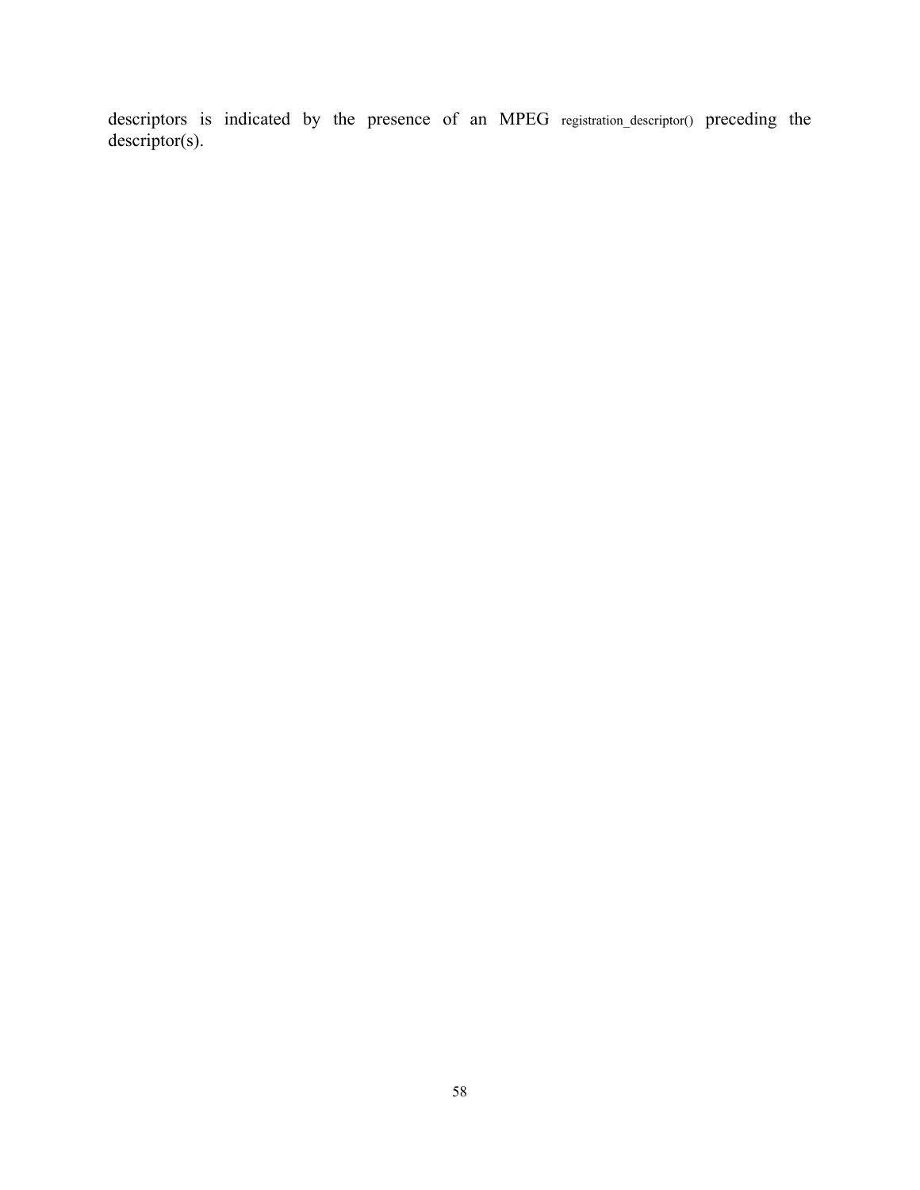descriptors is indicated by the presence of an MPEG registration_descriptor() preceding the descriptor(s).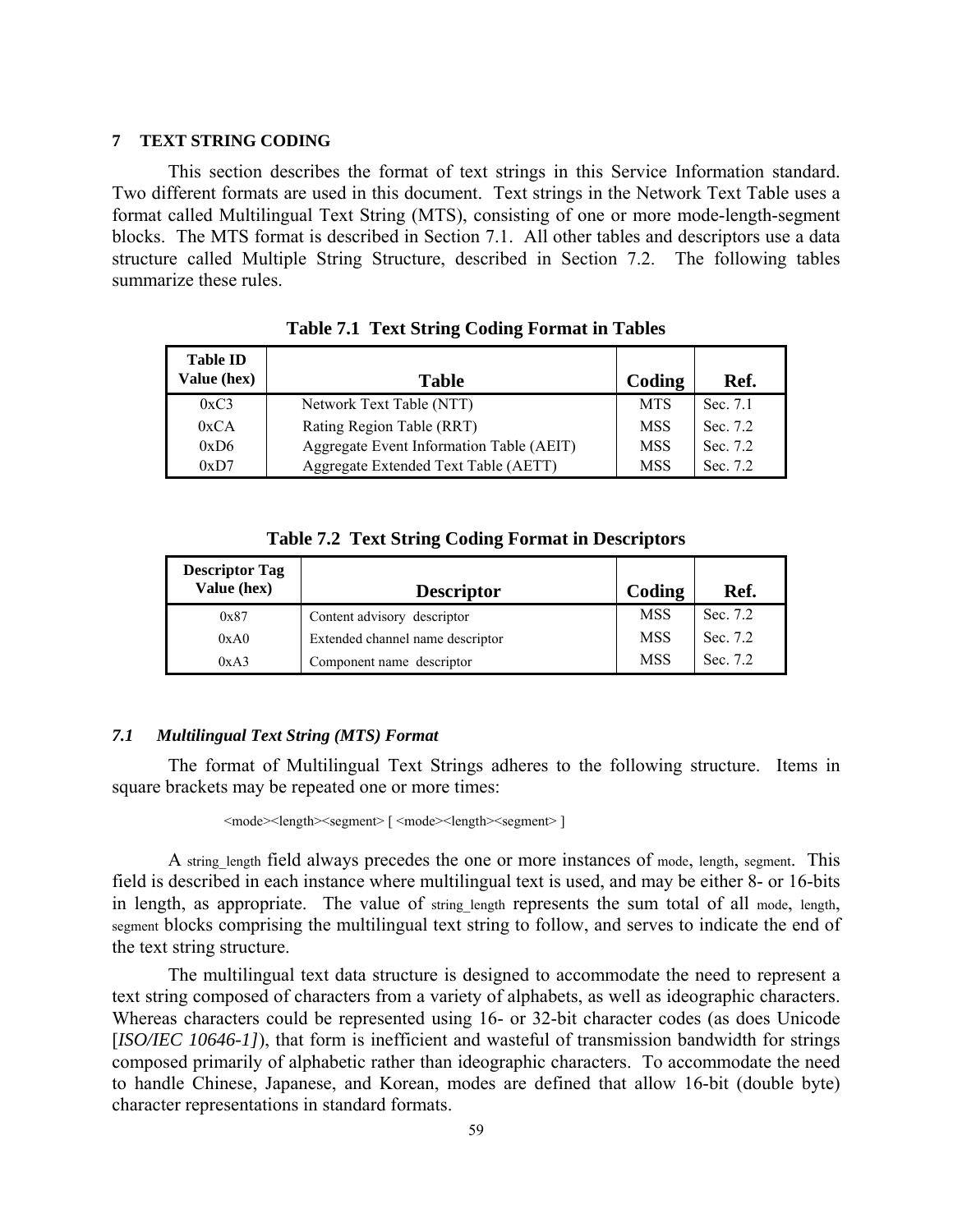## 7 TEXT STRING CODING

This section describes the format of text strings in this Service Information standard. Two different formats are used in this document. Text strings in the Network Text Table uses a format called Multilingual Text String (MTS), consisting of one or more mode-length-segment blocks. The MTS format is described in Section 7.1. All other tables and descriptors use a data structure called Multiple String Structure, described in Section 7.2. The following tables summarize these rules.

**Table 7.1 Text String Coding Format in Tables**

| Table ID Value (hex) | Table | Coding | Ref. |
|---|---|---|---|
| 0xC3 | Network Text Table (NTT) | MTS | Sec. 7.1 |
| 0xCA | Rating Region Table (RRT) | MSS | Sec. 7.2 |
| 0xD6 | Aggregate Event Information Table (AEIT) | MSS | Sec. 7.2 |
| 0xD7 | Aggregate Extended Text Table (AETT) | MSS | Sec. 7.2 |

**Table 7.2 Text String Coding Format in Descriptors**

| Descriptor Tag Value (hex) | Descriptor | Coding | Ref. |
|---|---|---|---|
| 0x87 | Content advisory descriptor | MSS | Sec. 7.2 |
| 0xA0 | Extended channel name descriptor | MSS | Sec. 7.2 |
| 0xA3 | Component name descriptor | MSS | Sec. 7.2 |

### *7.1 Multilingual Text String (MTS) Format*

The format of Multilingual Text Strings adheres to the following structure. Items in square brackets may be repeated one or more times:

```
<mode><length><segment> [ <mode><length><segment> ]
```

A string_length field always precedes the one or more instances of mode, length, segment. This field is described in each instance where multilingual text is used, and may be either 8- or 16-bits in length, as appropriate. The value of string_length represents the sum total of all mode, length, segment blocks comprising the multilingual text string to follow, and serves to indicate the end of the text string structure.

The multilingual text data structure is designed to accommodate the need to represent a text string composed of characters from a variety of alphabets, as well as ideographic characters. Whereas characters could be represented using 16- or 32-bit character codes (as does Unicode [*ISO/IEC 10646-1]*), that form is inefficient and wasteful of transmission bandwidth for strings composed primarily of alphabetic rather than ideographic characters. To accommodate the need to handle Chinese, Japanese, and Korean, modes are defined that allow 16-bit (double byte) character representations in standard formats.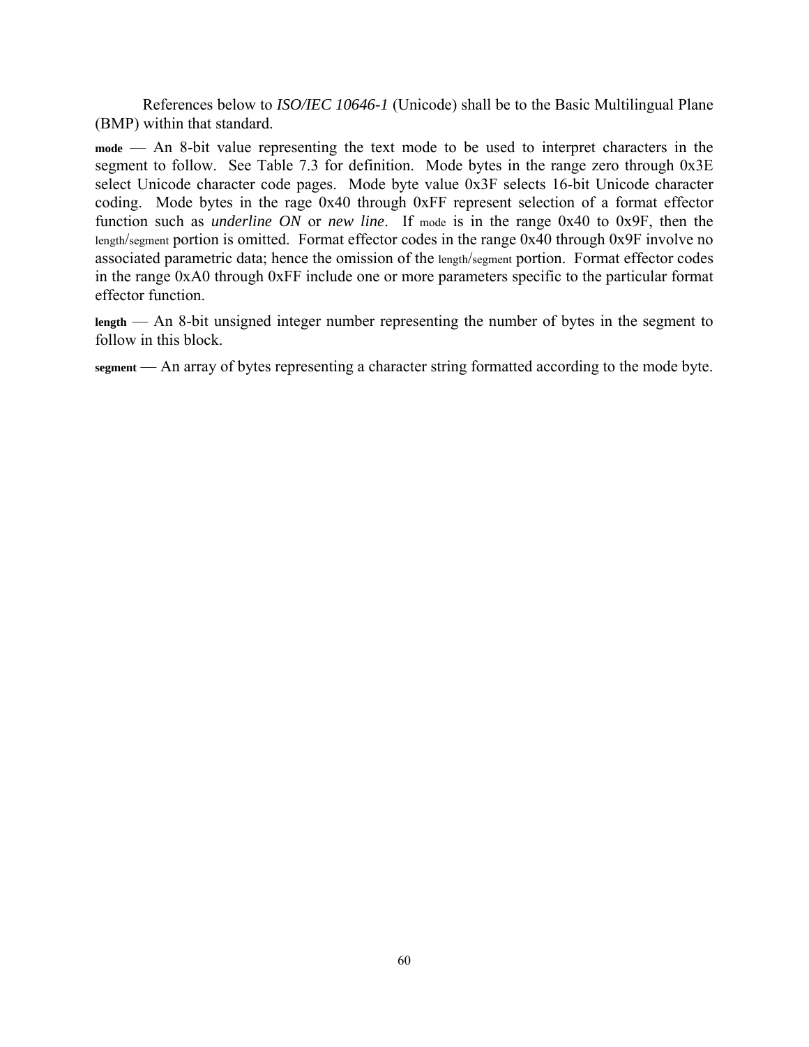References below to *ISO/IEC 10646-1* (Unicode) shall be to the Basic Multilingual Plane (BMP) within that standard.

**mode** — An 8-bit value representing the text mode to be used to interpret characters in the segment to follow. See Table 7.3 for definition. Mode bytes in the range zero through 0x3E select Unicode character code pages. Mode byte value 0x3F selects 16-bit Unicode character coding. Mode bytes in the rage 0x40 through 0xFF represent selection of a format effector function such as ***underline ON*** or ***new line***. If mode is in the range 0x40 to 0x9F, then the length/segment portion is omitted. Format effector codes in the range 0x40 through 0x9F involve no associated parametric data; hence the omission of the length/segment portion. Format effector codes in the range 0xA0 through 0xFF include one or more parameters specific to the particular format effector function.

**length** — An 8-bit unsigned integer number representing the number of bytes in the segment to follow in this block.

**segment** — An array of bytes representing a character string formatted according to the mode byte.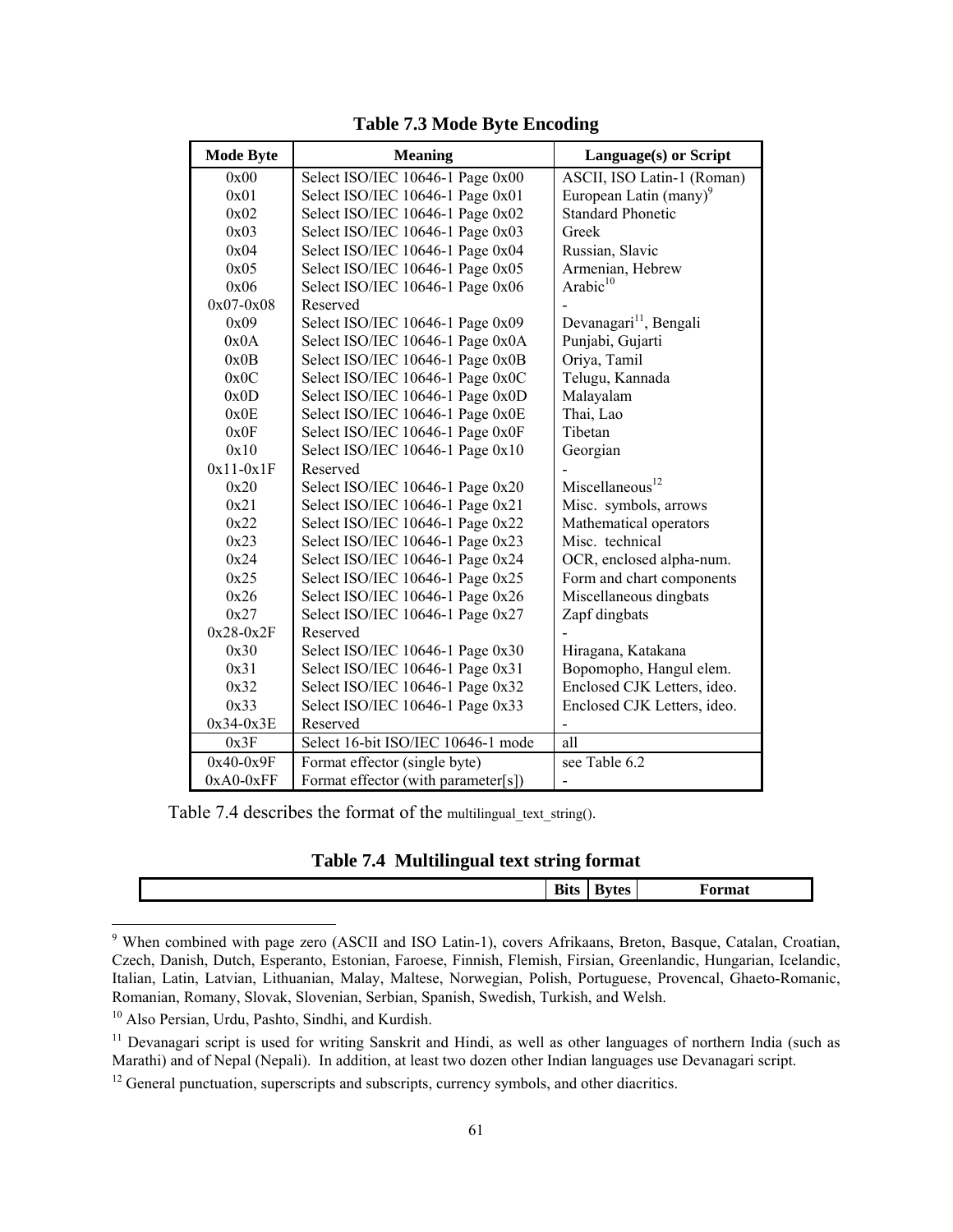**Table 7.3 Mode Byte Encoding**

| Mode Byte | Meaning | Language(s) or Script |
|---|---|---|
| 0x00 | Select ISO/IEC 10646-1 Page 0x00 | ASCII, ISO Latin-1 (Roman) |
| 0x01 | Select ISO/IEC 10646-1 Page 0x01 | European Latin (many)[9] |
| 0x02 | Select ISO/IEC 10646-1 Page 0x02 | Standard Phonetic |
| 0x03 | Select ISO/IEC 10646-1 Page 0x03 | Greek |
| 0x04 | Select ISO/IEC 10646-1 Page 0x04 | Russian, Slavic |
| 0x05 | Select ISO/IEC 10646-1 Page 0x05 | Armenian, Hebrew |
| 0x06 | Select ISO/IEC 10646-1 Page 0x06 | Arabic[10] |
| 0x07-0x08 | Reserved | - |
| 0x09 | Select ISO/IEC 10646-1 Page 0x09 | Devanagari[11], Bengali |
| 0x0A | Select ISO/IEC 10646-1 Page 0x0A | Punjabi, Gujarti |
| 0x0B | Select ISO/IEC 10646-1 Page 0x0B | Oriya, Tamil |
| 0x0C | Select ISO/IEC 10646-1 Page 0x0C | Telugu, Kannada |
| 0x0D | Select ISO/IEC 10646-1 Page 0x0D | Malayalam |
| 0x0E | Select ISO/IEC 10646-1 Page 0x0E | Thai, Lao |
| 0x0F | Select ISO/IEC 10646-1 Page 0x0F | Tibetan |
| 0x10 | Select ISO/IEC 10646-1 Page 0x10 | Georgian |
| 0x11-0x1F | Reserved | - |
| 0x20 | Select ISO/IEC 10646-1 Page 0x20 | Miscellaneous[12] |
| 0x21 | Select ISO/IEC 10646-1 Page 0x21 | Misc. symbols, arrows |
| 0x22 | Select ISO/IEC 10646-1 Page 0x22 | Mathematical operators |
| 0x23 | Select ISO/IEC 10646-1 Page 0x23 | Misc. technical |
| 0x24 | Select ISO/IEC 10646-1 Page 0x24 | OCR, enclosed alpha-num. |
| 0x25 | Select ISO/IEC 10646-1 Page 0x25 | Form and chart components |
| 0x26 | Select ISO/IEC 10646-1 Page 0x26 | Miscellaneous dingbats |
| 0x27 | Select ISO/IEC 10646-1 Page 0x27 | Zapf dingbats |
| 0x28-0x2F | Reserved | - |
| 0x30 | Select ISO/IEC 10646-1 Page 0x30 | Hiragana, Katakana |
| 0x31 | Select ISO/IEC 10646-1 Page 0x31 | Bopomopho, Hangul elem. |
| 0x32 | Select ISO/IEC 10646-1 Page 0x32 | Enclosed CJK Letters, ideo. |
| 0x33 | Select ISO/IEC 10646-1 Page 0x33 | Enclosed CJK Letters, ideo. |
| 0x34-0x3E | Reserved | - |
| 0x3F | Select 16-bit ISO/IEC 10646-1 mode | all |
| 0x40-0x9F | Format effector (single byte) | see Table 6.2 |
| 0xA0-0xFF | Format effector (with parameter[s]) | - |

Table 7.4 describes the format of the multilingual_text_string().

**Table 7.4 Multilingual text string format**

| | Bits | Bytes | Format |
|---|---|---|---|

[9] When combined with page zero (ASCII and ISO Latin-1), covers Afrikaans, Breton, Basque, Catalan, Croatian, Czech, Danish, Dutch, Esperanto, Estonian, Faroese, Finnish, Flemish, Firsian, Greenlandic, Hungarian, Icelandic, Italian, Latin, Latvian, Lithuanian, Malay, Maltese, Norwegian, Polish, Portuguese, Provencal, Ghaeto-Romanic, Romanian, Romany, Slovak, Slovenian, Serbian, Spanish, Swedish, Turkish, and Welsh.

[10] Also Persian, Urdu, Pashto, Sindhi, and Kurdish.

[11] Devanagari script is used for writing Sanskrit and Hindi, as well as other languages of northern India (such as Marathi) and of Nepal (Nepali). In addition, at least two dozen other Indian languages use Devanagari script.

[12] General punctuation, superscripts and subscripts, currency symbols, and other diacritics.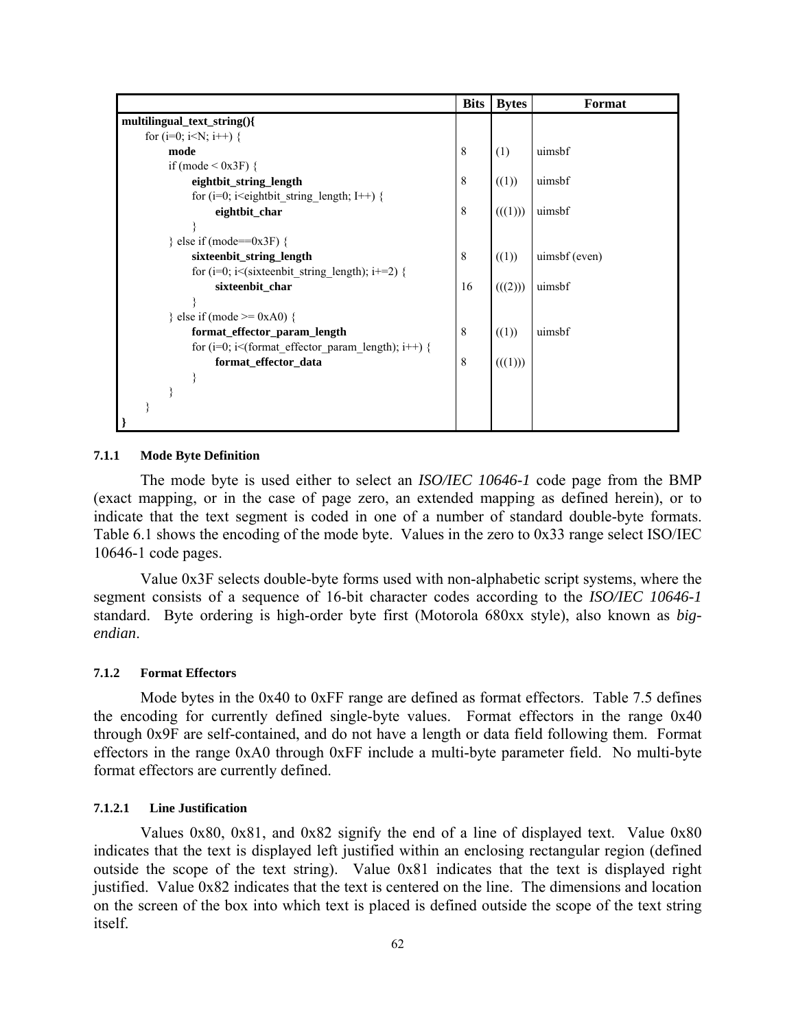| | Bits | Bytes | Format |
|---|---|---|---|
| **multilingual_text_string(){** | | | |
| for (i=0; i<N; i++) { | | | |
| **mode** | 8 | (1) | uimsbf |
| if (mode < 0x3F) { | | | |
| **eightbit_string_length** | 8 | ((1)) | uimsbf |
| for (i=0; i<eightbit_string_length; I++) { | | | |
| **eightbit_char** | 8 | (((1))) | uimsbf |
| } | | | |
| } else if (mode==0x3F) { | | | |
| **sixteenbit_string_length** | 8 | ((1)) | uimsbf (even) |
| for (i=0; i<(sixteenbit_string_length); i+=2) { | | | |
| **sixteenbit_char** | 16 | (((2))) | uimsbf |
| } | | | |
| } else if (mode >= 0xA0) { | | | |
| **format_effector_param_length** | 8 | ((1)) | uimsbf |
| for (i=0; i<(format_effector_param_length); i++) { | | | |
| **format_effector_data** | 8 | (((1))) | |
| } | | | |
| } | | | |
| } | | | |
| **}** | | | |

#### 7.1.1 Mode Byte Definition

The mode byte is used either to select an *ISO/IEC 10646-1* code page from the BMP (exact mapping, or in the case of page zero, an extended mapping as defined herein), or to indicate that the text segment is coded in one of a number of standard double-byte formats. Table 6.1 shows the encoding of the mode byte. Values in the zero to 0x33 range select ISO/IEC 10646-1 code pages.

Value 0x3F selects double-byte forms used with non-alphabetic script systems, where the segment consists of a sequence of 16-bit character codes according to the *ISO/IEC 10646-1* standard. Byte ordering is high-order byte first (Motorola 680xx style), also known as *big-endian*.

#### 7.1.2 Format Effectors

Mode bytes in the 0x40 to 0xFF range are defined as format effectors. Table 7.5 defines the encoding for currently defined single-byte values. Format effectors in the range 0x40 through 0x9F are self-contained, and do not have a length or data field following them. Format effectors in the range 0xA0 through 0xFF include a multi-byte parameter field. No multi-byte format effectors are currently defined.

##### 7.1.2.1 Line Justification

Values 0x80, 0x81, and 0x82 signify the end of a line of displayed text. Value 0x80 indicates that the text is displayed left justified within an enclosing rectangular region (defined outside the scope of the text string). Value 0x81 indicates that the text is displayed right justified. Value 0x82 indicates that the text is centered on the line. The dimensions and location on the screen of the box into which text is placed is defined outside the scope of the text string itself.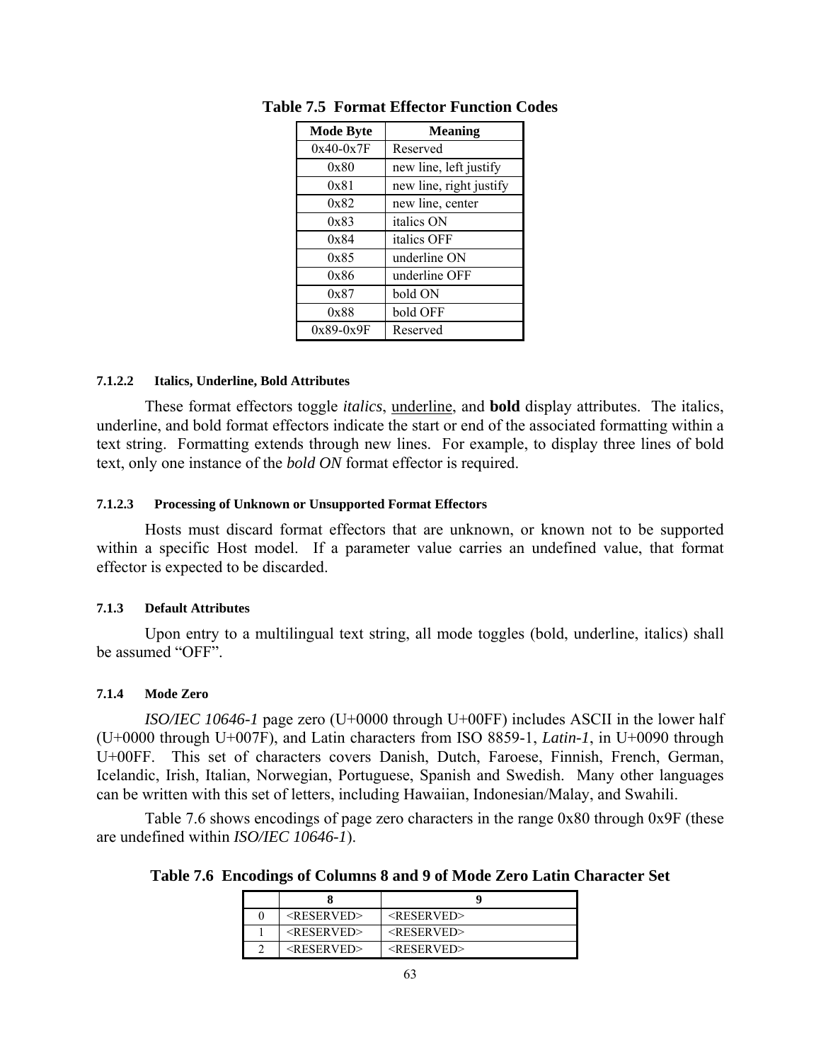**Table 7.5 Format Effector Function Codes**

| Mode Byte | Meaning |
|---|---|
| 0x40-0x7F | Reserved |
| 0x80 | new line, left justify |
| 0x81 | new line, right justify |
| 0x82 | new line, center |
| 0x83 | italics ON |
| 0x84 | italics OFF |
| 0x85 | underline ON |
| 0x86 | underline OFF |
| 0x87 | bold ON |
| 0x88 | bold OFF |
| 0x89-0x9F | Reserved |

#### 7.1.2.2 Italics, Underline, Bold Attributes

These format effectors toggle *italics*, <u>underline</u>, and **bold** display attributes. The italics, underline, and bold format effectors indicate the start or end of the associated formatting within a text string. Formatting extends through new lines. For example, to display three lines of bold text, only one instance of the *bold ON* format effector is required.

#### 7.1.2.3 Processing of Unknown or Unsupported Format Effectors

Hosts must discard format effectors that are unknown, or known not to be supported within a specific Host model. If a parameter value carries an undefined value, that format effector is expected to be discarded.

### 7.1.3 Default Attributes

Upon entry to a multilingual text string, all mode toggles (bold, underline, italics) shall be assumed "OFF".

### 7.1.4 Mode Zero

*ISO/IEC 10646-1* page zero (U+0000 through U+00FF) includes ASCII in the lower half (U+0000 through U+007F), and Latin characters from ISO 8859-1, *Latin-1*, in U+0090 through U+00FF. This set of characters covers Danish, Dutch, Faroese, Finnish, French, German, Icelandic, Irish, Italian, Norwegian, Portuguese, Spanish and Swedish. Many other languages can be written with this set of letters, including Hawaiian, Indonesian/Malay, and Swahili.

Table 7.6 shows encodings of page zero characters in the range 0x80 through 0x9F (these are undefined within *ISO/IEC 10646-1*).

**Table 7.6 Encodings of Columns 8 and 9 of Mode Zero Latin Character Set**

| | 8 | 9 |
|---|---|---|
| 0 | <RESERVED> | <RESERVED> |
| 1 | <RESERVED> | <RESERVED> |
| 2 | <RESERVED> | <RESERVED> |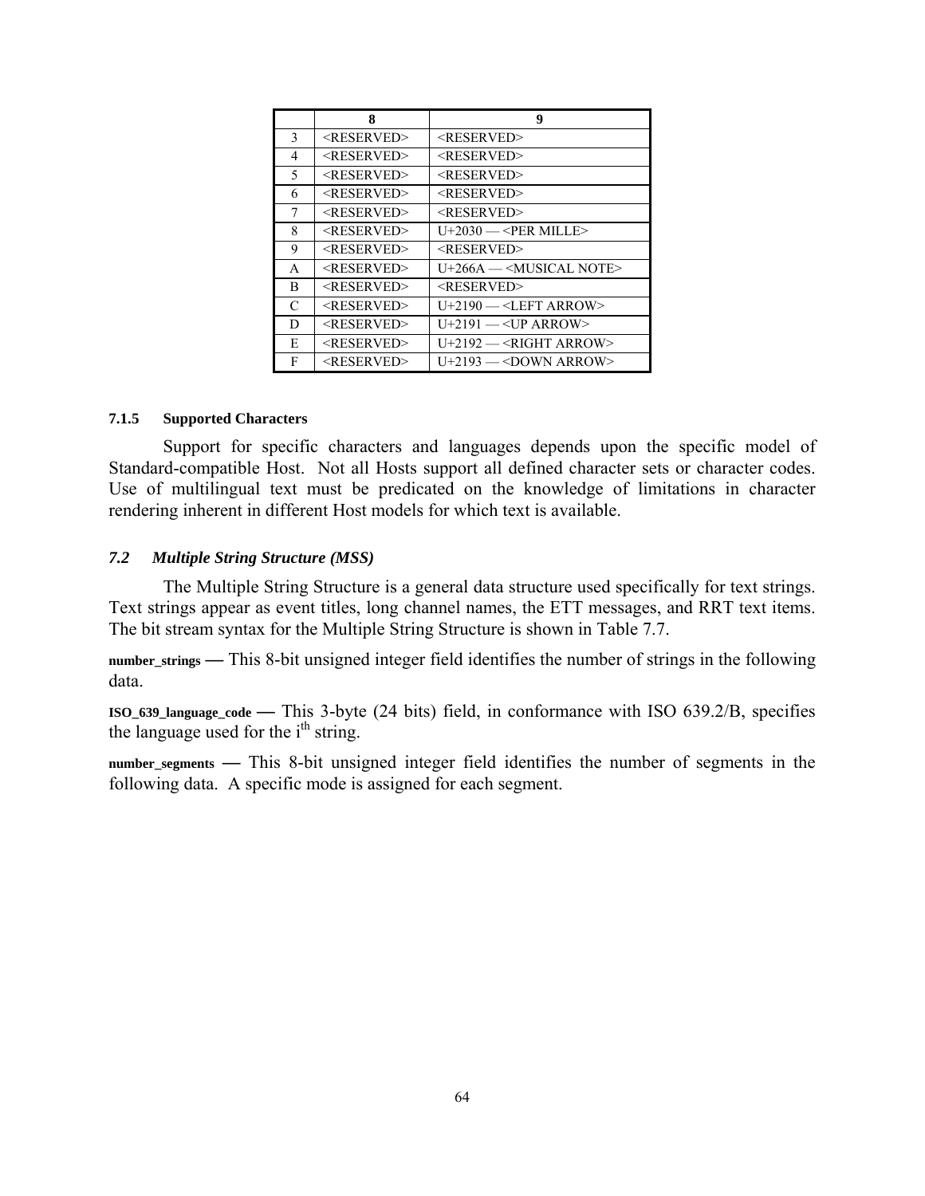| | 8 | 9 |
|---|---|---|
| 3 | <RESERVED> | <RESERVED> |
| 4 | <RESERVED> | <RESERVED> |
| 5 | <RESERVED> | <RESERVED> |
| 6 | <RESERVED> | <RESERVED> |
| 7 | <RESERVED> | <RESERVED> |
| 8 | <RESERVED> | U+2030 — <PER MILLE> |
| 9 | <RESERVED> | <RESERVED> |
| A | <RESERVED> | U+266A — <MUSICAL NOTE> |
| B | <RESERVED> | <RESERVED> |
| C | <RESERVED> | U+2190 — <LEFT ARROW> |
| D | <RESERVED> | U+2191 — <UP ARROW> |
| E | <RESERVED> | U+2192 — <RIGHT ARROW> |
| F | <RESERVED> | U+2193 — <DOWN ARROW> |

#### 7.1.5 Supported Characters

Support for specific characters and languages depends upon the specific model of Standard-compatible Host. Not all Hosts support all defined character sets or character codes. Use of multilingual text must be predicated on the knowledge of limitations in character rendering inherent in different Host models for which text is available.

### *7.2 Multiple String Structure (MSS)*

The Multiple String Structure is a general data structure used specifically for text strings. Text strings appear as event titles, long channel names, the ETT messages, and RRT text items. The bit stream syntax for the Multiple String Structure is shown in Table 7.7.

**number_strings** — This 8-bit unsigned integer field identifies the number of strings in the following data.

**ISO_639_language_code** — This 3-byte (24 bits) field, in conformance with ISO 639.2/B, specifies the language used for the $i^{th}$ string.

**number_segments** — This 8-bit unsigned integer field identifies the number of segments in the following data. A specific mode is assigned for each segment.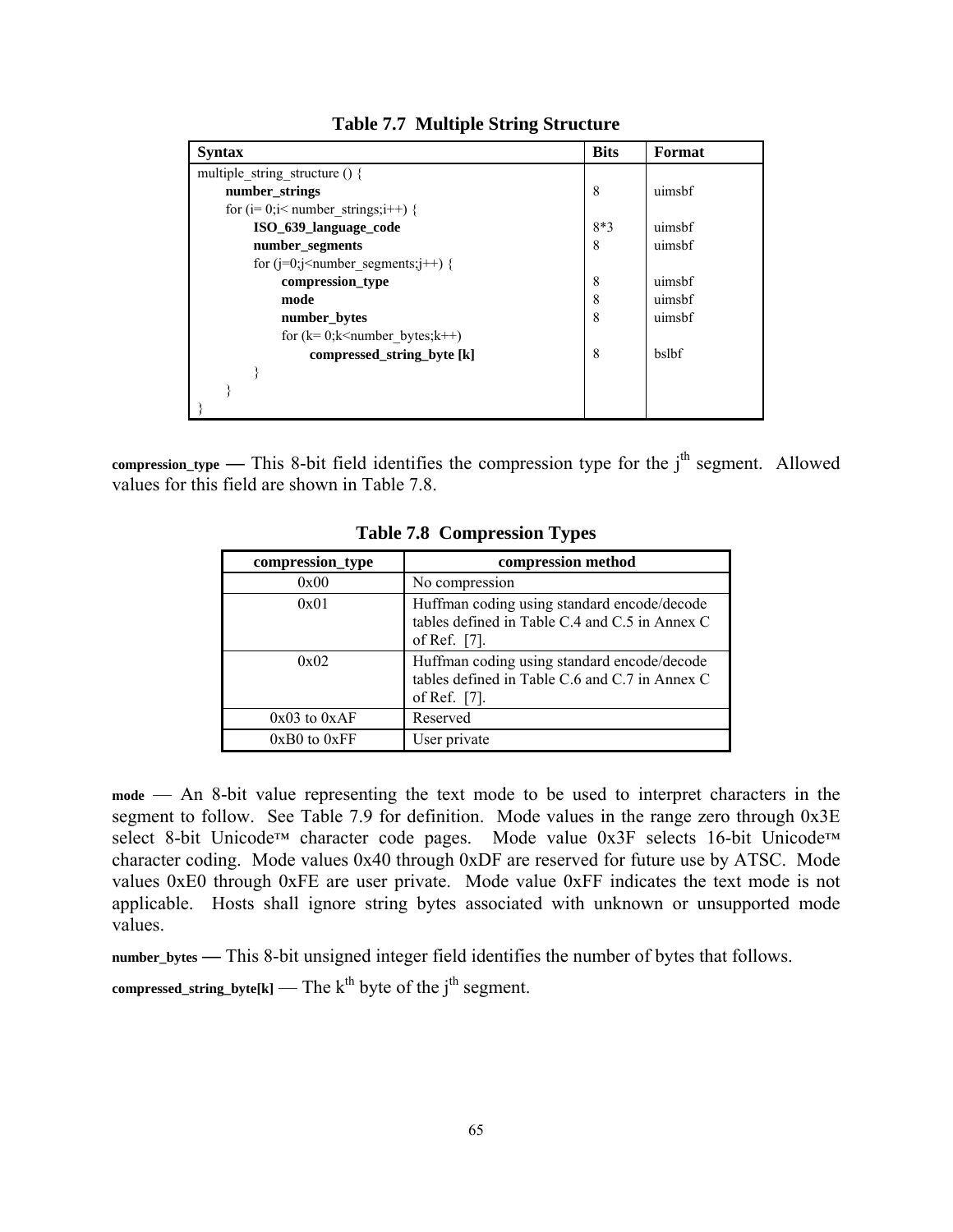**Table 7.7 Multiple String Structure**

| Syntax | Bits | Format |
|---|---|---|
| multiple_string_structure () { | | |
| **number_strings** | 8 | uimsbf |
| for (i= 0;i< number_strings;i++) { | | |
| **ISO_639_language_code** | 8*3 | uimsbf |
| **number_segments** | 8 | uimsbf |
| for (j=0;j<number_segments;j++) { | | |
| **compression_type** | 8 | uimsbf |
| **mode** | 8 | uimsbf |
| **number_bytes** | 8 | uimsbf |
| for (k= 0;k<number_bytes;k++) | | |
| **compressed_string_byte [k]** | 8 | bslbf |
| } | | |
| } | | |
| } | | |

**compression_type** — This 8-bit field identifies the compression type for the j[th] segment. Allowed values for this field are shown in Table 7.8.

**Table 7.8 Compression Types**

| compression_type | compression method |
|---|---|
| 0x00 | No compression |
| 0x01 | Huffman coding using standard encode/decode tables defined in Table C.4 and C.5 in Annex C of Ref. [7]. |
| 0x02 | Huffman coding using standard encode/decode tables defined in Table C.6 and C.7 in Annex C of Ref. [7]. |
| 0x03 to 0xAF | Reserved |
| 0xB0 to 0xFF | User private |

**mode** — An 8-bit value representing the text mode to be used to interpret characters in the segment to follow. See Table 7.9 for definition. Mode values in the range zero through 0x3E select 8-bit Unicode™ character code pages. Mode value 0x3F selects 16-bit Unicode™ character coding. Mode values 0x40 through 0xDF are reserved for future use by ATSC. Mode values 0xE0 through 0xFE are user private. Mode value 0xFF indicates the text mode is not applicable. Hosts shall ignore string bytes associated with unknown or unsupported mode values.

**number_bytes** — This 8-bit unsigned integer field identifies the number of bytes that follows.

**compressed_string_byte[k]** — The k[th] byte of the j[th] segment.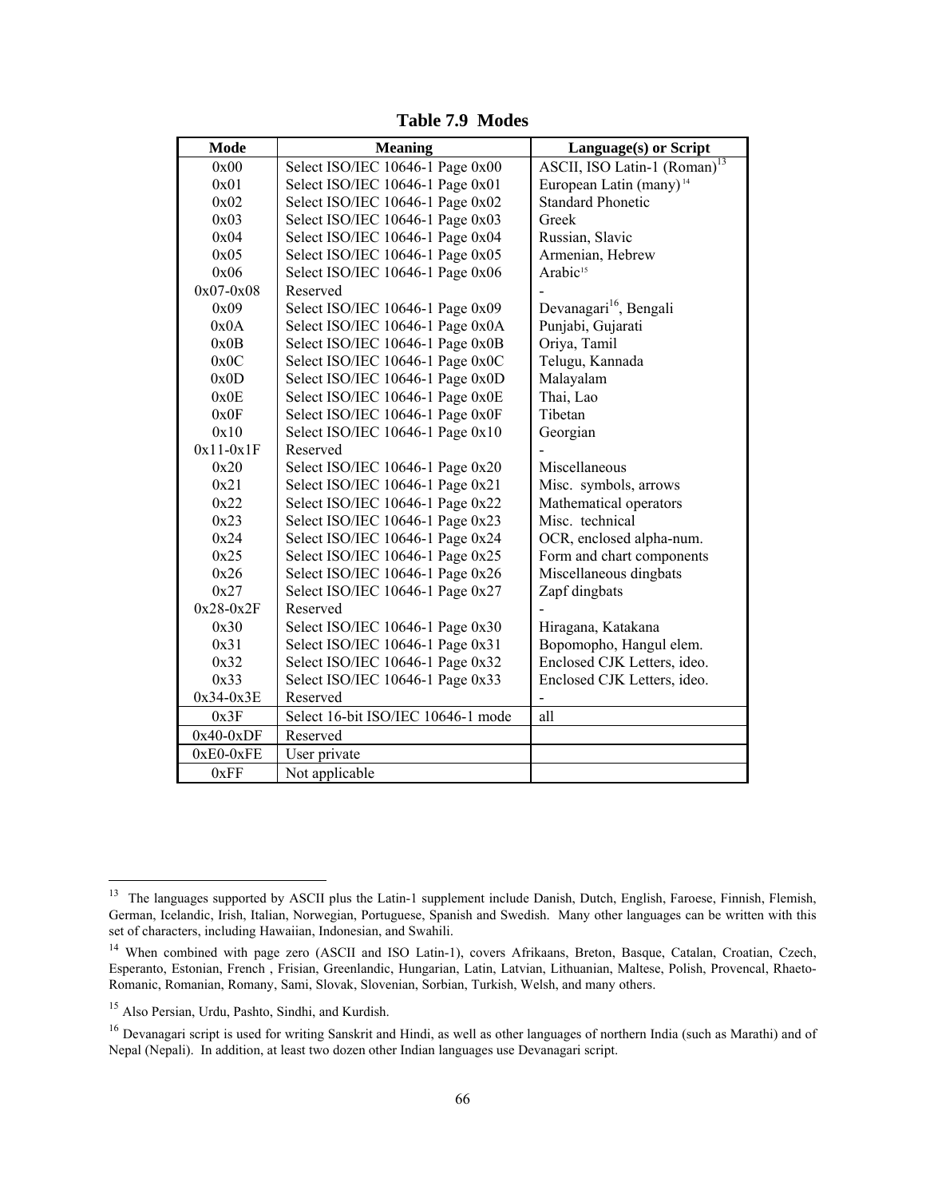**Table 7.9 Modes**

| Mode | Meaning | Language(s) or Script |
|---|---|---|
| 0x00 | Select ISO/IEC 10646-1 Page 0x00 | ASCII, ISO Latin-1 (Roman)[13] |
| 0x01 | Select ISO/IEC 10646-1 Page 0x01 | European Latin (many)[14] |
| 0x02 | Select ISO/IEC 10646-1 Page 0x02 | Standard Phonetic |
| 0x03 | Select ISO/IEC 10646-1 Page 0x03 | Greek |
| 0x04 | Select ISO/IEC 10646-1 Page 0x04 | Russian, Slavic |
| 0x05 | Select ISO/IEC 10646-1 Page 0x05 | Armenian, Hebrew |
| 0x06 | Select ISO/IEC 10646-1 Page 0x06 | Arabic[15] |
| 0x07-0x08 | Reserved | - |
| 0x09 | Select ISO/IEC 10646-1 Page 0x09 | Devanagari[16], Bengali |
| 0x0A | Select ISO/IEC 10646-1 Page 0x0A | Punjabi, Gujarati |
| 0x0B | Select ISO/IEC 10646-1 Page 0x0B | Oriya, Tamil |
| 0x0C | Select ISO/IEC 10646-1 Page 0x0C | Telugu, Kannada |
| 0x0D | Select ISO/IEC 10646-1 Page 0x0D | Malayalam |
| 0x0E | Select ISO/IEC 10646-1 Page 0x0E | Thai, Lao |
| 0x0F | Select ISO/IEC 10646-1 Page 0x0F | Tibetan |
| 0x10 | Select ISO/IEC 10646-1 Page 0x10 | Georgian |
| 0x11-0x1F | Reserved | - |
| 0x20 | Select ISO/IEC 10646-1 Page 0x20 | Miscellaneous |
| 0x21 | Select ISO/IEC 10646-1 Page 0x21 | Misc. symbols, arrows |
| 0x22 | Select ISO/IEC 10646-1 Page 0x22 | Mathematical operators |
| 0x23 | Select ISO/IEC 10646-1 Page 0x23 | Misc. technical |
| 0x24 | Select ISO/IEC 10646-1 Page 0x24 | OCR, enclosed alpha-num. |
| 0x25 | Select ISO/IEC 10646-1 Page 0x25 | Form and chart components |
| 0x26 | Select ISO/IEC 10646-1 Page 0x26 | Miscellaneous dingbats |
| 0x27 | Select ISO/IEC 10646-1 Page 0x27 | Zapf dingbats |
| 0x28-0x2F | Reserved | - |
| 0x30 | Select ISO/IEC 10646-1 Page 0x30 | Hiragana, Katakana |
| 0x31 | Select ISO/IEC 10646-1 Page 0x31 | Bopomopho, Hangul elem. |
| 0x32 | Select ISO/IEC 10646-1 Page 0x32 | Enclosed CJK Letters, ideo. |
| 0x33 | Select ISO/IEC 10646-1 Page 0x33 | Enclosed CJK Letters, ideo. |
| 0x34-0x3E | Reserved | - |
| 0x3F | Select 16-bit ISO/IEC 10646-1 mode | all |
| 0x40-0xDF | Reserved | |
| 0xE0-0xFE | User private | |
| 0xFF | Not applicable | |

[13] The languages supported by ASCII plus the Latin-1 supplement include Danish, Dutch, English, Faroese, Finnish, Flemish, German, Icelandic, Irish, Italian, Norwegian, Portuguese, Spanish and Swedish. Many other languages can be written with this set of characters, including Hawaiian, Indonesian, and Swahili.

[14] When combined with page zero (ASCII and ISO Latin-1), covers Afrikaans, Breton, Basque, Catalan, Croatian, Czech, Esperanto, Estonian, French , Frisian, Greenlandic, Hungarian, Latin, Latvian, Lithuanian, Maltese, Polish, Provencal, Rhaeto-Romanic, Romanian, Romany, Sami, Slovak, Slovenian, Sorbian, Turkish, Welsh, and many others.

[15] Also Persian, Urdu, Pashto, Sindhi, and Kurdish.

[16] Devanagari script is used for writing Sanskrit and Hindi, as well as other languages of northern India (such as Marathi) and of Nepal (Nepali). In addition, at least two dozen other Indian languages use Devanagari script.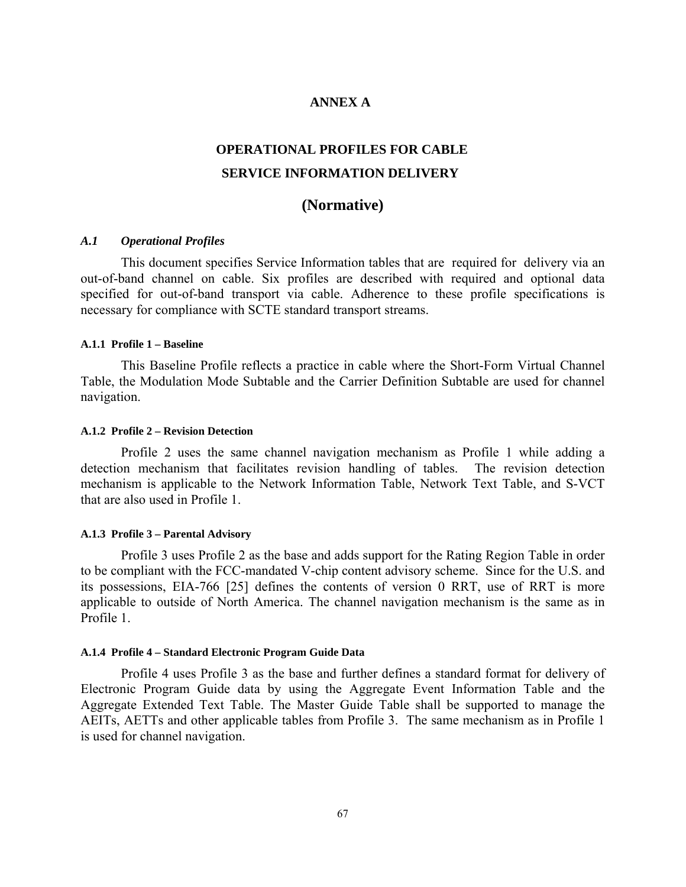# ANNEX A

## OPERATIONAL PROFILES FOR CABLE SERVICE INFORMATION DELIVERY

## (Normative)

### *A.1 Operational Profiles*

This document specifies Service Information tables that are required for delivery via an out-of-band channel on cable. Six profiles are described with required and optional data specified for out-of-band transport via cable. Adherence to these profile specifications is necessary for compliance with SCTE standard transport streams.

#### A.1.1 Profile 1 – Baseline

This Baseline Profile reflects a practice in cable where the Short-Form Virtual Channel Table, the Modulation Mode Subtable and the Carrier Definition Subtable are used for channel navigation.

#### A.1.2 Profile 2 – Revision Detection

Profile 2 uses the same channel navigation mechanism as Profile 1 while adding a detection mechanism that facilitates revision handling of tables. The revision detection mechanism is applicable to the Network Information Table, Network Text Table, and S-VCT that are also used in Profile 1.

#### A.1.3 Profile 3 – Parental Advisory

Profile 3 uses Profile 2 as the base and adds support for the Rating Region Table in order to be compliant with the FCC-mandated V-chip content advisory scheme. Since for the U.S. and its possessions, EIA-766 [25] defines the contents of version 0 RRT, use of RRT is more applicable to outside of North America. The channel navigation mechanism is the same as in Profile 1.

#### A.1.4 Profile 4 – Standard Electronic Program Guide Data

Profile 4 uses Profile 3 as the base and further defines a standard format for delivery of Electronic Program Guide data by using the Aggregate Event Information Table and the Aggregate Extended Text Table. The Master Guide Table shall be supported to manage the AEITs, AETTs and other applicable tables from Profile 3. The same mechanism as in Profile 1 is used for channel navigation.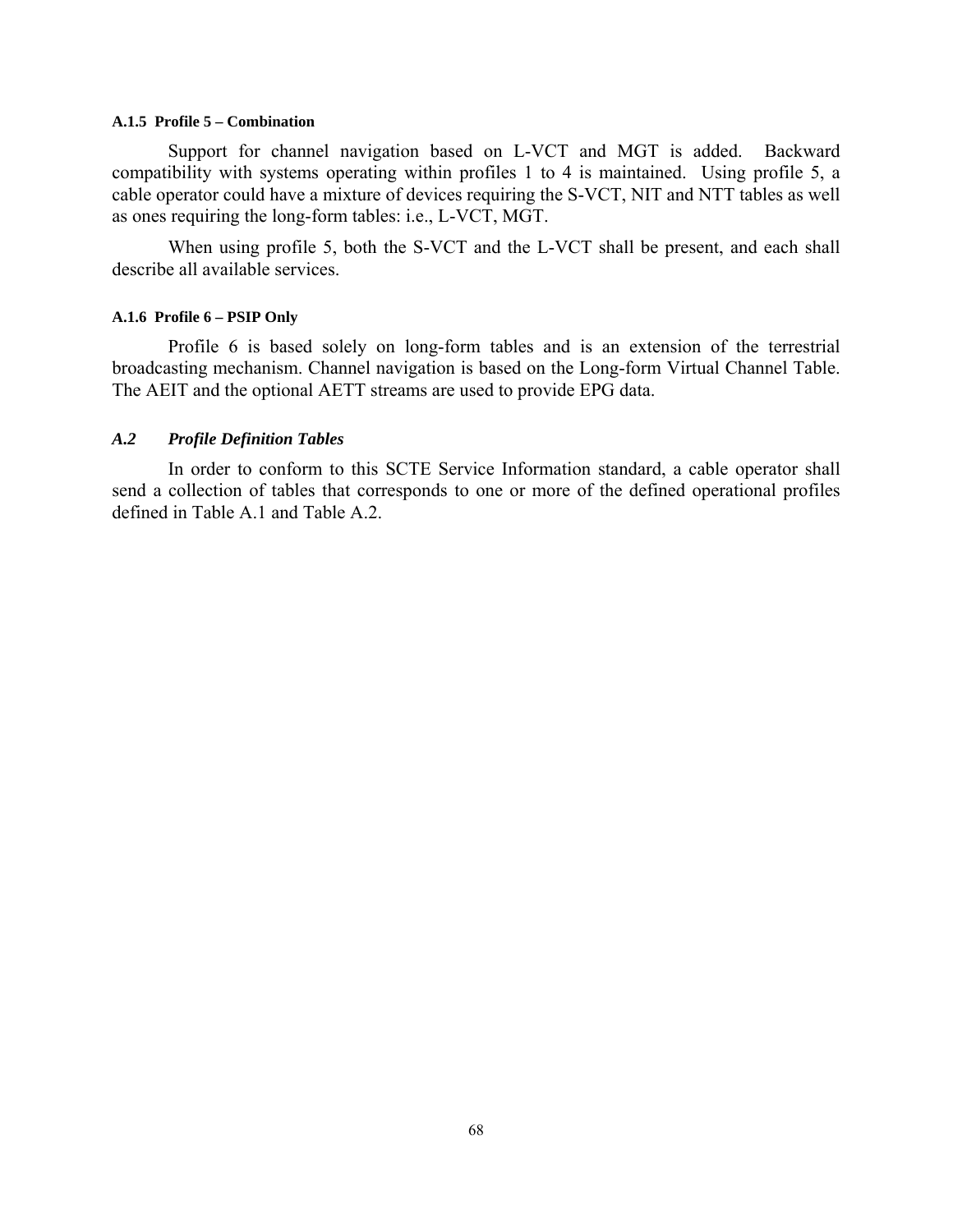#### A.1.5 Profile 5 – Combination

Support for channel navigation based on L-VCT and MGT is added. Backward compatibility with systems operating within profiles 1 to 4 is maintained. Using profile 5, a cable operator could have a mixture of devices requiring the S-VCT, NIT and NTT tables as well as ones requiring the long-form tables: i.e., L-VCT, MGT.

When using profile 5, both the S-VCT and the L-VCT shall be present, and each shall describe all available services.

#### A.1.6 Profile 6 – PSIP Only

Profile 6 is based solely on long-form tables and is an extension of the terrestrial broadcasting mechanism. Channel navigation is based on the Long-form Virtual Channel Table. The AEIT and the optional AETT streams are used to provide EPG data.

### *A.2 Profile Definition Tables*

In order to conform to this SCTE Service Information standard, a cable operator shall send a collection of tables that corresponds to one or more of the defined operational profiles defined in Table A.1 and Table A.2.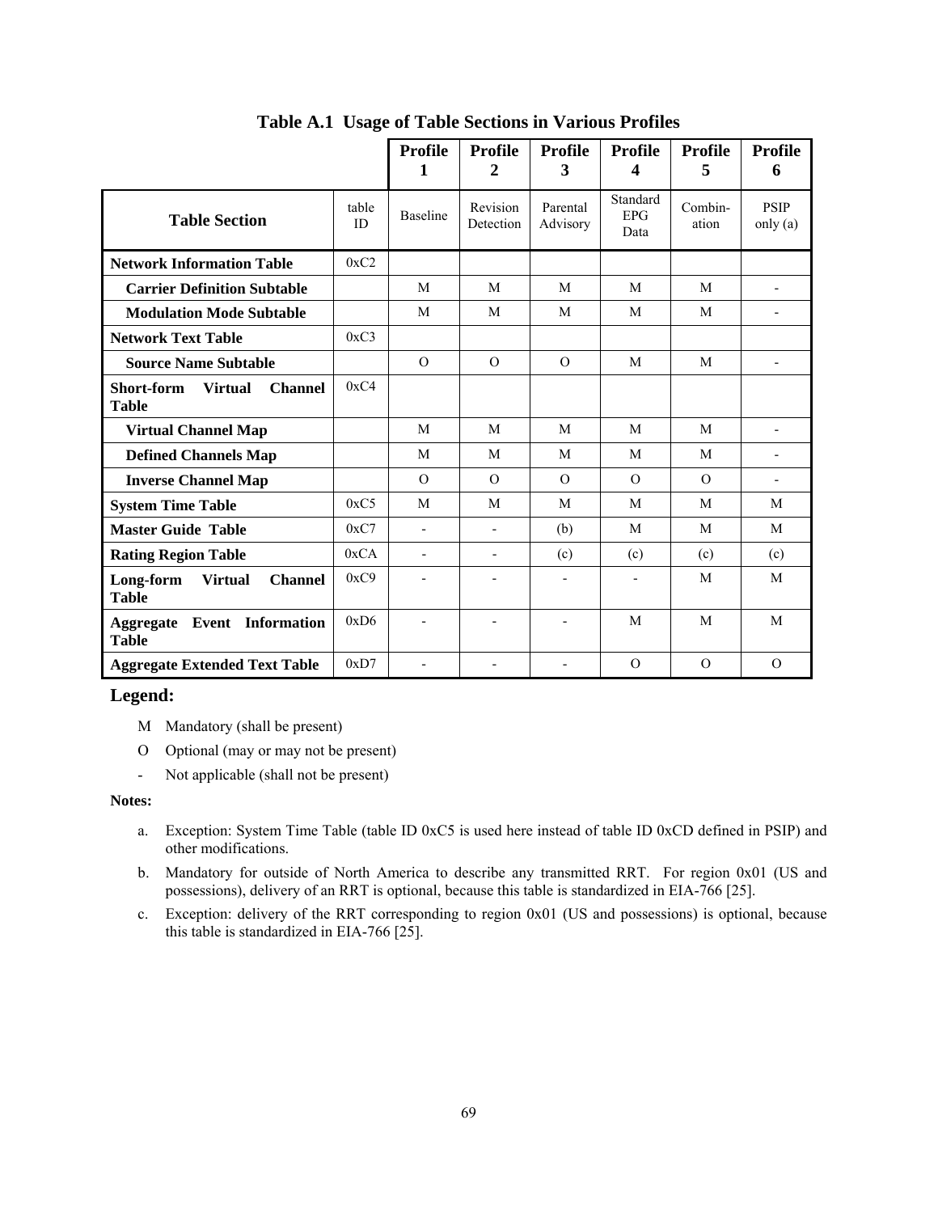**Table A.1 Usage of Table Sections in Various Profiles**

| Table Section | table ID | Profile 1<br>Baseline | Profile 2<br>Revision Detection | Profile 3<br>Parental Advisory | Profile 4<br>Standard EPG Data | Profile 5<br>Combin-ation | Profile 6<br>PSIP only (a) |
|---|---|---|---|---|---|---|---|
| **Network Information Table** | 0xC2 | | | | | | |
| **Carrier Definition Subtable** | | M | M | M | M | M | - |
| **Modulation Mode Subtable** | | M | M | M | M | M | - |
| **Network Text Table** | 0xC3 | | | | | | |
| **Source Name Subtable** | | O | O | O | M | M | - |
| **Short-form Virtual Channel Table** | 0xC4 | | | | | | |
| **Virtual Channel Map** | | M | M | M | M | M | - |
| **Defined Channels Map** | | M | M | M | M | M | - |
| **Inverse Channel Map** | | O | O | O | O | O | - |
| **System Time Table** | 0xC5 | M | M | M | M | M | M |
| **Master Guide Table** | 0xC7 | - | - | (b) | M | M | M |
| **Rating Region Table** | 0xCA | - | - | (c) | (c) | (c) | (c) |
| **Long-form Virtual Channel Table** | 0xC9 | - | - | - | - | M | M |
| **Aggregate Event Information Table** | 0xD6 | - | - | - | M | M | M |
| **Aggregate Extended Text Table** | 0xD7 | - | - | - | O | O | O |

**Legend:**

- M Mandatory (shall be present)
- O Optional (may or may not be present)
- \- Not applicable (shall not be present)

**Notes:**

a. Exception: System Time Table (table ID 0xC5 is used here instead of table ID 0xCD defined in PSIP) and other modifications.

b. Mandatory for outside of North America to describe any transmitted RRT. For region 0x01 (US and possessions), delivery of an RRT is optional, because this table is standardized in EIA-766 [25].

c. Exception: delivery of the RRT corresponding to region 0x01 (US and possessions) is optional, because this table is standardized in EIA-766 [25].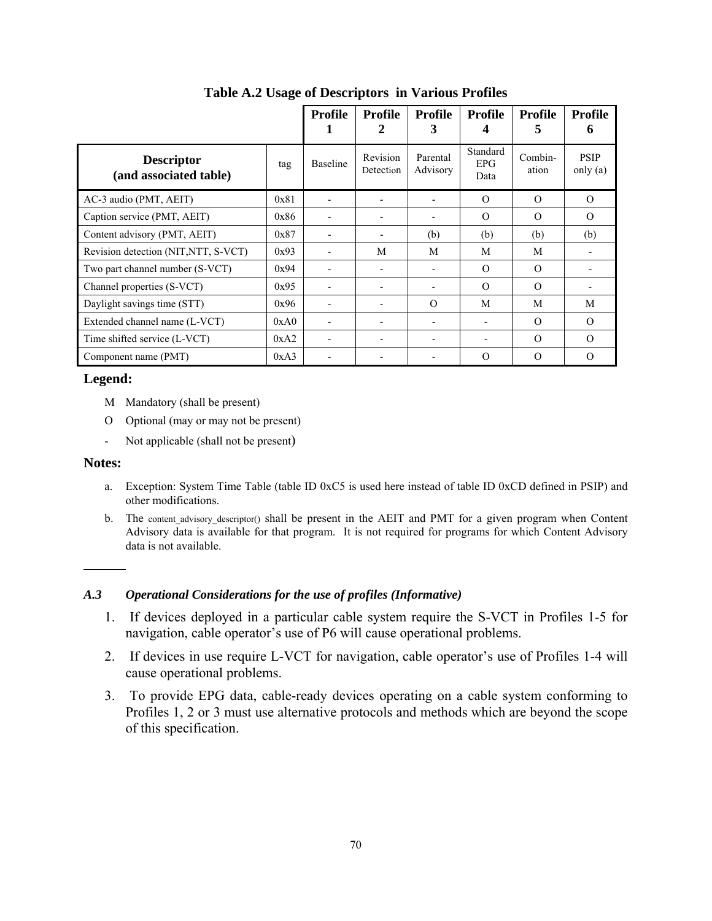**Table A.2 Usage of Descriptors in Various Profiles**

| | | **Profile 1** | **Profile 2** | **Profile 3** | **Profile 4** | **Profile 5** | **Profile 6** |
|---|---|---|---|---|---|---|---|
| **Descriptor (and associated table)** | tag | Baseline | Revision Detection | Parental Advisory | Standard EPG Data | Combin-ation | PSIP only (a) |
| AC-3 audio (PMT, AEIT) | 0x81 | - | - | - | O | O | O |
| Caption service (PMT, AEIT) | 0x86 | - | - | - | O | O | O |
| Content advisory (PMT, AEIT) | 0x87 | - | - | (b) | (b) | (b) | (b) |
| Revision detection (NIT,NTT, S-VCT) | 0x93 | - | M | M | M | M | - |
| Two part channel number (S-VCT) | 0x94 | - | - | - | O | O | - |
| Channel properties (S-VCT) | 0x95 | - | - | - | O | O | - |
| Daylight savings time (STT) | 0x96 | - | - | O | M | M | M |
| Extended channel name (L-VCT) | 0xA0 | - | - | - | - | O | O |
| Time shifted service (L-VCT) | 0xA2 | - | - | - | - | O | O |
| Component name (PMT) | 0xA3 | - | - | - | O | O | O |

**Legend:**

- M Mandatory (shall be present)
- O Optional (may or may not be present)
- \- Not applicable (shall not be present)

**Notes:**

a. Exception: System Time Table (table ID 0xC5 is used here instead of table ID 0xCD defined in PSIP) and other modifications.

b. The content_advisory_descriptor() shall be present in the AEIT and PMT for a given program when Content Advisory data is available for that program. It is not required for programs for which Content Advisory data is not available.

### *A.3 Operational Considerations for the use of profiles (Informative)*

1. If devices deployed in a particular cable system require the S-VCT in Profiles 1-5 for navigation, cable operator's use of P6 will cause operational problems.
2. If devices in use require L-VCT for navigation, cable operator's use of Profiles 1-4 will cause operational problems.
3. To provide EPG data, cable-ready devices operating on a cable system conforming to Profiles 1, 2 or 3 must use alternative protocols and methods which are beyond the scope of this specification.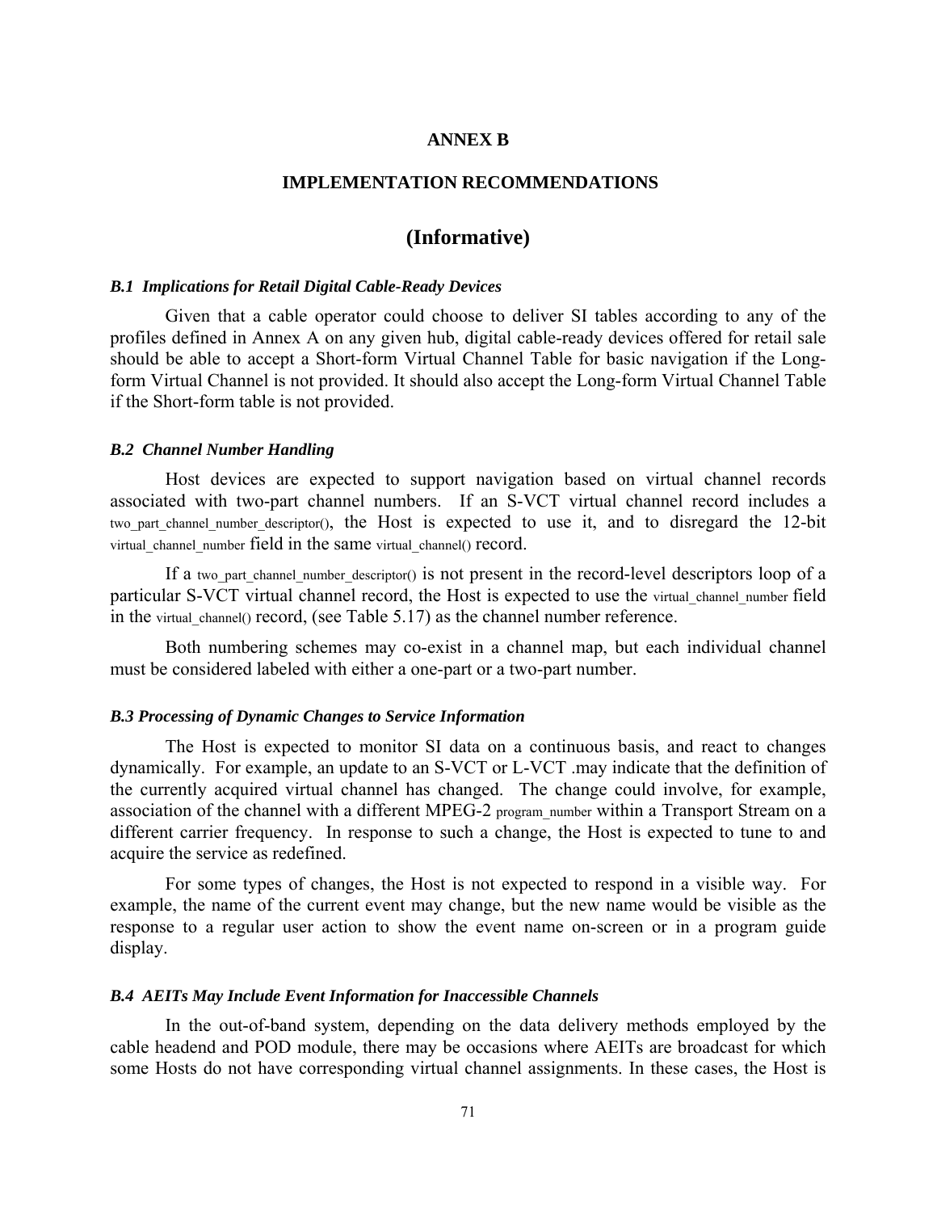# ANNEX B

## IMPLEMENTATION RECOMMENDATIONS

## (Informative)

### *B.1 Implications for Retail Digital Cable-Ready Devices*

Given that a cable operator could choose to deliver SI tables according to any of the profiles defined in Annex A on any given hub, digital cable-ready devices offered for retail sale should be able to accept a Short-form Virtual Channel Table for basic navigation if the Long-form Virtual Channel is not provided. It should also accept the Long-form Virtual Channel Table if the Short-form table is not provided.

### *B.2 Channel Number Handling*

Host devices are expected to support navigation based on virtual channel records associated with two-part channel numbers. If an S-VCT virtual channel record includes a two_part_channel_number_descriptor(), the Host is expected to use it, and to disregard the 12-bit virtual_channel_number field in the same virtual_channel() record.

If a two_part_channel_number_descriptor() is not present in the record-level descriptors loop of a particular S-VCT virtual channel record, the Host is expected to use the virtual_channel_number field in the virtual_channel() record, (see Table 5.17) as the channel number reference.

Both numbering schemes may co-exist in a channel map, but each individual channel must be considered labeled with either a one-part or a two-part number.

### *B.3 Processing of Dynamic Changes to Service Information*

The Host is expected to monitor SI data on a continuous basis, and react to changes dynamically. For example, an update to an S-VCT or L-VCT .may indicate that the definition of the currently acquired virtual channel has changed. The change could involve, for example, association of the channel with a different MPEG-2 program_number within a Transport Stream on a different carrier frequency. In response to such a change, the Host is expected to tune to and acquire the service as redefined.

For some types of changes, the Host is not expected to respond in a visible way. For example, the name of the current event may change, but the new name would be visible as the response to a regular user action to show the event name on-screen or in a program guide display.

### *B.4 AEITs May Include Event Information for Inaccessible Channels*

In the out-of-band system, depending on the data delivery methods employed by the cable headend and POD module, there may be occasions where AEITs are broadcast for which some Hosts do not have corresponding virtual channel assignments. In these cases, the Host is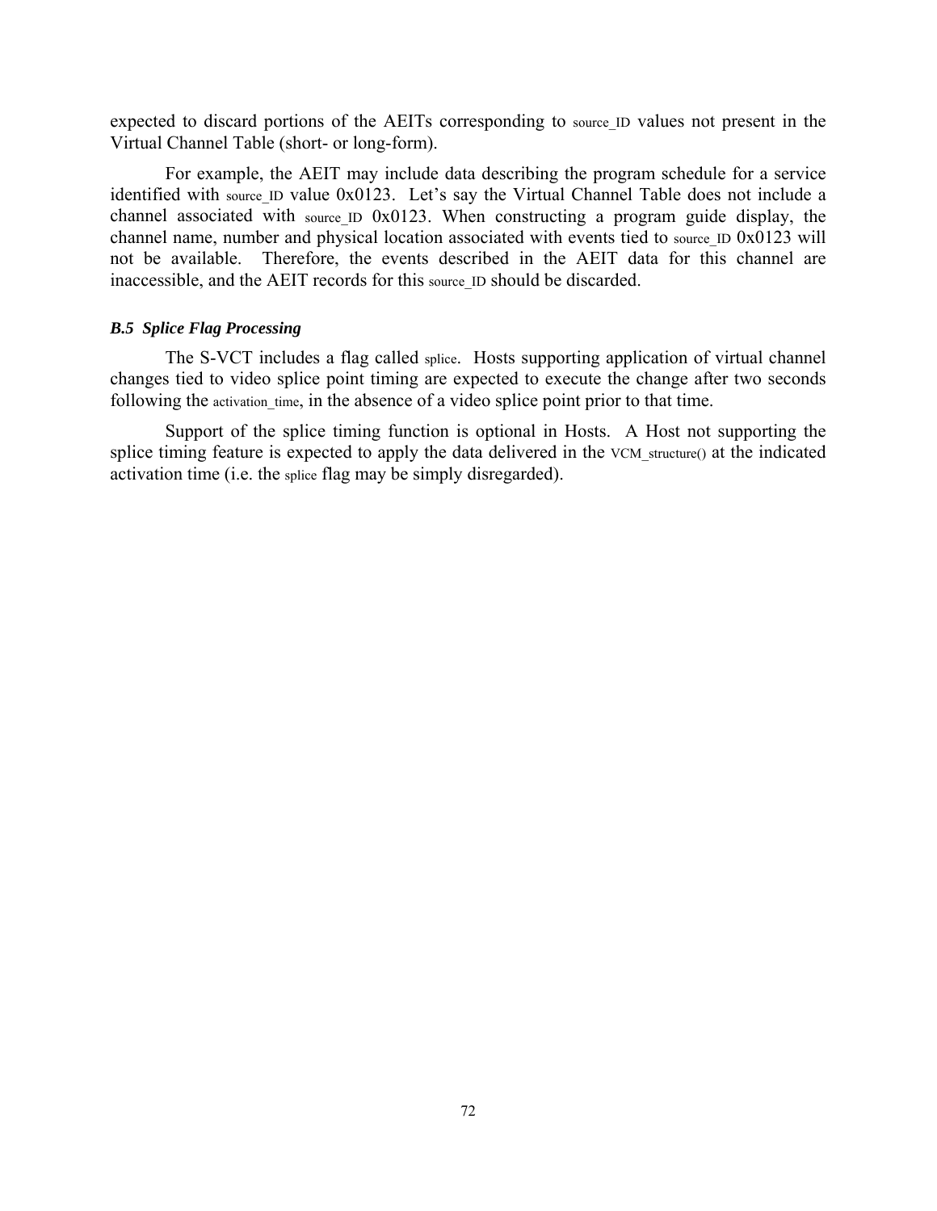expected to discard portions of the AEITs corresponding to source_ID values not present in the Virtual Channel Table (short- or long-form).

For example, the AEIT may include data describing the program schedule for a service identified with source_ID value 0x0123. Let's say the Virtual Channel Table does not include a channel associated with source_ID 0x0123. When constructing a program guide display, the channel name, number and physical location associated with events tied to source_ID 0x0123 will not be available. Therefore, the events described in the AEIT data for this channel are inaccessible, and the AEIT records for this source_ID should be discarded.

### *B.5 Splice Flag Processing*

The S-VCT includes a flag called splice. Hosts supporting application of virtual channel changes tied to video splice point timing are expected to execute the change after two seconds following the activation_time, in the absence of a video splice point prior to that time.

Support of the splice timing function is optional in Hosts. A Host not supporting the splice timing feature is expected to apply the data delivered in the VCM_structure() at the indicated activation time (i.e. the splice flag may be simply disregarded).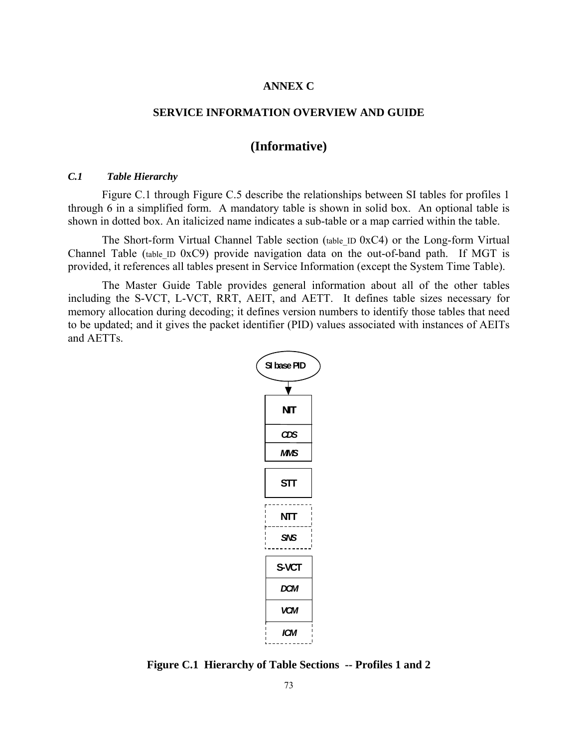# ANNEX C

## SERVICE INFORMATION OVERVIEW AND GUIDE

## (Informative)

### *C.1 Table Hierarchy*

Figure C.1 through Figure C.5 describe the relationships between SI tables for profiles 1 through 6 in a simplified form. A mandatory table is shown in solid box. An optional table is shown in dotted box. An italicized name indicates a sub-table or a map carried within the table.

The Short-form Virtual Channel Table section (table_ID 0xC4) or the Long-form Virtual Channel Table (table_ID 0xC9) provide navigation data on the out-of-band path. If MGT is provided, it references all tables present in Service Information (except the System Time Table).

The Master Guide Table provides general information about all of the other tables including the S-VCT, L-VCT, RRT, AEIT, and AETT. It defines table sizes necessary for memory allocation during decoding; it defines version numbers to identify those tables that need to be updated; and it gives the packet identifier (PID) values associated with instances of AEITs and AETTs.

SI base PID

NIT

*CDS*

*MMS*

STT

NTT

*SNS*

S-VCT

*DCM*

*VCM*

*ICM*

**Figure C.1 Hierarchy of Table Sections -- Profiles 1 and 2**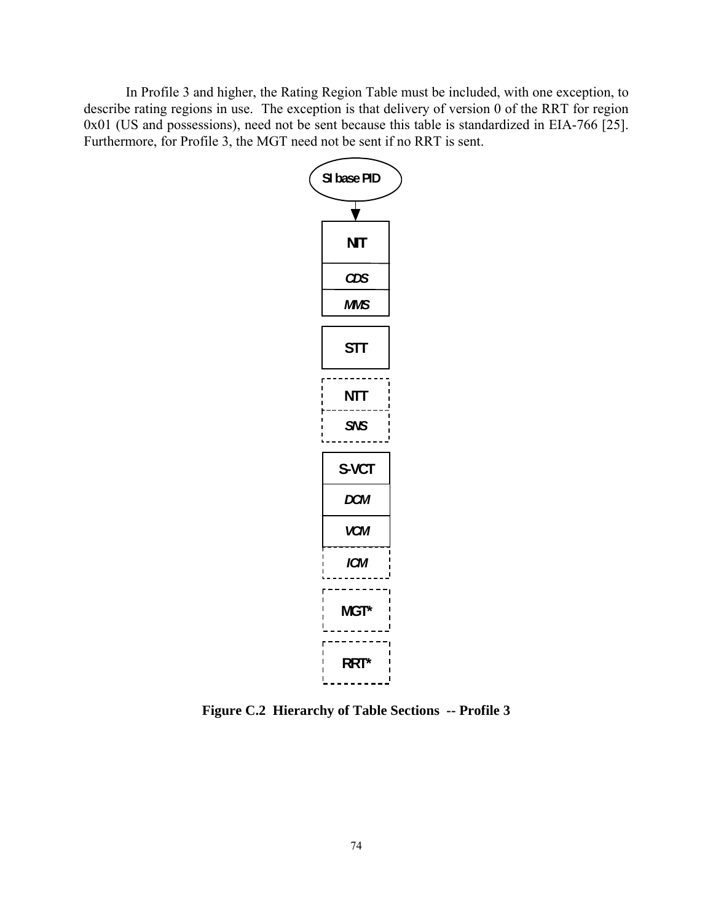In Profile 3 and higher, the Rating Region Table must be included, with one exception, to describe rating regions in use. The exception is that delivery of version 0 of the RRT for region 0x01 (US and possessions), need not be sent because this table is standardized in EIA-766 [25]. Furthermore, for Profile 3, the MGT need not be sent if no RRT is sent.

SI base PID

NIT
CDS
MMS

STT

NTT
SNS

S-VCT
DCM
VCM
ICM

MGT*

RRT*

**Figure C.2 Hierarchy of Table Sections -- Profile 3**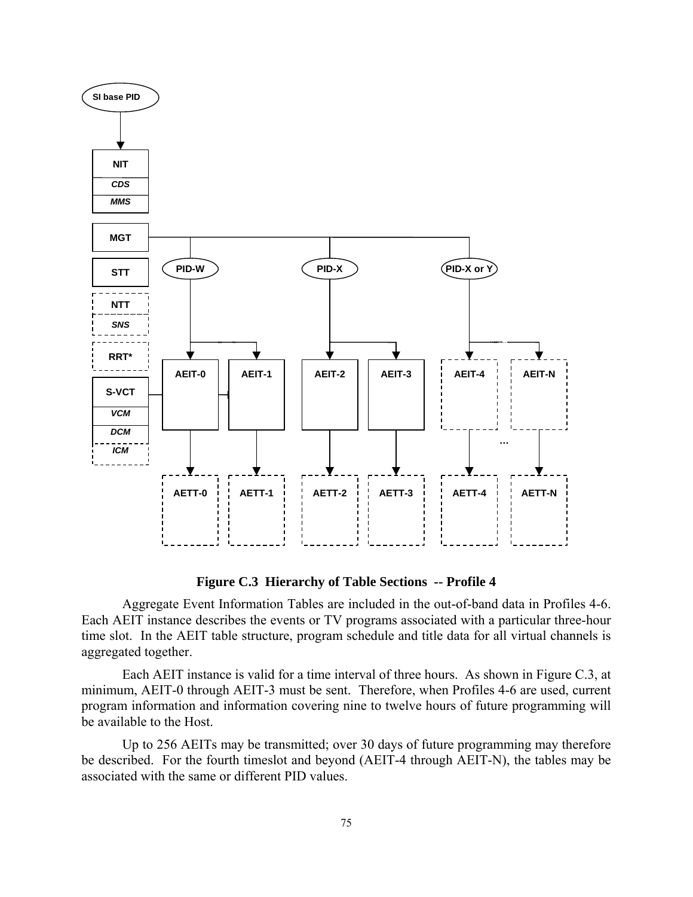**Figure C.3 Hierarchy of Table Sections -- Profile 4**

Aggregate Event Information Tables are included in the out-of-band data in Profiles 4-6. Each AEIT instance describes the events or TV programs associated with a particular three-hour time slot. In the AEIT table structure, program schedule and title data for all virtual channels is aggregated together.

Each AEIT instance is valid for a time interval of three hours. As shown in Figure C.3, at minimum, AEIT-0 through AEIT-3 must be sent. Therefore, when Profiles 4-6 are used, current program information and information covering nine to twelve hours of future programming will be available to the Host.

Up to 256 AEITs may be transmitted; over 30 days of future programming may therefore be described. For the fourth timeslot and beyond (AEIT-4 through AEIT-N), the tables may be associated with the same or different PID values.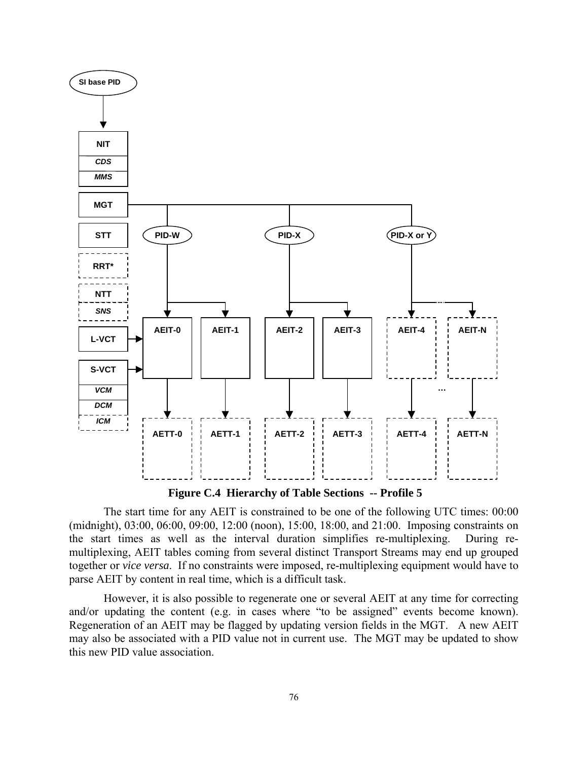**Figure C.4 Hierarchy of Table Sections -- Profile 5**

The start time for any AEIT is constrained to be one of the following UTC times: 00:00 (midnight), 03:00, 06:00, 09:00, 12:00 (noon), 15:00, 18:00, and 21:00. Imposing constraints on the start times as well as the interval duration simplifies re-multiplexing. During re-multiplexing, AEIT tables coming from several distinct Transport Streams may end up grouped together or *vice versa*. If no constraints were imposed, re-multiplexing equipment would have to parse AEIT by content in real time, which is a difficult task.

However, it is also possible to regenerate one or several AEIT at any time for correcting and/or updating the content (e.g. in cases where "to be assigned" events become known). Regeneration of an AEIT may be flagged by updating version fields in the MGT. A new AEIT may also be associated with a PID value not in current use. The MGT may be updated to show this new PID value association.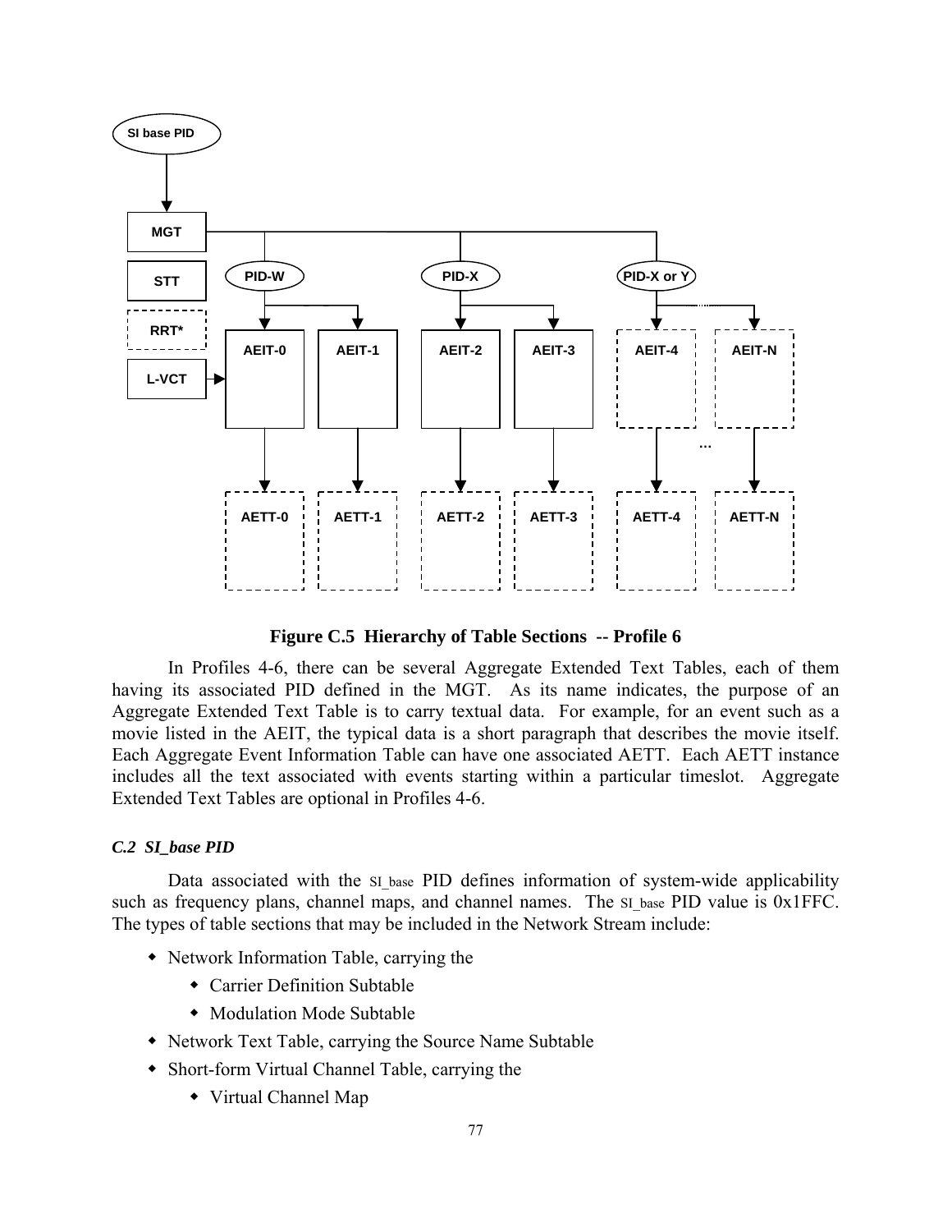**Figure C.5 Hierarchy of Table Sections -- Profile 6**

In Profiles 4-6, there can be several Aggregate Extended Text Tables, each of them having its associated PID defined in the MGT. As its name indicates, the purpose of an Aggregate Extended Text Table is to carry textual data. For example, for an event such as a movie listed in the AEIT, the typical data is a short paragraph that describes the movie itself. Each Aggregate Event Information Table can have one associated AETT. Each AETT instance includes all the text associated with events starting within a particular timeslot. Aggregate Extended Text Tables are optional in Profiles 4-6.

### *C.2 SI_base PID*

Data associated with the SI_base PID defines information of system-wide applicability such as frequency plans, channel maps, and channel names. The SI_base PID value is 0x1FFC. The types of table sections that may be included in the Network Stream include:

- Network Information Table, carrying the
  - Carrier Definition Subtable
  - Modulation Mode Subtable
- Network Text Table, carrying the Source Name Subtable
- Short-form Virtual Channel Table, carrying the
  - Virtual Channel Map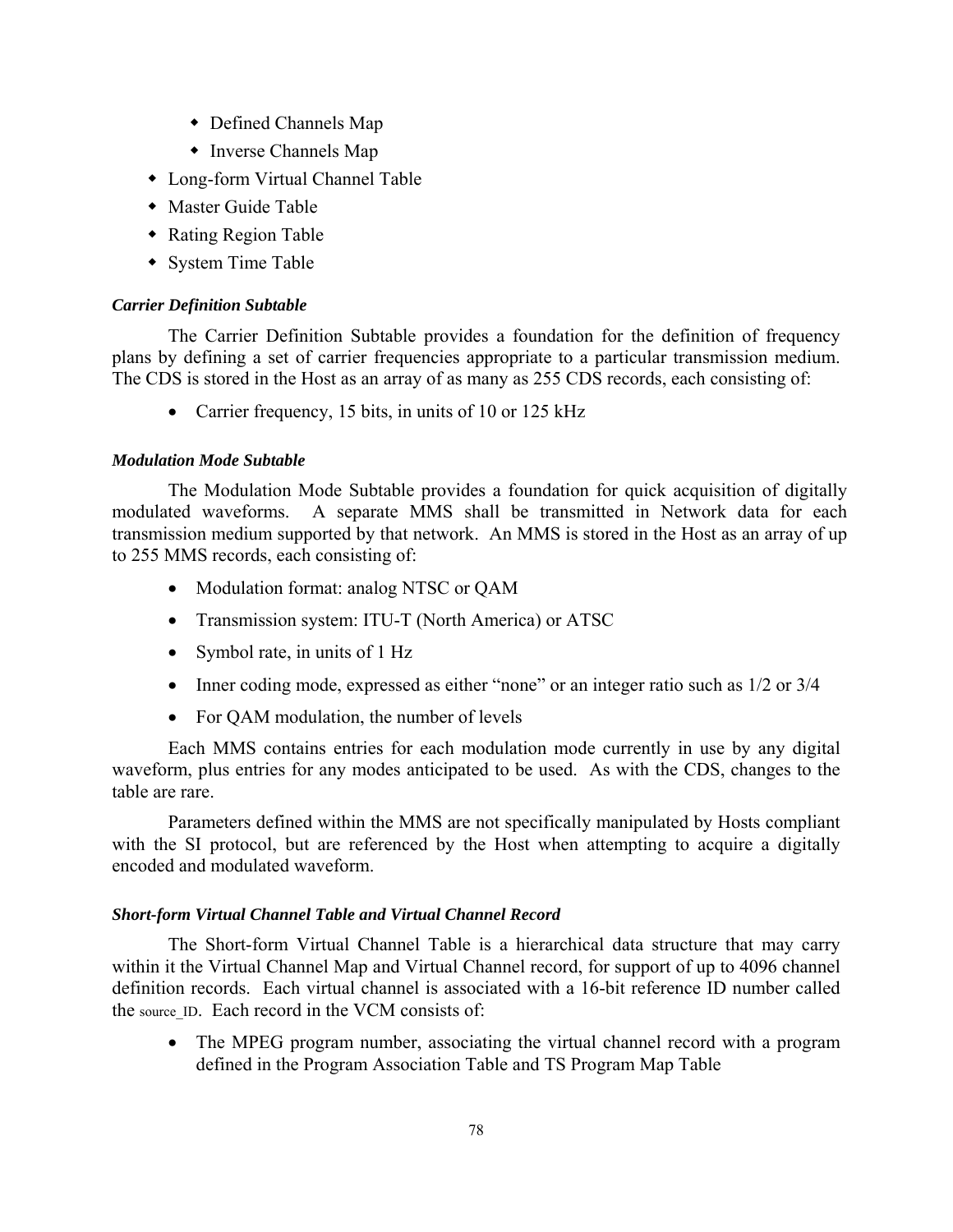- Defined Channels Map
- Inverse Channels Map
- Long-form Virtual Channel Table
- Master Guide Table
- Rating Region Table
- System Time Table

***Carrier Definition Subtable***

The Carrier Definition Subtable provides a foundation for the definition of frequency plans by defining a set of carrier frequencies appropriate to a particular transmission medium. The CDS is stored in the Host as an array of as many as 255 CDS records, each consisting of:

- Carrier frequency, 15 bits, in units of 10 or 125 kHz

***Modulation Mode Subtable***

The Modulation Mode Subtable provides a foundation for quick acquisition of digitally modulated waveforms. A separate MMS shall be transmitted in Network data for each transmission medium supported by that network. An MMS is stored in the Host as an array of up to 255 MMS records, each consisting of:

- Modulation format: analog NTSC or QAM
- Transmission system: ITU-T (North America) or ATSC
- Symbol rate, in units of 1 Hz
- Inner coding mode, expressed as either “none” or an integer ratio such as 1/2 or 3/4
- For QAM modulation, the number of levels

Each MMS contains entries for each modulation mode currently in use by any digital waveform, plus entries for any modes anticipated to be used. As with the CDS, changes to the table are rare.

Parameters defined within the MMS are not specifically manipulated by Hosts compliant with the SI protocol, but are referenced by the Host when attempting to acquire a digitally encoded and modulated waveform.

***Short-form Virtual Channel Table and Virtual Channel Record***

The Short-form Virtual Channel Table is a hierarchical data structure that may carry within it the Virtual Channel Map and Virtual Channel record, for support of up to 4096 channel definition records. Each virtual channel is associated with a 16-bit reference ID number called the source_ID. Each record in the VCM consists of:

- The MPEG program number, associating the virtual channel record with a program defined in the Program Association Table and TS Program Map Table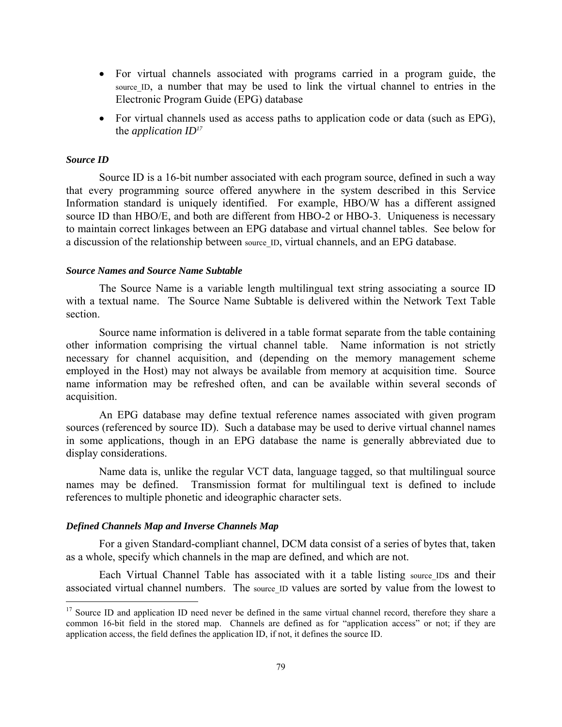- For virtual channels associated with programs carried in a program guide, the source_ID, a number that may be used to link the virtual channel to entries in the Electronic Program Guide (EPG) database
- For virtual channels used as access paths to application code or data (such as EPG), the *application ID*[17]

#### *Source ID*

Source ID is a 16-bit number associated with each program source, defined in such a way that every programming source offered anywhere in the system described in this Service Information standard is uniquely identified. For example, HBO/W has a different assigned source ID than HBO/E, and both are different from HBO-2 or HBO-3. Uniqueness is necessary to maintain correct linkages between an EPG database and virtual channel tables. See below for a discussion of the relationship between source_ID, virtual channels, and an EPG database.

#### *Source Names and Source Name Subtable*

The Source Name is a variable length multilingual text string associating a source ID with a textual name. The Source Name Subtable is delivered within the Network Text Table section.

Source name information is delivered in a table format separate from the table containing other information comprising the virtual channel table. Name information is not strictly necessary for channel acquisition, and (depending on the memory management scheme employed in the Host) may not always be available from memory at acquisition time. Source name information may be refreshed often, and can be available within several seconds of acquisition.

An EPG database may define textual reference names associated with given program sources (referenced by source ID). Such a database may be used to derive virtual channel names in some applications, though in an EPG database the name is generally abbreviated due to display considerations.

Name data is, unlike the regular VCT data, language tagged, so that multilingual source names may be defined. Transmission format for multilingual text is defined to include references to multiple phonetic and ideographic character sets.

#### *Defined Channels Map and Inverse Channels Map*

For a given Standard-compliant channel, DCM data consist of a series of bytes that, taken as a whole, specify which channels in the map are defined, and which are not.

Each Virtual Channel Table has associated with it a table listing source_IDs and their associated virtual channel numbers. The source_ID values are sorted by value from the lowest to

---

[17] Source ID and application ID need never be defined in the same virtual channel record, therefore they share a common 16-bit field in the stored map. Channels are defined as for "application access" or not; if they are application access, the field defines the application ID, if not, it defines the source ID.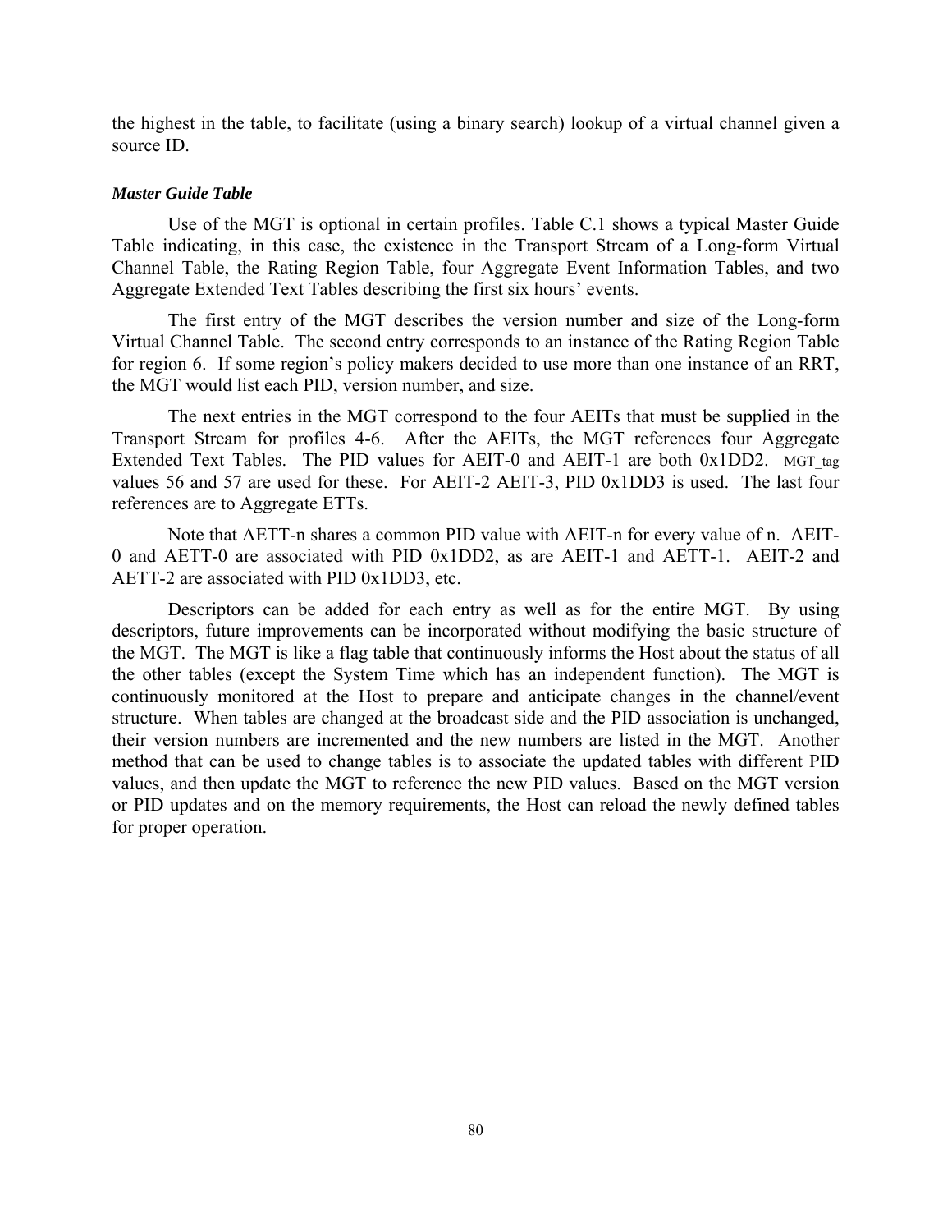the highest in the table, to facilitate (using a binary search) lookup of a virtual channel given a source ID.

*Master Guide Table*

Use of the MGT is optional in certain profiles. Table C.1 shows a typical Master Guide Table indicating, in this case, the existence in the Transport Stream of a Long-form Virtual Channel Table, the Rating Region Table, four Aggregate Event Information Tables, and two Aggregate Extended Text Tables describing the first six hours' events.

The first entry of the MGT describes the version number and size of the Long-form Virtual Channel Table. The second entry corresponds to an instance of the Rating Region Table for region 6. If some region's policy makers decided to use more than one instance of an RRT, the MGT would list each PID, version number, and size.

The next entries in the MGT correspond to the four AEITs that must be supplied in the Transport Stream for profiles 4-6. After the AEITs, the MGT references four Aggregate Extended Text Tables. The PID values for AEIT-0 and AEIT-1 are both 0x1DD2. MGT_tag values 56 and 57 are used for these. For AEIT-2 AEIT-3, PID 0x1DD3 is used. The last four references are to Aggregate ETTs.

Note that AETT-n shares a common PID value with AEIT-n for every value of n. AEIT-0 and AETT-0 are associated with PID 0x1DD2, as are AEIT-1 and AETT-1. AEIT-2 and AETT-2 are associated with PID 0x1DD3, etc.

Descriptors can be added for each entry as well as for the entire MGT. By using descriptors, future improvements can be incorporated without modifying the basic structure of the MGT. The MGT is like a flag table that continuously informs the Host about the status of all the other tables (except the System Time which has an independent function). The MGT is continuously monitored at the Host to prepare and anticipate changes in the channel/event structure. When tables are changed at the broadcast side and the PID association is unchanged, their version numbers are incremented and the new numbers are listed in the MGT. Another method that can be used to change tables is to associate the updated tables with different PID values, and then update the MGT to reference the new PID values. Based on the MGT version or PID updates and on the memory requirements, the Host can reload the newly defined tables for proper operation.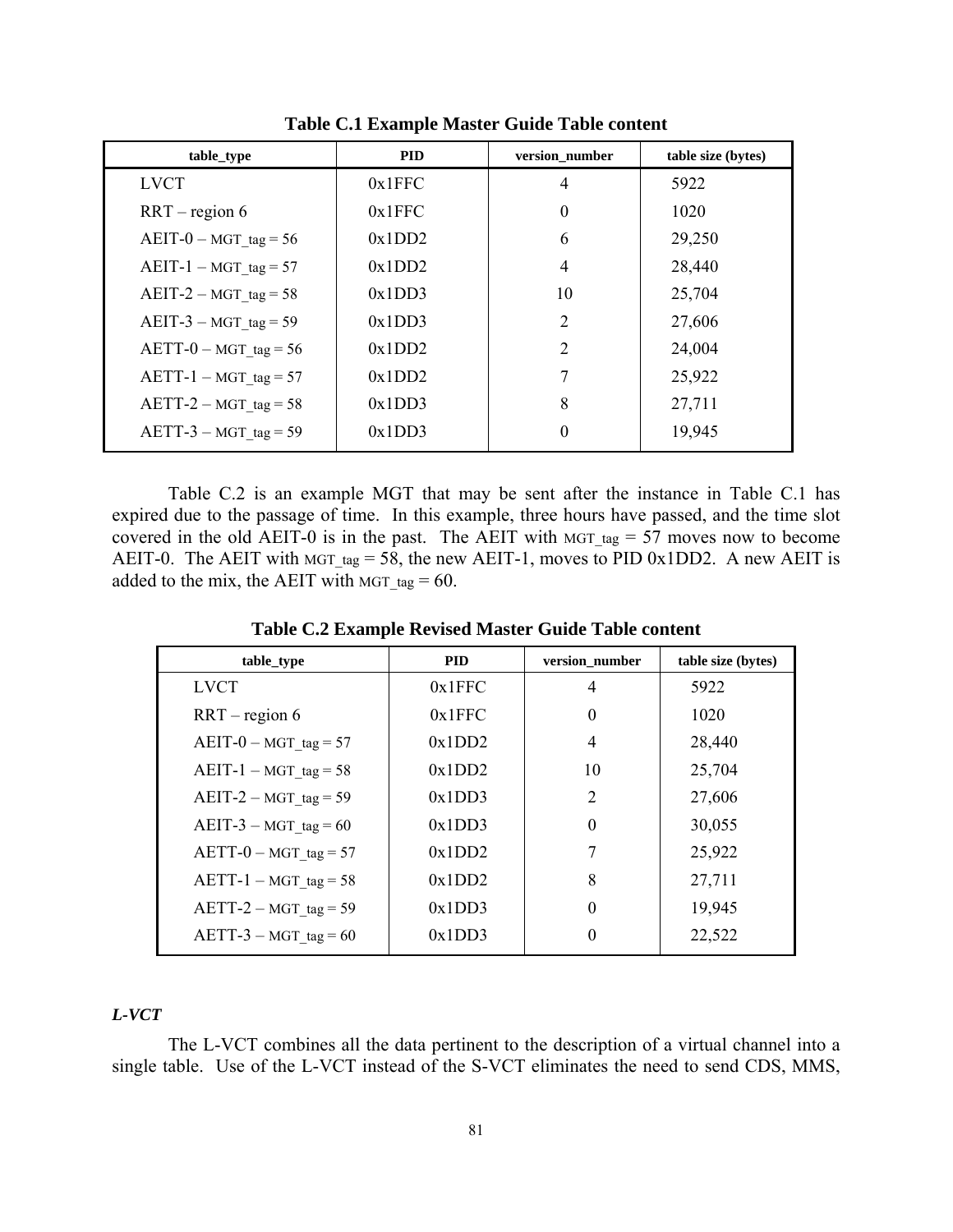**Table C.1 Example Master Guide Table content**

| table_type | PID | version_number | table size (bytes) |
|---|---|---|---|
| LVCT | 0x1FFC | 4 | 5922 |
| RRT – region 6 | 0x1FFC | 0 | 1020 |
| AEIT-0 – MGT_tag = 56 | 0x1DD2 | 6 | 29,250 |
| AEIT-1 – MGT_tag = 57 | 0x1DD2 | 4 | 28,440 |
| AEIT-2 – MGT_tag = 58 | 0x1DD3 | 10 | 25,704 |
| AEIT-3 – MGT_tag = 59 | 0x1DD3 | 2 | 27,606 |
| AETT-0 – MGT_tag = 56 | 0x1DD2 | 2 | 24,004 |
| AETT-1 – MGT_tag = 57 | 0x1DD2 | 7 | 25,922 |
| AETT-2 – MGT_tag = 58 | 0x1DD3 | 8 | 27,711 |
| AETT-3 – MGT_tag = 59 | 0x1DD3 | 0 | 19,945 |

Table C.2 is an example MGT that may be sent after the instance in Table C.1 has expired due to the passage of time. In this example, three hours have passed, and the time slot covered in the old AEIT-0 is in the past. The AEIT with MGT_tag = 57 moves now to become AEIT-0. The AEIT with MGT_tag = 58, the new AEIT-1, moves to PID 0x1DD2. A new AEIT is added to the mix, the AEIT with MGT_tag = 60.

**Table C.2 Example Revised Master Guide Table content**

| table_type | PID | version_number | table size (bytes) |
|---|---|---|---|
| LVCT | 0x1FFC | 4 | 5922 |
| RRT – region 6 | 0x1FFC | 0 | 1020 |
| AEIT-0 – MGT_tag = 57 | 0x1DD2 | 4 | 28,440 |
| AEIT-1 – MGT_tag = 58 | 0x1DD2 | 10 | 25,704 |
| AEIT-2 – MGT_tag = 59 | 0x1DD3 | 2 | 27,606 |
| AEIT-3 – MGT_tag = 60 | 0x1DD3 | 0 | 30,055 |
| AETT-0 – MGT_tag = 57 | 0x1DD2 | 7 | 25,922 |
| AETT-1 – MGT_tag = 58 | 0x1DD2 | 8 | 27,711 |
| AETT-2 – MGT_tag = 59 | 0x1DD3 | 0 | 19,945 |
| AETT-3 – MGT_tag = 60 | 0x1DD3 | 0 | 22,522 |

***L-VCT***

The L-VCT combines all the data pertinent to the description of a virtual channel into a single table. Use of the L-VCT instead of the S-VCT eliminates the need to send CDS, MMS,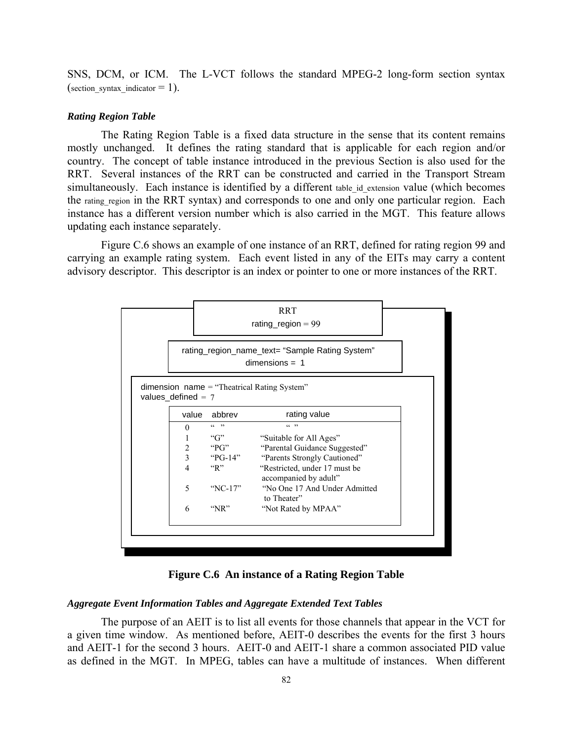SNS, DCM, or ICM. The L-VCT follows the standard MPEG-2 long-form section syntax (section_syntax_indicator = 1).

### *Rating Region Table*

The Rating Region Table is a fixed data structure in the sense that its content remains mostly unchanged. It defines the rating standard that is applicable for each region and/or country. The concept of table instance introduced in the previous Section is also used for the RRT. Several instances of the RRT can be constructed and carried in the Transport Stream simultaneously. Each instance is identified by a different table_id_extension value (which becomes the rating_region in the RRT syntax) and corresponds to one and only one particular region. Each instance has a different version number which is also carried in the MGT. This feature allows updating each instance separately.

Figure C.6 shows an example of one instance of an RRT, defined for rating region 99 and carrying an example rating system. Each event listed in any of the EITs may carry a content advisory descriptor. This descriptor is an index or pointer to one or more instances of the RRT.

RRT
rating_region = 99

rating_region_name_text= "Sample Rating System"
dimensions = 1

dimension name = "Theatrical Rating System"
values_defined = 7

| value | abbrev | rating value |
|---|---|---|
| 0 | " " | " " |
| 1 | "G" | "Suitable for All Ages" |
| 2 | "PG" | "Parental Guidance Suggested" |
| 3 | "PG-14" | "Parents Strongly Cautioned" |
| 4 | "R" | "Restricted, under 17 must be accompanied by adult" |
| 5 | "NC-17" | "No One 17 And Under Admitted to Theater" |
| 6 | "NR" | "Not Rated by MPAA" |

**Figure C.6 An instance of a Rating Region Table**

### *Aggregate Event Information Tables and Aggregate Extended Text Tables*

The purpose of an AEIT is to list all events for those channels that appear in the VCT for a given time window. As mentioned before, AEIT-0 describes the events for the first 3 hours and AEIT-1 for the second 3 hours. AEIT-0 and AEIT-1 share a common associated PID value as defined in the MGT. In MPEG, tables can have a multitude of instances. When different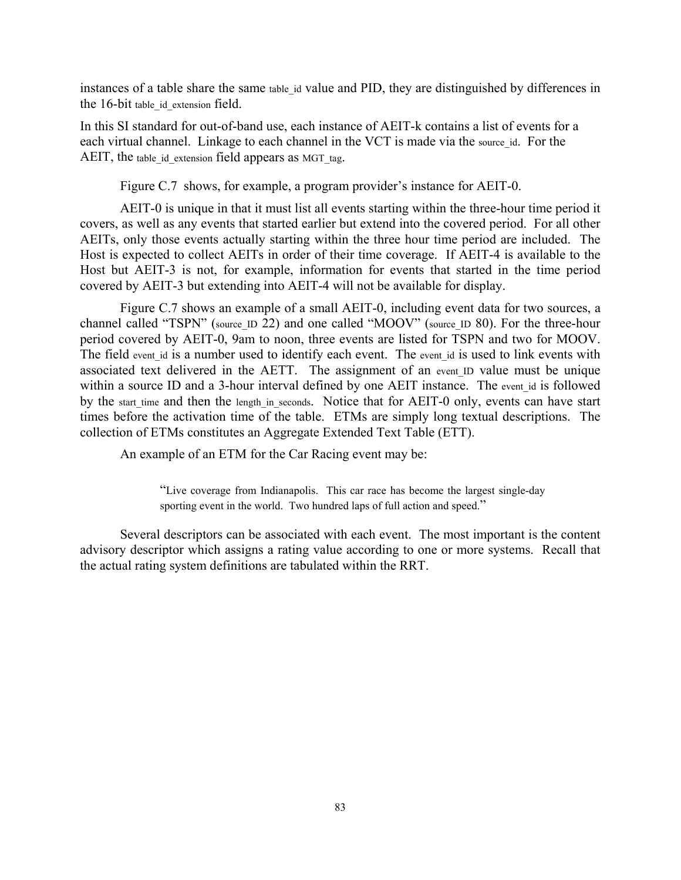instances of a table share the same table_id value and PID, they are distinguished by differences in the 16-bit table_id_extension field.

In this SI standard for out-of-band use, each instance of AEIT-k contains a list of events for a each virtual channel. Linkage to each channel in the VCT is made via the source_id. For the AEIT, the table_id_extension field appears as MGT_tag.

Figure C.7 shows, for example, a program provider's instance for AEIT-0.

AEIT-0 is unique in that it must list all events starting within the three-hour time period it covers, as well as any events that started earlier but extend into the covered period. For all other AEITs, only those events actually starting within the three hour time period are included. The Host is expected to collect AEITs in order of their time coverage. If AEIT-4 is available to the Host but AEIT-3 is not, for example, information for events that started in the time period covered by AEIT-3 but extending into AEIT-4 will not be available for display.

Figure C.7 shows an example of a small AEIT-0, including event data for two sources, a channel called "TSPN" (source_ID 22) and one called "MOOV" (source_ID 80). For the three-hour period covered by AEIT-0, 9am to noon, three events are listed for TSPN and two for MOOV. The field event_id is a number used to identify each event. The event_id is used to link events with associated text delivered in the AETT. The assignment of an event_ID value must be unique within a source ID and a 3-hour interval defined by one AEIT instance. The event_id is followed by the start_time and then the length_in_seconds. Notice that for AEIT-0 only, events can have start times before the activation time of the table. ETMs are simply long textual descriptions. The collection of ETMs constitutes an Aggregate Extended Text Table (ETT).

An example of an ETM for the Car Racing event may be:

> "Live coverage from Indianapolis. This car race has become the largest single-day sporting event in the world. Two hundred laps of full action and speed."

Several descriptors can be associated with each event. The most important is the content advisory descriptor which assigns a rating value according to one or more systems. Recall that the actual rating system definitions are tabulated within the RRT.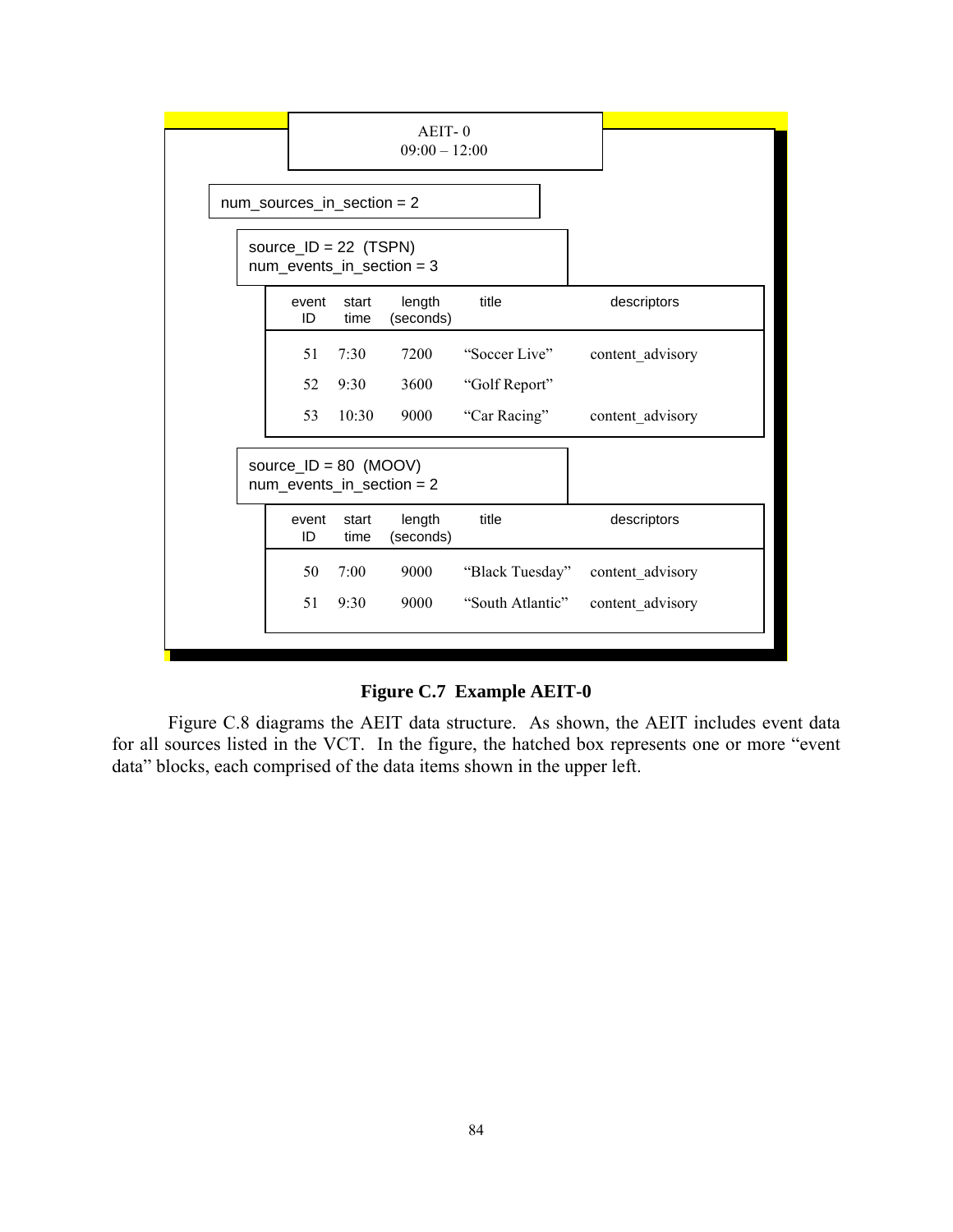AEIT- 0
09:00 – 12:00

num_sources_in_section = 2

source_ID = 22 (TSPN)
num_events_in_section = 3

| event ID | start time | length (seconds) | title | descriptors |
| --- | --- | --- | --- | --- |
| 51 | 7:30 | 7200 | "Soccer Live" | content_advisory |
| 52 | 9:30 | 3600 | "Golf Report" | |
| 53 | 10:30 | 9000 | "Car Racing" | content_advisory |

source_ID = 80 (MOOV)
num_events_in_section = 2

| event ID | start time | length (seconds) | title | descriptors |
| --- | --- | --- | --- | --- |
| 50 | 7:00 | 9000 | "Black Tuesday" | content_advisory |
| 51 | 9:30 | 9000 | "South Atlantic" | content_advisory |

**Figure C.7 Example AEIT-0**

Figure C.8 diagrams the AEIT data structure. As shown, the AEIT includes event data for all sources listed in the VCT. In the figure, the hatched box represents one or more "event data" blocks, each comprised of the data items shown in the upper left.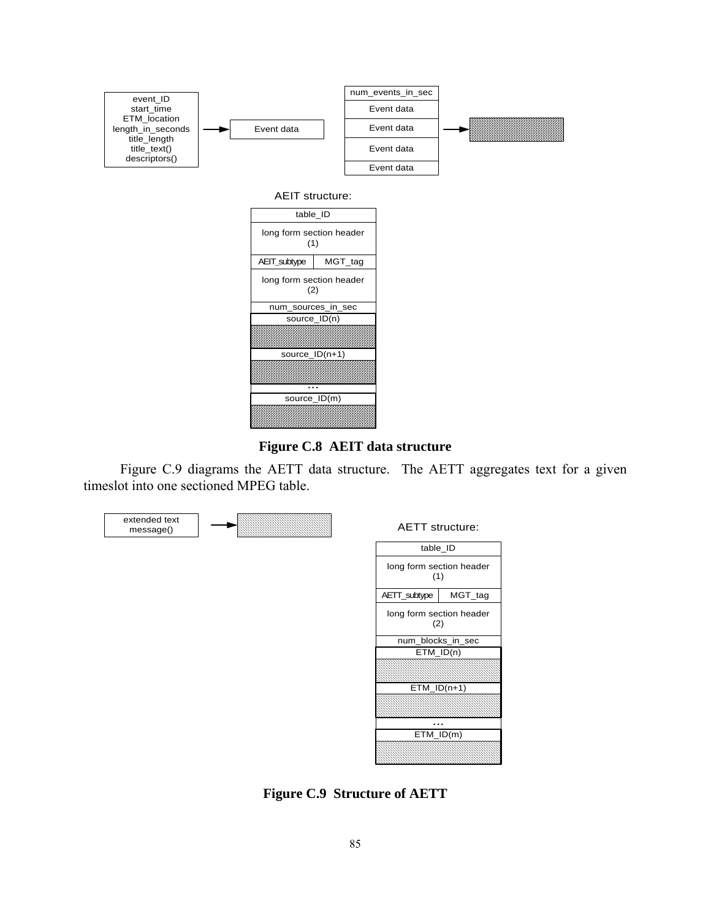event_ID
start_time
ETM_location
length_in_seconds
title_length
title_text()
descriptors()

Event data

num_events_in_sec
Event data
Event data
Event data
Event data

AEIT structure:

| table_ID | |
|---|---|
| long form section header (1) | |
| AEIT_subtype | MGT_tag |
| long form section header (2) | |
| num_sources_in_sec | |
| source_ID(n) | |
| source_ID(n+1) | |
| ... | |
| source_ID(m) | |

**Figure C.8 AEIT data structure**

Figure C.9 diagrams the AETT data structure. The AETT aggregates text for a given timeslot into one sectioned MPEG table.

extended text message()

AETT structure:

| table_ID | |
|---|---|
| long form section header (1) | |
| AETT_subtype | MGT_tag |
| long form section header (2) | |
| num_blocks_in_sec | |
| ETM_ID(n) | |
| ETM_ID(n+1) | |
| ... | |
| ETM_ID(m) | |

**Figure C.9 Structure of AETT**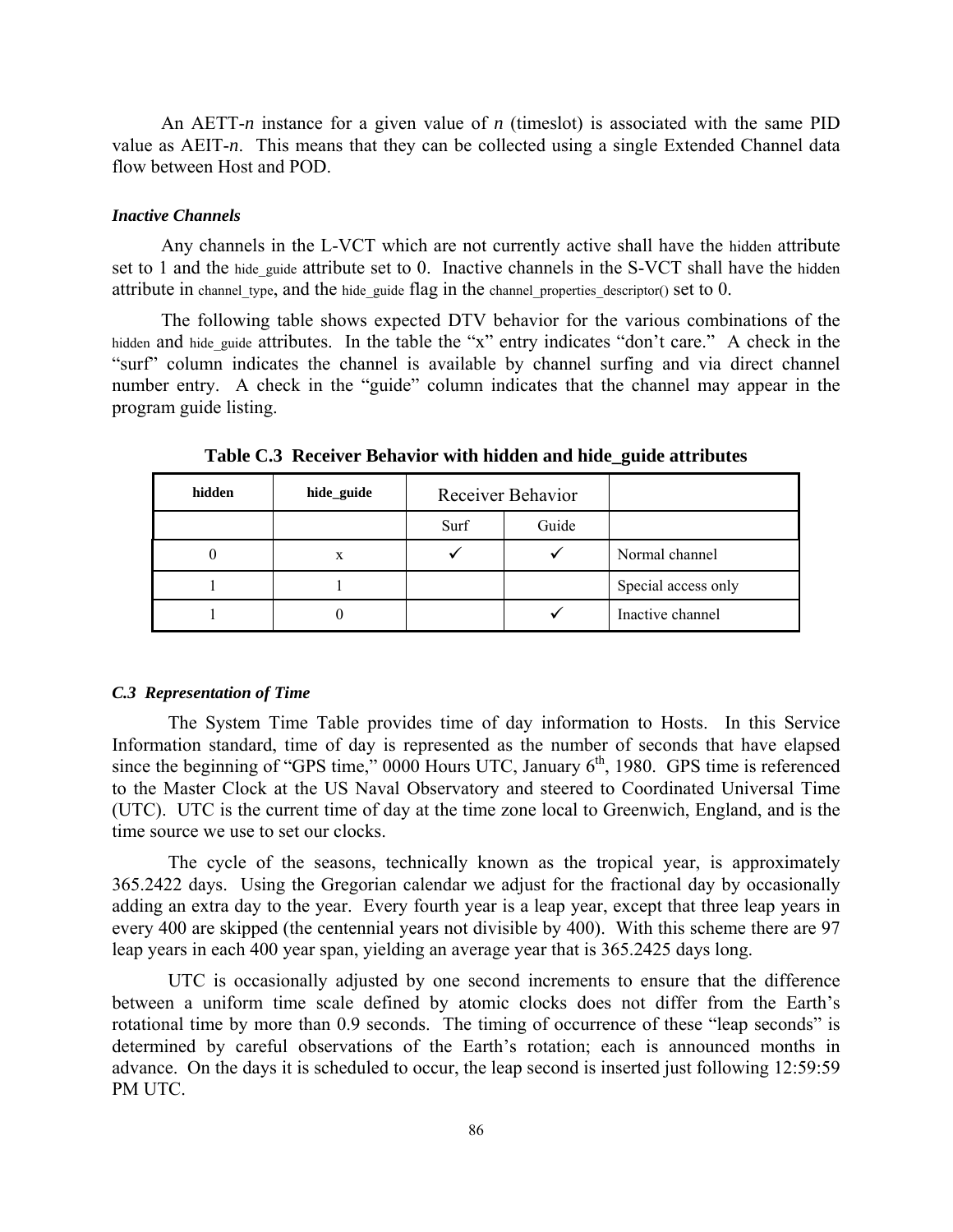An AETT-*n* instance for a given value of *n* (timeslot) is associated with the same PID value as AEIT-*n*. This means that they can be collected using a single Extended Channel data flow between Host and POD.

#### *Inactive Channels*

Any channels in the L-VCT which are not currently active shall have the hidden attribute set to 1 and the hide_guide attribute set to 0. Inactive channels in the S-VCT shall have the hidden attribute in channel_type, and the hide_guide flag in the channel_properties_descriptor() set to 0.

The following table shows expected DTV behavior for the various combinations of the hidden and hide_guide attributes. In the table the "x" entry indicates "don't care." A check in the "surf" column indicates the channel is available by channel surfing and via direct channel number entry. A check in the "guide" column indicates that the channel may appear in the program guide listing.

**Table C.3 Receiver Behavior with hidden and hide_guide attributes**

| hidden | hide_guide | Receiver Behavior | | |
|---|---|---|---|---|
| | | Surf | Guide | |
| 0 | x | ✓ | ✓ | Normal channel |
| 1 | 1 | | | Special access only |
| 1 | 0 | | ✓ | Inactive channel |

### *C.3 Representation of Time*

The System Time Table provides time of day information to Hosts. In this Service Information standard, time of day is represented as the number of seconds that have elapsed since the beginning of "GPS time," 0000 Hours UTC, January 6th, 1980. GPS time is referenced to the Master Clock at the US Naval Observatory and steered to Coordinated Universal Time (UTC). UTC is the current time of day at the time zone local to Greenwich, England, and is the time source we use to set our clocks.

The cycle of the seasons, technically known as the tropical year, is approximately 365.2422 days. Using the Gregorian calendar we adjust for the fractional day by occasionally adding an extra day to the year. Every fourth year is a leap year, except that three leap years in every 400 are skipped (the centennial years not divisible by 400). With this scheme there are 97 leap years in each 400 year span, yielding an average year that is 365.2425 days long.

UTC is occasionally adjusted by one second increments to ensure that the difference between a uniform time scale defined by atomic clocks does not differ from the Earth's rotational time by more than 0.9 seconds. The timing of occurrence of these "leap seconds" is determined by careful observations of the Earth's rotation; each is announced months in advance. On the days it is scheduled to occur, the leap second is inserted just following 12:59:59 PM UTC.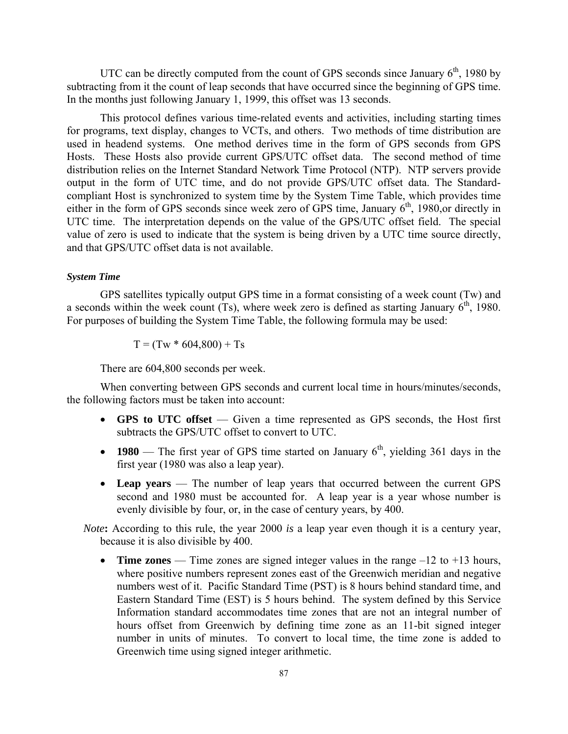UTC can be directly computed from the count of GPS seconds since January 6th, 1980 by subtracting from it the count of leap seconds that have occurred since the beginning of GPS time. In the months just following January 1, 1999, this offset was 13 seconds.

This protocol defines various time-related events and activities, including starting times for programs, text display, changes to VCTs, and others. Two methods of time distribution are used in headend systems. One method derives time in the form of GPS seconds from GPS Hosts. These Hosts also provide current GPS/UTC offset data. The second method of time distribution relies on the Internet Standard Network Time Protocol (NTP). NTP servers provide output in the form of UTC time, and do not provide GPS/UTC offset data. The Standard-compliant Host is synchronized to system time by the System Time Table, which provides time either in the form of GPS seconds since week zero of GPS time, January 6th, 1980,or directly in UTC time. The interpretation depends on the value of the GPS/UTC offset field. The special value of zero is used to indicate that the system is being driven by a UTC time source directly, and that GPS/UTC offset data is not available.

#### *System Time*

GPS satellites typically output GPS time in a format consisting of a week count (Tw) and a seconds within the week count (Ts), where week zero is defined as starting January 6th, 1980. For purposes of building the System Time Table, the following formula may be used:

$$T = (Tw * 604{,}800) + Ts$$

There are 604,800 seconds per week.

When converting between GPS seconds and current local time in hours/minutes/seconds, the following factors must be taken into account:

- **GPS to UTC offset** — Given a time represented as GPS seconds, the Host first subtracts the GPS/UTC offset to convert to UTC.
- **1980** — The first year of GPS time started on January 6th, yielding 361 days in the first year (1980 was also a leap year).
- **Leap years** — The number of leap years that occurred between the current GPS second and 1980 must be accounted for. A leap year is a year whose number is evenly divisible by four, or, in the case of century years, by 400.

*Note***:** According to this rule, the year 2000 *is* a leap year even though it is a century year, because it is also divisible by 400.

- **Time zones** — Time zones are signed integer values in the range –12 to +13 hours, where positive numbers represent zones east of the Greenwich meridian and negative numbers west of it. Pacific Standard Time (PST) is 8 hours behind standard time, and Eastern Standard Time (EST) is 5 hours behind. The system defined by this Service Information standard accommodates time zones that are not an integral number of hours offset from Greenwich by defining time zone as an 11-bit signed integer number in units of minutes. To convert to local time, the time zone is added to Greenwich time using signed integer arithmetic.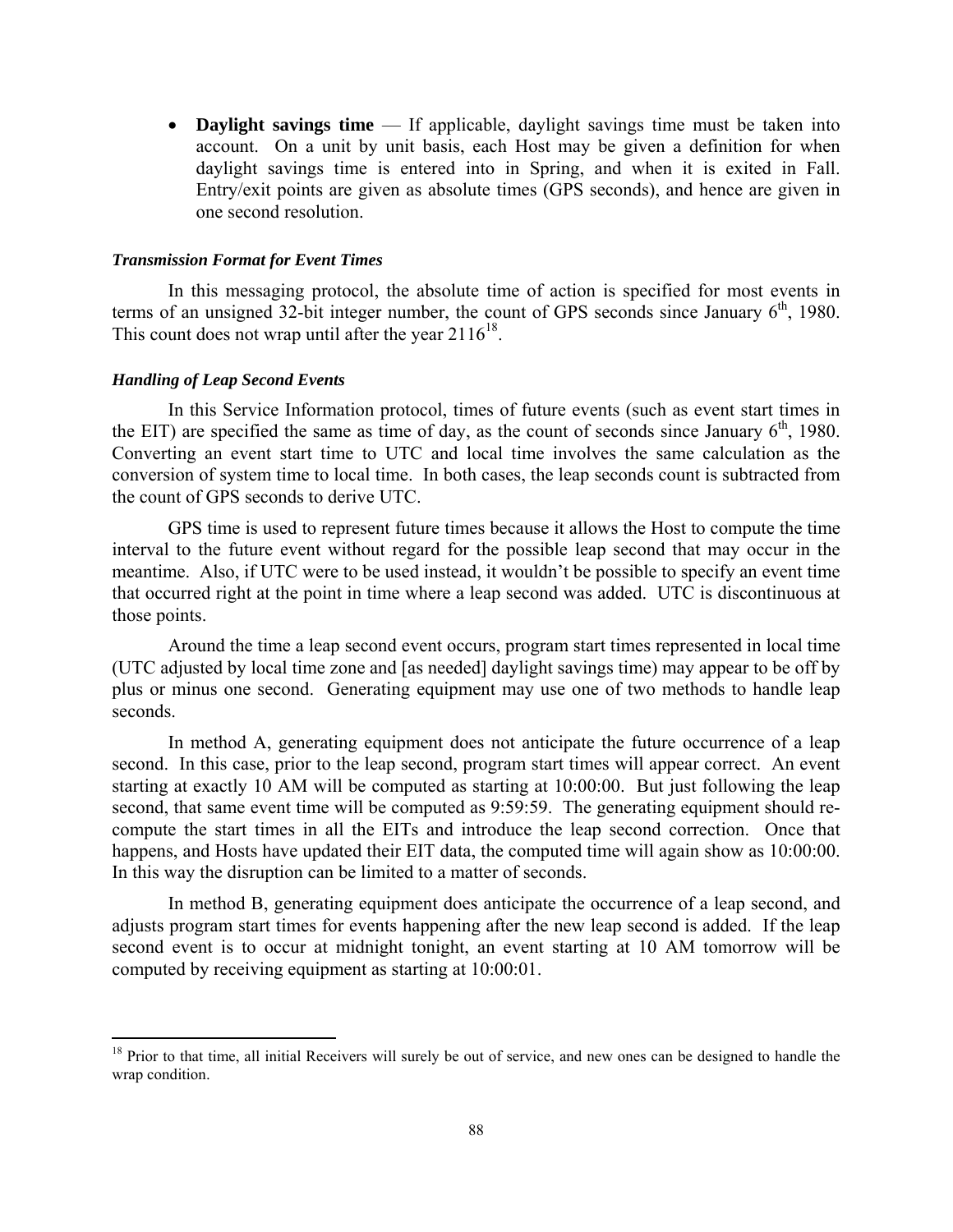- **Daylight savings time** — If applicable, daylight savings time must be taken into account. On a unit by unit basis, each Host may be given a definition for when daylight savings time is entered into in Spring, and when it is exited in Fall. Entry/exit points are given as absolute times (GPS seconds), and hence are given in one second resolution.

***Transmission Format for Event Times***

In this messaging protocol, the absolute time of action is specified for most events in terms of an unsigned 32-bit integer number, the count of GPS seconds since January 6th, 1980. This count does not wrap until after the year 2116[18].

***Handling of Leap Second Events***

In this Service Information protocol, times of future events (such as event start times in the EIT) are specified the same as time of day, as the count of seconds since January 6th, 1980. Converting an event start time to UTC and local time involves the same calculation as the conversion of system time to local time. In both cases, the leap seconds count is subtracted from the count of GPS seconds to derive UTC.

GPS time is used to represent future times because it allows the Host to compute the time interval to the future event without regard for the possible leap second that may occur in the meantime. Also, if UTC were to be used instead, it wouldn't be possible to specify an event time that occurred right at the point in time where a leap second was added. UTC is discontinuous at those points.

Around the time a leap second event occurs, program start times represented in local time (UTC adjusted by local time zone and [as needed] daylight savings time) may appear to be off by plus or minus one second. Generating equipment may use one of two methods to handle leap seconds.

In method A, generating equipment does not anticipate the future occurrence of a leap second. In this case, prior to the leap second, program start times will appear correct. An event starting at exactly 10 AM will be computed as starting at 10:00:00. But just following the leap second, that same event time will be computed as 9:59:59. The generating equipment should re-compute the start times in all the EITs and introduce the leap second correction. Once that happens, and Hosts have updated their EIT data, the computed time will again show as 10:00:00. In this way the disruption can be limited to a matter of seconds.

In method B, generating equipment does anticipate the occurrence of a leap second, and adjusts program start times for events happening after the new leap second is added. If the leap second event is to occur at midnight tonight, an event starting at 10 AM tomorrow will be computed by receiving equipment as starting at 10:00:01.

---

[18] Prior to that time, all initial Receivers will surely be out of service, and new ones can be designed to handle the wrap condition.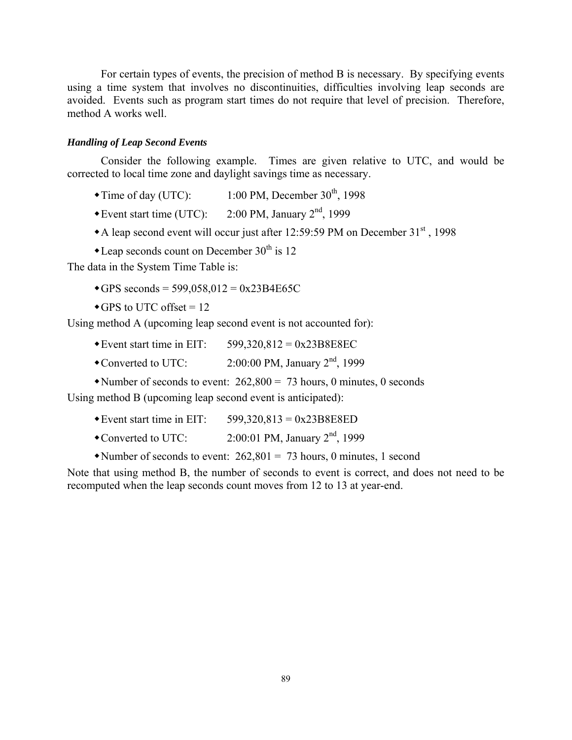For certain types of events, the precision of method B is necessary. By specifying events using a time system that involves no discontinuities, difficulties involving leap seconds are avoided. Events such as program start times do not require that level of precision. Therefore, method A works well.

***Handling of Leap Second Events***

Consider the following example. Times are given relative to UTC, and would be corrected to local time zone and daylight savings time as necessary.

- Time of day (UTC): 1:00 PM, December 30th, 1998
- Event start time (UTC): 2:00 PM, January 2nd, 1999
- A leap second event will occur just after 12:59:59 PM on December 31st , 1998
- Leap seconds count on December 30th is 12

The data in the System Time Table is:

- GPS seconds = 599,058,012 = 0x23B4E65C
- GPS to UTC offset = 12

Using method A (upcoming leap second event is not accounted for):

- Event start time in EIT: 599,320,812 = 0x23B8E8EC
- Converted to UTC: 2:00:00 PM, January 2nd, 1999
- Number of seconds to event: 262,800 = 73 hours, 0 minutes, 0 seconds

Using method B (upcoming leap second event is anticipated):

- Event start time in EIT: 599,320,813 = 0x23B8E8ED
- Converted to UTC: 2:00:01 PM, January 2nd, 1999
- Number of seconds to event: 262,801 = 73 hours, 0 minutes, 1 second

Note that using method B, the number of seconds to event is correct, and does not need to be recomputed when the leap seconds count moves from 12 to 13 at year-end.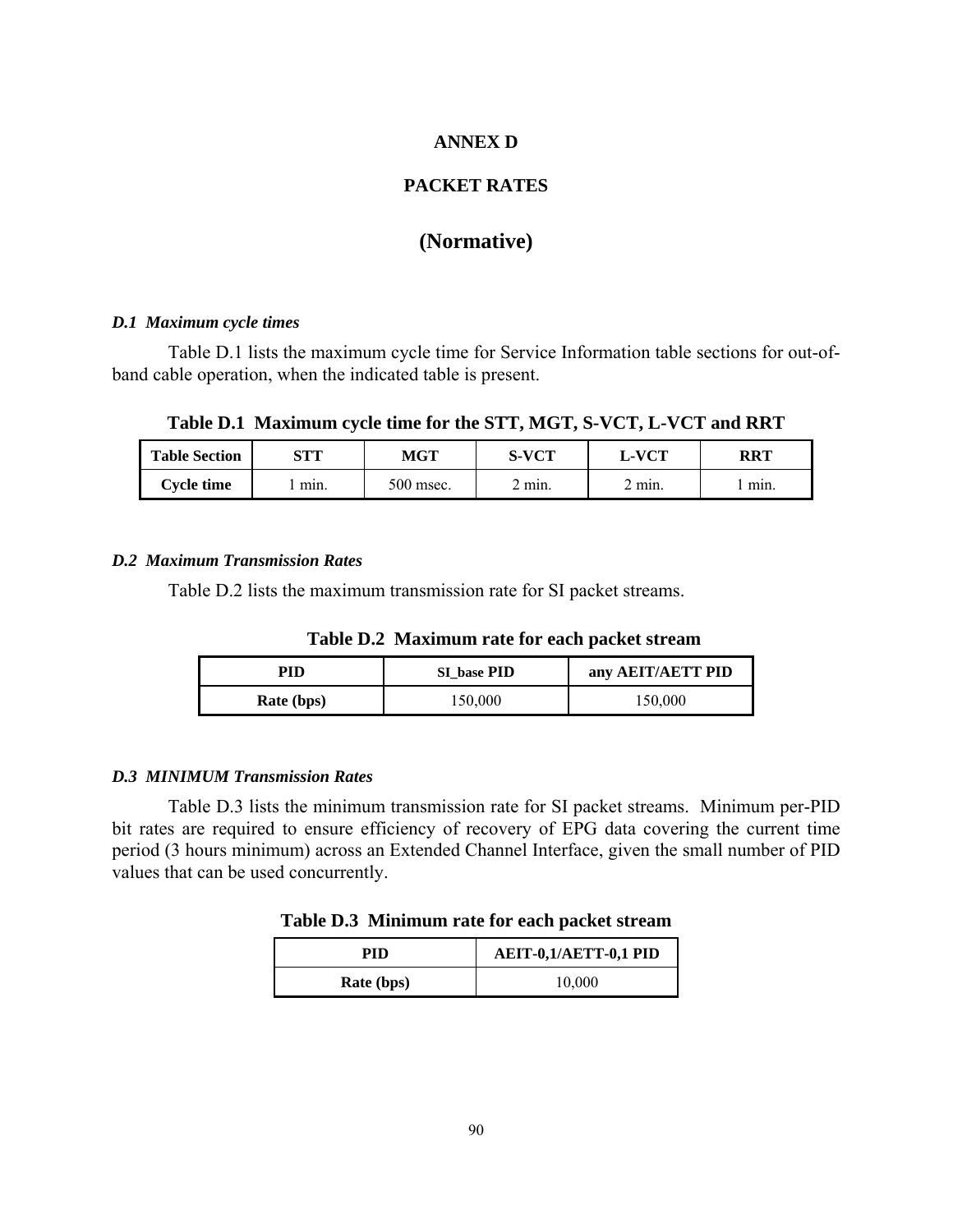# ANNEX D

## PACKET RATES

## (Normative)

### *D.1 Maximum cycle times*

Table D.1 lists the maximum cycle time for Service Information table sections for out-of-band cable operation, when the indicated table is present.

**Table D.1 Maximum cycle time for the STT, MGT, S-VCT, L-VCT and RRT**

| Table Section | STT | MGT | S-VCT | L-VCT | RRT |
|---|---|---|---|---|---|
| **Cycle time** | 1 min. | 500 msec. | 2 min. | 2 min. | 1 min. |

### *D.2 Maximum Transmission Rates*

Table D.2 lists the maximum transmission rate for SI packet streams.

**Table D.2 Maximum rate for each packet stream**

| PID | SI_base PID | any AEIT/AETT PID |
|---|---|---|
| **Rate (bps)** | 150,000 | 150,000 |

### *D.3 MINIMUM Transmission Rates*

Table D.3 lists the minimum transmission rate for SI packet streams. Minimum per-PID bit rates are required to ensure efficiency of recovery of EPG data covering the current time period (3 hours minimum) across an Extended Channel Interface, given the small number of PID values that can be used concurrently.

**Table D.3 Minimum rate for each packet stream**

| PID | AEIT-0,1/AETT-0,1 PID |
|---|---|
| **Rate (bps)** | 10,000 |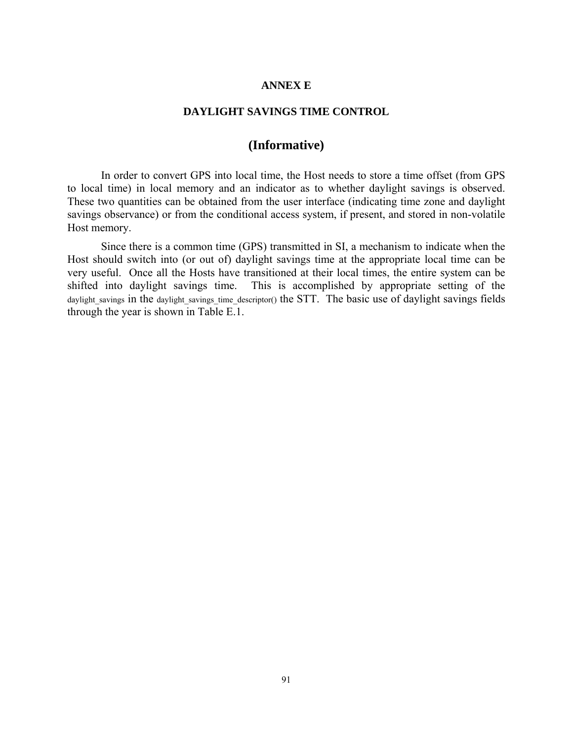# ANNEX E

## DAYLIGHT SAVINGS TIME CONTROL

## (Informative)

In order to convert GPS into local time, the Host needs to store a time offset (from GPS to local time) in local memory and an indicator as to whether daylight savings is observed. These two quantities can be obtained from the user interface (indicating time zone and daylight savings observance) or from the conditional access system, if present, and stored in non-volatile Host memory.

Since there is a common time (GPS) transmitted in SI, a mechanism to indicate when the Host should switch into (or out of) daylight savings time at the appropriate local time can be very useful. Once all the Hosts have transitioned at their local times, the entire system can be shifted into daylight savings time. This is accomplished by appropriate setting of the daylight_savings in the daylight_savings_time_descriptor() the STT. The basic use of daylight savings fields through the year is shown in Table E.1.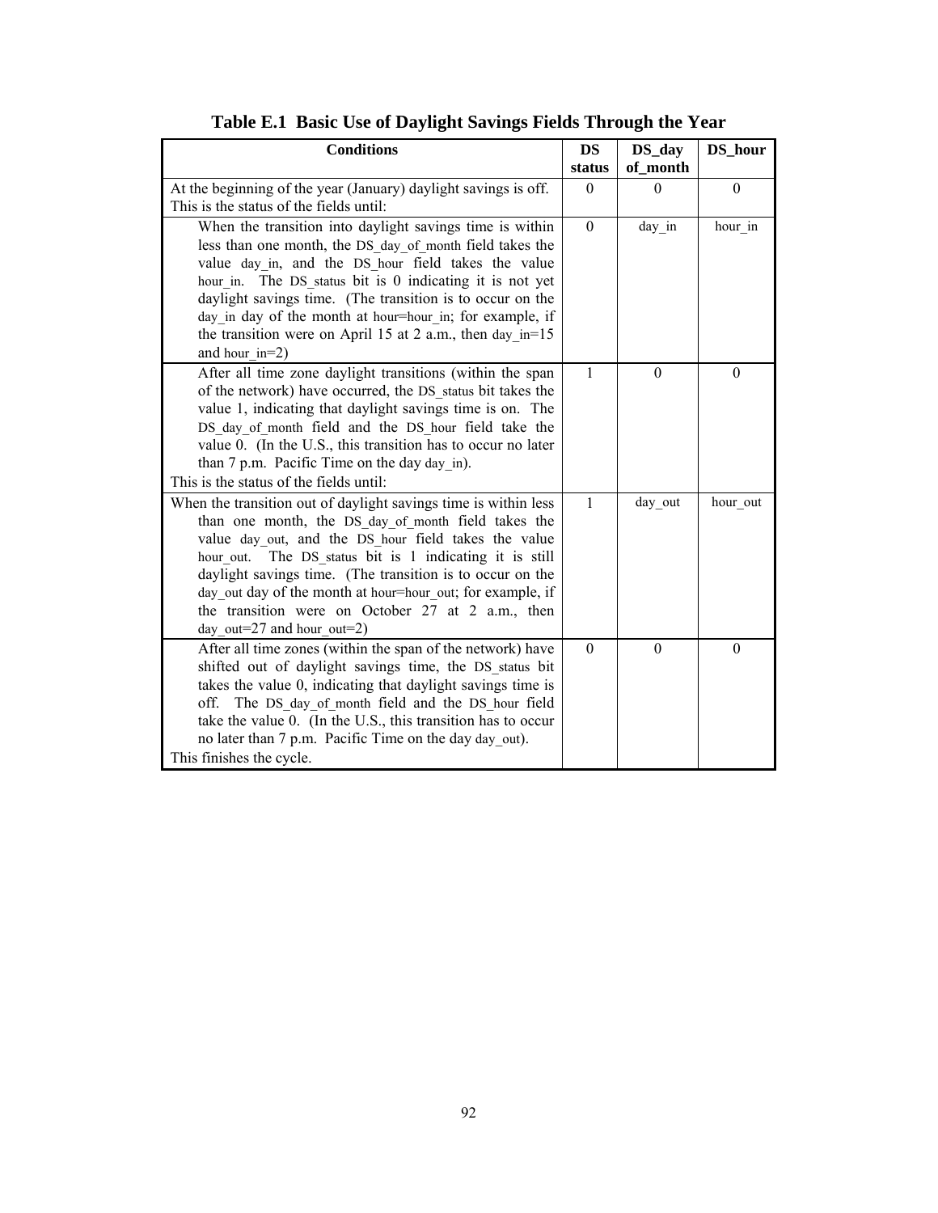**Table E.1 Basic Use of Daylight Savings Fields Through the Year**

| Conditions | DS status | DS_day of_month | DS_hour |
|---|---|---|---|
| At the beginning of the year (January) daylight savings is off. This is the status of the fields until: | 0 | 0 | 0 |
| When the transition into daylight savings time is within less than one month, the DS_day_of_month field takes the value day_in, and the DS_hour field takes the value hour_in. The DS_status bit is 0 indicating it is not yet daylight savings time. (The transition is to occur on the day_in day of the month at hour=hour_in; for example, if the transition were on April 15 at 2 a.m., then day_in=15 and hour_in=2) | 0 | day_in | hour_in |
| After all time zone daylight transitions (within the span of the network) have occurred, the DS_status bit takes the value 1, indicating that daylight savings time is on. The DS_day_of_month field and the DS_hour field take the value 0. (In the U.S., this transition has to occur no later than 7 p.m. Pacific Time on the day day_in). This is the status of the fields until: | 1 | 0 | 0 |
| When the transition out of daylight savings time is within less than one month, the DS_day_of_month field takes the value day_out, and the DS_hour field takes the value hour_out. The DS_status bit is 1 indicating it is still daylight savings time. (The transition is to occur on the day_out day of the month at hour=hour_out; for example, if the transition were on October 27 at 2 a.m., then day_out=27 and hour_out=2) | 1 | day_out | hour_out |
| After all time zones (within the span of the network) have shifted out of daylight savings time, the DS_status bit takes the value 0, indicating that daylight savings time is off. The DS_day_of_month field and the DS_hour field take the value 0. (In the U.S., this transition has to occur no later than 7 p.m. Pacific Time on the day day_out). This finishes the cycle. | 0 | 0 | 0 |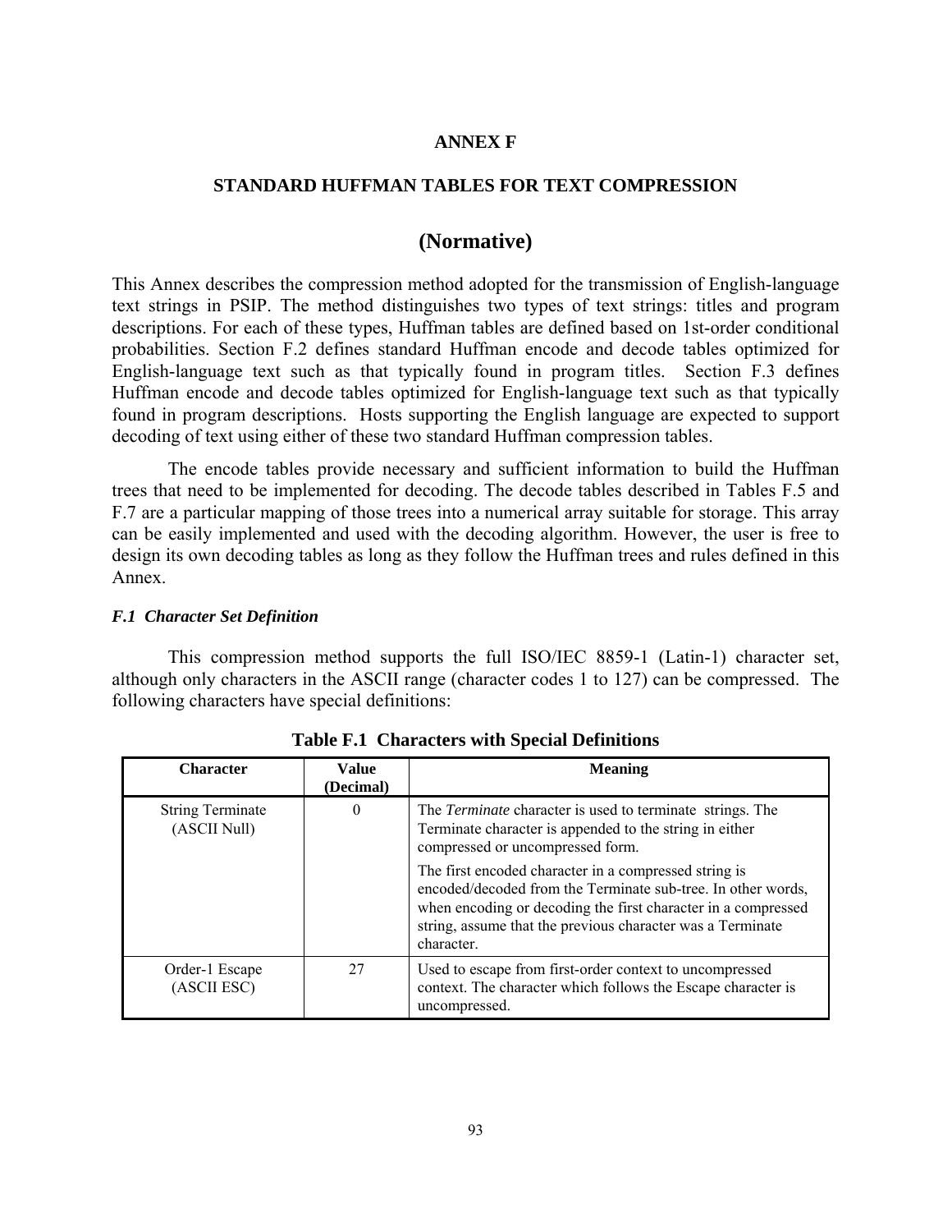# ANNEX F

## STANDARD HUFFMAN TABLES FOR TEXT COMPRESSION

## (Normative)

This Annex describes the compression method adopted for the transmission of English-language text strings in PSIP. The method distinguishes two types of text strings: titles and program descriptions. For each of these types, Huffman tables are defined based on 1st-order conditional probabilities. Section F.2 defines standard Huffman encode and decode tables optimized for English-language text such as that typically found in program titles. Section F.3 defines Huffman encode and decode tables optimized for English-language text such as that typically found in program descriptions. Hosts supporting the English language are expected to support decoding of text using either of these two standard Huffman compression tables.

The encode tables provide necessary and sufficient information to build the Huffman trees that need to be implemented for decoding. The decode tables described in Tables F.5 and F.7 are a particular mapping of those trees into a numerical array suitable for storage. This array can be easily implemented and used with the decoding algorithm. However, the user is free to design its own decoding tables as long as they follow the Huffman trees and rules defined in this Annex.

### *F.1 Character Set Definition*

This compression method supports the full ISO/IEC 8859-1 (Latin-1) character set, although only characters in the ASCII range (character codes 1 to 127) can be compressed. The following characters have special definitions:

**Table F.1 Characters with Special Definitions**

| Character | Value (Decimal) | Meaning |
|---|---|---|
| String Terminate (ASCII Null) | 0 | The *Terminate* character is used to terminate strings. The Terminate character is appended to the string in either compressed or uncompressed form.<br><br>The first encoded character in a compressed string is encoded/decoded from the Terminate sub-tree. In other words, when encoding or decoding the first character in a compressed string, assume that the previous character was a Terminate character. |
| Order-1 Escape (ASCII ESC) | 27 | Used to escape from first-order context to uncompressed context. The character which follows the Escape character is uncompressed. |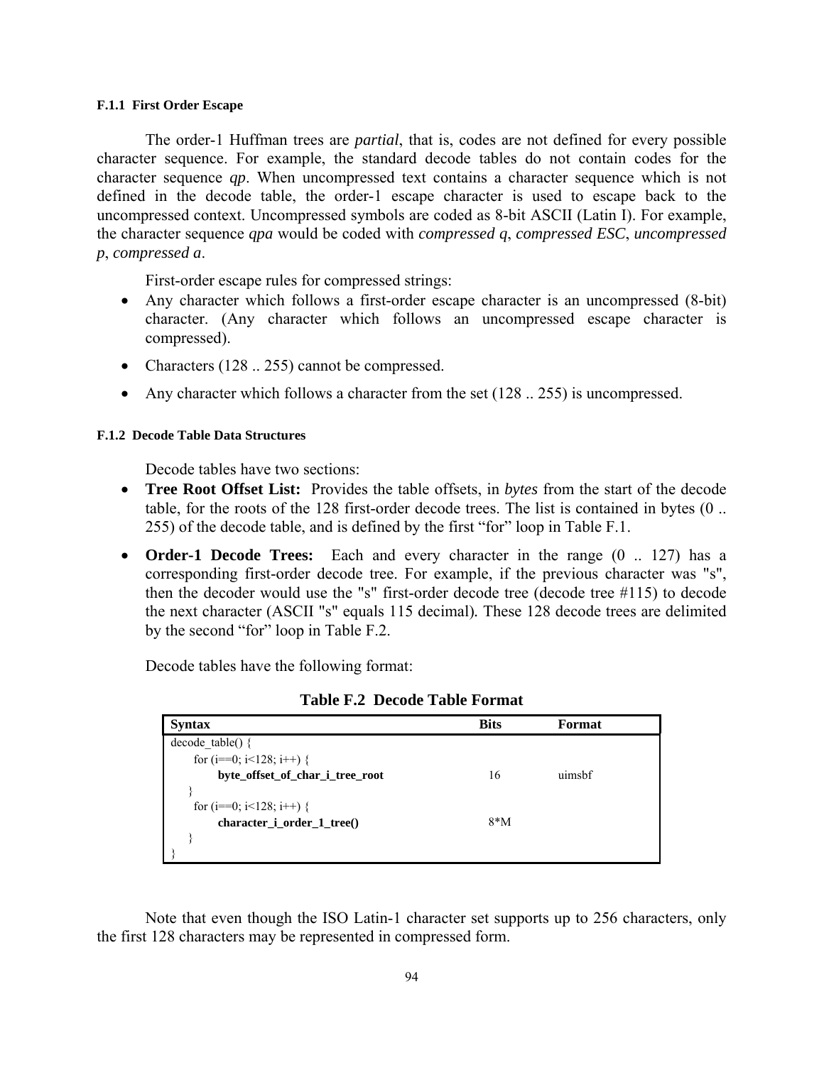#### F.1.1 First Order Escape

The order-1 Huffman trees are *partial*, that is, codes are not defined for every possible character sequence. For example, the standard decode tables do not contain codes for the character sequence *qp*. When uncompressed text contains a character sequence which is not defined in the decode table, the order-1 escape character is used to escape back to the uncompressed context. Uncompressed symbols are coded as 8-bit ASCII (Latin I). For example, the character sequence *qpa* would be coded with *compressed q*, *compressed ESC*, *uncompressed p*, *compressed a*.

First-order escape rules for compressed strings:

- Any character which follows a first-order escape character is an uncompressed (8-bit) character. (Any character which follows an uncompressed escape character is compressed).
- Characters (128 .. 255) cannot be compressed.
- Any character which follows a character from the set (128 .. 255) is uncompressed.

#### F.1.2 Decode Table Data Structures

Decode tables have two sections:

- **Tree Root Offset List:** Provides the table offsets, in *bytes* from the start of the decode table, for the roots of the 128 first-order decode trees. The list is contained in bytes (0 .. 255) of the decode table, and is defined by the first "for" loop in Table F.1.
- **Order-1 Decode Trees:** Each and every character in the range (0 .. 127) has a corresponding first-order decode tree. For example, if the previous character was "s", then the decoder would use the "s" first-order decode tree (decode tree #115) to decode the next character (ASCII "s" equals 115 decimal). These 128 decode trees are delimited by the second "for" loop in Table F.2.

Decode tables have the following format:

**Table F.2 Decode Table Format**

| Syntax | Bits | Format |
|---|---|---|
| decode_table() { | | |
| for (i==0; i<128; i++) { | | |
| **byte_offset_of_char_i_tree_root** | 16 | uimsbf |
| } | | |
| for (i==0; i<128; i++) { | | |
| **character_i_order_1_tree()** | 8*M | |
| } | | |
| } | | |

Note that even though the ISO Latin-1 character set supports up to 256 characters, only the first 128 characters may be represented in compressed form.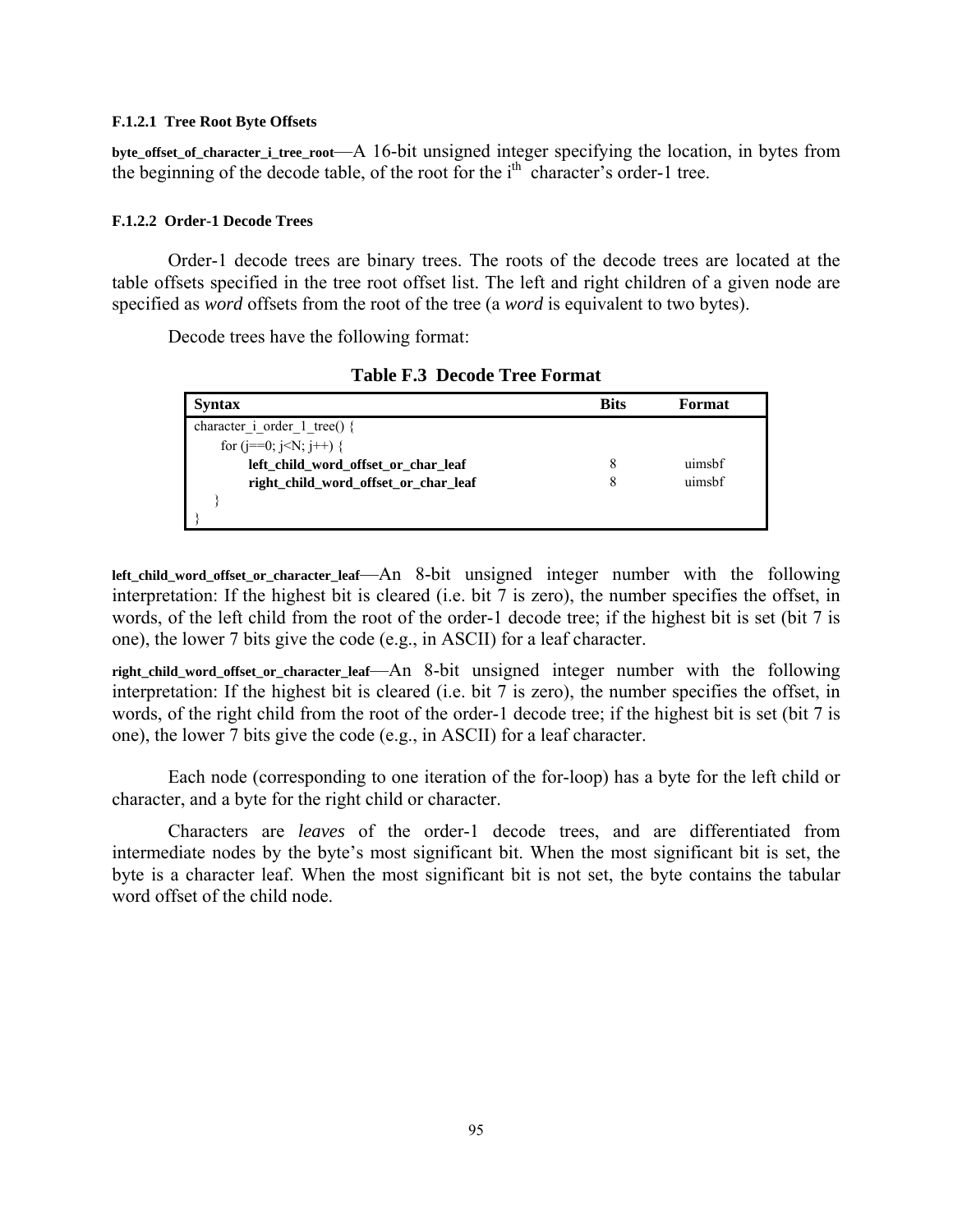#### F.1.2.1 Tree Root Byte Offsets

**byte_offset_of_character_i_tree_root**—A 16-bit unsigned integer specifying the location, in bytes from the beginning of the decode table, of the root for the $i^{th}$ character's order-1 tree.

#### F.1.2.2 Order-1 Decode Trees

Order-1 decode trees are binary trees. The roots of the decode trees are located at the table offsets specified in the tree root offset list. The left and right children of a given node are specified as *word* offsets from the root of the tree (a *word* is equivalent to two bytes).

Decode trees have the following format:

**Table F.3 Decode Tree Format**

| Syntax | Bits | Format |
|---|---|---|
| character_i_order_1_tree() { | | |
| for (j==0; j<N; j++) { | | |
| **left_child_word_offset_or_char_leaf** | 8 | uimsbf |
| **right_child_word_offset_or_char_leaf** | 8 | uimsbf |
| } | | |
| } | | |

**left_child_word_offset_or_character_leaf**—An 8-bit unsigned integer number with the following interpretation: If the highest bit is cleared (i.e. bit 7 is zero), the number specifies the offset, in words, of the left child from the root of the order-1 decode tree; if the highest bit is set (bit 7 is one), the lower 7 bits give the code (e.g., in ASCII) for a leaf character.

**right_child_word_offset_or_character_leaf**—An 8-bit unsigned integer number with the following interpretation: If the highest bit is cleared (i.e. bit 7 is zero), the number specifies the offset, in words, of the right child from the root of the order-1 decode tree; if the highest bit is set (bit 7 is one), the lower 7 bits give the code (e.g., in ASCII) for a leaf character.

Each node (corresponding to one iteration of the for-loop) has a byte for the left child or character, and a byte for the right child or character.

Characters are *leaves* of the order-1 decode trees, and are differentiated from intermediate nodes by the byte's most significant bit. When the most significant bit is set, the byte is a character leaf. When the most significant bit is not set, the byte contains the tabular word offset of the child node.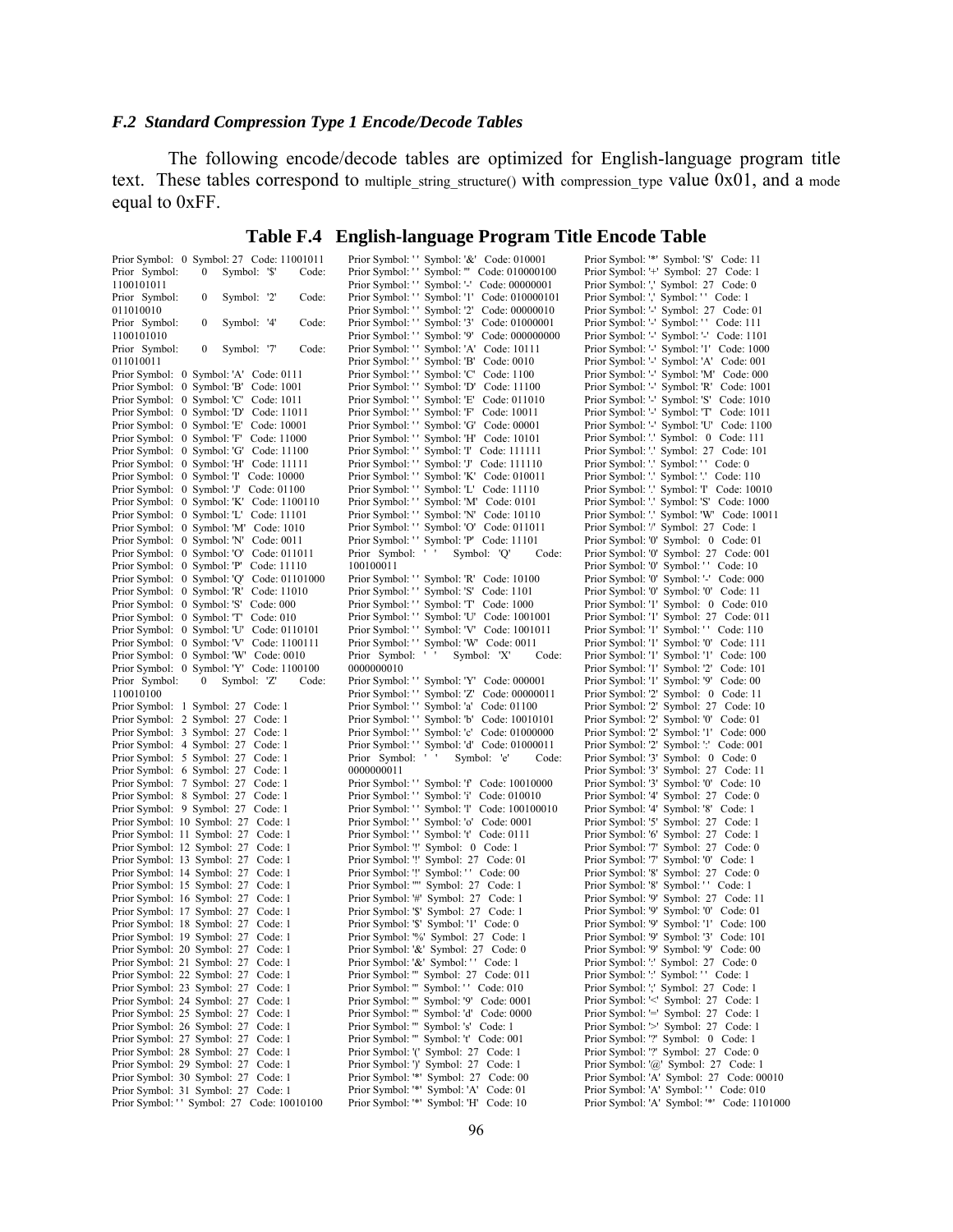### *F.2 Standard Compression Type 1 Encode/Decode Tables*

The following encode/decode tables are optimized for English-language program title text. These tables correspond to multiple_string_structure() with compression_type value 0x01, and a mode equal to 0xFF.

## Table F.4 English-language Program Title Encode Table

Prior Symbol: 0 Symbol: 27 Code: 11001011
Prior Symbol: 0 Symbol: '$' Code: 1100101011
Prior Symbol: 0 Symbol: '2' Code: 011010010
Prior Symbol: 0 Symbol: '4' Code: 1100101010
Prior Symbol: 0 Symbol: '7' Code: 011010011
Prior Symbol: 0 Symbol: 'A' Code: 0111
Prior Symbol: 0 Symbol: 'B' Code: 1001
Prior Symbol: 0 Symbol: 'C' Code: 1011
Prior Symbol: 0 Symbol: 'D' Code: 11011
Prior Symbol: 0 Symbol: 'E' Code: 10001
Prior Symbol: 0 Symbol: 'F' Code: 11000
Prior Symbol: 0 Symbol: 'G' Code: 11100
Prior Symbol: 0 Symbol: 'H' Code: 11111
Prior Symbol: 0 Symbol: 'I' Code: 10000
Prior Symbol: 0 Symbol: 'J' Code: 01100
Prior Symbol: 0 Symbol: 'K' Code: 1100110
Prior Symbol: 0 Symbol: 'L' Code: 11101
Prior Symbol: 0 Symbol: 'M' Code: 1010
Prior Symbol: 0 Symbol: 'N' Code: 0011
Prior Symbol: 0 Symbol: 'O' Code: 011011
Prior Symbol: 0 Symbol: 'P' Code: 11110
Prior Symbol: 0 Symbol: 'Q' Code: 01101000
Prior Symbol: 0 Symbol: 'R' Code: 11010
Prior Symbol: 0 Symbol: 'S' Code: 000
Prior Symbol: 0 Symbol: 'T' Code: 010
Prior Symbol: 0 Symbol: 'U' Code: 0110101
Prior Symbol: 0 Symbol: 'V' Code: 1100111
Prior Symbol: 0 Symbol: 'W' Code: 0010
Prior Symbol: 0 Symbol: 'Y' Code: 1100100
Prior Symbol: 0 Symbol: 'Z' Code: 110010100
Prior Symbol: 1 Symbol: 27 Code: 1
Prior Symbol: 2 Symbol: 27 Code: 1
Prior Symbol: 3 Symbol: 27 Code: 1
Prior Symbol: 4 Symbol: 27 Code: 1
Prior Symbol: 5 Symbol: 27 Code: 1
Prior Symbol: 6 Symbol: 27 Code: 1
Prior Symbol: 7 Symbol: 27 Code: 1
Prior Symbol: 8 Symbol: 27 Code: 1
Prior Symbol: 9 Symbol: 27 Code: 1
Prior Symbol: 10 Symbol: 27 Code: 1
Prior Symbol: 11 Symbol: 27 Code: 1
Prior Symbol: 12 Symbol: 27 Code: 1
Prior Symbol: 13 Symbol: 27 Code: 1
Prior Symbol: 14 Symbol: 27 Code: 1
Prior Symbol: 15 Symbol: 27 Code: 1
Prior Symbol: 16 Symbol: 27 Code: 1
Prior Symbol: 17 Symbol: 27 Code: 1
Prior Symbol: 18 Symbol: 27 Code: 1
Prior Symbol: 19 Symbol: 27 Code: 1
Prior Symbol: 20 Symbol: 27 Code: 1
Prior Symbol: 21 Symbol: 27 Code: 1
Prior Symbol: 22 Symbol: 27 Code: 1
Prior Symbol: 23 Symbol: 27 Code: 1
Prior Symbol: 24 Symbol: 27 Code: 1
Prior Symbol: 25 Symbol: 27 Code: 1
Prior Symbol: 26 Symbol: 27 Code: 1
Prior Symbol: 27 Symbol: 27 Code: 1
Prior Symbol: 28 Symbol: 27 Code: 1
Prior Symbol: 29 Symbol: 27 Code: 1
Prior Symbol: 30 Symbol: 27 Code: 1
Prior Symbol: 31 Symbol: 27 Code: 1
Prior Symbol: ' ' Symbol: 27 Code: 10010100
Prior Symbol: ' ' Symbol: '&' Code: 010001
Prior Symbol: ' ' Symbol: ''' Code: 010000100
Prior Symbol: ' ' Symbol: '-' Code: 00000001
Prior Symbol: ' ' Symbol: '1' Code: 010000101
Prior Symbol: ' ' Symbol: '2' Code: 00000010
Prior Symbol: ' ' Symbol: '3' Code: 01000001
Prior Symbol: ' ' Symbol: '9' Code: 000000000
Prior Symbol: ' ' Symbol: 'A' Code: 10111
Prior Symbol: ' ' Symbol: 'B' Code: 0010
Prior Symbol: ' ' Symbol: 'C' Code: 1100
Prior Symbol: ' ' Symbol: 'D' Code: 11100
Prior Symbol: ' ' Symbol: 'E' Code: 011010
Prior Symbol: ' ' Symbol: 'F' Code: 10011
Prior Symbol: ' ' Symbol: 'G' Code: 00001
Prior Symbol: ' ' Symbol: 'H' Code: 10101
Prior Symbol: ' ' Symbol: 'I' Code: 111111
Prior Symbol: ' ' Symbol: 'J' Code: 111110
Prior Symbol: ' ' Symbol: 'K' Code: 010011
Prior Symbol: ' ' Symbol: 'L' Code: 11110
Prior Symbol: ' ' Symbol: 'M' Code: 0101
Prior Symbol: ' ' Symbol: 'N' Code: 10110
Prior Symbol: ' ' Symbol: 'O' Code: 011011
Prior Symbol: ' ' Symbol: 'P' Code: 11101
Prior Symbol: ' ' Symbol: 'Q' Code: 100100011
Prior Symbol: ' ' Symbol: 'R' Code: 10100
Prior Symbol: ' ' Symbol: 'S' Code: 1101
Prior Symbol: ' ' Symbol: 'T' Code: 1000
Prior Symbol: ' ' Symbol: 'U' Code: 1001001
Prior Symbol: ' ' Symbol: 'V' Code: 1001011
Prior Symbol: ' ' Symbol: 'W' Code: 0011
Prior Symbol: ' ' Symbol: 'X' Code: 0000000010
Prior Symbol: ' ' Symbol: 'Y' Code: 000001
Prior Symbol: ' ' Symbol: 'Z' Code: 00000011
Prior Symbol: ' ' Symbol: 'a' Code: 01100
Prior Symbol: ' ' Symbol: 'b' Code: 10010101
Prior Symbol: ' ' Symbol: 'c' Code: 01000000
Prior Symbol: ' ' Symbol: 'd' Code: 01000011
Prior Symbol: ' ' Symbol: 'e' Code: 0000000011
Prior Symbol: ' ' Symbol: 'f' Code: 10010000
Prior Symbol: ' ' Symbol: 'i' Code: 010010
Prior Symbol: ' ' Symbol: 'l' Code: 100100010
Prior Symbol: ' ' Symbol: 'o' Code: 0001
Prior Symbol: ' ' Symbol: 't' Code: 0111
Prior Symbol: '!' Symbol: 0 Code: 1
Prior Symbol: '!' Symbol: 27 Code: 01
Prior Symbol: '!' Symbol: ' ' Code: 00
Prior Symbol: '"' Symbol: 27 Code: 1
Prior Symbol: '#' Symbol: 27 Code: 1
Prior Symbol: '$' Symbol: 27 Code: 1
Prior Symbol: '$' Symbol: '1' Code: 0
Prior Symbol: '%' Symbol: 27 Code: 1
Prior Symbol: '&' Symbol: 27 Code: 0
Prior Symbol: '&' Symbol: ' ' Code: 1
Prior Symbol: ''' Symbol: 27 Code: 011
Prior Symbol: ''' Symbol: ' ' Code: 010
Prior Symbol: ''' Symbol: '9' Code: 0001
Prior Symbol: ''' Symbol: 'd' Code: 0000
Prior Symbol: ''' Symbol: 's' Code: 1
Prior Symbol: ''' Symbol: 't' Code: 001
Prior Symbol: '(' Symbol: 27 Code: 1
Prior Symbol: ')' Symbol: 27 Code: 1
Prior Symbol: '*' Symbol: 27 Code: 00
Prior Symbol: '*' Symbol: 'A' Code: 01
Prior Symbol: '*' Symbol: 'H' Code: 10
Prior Symbol: '*' Symbol: 'S' Code: 11
Prior Symbol: '+' Symbol: 27 Code: 1
Prior Symbol: ',' Symbol: 27 Code: 0
Prior Symbol: ',' Symbol: ' ' Code: 1
Prior Symbol: '-' Symbol: 27 Code: 01
Prior Symbol: '-' Symbol: ' ' Code: 111
Prior Symbol: '-' Symbol: '-' Code: 1101
Prior Symbol: '-' Symbol: '1' Code: 1000
Prior Symbol: '-' Symbol: 'A' Code: 001
Prior Symbol: '-' Symbol: 'M' Code: 000
Prior Symbol: '-' Symbol: 'R' Code: 1001
Prior Symbol: '-' Symbol: 'S' Code: 1010
Prior Symbol: '-' Symbol: 'T' Code: 1011
Prior Symbol: '-' Symbol: 'U' Code: 1100
Prior Symbol: '.' Symbol: 0 Code: 111
Prior Symbol: '.' Symbol: 27 Code: 101
Prior Symbol: '.' Symbol: ' ' Code: 0
Prior Symbol: '.' Symbol: '.' Code: 110
Prior Symbol: '.' Symbol: 'I' Code: 10010
Prior Symbol: '.' Symbol: 'S' Code: 1000
Prior Symbol: '.' Symbol: 'W' Code: 10011
Prior Symbol: '/' Symbol: 27 Code: 1
Prior Symbol: '0' Symbol: 0 Code: 01
Prior Symbol: '0' Symbol: 27 Code: 001
Prior Symbol: '0' Symbol: ' ' Code: 10
Prior Symbol: '0' Symbol: '-' Code: 000
Prior Symbol: '0' Symbol: '0' Code: 11
Prior Symbol: '1' Symbol: 0 Code: 010
Prior Symbol: '1' Symbol: 27 Code: 011
Prior Symbol: '1' Symbol: ' ' Code: 110
Prior Symbol: '1' Symbol: '0' Code: 111
Prior Symbol: '1' Symbol: '1' Code: 100
Prior Symbol: '1' Symbol: '2' Code: 101
Prior Symbol: '1' Symbol: '9' Code: 00
Prior Symbol: '2' Symbol: 0 Code: 11
Prior Symbol: '2' Symbol: 27 Code: 10
Prior Symbol: '2' Symbol: '0' Code: 01
Prior Symbol: '2' Symbol: '1' Code: 000
Prior Symbol: '2' Symbol: ':' Code: 001
Prior Symbol: '3' Symbol: 0 Code: 0
Prior Symbol: '3' Symbol: 27 Code: 11
Prior Symbol: '3' Symbol: '0' Code: 10
Prior Symbol: '4' Symbol: 27 Code: 0
Prior Symbol: '4' Symbol: '8' Code: 1
Prior Symbol: '5' Symbol: 27 Code: 1
Prior Symbol: '6' Symbol: 27 Code: 1
Prior Symbol: '7' Symbol: 27 Code: 0
Prior Symbol: '7' Symbol: '0' Code: 1
Prior Symbol: '8' Symbol: 27 Code: 0
Prior Symbol: '8' Symbol: ' ' Code: 1
Prior Symbol: '9' Symbol: 27 Code: 11
Prior Symbol: '9' Symbol: '0' Code: 01
Prior Symbol: '9' Symbol: '1' Code: 100
Prior Symbol: '9' Symbol: '3' Code: 101
Prior Symbol: '9' Symbol: '9' Code: 00
Prior Symbol: ':' Symbol: 27 Code: 0
Prior Symbol: ':' Symbol: ' ' Code: 1
Prior Symbol: ';' Symbol: 27 Code: 1
Prior Symbol: '<' Symbol: 27 Code: 1
Prior Symbol: '=' Symbol: 27 Code: 1
Prior Symbol: '>' Symbol: 27 Code: 1
Prior Symbol: '?' Symbol: 0 Code: 1
Prior Symbol: '?' Symbol: 27 Code: 0
Prior Symbol: '@' Symbol: 27 Code: 1
Prior Symbol: 'A' Symbol: 27 Code: 00010
Prior Symbol: 'A' Symbol: ' ' Code: 010
Prior Symbol: 'A' Symbol: '*' Code: 1101000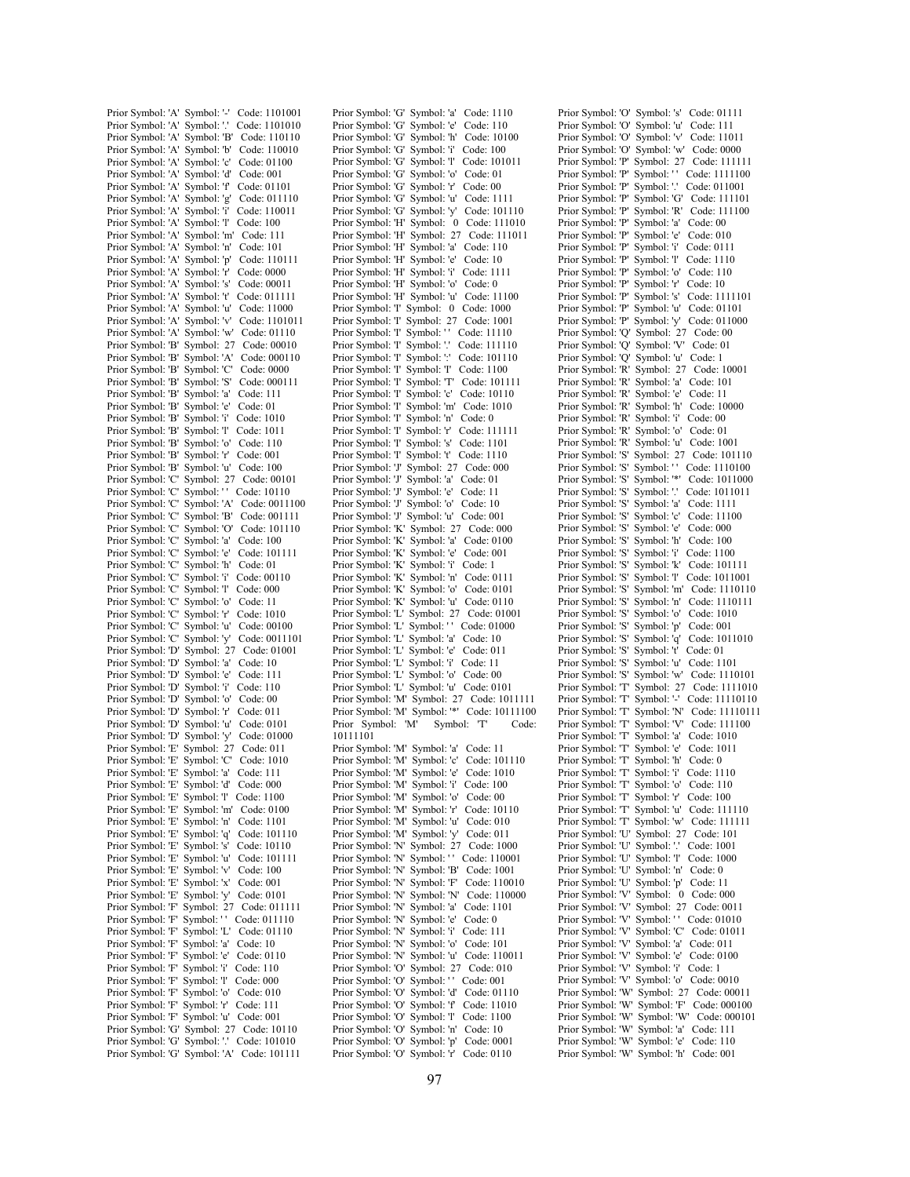Prior Symbol: 'A' Symbol: '-' Code: 1101001
Prior Symbol: 'A' Symbol: '.' Code: 1101010
Prior Symbol: 'A' Symbol: 'B' Code: 110110
Prior Symbol: 'A' Symbol: 'b' Code: 110010
Prior Symbol: 'A' Symbol: 'c' Code: 01100
Prior Symbol: 'A' Symbol: 'd' Code: 001
Prior Symbol: 'A' Symbol: 'f' Code: 01101
Prior Symbol: 'A' Symbol: 'g' Code: 011110
Prior Symbol: 'A' Symbol: 'i' Code: 110011
Prior Symbol: 'A' Symbol: 'l' Code: 100
Prior Symbol: 'A' Symbol: 'm' Code: 111
Prior Symbol: 'A' Symbol: 'n' Code: 101
Prior Symbol: 'A' Symbol: 'p' Code: 110111
Prior Symbol: 'A' Symbol: 'r' Code: 0000
Prior Symbol: 'A' Symbol: 's' Code: 00011
Prior Symbol: 'A' Symbol: 't' Code: 011111
Prior Symbol: 'A' Symbol: 'u' Code: 11000
Prior Symbol: 'A' Symbol: 'v' Code: 1101011
Prior Symbol: 'A' Symbol: 'w' Code: 01110
Prior Symbol: 'B' Symbol: 27 Code: 00010
Prior Symbol: 'B' Symbol: 'A' Code: 000110
Prior Symbol: 'B' Symbol: 'C' Code: 0000
Prior Symbol: 'B' Symbol: 'S' Code: 000111
Prior Symbol: 'B' Symbol: 'a' Code: 111
Prior Symbol: 'B' Symbol: 'e' Code: 01
Prior Symbol: 'B' Symbol: 'i' Code: 1010
Prior Symbol: 'B' Symbol: 'l' Code: 1011
Prior Symbol: 'B' Symbol: 'o' Code: 110
Prior Symbol: 'B' Symbol: 'r' Code: 001
Prior Symbol: 'B' Symbol: 'u' Code: 100
Prior Symbol: 'C' Symbol: 27 Code: 00101
Prior Symbol: 'C' Symbol: ' ' Code: 10110
Prior Symbol: 'C' Symbol: 'A' Code: 0011100
Prior Symbol: 'C' Symbol: 'B' Code: 001111
Prior Symbol: 'C' Symbol: 'O' Code: 101110
Prior Symbol: 'C' Symbol: 'a' Code: 100
Prior Symbol: 'C' Symbol: 'e' Code: 101111
Prior Symbol: 'C' Symbol: 'h' Code: 01
Prior Symbol: 'C' Symbol: 'i' Code: 00110
Prior Symbol: 'C' Symbol: 'l' Code: 000
Prior Symbol: 'C' Symbol: 'o' Code: 11
Prior Symbol: 'C' Symbol: 'r' Code: 1010
Prior Symbol: 'C' Symbol: 'u' Code: 00100
Prior Symbol: 'C' Symbol: 'y' Code: 0011101
Prior Symbol: 'D' Symbol: 27 Code: 01001
Prior Symbol: 'D' Symbol: 'a' Code: 10
Prior Symbol: 'D' Symbol: 'e' Code: 111
Prior Symbol: 'D' Symbol: 'i' Code: 110
Prior Symbol: 'D' Symbol: 'o' Code: 00
Prior Symbol: 'D' Symbol: 'r' Code: 011
Prior Symbol: 'D' Symbol: 'u' Code: 0101
Prior Symbol: 'D' Symbol: 'y' Code: 01000
Prior Symbol: 'E' Symbol: 27 Code: 011
Prior Symbol: 'E' Symbol: 'C' Code: 1010
Prior Symbol: 'E' Symbol: 'a' Code: 111
Prior Symbol: 'E' Symbol: 'd' Code: 000
Prior Symbol: 'E' Symbol: 'l' Code: 1100
Prior Symbol: 'E' Symbol: 'm' Code: 0100
Prior Symbol: 'E' Symbol: 'n' Code: 1101
Prior Symbol: 'E' Symbol: 'q' Code: 101110
Prior Symbol: 'E' Symbol: 's' Code: 10110
Prior Symbol: 'E' Symbol: 'u' Code: 101111
Prior Symbol: 'E' Symbol: 'v' Code: 100
Prior Symbol: 'E' Symbol: 'x' Code: 001
Prior Symbol: 'E' Symbol: 'y' Code: 0101
Prior Symbol: 'F' Symbol: 27 Code: 011111
Prior Symbol: 'F' Symbol: ' ' Code: 011110
Prior Symbol: 'F' Symbol: 'L' Code: 01110
Prior Symbol: 'F' Symbol: 'a' Code: 10
Prior Symbol: 'F' Symbol: 'e' Code: 0110
Prior Symbol: 'F' Symbol: 'i' Code: 110
Prior Symbol: 'F' Symbol: 'l' Code: 000
Prior Symbol: 'F' Symbol: 'o' Code: 010
Prior Symbol: 'F' Symbol: 'r' Code: 111
Prior Symbol: 'F' Symbol: 'u' Code: 001
Prior Symbol: 'G' Symbol: 27 Code: 10110
Prior Symbol: 'G' Symbol: '.' Code: 101010
Prior Symbol: 'G' Symbol: 'A' Code: 101111
Prior Symbol: 'G' Symbol: 'a' Code: 1110
Prior Symbol: 'G' Symbol: 'e' Code: 110
Prior Symbol: 'G' Symbol: 'h' Code: 10100
Prior Symbol: 'G' Symbol: 'i' Code: 100
Prior Symbol: 'G' Symbol: 'l' Code: 101011
Prior Symbol: 'G' Symbol: 'o' Code: 01
Prior Symbol: 'G' Symbol: 'r' Code: 00
Prior Symbol: 'G' Symbol: 'u' Code: 1111
Prior Symbol: 'G' Symbol: 'y' Code: 101110
Prior Symbol: 'H' Symbol: 0 Code: 111010
Prior Symbol: 'H' Symbol: 27 Code: 111011
Prior Symbol: 'H' Symbol: 'a' Code: 110
Prior Symbol: 'H' Symbol: 'e' Code: 10
Prior Symbol: 'H' Symbol: 'i' Code: 1111
Prior Symbol: 'H' Symbol: 'o' Code: 0
Prior Symbol: 'H' Symbol: 'u' Code: 11100
Prior Symbol: 'I' Symbol: 0 Code: 1000
Prior Symbol: 'I' Symbol: 27 Code: 1001
Prior Symbol: 'I' Symbol: ' ' Code: 11110
Prior Symbol: 'I' Symbol: '.' Code: 111110
Prior Symbol: 'I' Symbol: ':' Code: 101110
Prior Symbol: 'I' Symbol: 'I' Code: 1100
Prior Symbol: 'I' Symbol: 'T' Code: 101111
Prior Symbol: 'I' Symbol: 'c' Code: 10110
Prior Symbol: 'I' Symbol: 'm' Code: 1010
Prior Symbol: 'I' Symbol: 'n' Code: 0
Prior Symbol: 'I' Symbol: 'r' Code: 111111
Prior Symbol: 'I' Symbol: 's' Code: 1101
Prior Symbol: 'I' Symbol: 't' Code: 1110
Prior Symbol: 'J' Symbol: 27 Code: 000
Prior Symbol: 'J' Symbol: 'a' Code: 01
Prior Symbol: 'J' Symbol: 'e' Code: 11
Prior Symbol: 'J' Symbol: 'o' Code: 10
Prior Symbol: 'J' Symbol: 'u' Code: 001
Prior Symbol: 'K' Symbol: 27 Code: 000
Prior Symbol: 'K' Symbol: 'a' Code: 0100
Prior Symbol: 'K' Symbol: 'e' Code: 001
Prior Symbol: 'K' Symbol: 'i' Code: 1
Prior Symbol: 'K' Symbol: 'n' Code: 0111
Prior Symbol: 'K' Symbol: 'o' Code: 0101
Prior Symbol: 'K' Symbol: 'u' Code: 0110
Prior Symbol: 'L' Symbol: 27 Code: 01001
Prior Symbol: 'L' Symbol: ' ' Code: 01000
Prior Symbol: 'L' Symbol: 'a' Code: 10
Prior Symbol: 'L' Symbol: 'e' Code: 011
Prior Symbol: 'L' Symbol: 'i' Code: 11
Prior Symbol: 'L' Symbol: 'o' Code: 00
Prior Symbol: 'L' Symbol: 'u' Code: 0101
Prior Symbol: 'M' Symbol: 27 Code: 1011111
Prior Symbol: 'M' Symbol: '*' Code: 10111100
Prior Symbol: 'M' Symbol: 'T' Code: 10111101
Prior Symbol: 'M' Symbol: 'a' Code: 11
Prior Symbol: 'M' Symbol: 'c' Code: 101110
Prior Symbol: 'M' Symbol: 'e' Code: 1010
Prior Symbol: 'M' Symbol: 'i' Code: 100
Prior Symbol: 'M' Symbol: 'o' Code: 00
Prior Symbol: 'M' Symbol: 'r' Code: 10110
Prior Symbol: 'M' Symbol: 'u' Code: 010
Prior Symbol: 'M' Symbol: 'y' Code: 011
Prior Symbol: 'N' Symbol: 27 Code: 1000
Prior Symbol: 'N' Symbol: ' ' Code: 110001
Prior Symbol: 'N' Symbol: 'B' Code: 1001
Prior Symbol: 'N' Symbol: 'F' Code: 110010
Prior Symbol: 'N' Symbol: 'N' Code: 110000
Prior Symbol: 'N' Symbol: 'a' Code: 1101
Prior Symbol: 'N' Symbol: 'e' Code: 0
Prior Symbol: 'N' Symbol: 'i' Code: 111
Prior Symbol: 'N' Symbol: 'o' Code: 101
Prior Symbol: 'N' Symbol: 'u' Code: 110011
Prior Symbol: 'O' Symbol: 27 Code: 010
Prior Symbol: 'O' Symbol: ' ' Code: 001
Prior Symbol: 'O' Symbol: 'd' Code: 01110
Prior Symbol: 'O' Symbol: 'f' Code: 11010
Prior Symbol: 'O' Symbol: 'l' Code: 1100
Prior Symbol: 'O' Symbol: 'n' Code: 10
Prior Symbol: 'O' Symbol: 'p' Code: 0001
Prior Symbol: 'O' Symbol: 'r' Code: 0110
Prior Symbol: 'O' Symbol: 's' Code: 01111
Prior Symbol: 'O' Symbol: 'u' Code: 111
Prior Symbol: 'O' Symbol: 'v' Code: 11011
Prior Symbol: 'O' Symbol: 'w' Code: 0000
Prior Symbol: 'P' Symbol: 27 Code: 111111
Prior Symbol: 'P' Symbol: ' ' Code: 1111100
Prior Symbol: 'P' Symbol: '.' Code: 011001
Prior Symbol: 'P' Symbol: 'G' Code: 111101
Prior Symbol: 'P' Symbol: 'R' Code: 111100
Prior Symbol: 'P' Symbol: 'a' Code: 00
Prior Symbol: 'P' Symbol: 'e' Code: 010
Prior Symbol: 'P' Symbol: 'i' Code: 0111
Prior Symbol: 'P' Symbol: 'l' Code: 1110
Prior Symbol: 'P' Symbol: 'o' Code: 110
Prior Symbol: 'P' Symbol: 'r' Code: 10
Prior Symbol: 'P' Symbol: 's' Code: 1111101
Prior Symbol: 'P' Symbol: 'u' Code: 01101
Prior Symbol: 'P' Symbol: 'y' Code: 011000
Prior Symbol: 'Q' Symbol: 27 Code: 00
Prior Symbol: 'Q' Symbol: 'V' Code: 01
Prior Symbol: 'Q' Symbol: 'u' Code: 1
Prior Symbol: 'R' Symbol: 27 Code: 10001
Prior Symbol: 'R' Symbol: 'a' Code: 101
Prior Symbol: 'R' Symbol: 'e' Code: 11
Prior Symbol: 'R' Symbol: 'h' Code: 10000
Prior Symbol: 'R' Symbol: 'i' Code: 00
Prior Symbol: 'R' Symbol: 'o' Code: 01
Prior Symbol: 'R' Symbol: 'u' Code: 1001
Prior Symbol: 'S' Symbol: 27 Code: 101110
Prior Symbol: 'S' Symbol: ' ' Code: 1110100
Prior Symbol: 'S' Symbol: '*' Code: 1011000
Prior Symbol: 'S' Symbol: '.' Code: 1011011
Prior Symbol: 'S' Symbol: 'a' Code: 1111
Prior Symbol: 'S' Symbol: 'c' Code: 11100
Prior Symbol: 'S' Symbol: 'e' Code: 000
Prior Symbol: 'S' Symbol: 'h' Code: 100
Prior Symbol: 'S' Symbol: 'i' Code: 1100
Prior Symbol: 'S' Symbol: 'k' Code: 101111
Prior Symbol: 'S' Symbol: 'l' Code: 1011001
Prior Symbol: 'S' Symbol: 'm' Code: 1110110
Prior Symbol: 'S' Symbol: 'n' Code: 1110111
Prior Symbol: 'S' Symbol: 'o' Code: 1010
Prior Symbol: 'S' Symbol: 'p' Code: 001
Prior Symbol: 'S' Symbol: 'q' Code: 1011010
Prior Symbol: 'S' Symbol: 't' Code: 01
Prior Symbol: 'S' Symbol: 'u' Code: 1101
Prior Symbol: 'S' Symbol: 'w' Code: 1110101
Prior Symbol: 'T' Symbol: 27 Code: 1111010
Prior Symbol: 'T' Symbol: '-' Code: 11110110
Prior Symbol: 'T' Symbol: 'N' Code: 11110111
Prior Symbol: 'T' Symbol: 'V' Code: 111100
Prior Symbol: 'T' Symbol: 'a' Code: 1010
Prior Symbol: 'T' Symbol: 'e' Code: 1011
Prior Symbol: 'T' Symbol: 'h' Code: 0
Prior Symbol: 'T' Symbol: 'i' Code: 1110
Prior Symbol: 'T' Symbol: 'o' Code: 110
Prior Symbol: 'T' Symbol: 'r' Code: 100
Prior Symbol: 'T' Symbol: 'u' Code: 111110
Prior Symbol: 'T' Symbol: 'w' Code: 111111
Prior Symbol: 'U' Symbol: 27 Code: 101
Prior Symbol: 'U' Symbol: '.' Code: 1001
Prior Symbol: 'U' Symbol: 'l' Code: 1000
Prior Symbol: 'U' Symbol: 'n' Code: 0
Prior Symbol: 'U' Symbol: 'p' Code: 11
Prior Symbol: 'V' Symbol: 0 Code: 000
Prior Symbol: 'V' Symbol: 27 Code: 0011
Prior Symbol: 'V' Symbol: ' ' Code: 01010
Prior Symbol: 'V' Symbol: 'C' Code: 01011
Prior Symbol: 'V' Symbol: 'a' Code: 011
Prior Symbol: 'V' Symbol: 'e' Code: 0100
Prior Symbol: 'V' Symbol: 'i' Code: 1
Prior Symbol: 'V' Symbol: 'o' Code: 0010
Prior Symbol: 'W' Symbol: 27 Code: 00011
Prior Symbol: 'W' Symbol: 'F' Code: 000100
Prior Symbol: 'W' Symbol: 'W' Code: 000101
Prior Symbol: 'W' Symbol: 'a' Code: 111
Prior Symbol: 'W' Symbol: 'e' Code: 110
Prior Symbol: 'W' Symbol: 'h' Code: 001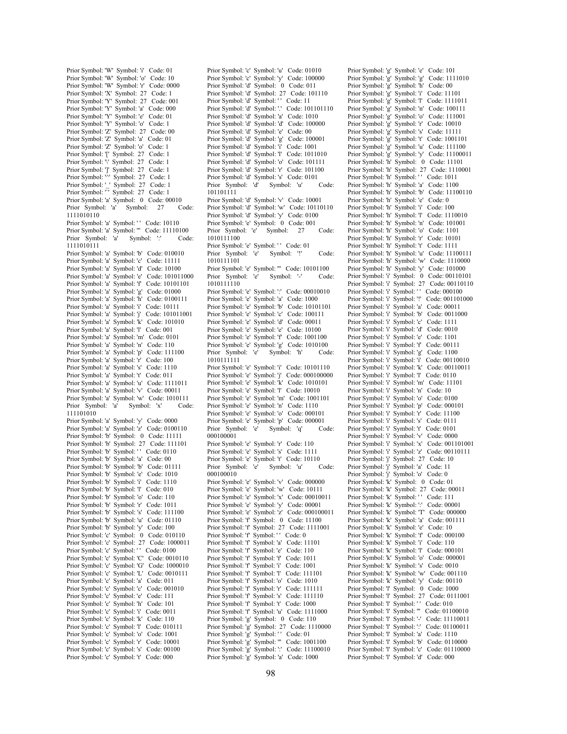Prior Symbol: 'W' Symbol: 'i' Code: 01
Prior Symbol: 'W' Symbol: 'o' Code: 10
Prior Symbol: 'W' Symbol: 'r' Code: 0000
Prior Symbol: 'X' Symbol: 27 Code: 1
Prior Symbol: 'Y' Symbol: 27 Code: 001
Prior Symbol: 'Y' Symbol: 'a' Code: 000
Prior Symbol: 'Y' Symbol: 'e' Code: 01
Prior Symbol: 'Y' Symbol: 'o' Code: 1
Prior Symbol: 'Z' Symbol: 27 Code: 00
Prior Symbol: 'Z' Symbol: 'a' Code: 01
Prior Symbol: 'Z' Symbol: 'o' Code: 1
Prior Symbol: '[' Symbol: 27 Code: 1
Prior Symbol: '\' Symbol: 27 Code: 1
Prior Symbol: ']' Symbol: 27 Code: 1
Prior Symbol: '^' Symbol: 27 Code: 1
Prior Symbol: '_' Symbol: 27 Code: 1
Prior Symbol: '`' Symbol: 27 Code: 1
Prior Symbol: 'a' Symbol: 0 Code: 00010
Prior Symbol: 'a' Symbol: 27 Code: 1111010110
Prior Symbol: 'a' Symbol: ' ' Code: 10110
Prior Symbol: 'a' Symbol: ''' Code: 11110100
Prior Symbol: 'a' Symbol: ':' Code: 1111010111
Prior Symbol: 'a' Symbol: 'b' Code: 010010
Prior Symbol: 'a' Symbol: 'c' Code: 11111
Prior Symbol: 'a' Symbol: 'd' Code: 10100
Prior Symbol: 'a' Symbol: 'e' Code: 101011000
Prior Symbol: 'a' Symbol: 'f' Code: 10101101
Prior Symbol: 'a' Symbol: 'g' Code: 01000
Prior Symbol: 'a' Symbol: 'h' Code: 0100111
Prior Symbol: 'a' Symbol: 'i' Code: 10111
Prior Symbol: 'a' Symbol: 'j' Code: 101011001
Prior Symbol: 'a' Symbol: 'k' Code: 101010
Prior Symbol: 'a' Symbol: 'l' Code: 001
Prior Symbol: 'a' Symbol: 'm' Code: 0101
Prior Symbol: 'a' Symbol: 'n' Code: 110
Prior Symbol: 'a' Symbol: 'p' Code: 111100
Prior Symbol: 'a' Symbol: 'r' Code: 011
Prior Symbol: 'a' Symbol: 's' Code: 1110
Prior Symbol: 'a' Symbol: 't' Code: 011
Prior Symbol: 'a' Symbol: 'u' Code: 1111011
Prior Symbol: 'a' Symbol: 'v' Code: 00011
Prior Symbol: 'a' Symbol: 'w' Code: 1010111
Prior Symbol: 'a' Symbol: 'x' Code: 111101010
Prior Symbol: 'a' Symbol: 'y' Code: 0000
Prior Symbol: 'a' Symbol: 'z' Code: 0100110
Prior Symbol: 'b' Symbol: 0 Code: 11111
Prior Symbol: 'b' Symbol: 27 Code: 111101
Prior Symbol: 'b' Symbol: ' ' Code: 0110
Prior Symbol: 'b' Symbol: 'a' Code: 00
Prior Symbol: 'b' Symbol: 'b' Code: 01111
Prior Symbol: 'b' Symbol: 'e' Code: 1010
Prior Symbol: 'b' Symbol: 'i' Code: 1110
Prior Symbol: 'b' Symbol: 'l' Code: 010
Prior Symbol: 'b' Symbol: 'o' Code: 110
Prior Symbol: 'b' Symbol: 'r' Code: 1011
Prior Symbol: 'b' Symbol: 's' Code: 111100
Prior Symbol: 'b' Symbol: 'u' Code: 01110
Prior Symbol: 'b' Symbol: 'y' Code: 100
Prior Symbol: 'c' Symbol: 0 Code: 010110
Prior Symbol: 'c' Symbol: 27 Code: 1000011
Prior Symbol: 'c' Symbol: ' ' Code: 0100
Prior Symbol: 'c' Symbol: 'C' Code: 0010110
Prior Symbol: 'c' Symbol: 'G' Code: 1000010
Prior Symbol: 'c' Symbol: 'L' Code: 0010111
Prior Symbol: 'c' Symbol: 'a' Code: 011
Prior Symbol: 'c' Symbol: 'c' Code: 001010
Prior Symbol: 'c' Symbol: 'e' Code: 111
Prior Symbol: 'c' Symbol: 'h' Code: 101
Prior Symbol: 'c' Symbol: 'i' Code: 0011
Prior Symbol: 'c' Symbol: 'k' Code: 110
Prior Symbol: 'c' Symbol: 'l' Code: 010111
Prior Symbol: 'c' Symbol: 'o' Code: 1001
Prior Symbol: 'c' Symbol: 'r' Code: 10001
Prior Symbol: 'c' Symbol: 's' Code: 00100
Prior Symbol: 'c' Symbol: 't' Code: 000
Prior Symbol: 'c' Symbol: 'u' Code: 01010
Prior Symbol: 'c' Symbol: 'y' Code: 100000
Prior Symbol: 'd' Symbol: 0 Code: 011
Prior Symbol: 'd' Symbol: 27 Code: 101110
Prior Symbol: 'd' Symbol: ' ' Code: 11
Prior Symbol: 'd' Symbol: '.' Code: 101101110
Prior Symbol: 'd' Symbol: 'a' Code: 1010
Prior Symbol: 'd' Symbol: 'd' Code: 100000
Prior Symbol: 'd' Symbol: 'e' Code: 00
Prior Symbol: 'd' Symbol: 'g' Code: 100001
Prior Symbol: 'd' Symbol: 'i' Code: 1001
Prior Symbol: 'd' Symbol: 'l' Code: 1011010
Prior Symbol: 'd' Symbol: 'o' Code: 101111
Prior Symbol: 'd' Symbol: 'r' Code: 101100
Prior Symbol: 'd' Symbol: 's' Code: 0101
Prior Symbol: 'd' Symbol: 'u' Code: 101101111
Prior Symbol: 'd' Symbol: 'v' Code: 10001
Prior Symbol: 'd' Symbol: 'w' Code: 10110110
Prior Symbol: 'd' Symbol: 'y' Code: 0100
Prior Symbol: 'e' Symbol: 0 Code: 001
Prior Symbol: 'e' Symbol: 27 Code: 1010111100
Prior Symbol: 'e' Symbol: ' ' Code: 01
Prior Symbol: 'e' Symbol: '!' Code: 1010111101
Prior Symbol: 'e' Symbol: ''' Code: 10101100
Prior Symbol: 'e' Symbol: '-' Code: 1010111110
Prior Symbol: 'e' Symbol: ':' Code: 00010010
Prior Symbol: 'e' Symbol: 'a' Code: 1000
Prior Symbol: 'e' Symbol: 'b' Code: 10101101
Prior Symbol: 'e' Symbol: 'c' Code: 100111
Prior Symbol: 'e' Symbol: 'd' Code: 00011
Prior Symbol: 'e' Symbol: 'e' Code: 10100
Prior Symbol: 'e' Symbol: 'f' Code: 1001100
Prior Symbol: 'e' Symbol: 'g' Code: 1010100
Prior Symbol: 'e' Symbol: 'h' Code: 1010111111
Prior Symbol: 'e' Symbol: 'i' Code: 10101110
Prior Symbol: 'e' Symbol: 'j' Code: 000100000
Prior Symbol: 'e' Symbol: 'k' Code: 1010101
Prior Symbol: 'e' Symbol: 'l' Code: 10010
Prior Symbol: 'e' Symbol: 'm' Code: 1001101
Prior Symbol: 'e' Symbol: 'n' Code: 1110
Prior Symbol: 'e' Symbol: 'o' Code: 000101
Prior Symbol: 'e' Symbol: 'p' Code: 000001
Prior Symbol: 'e' Symbol: 'q' Code: 000100001
Prior Symbol: 'e' Symbol: 'r' Code: 110
Prior Symbol: 'e' Symbol: 's' Code: 1111
Prior Symbol: 'e' Symbol: 't' Code: 10110
Prior Symbol: 'e' Symbol: 'u' Code: 000100010
Prior Symbol: 'e' Symbol: 'v' Code: 000000
Prior Symbol: 'e' Symbol: 'w' Code: 10111
Prior Symbol: 'e' Symbol: 'x' Code: 00010011
Prior Symbol: 'e' Symbol: 'y' Code: 00001
Prior Symbol: 'e' Symbol: 'z' Code: 000100011
Prior Symbol: 'f' Symbol: 0 Code: 11100
Prior Symbol: 'f' Symbol: 27 Code: 1111001
Prior Symbol: 'f' Symbol: ' ' Code: 0
Prior Symbol: 'f' Symbol: 'a' Code: 11101
Prior Symbol: 'f' Symbol: 'e' Code: 110
Prior Symbol: 'f' Symbol: 'f' Code: 1011
Prior Symbol: 'f' Symbol: 'i' Code: 1001
Prior Symbol: 'f' Symbol: 'l' Code: 111101
Prior Symbol: 'f' Symbol: 'o' Code: 1010
Prior Symbol: 'f' Symbol: 'r' Code: 111111
Prior Symbol: 'f' Symbol: 's' Code: 111110
Prior Symbol: 'f' Symbol: 't' Code: 1000
Prior Symbol: 'f' Symbol: 'u' Code: 1111000
Prior Symbol: 'g' Symbol: 0 Code: 110
Prior Symbol: 'g' Symbol: 27 Code: 1110000
Prior Symbol: 'g' Symbol: ' ' Code: 01
Prior Symbol: 'g' Symbol: ''' Code: 1001100
Prior Symbol: 'g' Symbol: ':' Code: 11100010
Prior Symbol: 'g' Symbol: 'a' Code: 1000
Prior Symbol: 'g' Symbol: 'e' Code: 101
Prior Symbol: 'g' Symbol: 'g' Code: 1111010
Prior Symbol: 'g' Symbol: 'h' Code: 00
Prior Symbol: 'g' Symbol: 'i' Code: 11101
Prior Symbol: 'g' Symbol: 'l' Code: 1111011
Prior Symbol: 'g' Symbol: 'n' Code: 100111
Prior Symbol: 'g' Symbol: 'o' Code: 111001
Prior Symbol: 'g' Symbol: 'r' Code: 10010
Prior Symbol: 'g' Symbol: 's' Code: 11111
Prior Symbol: 'g' Symbol: 't' Code: 1001101
Prior Symbol: 'g' Symbol: 'u' Code: 111100
Prior Symbol: 'g' Symbol: 'y' Code: 11100011
Prior Symbol: 'h' Symbol: 0 Code: 11101
Prior Symbol: 'h' Symbol: 27 Code: 1110001
Prior Symbol: 'h' Symbol: ' ' Code: 1011
Prior Symbol: 'h' Symbol: 'a' Code: 1100
Prior Symbol: 'h' Symbol: 'b' Code: 11100110
Prior Symbol: 'h' Symbol: 'e' Code: 0
Prior Symbol: 'h' Symbol: 'i' Code: 100
Prior Symbol: 'h' Symbol: 'l' Code: 1110010
Prior Symbol: 'h' Symbol: 'n' Code: 101001
Prior Symbol: 'h' Symbol: 'o' Code: 1101
Prior Symbol: 'h' Symbol: 'r' Code: 10101
Prior Symbol: 'h' Symbol: 't' Code: 1111
Prior Symbol: 'h' Symbol: 'u' Code: 11100111
Prior Symbol: 'h' Symbol: 'w' Code: 1110000
Prior Symbol: 'h' Symbol: 'y' Code: 101000
Prior Symbol: 'i' Symbol: 0 Code: 00110101
Prior Symbol: 'i' Symbol: 27 Code: 00110110
Prior Symbol: 'i' Symbol: ' ' Code: 000100
Prior Symbol: 'i' Symbol: '!' Code: 001101000
Prior Symbol: 'i' Symbol: 'a' Code: 00011
Prior Symbol: 'i' Symbol: 'b' Code: 0011000
Prior Symbol: 'i' Symbol: 'c' Code: 1111
Prior Symbol: 'i' Symbol: 'd' Code: 0010
Prior Symbol: 'i' Symbol: 'e' Code: 1101
Prior Symbol: 'i' Symbol: 'f' Code: 00111
Prior Symbol: 'i' Symbol: 'g' Code: 1100
Prior Symbol: 'i' Symbol: 'i' Code: 00110010
Prior Symbol: 'i' Symbol: 'k' Code: 00110011
Prior Symbol: 'i' Symbol: 'l' Code: 0110
Prior Symbol: 'i' Symbol: 'm' Code: 11101
Prior Symbol: 'i' Symbol: 'n' Code: 10
Prior Symbol: 'i' Symbol: 'o' Code: 0100
Prior Symbol: 'i' Symbol: 'p' Code: 000101
Prior Symbol: 'i' Symbol: 'r' Code: 11100
Prior Symbol: 'i' Symbol: 's' Code: 0111
Prior Symbol: 'i' Symbol: 't' Code: 0101
Prior Symbol: 'i' Symbol: 'v' Code: 0000
Prior Symbol: 'i' Symbol: 'x' Code: 001101001
Prior Symbol: 'i' Symbol: 'z' Code: 00110111
Prior Symbol: 'j' Symbol: 27 Code: 10
Prior Symbol: 'j' Symbol: 'a' Code: 11
Prior Symbol: 'j' Symbol: 'o' Code: 0
Prior Symbol: 'k' Symbol: 0 Code: 01
Prior Symbol: 'k' Symbol: 27 Code: 00011
Prior Symbol: 'k' Symbol: ' ' Code: 111
Prior Symbol: 'k' Symbol: ':' Code: 00001
Prior Symbol: 'k' Symbol: 'T' Code: 000000
Prior Symbol: 'k' Symbol: 'a' Code: 001111
Prior Symbol: 'k' Symbol: 'e' Code: 10
Prior Symbol: 'k' Symbol: 'f' Code: 000100
Prior Symbol: 'k' Symbol: 'i' Code: 110
Prior Symbol: 'k' Symbol: 'l' Code: 000101
Prior Symbol: 'k' Symbol: 'o' Code: 000001
Prior Symbol: 'k' Symbol: 's' Code: 0010
Prior Symbol: 'k' Symbol: 'w' Code: 001110
Prior Symbol: 'k' Symbol: 'y' Code: 00110
Prior Symbol: 'l' Symbol: 0 Code: 1000
Prior Symbol: 'l' Symbol: 27 Code: 0111001
Prior Symbol: 'l' Symbol: ' ' Code: 010
Prior Symbol: 'l' Symbol: ''' Code: 01100010
Prior Symbol: 'l' Symbol: '-' Code: 11110011
Prior Symbol: 'l' Symbol: ':' Code: 01100011
Prior Symbol: 'l' Symbol: 'a' Code: 1110
Prior Symbol: 'l' Symbol: 'b' Code: 0110000
Prior Symbol: 'l' Symbol: 'c' Code: 01110000
Prior Symbol: 'l' Symbol: 'd' Code: 000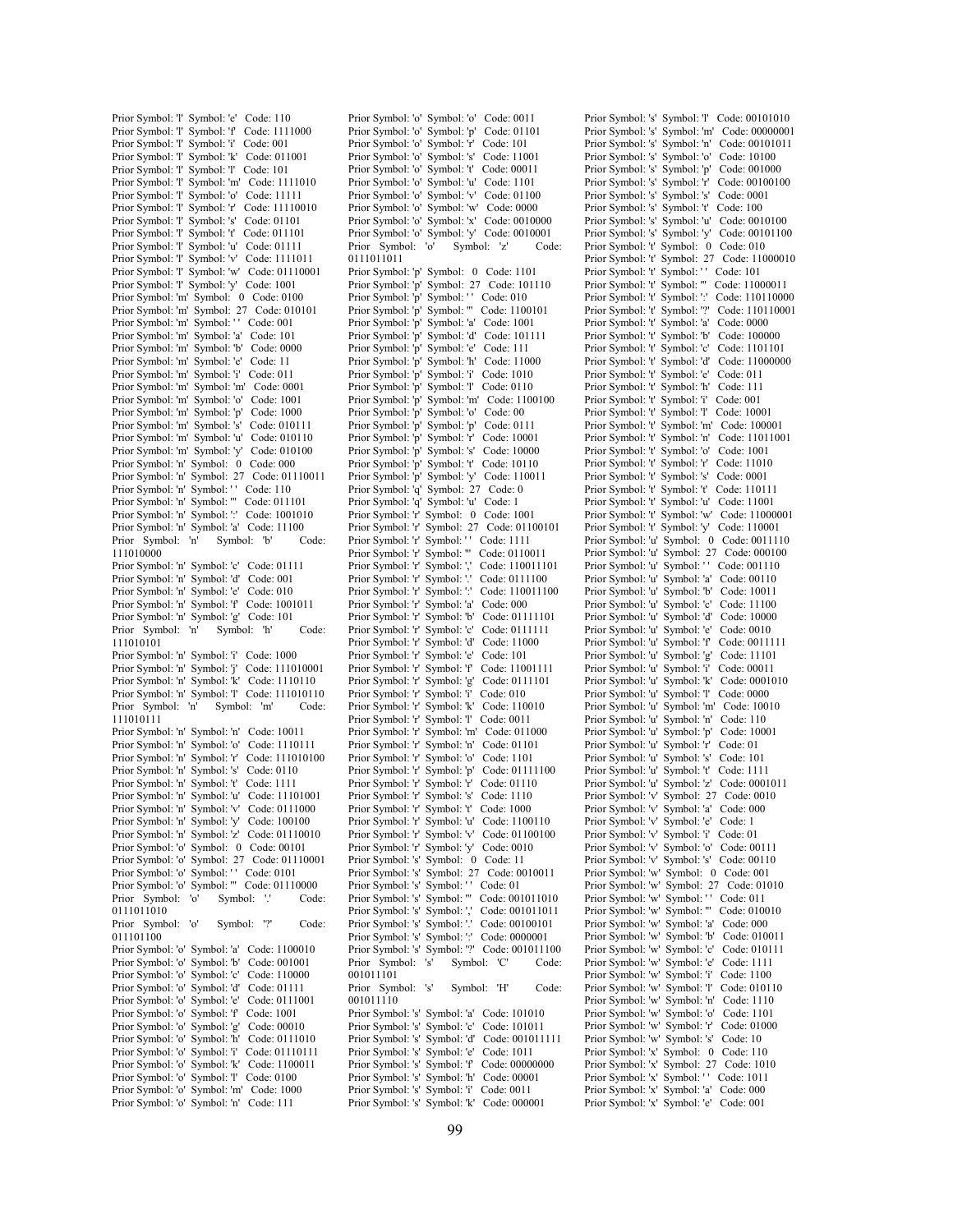Prior Symbol: 'l' Symbol: 'e' Code: 110
Prior Symbol: 'l' Symbol: 'f' Code: 1111000
Prior Symbol: 'l' Symbol: 'i' Code: 001
Prior Symbol: 'l' Symbol: 'k' Code: 011001
Prior Symbol: 'l' Symbol: 'l' Code: 101
Prior Symbol: 'l' Symbol: 'm' Code: 1111010
Prior Symbol: 'l' Symbol: 'o' Code: 11111
Prior Symbol: 'l' Symbol: 'r' Code: 11110010
Prior Symbol: 'l' Symbol: 's' Code: 01101
Prior Symbol: 'l' Symbol: 't' Code: 011101
Prior Symbol: 'l' Symbol: 'u' Code: 01111
Prior Symbol: 'l' Symbol: 'v' Code: 1111011
Prior Symbol: 'l' Symbol: 'w' Code: 01110001
Prior Symbol: 'l' Symbol: 'y' Code: 1001
Prior Symbol: 'm' Symbol: 0 Code: 0100
Prior Symbol: 'm' Symbol: 27 Code: 010101
Prior Symbol: 'm' Symbol: ' ' Code: 001
Prior Symbol: 'm' Symbol: 'a' Code: 101
Prior Symbol: 'm' Symbol: 'b' Code: 0000
Prior Symbol: 'm' Symbol: 'e' Code: 11
Prior Symbol: 'm' Symbol: 'i' Code: 011
Prior Symbol: 'm' Symbol: 'm' Code: 0001
Prior Symbol: 'm' Symbol: 'o' Code: 1001
Prior Symbol: 'm' Symbol: 'p' Code: 1000
Prior Symbol: 'm' Symbol: 's' Code: 010111
Prior Symbol: 'm' Symbol: 'u' Code: 010110
Prior Symbol: 'm' Symbol: 'y' Code: 010100
Prior Symbol: 'n' Symbol: 0 Code: 000
Prior Symbol: 'n' Symbol: 27 Code: 01110011
Prior Symbol: 'n' Symbol: ' ' Code: 110
Prior Symbol: 'n' Symbol: ''' Code: 011101
Prior Symbol: 'n' Symbol: ':' Code: 1001010
Prior Symbol: 'n' Symbol: 'a' Code: 11100
Prior Symbol: 'n' Symbol: 'b' Code: 111010000
Prior Symbol: 'n' Symbol: 'c' Code: 01111
Prior Symbol: 'n' Symbol: 'd' Code: 001
Prior Symbol: 'n' Symbol: 'e' Code: 010
Prior Symbol: 'n' Symbol: 'f' Code: 1001011
Prior Symbol: 'n' Symbol: 'g' Code: 101
Prior Symbol: 'n' Symbol: 'h' Code: 111010101
Prior Symbol: 'n' Symbol: 'i' Code: 1000
Prior Symbol: 'n' Symbol: 'j' Code: 111010001
Prior Symbol: 'n' Symbol: 'k' Code: 1110110
Prior Symbol: 'n' Symbol: 'l' Code: 111010110
Prior Symbol: 'n' Symbol: 'm' Code: 111010111
Prior Symbol: 'n' Symbol: 'n' Code: 10011
Prior Symbol: 'n' Symbol: 'o' Code: 1110111
Prior Symbol: 'n' Symbol: 'r' Code: 111010100
Prior Symbol: 'n' Symbol: 's' Code: 0110
Prior Symbol: 'n' Symbol: 't' Code: 1111
Prior Symbol: 'n' Symbol: 'u' Code: 11101001
Prior Symbol: 'n' Symbol: 'v' Code: 0111000
Prior Symbol: 'n' Symbol: 'y' Code: 100100
Prior Symbol: 'n' Symbol: 'z' Code: 01110010
Prior Symbol: 'o' Symbol: 0 Code: 00101
Prior Symbol: 'o' Symbol: 27 Code: 01110001
Prior Symbol: 'o' Symbol: ' ' Code: 0101
Prior Symbol: 'o' Symbol: ''' Code: 01110000
Prior Symbol: 'o' Symbol: '.' Code: 0111011010
Prior Symbol: 'o' Symbol: '?' Code: 011101100
Prior Symbol: 'o' Symbol: 'a' Code: 1100010
Prior Symbol: 'o' Symbol: 'b' Code: 001001
Prior Symbol: 'o' Symbol: 'c' Code: 110000
Prior Symbol: 'o' Symbol: 'd' Code: 01111
Prior Symbol: 'o' Symbol: 'e' Code: 0111001
Prior Symbol: 'o' Symbol: 'f' Code: 1001
Prior Symbol: 'o' Symbol: 'g' Code: 00010
Prior Symbol: 'o' Symbol: 'h' Code: 0111010
Prior Symbol: 'o' Symbol: 'i' Code: 01110111
Prior Symbol: 'o' Symbol: 'k' Code: 1100011
Prior Symbol: 'o' Symbol: 'l' Code: 0100
Prior Symbol: 'o' Symbol: 'm' Code: 1000
Prior Symbol: 'o' Symbol: 'n' Code: 111
Prior Symbol: 'o' Symbol: 'o' Code: 0011
Prior Symbol: 'o' Symbol: 'p' Code: 01101
Prior Symbol: 'o' Symbol: 'r' Code: 101
Prior Symbol: 'o' Symbol: 's' Code: 11001
Prior Symbol: 'o' Symbol: 't' Code: 00011
Prior Symbol: 'o' Symbol: 'u' Code: 1101
Prior Symbol: 'o' Symbol: 'v' Code: 01100
Prior Symbol: 'o' Symbol: 'w' Code: 0000
Prior Symbol: 'o' Symbol: 'x' Code: 0010000
Prior Symbol: 'o' Symbol: 'y' Code: 0010001
Prior Symbol: 'o' Symbol: 'z' Code: 0111011011
Prior Symbol: 'p' Symbol: 0 Code: 1101
Prior Symbol: 'p' Symbol: 27 Code: 101110
Prior Symbol: 'p' Symbol: ' ' Code: 010
Prior Symbol: 'p' Symbol: ''' Code: 1100101
Prior Symbol: 'p' Symbol: 'a' Code: 1001
Prior Symbol: 'p' Symbol: 'd' Code: 101111
Prior Symbol: 'p' Symbol: 'e' Code: 111
Prior Symbol: 'p' Symbol: 'h' Code: 11000
Prior Symbol: 'p' Symbol: 'i' Code: 1010
Prior Symbol: 'p' Symbol: 'l' Code: 0110
Prior Symbol: 'p' Symbol: 'm' Code: 1100100
Prior Symbol: 'p' Symbol: 'o' Code: 00
Prior Symbol: 'p' Symbol: 'p' Code: 0111
Prior Symbol: 'p' Symbol: 'r' Code: 10001
Prior Symbol: 'p' Symbol: 's' Code: 10000
Prior Symbol: 'p' Symbol: 't' Code: 10110
Prior Symbol: 'p' Symbol: 'y' Code: 110011
Prior Symbol: 'q' Symbol: 27 Code: 0
Prior Symbol: 'q' Symbol: 'u' Code: 1
Prior Symbol: 'r' Symbol: 0 Code: 1001
Prior Symbol: 'r' Symbol: 27 Code: 01100101
Prior Symbol: 'r' Symbol: ' ' Code: 1111
Prior Symbol: 'r' Symbol: ''' Code: 0110011
Prior Symbol: 'r' Symbol: ',' Code: 110011101
Prior Symbol: 'r' Symbol: '.' Code: 0111100
Prior Symbol: 'r' Symbol: ':' Code: 110011100
Prior Symbol: 'r' Symbol: 'a' Code: 000
Prior Symbol: 'r' Symbol: 'b' Code: 01111101
Prior Symbol: 'r' Symbol: 'c' Code: 0111111
Prior Symbol: 'r' Symbol: 'd' Code: 11000
Prior Symbol: 'r' Symbol: 'e' Code: 101
Prior Symbol: 'r' Symbol: 'f' Code: 11001111
Prior Symbol: 'r' Symbol: 'g' Code: 0111101
Prior Symbol: 'r' Symbol: 'i' Code: 010
Prior Symbol: 'r' Symbol: 'k' Code: 110010
Prior Symbol: 'r' Symbol: 'l' Code: 0011
Prior Symbol: 'r' Symbol: 'm' Code: 011000
Prior Symbol: 'r' Symbol: 'n' Code: 01101
Prior Symbol: 'r' Symbol: 'o' Code: 1101
Prior Symbol: 'r' Symbol: 'p' Code: 01111100
Prior Symbol: 'r' Symbol: 'r' Code: 01110
Prior Symbol: 'r' Symbol: 's' Code: 1110
Prior Symbol: 'r' Symbol: 't' Code: 1000
Prior Symbol: 'r' Symbol: 'u' Code: 1100110
Prior Symbol: 'r' Symbol: 'v' Code: 01100100
Prior Symbol: 'r' Symbol: 'y' Code: 0010
Prior Symbol: 's' Symbol: 0 Code: 11
Prior Symbol: 's' Symbol: 27 Code: 0010011
Prior Symbol: 's' Symbol: ' ' Code: 01
Prior Symbol: 's' Symbol: ''' Code: 001011010
Prior Symbol: 's' Symbol: ',' Code: 001011011
Prior Symbol: 's' Symbol: '.' Code: 00100101
Prior Symbol: 's' Symbol: ':' Code: 0000001
Prior Symbol: 's' Symbol: '?' Code: 001011100
Prior Symbol: 's' Symbol: 'C' Code: 001011101
Prior Symbol: 's' Symbol: 'H' Code: 001011110
Prior Symbol: 's' Symbol: 'a' Code: 101010
Prior Symbol: 's' Symbol: 'c' Code: 101011
Prior Symbol: 's' Symbol: 'd' Code: 001011111
Prior Symbol: 's' Symbol: 'e' Code: 1011
Prior Symbol: 's' Symbol: 'f' Code: 00000000
Prior Symbol: 's' Symbol: 'h' Code: 00001
Prior Symbol: 's' Symbol: 'i' Code: 0011
Prior Symbol: 's' Symbol: 'k' Code: 000001
Prior Symbol: 's' Symbol: 'l' Code: 00101010
Prior Symbol: 's' Symbol: 'm' Code: 00000001
Prior Symbol: 's' Symbol: 'n' Code: 00101011
Prior Symbol: 's' Symbol: 'o' Code: 10100
Prior Symbol: 's' Symbol: 'p' Code: 001000
Prior Symbol: 's' Symbol: 'r' Code: 00100100
Prior Symbol: 's' Symbol: 's' Code: 0001
Prior Symbol: 's' Symbol: 't' Code: 100
Prior Symbol: 's' Symbol: 'u' Code: 0010100
Prior Symbol: 's' Symbol: 'y' Code: 00101100
Prior Symbol: 't' Symbol: 0 Code: 010
Prior Symbol: 't' Symbol: 27 Code: 11000010
Prior Symbol: 't' Symbol: ' ' Code: 101
Prior Symbol: 't' Symbol: ''' Code: 11000011
Prior Symbol: 't' Symbol: ':' Code: 110110000
Prior Symbol: 't' Symbol: '?' Code: 110110001
Prior Symbol: 't' Symbol: 'a' Code: 0000
Prior Symbol: 't' Symbol: 'b' Code: 100000
Prior Symbol: 't' Symbol: 'c' Code: 1101101
Prior Symbol: 't' Symbol: 'd' Code: 11000000
Prior Symbol: 't' Symbol: 'e' Code: 011
Prior Symbol: 't' Symbol: 'h' Code: 111
Prior Symbol: 't' Symbol: 'i' Code: 001
Prior Symbol: 't' Symbol: 'l' Code: 10001
Prior Symbol: 't' Symbol: 'm' Code: 100001
Prior Symbol: 't' Symbol: 'n' Code: 11011001
Prior Symbol: 't' Symbol: 'o' Code: 1001
Prior Symbol: 't' Symbol: 'r' Code: 11010
Prior Symbol: 't' Symbol: 's' Code: 0001
Prior Symbol: 't' Symbol: 't' Code: 110111
Prior Symbol: 't' Symbol: 'u' Code: 11001
Prior Symbol: 't' Symbol: 'w' Code: 11000001
Prior Symbol: 't' Symbol: 'y' Code: 110001
Prior Symbol: 'u' Symbol: 0 Code: 0011110
Prior Symbol: 'u' Symbol: 27 Code: 000100
Prior Symbol: 'u' Symbol: ' ' Code: 001110
Prior Symbol: 'u' Symbol: 'a' Code: 00110
Prior Symbol: 'u' Symbol: 'b' Code: 10011
Prior Symbol: 'u' Symbol: 'c' Code: 11100
Prior Symbol: 'u' Symbol: 'd' Code: 10000
Prior Symbol: 'u' Symbol: 'e' Code: 0010
Prior Symbol: 'u' Symbol: 'f' Code: 0011111
Prior Symbol: 'u' Symbol: 'g' Code: 11101
Prior Symbol: 'u' Symbol: 'i' Code: 00011
Prior Symbol: 'u' Symbol: 'k' Code: 0001010
Prior Symbol: 'u' Symbol: 'l' Code: 0000
Prior Symbol: 'u' Symbol: 'm' Code: 10010
Prior Symbol: 'u' Symbol: 'n' Code: 110
Prior Symbol: 'u' Symbol: 'p' Code: 10001
Prior Symbol: 'u' Symbol: 'r' Code: 01
Prior Symbol: 'u' Symbol: 's' Code: 101
Prior Symbol: 'u' Symbol: 't' Code: 1111
Prior Symbol: 'u' Symbol: 'z' Code: 0001011
Prior Symbol: 'v' Symbol: 27 Code: 0010
Prior Symbol: 'v' Symbol: 'a' Code: 000
Prior Symbol: 'v' Symbol: 'e' Code: 1
Prior Symbol: 'v' Symbol: 'i' Code: 01
Prior Symbol: 'v' Symbol: 'o' Code: 00111
Prior Symbol: 'v' Symbol: 's' Code: 00110
Prior Symbol: 'w' Symbol: 0 Code: 001
Prior Symbol: 'w' Symbol: 27 Code: 01010
Prior Symbol: 'w' Symbol: ' ' Code: 011
Prior Symbol: 'w' Symbol: ''' Code: 010010
Prior Symbol: 'w' Symbol: 'a' Code: 000
Prior Symbol: 'w' Symbol: 'b' Code: 010011
Prior Symbol: 'w' Symbol: 'c' Code: 010111
Prior Symbol: 'w' Symbol: 'e' Code: 1111
Prior Symbol: 'w' Symbol: 'i' Code: 1100
Prior Symbol: 'w' Symbol: 'l' Code: 010110
Prior Symbol: 'w' Symbol: 'n' Code: 1110
Prior Symbol: 'w' Symbol: 'o' Code: 1101
Prior Symbol: 'w' Symbol: 'r' Code: 01000
Prior Symbol: 'w' Symbol: 's' Code: 10
Prior Symbol: 'x' Symbol: 0 Code: 110
Prior Symbol: 'x' Symbol: 27 Code: 1010
Prior Symbol: 'x' Symbol: ' ' Code: 1011
Prior Symbol: 'x' Symbol: 'a' Code: 000
Prior Symbol: 'x' Symbol: 'e' Code: 001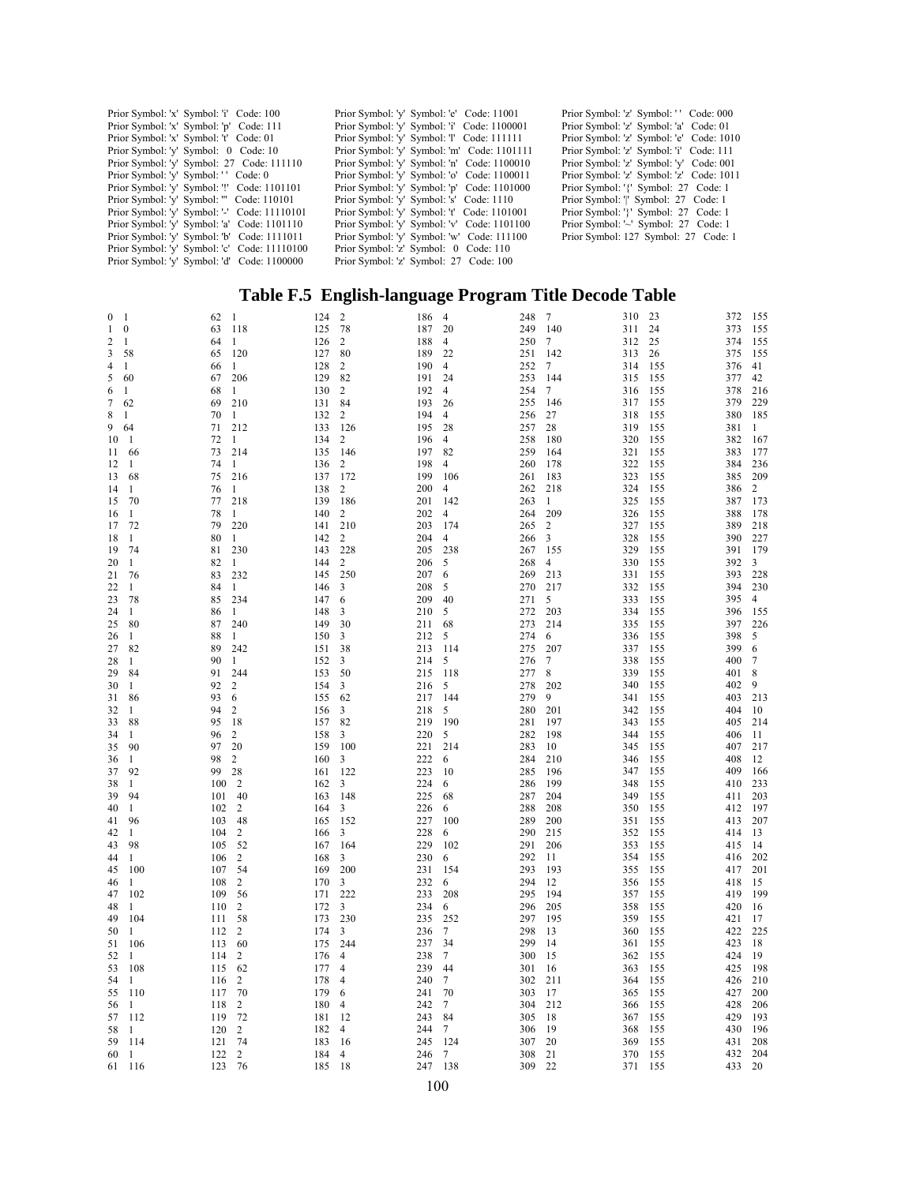Prior Symbol: 'x' Symbol: 'i' Code: 100
Prior Symbol: 'x' Symbol: 'p' Code: 111
Prior Symbol: 'x' Symbol: 't' Code: 01
Prior Symbol: 'y' Symbol: 0 Code: 10
Prior Symbol: 'y' Symbol: 27 Code: 111110
Prior Symbol: 'y' Symbol: ' ' Code: 0
Prior Symbol: 'y' Symbol: '!' Code: 1101101
Prior Symbol: 'y' Symbol: ''' Code: 110101
Prior Symbol: 'y' Symbol: '-' Code: 11110101
Prior Symbol: 'y' Symbol: 'a' Code: 1101110
Prior Symbol: 'y' Symbol: 'b' Code: 1111011
Prior Symbol: 'y' Symbol: 'c' Code: 11110100
Prior Symbol: 'y' Symbol: 'd' Code: 1100000
Prior Symbol: 'y' Symbol: 'e' Code: 11001
Prior Symbol: 'y' Symbol: 'i' Code: 1100001
Prior Symbol: 'y' Symbol: 'l' Code: 111111
Prior Symbol: 'y' Symbol: 'm' Code: 1101111
Prior Symbol: 'y' Symbol: 'n' Code: 1100010
Prior Symbol: 'y' Symbol: 'o' Code: 1100011
Prior Symbol: 'y' Symbol: 'p' Code: 1101000
Prior Symbol: 'y' Symbol: 's' Code: 1110
Prior Symbol: 'y' Symbol: 't' Code: 1101001
Prior Symbol: 'y' Symbol: 'v' Code: 1101100
Prior Symbol: 'y' Symbol: 'w' Code: 111100
Prior Symbol: 'z' Symbol: 0 Code: 110
Prior Symbol: 'z' Symbol: 27 Code: 100
Prior Symbol: 'z' Symbol: ' ' Code: 000
Prior Symbol: 'z' Symbol: 'a' Code: 01
Prior Symbol: 'z' Symbol: 'e' Code: 1010
Prior Symbol: 'z' Symbol: 'i' Code: 111
Prior Symbol: 'z' Symbol: 'y' Code: 001
Prior Symbol: 'z' Symbol: 'z' Code: 1011
Prior Symbol: '{' Symbol: 27 Code: 1
Prior Symbol: '|' Symbol: 27 Code: 1
Prior Symbol: '}' Symbol: 27 Code: 1
Prior Symbol: '~' Symbol: 27 Code: 1
Prior Symbol: 127 Symbol: 27 Code: 1

# Table F.5 English-language Program Title Decode Table

| | | | | | | | | | | | | | |
|---|---|---|---|---|---|---|---|---|---|---|---|---|---|
| 0 | 1 | 62 | 1 | 124 | 2 | 186 | 4 | 248 | 7 | 310 | 23 | 372 | 155 |
| 1 | 0 | 63 | 118 | 125 | 78 | 187 | 20 | 249 | 140 | 311 | 24 | 373 | 155 |
| 2 | 1 | 64 | 1 | 126 | 2 | 188 | 4 | 250 | 7 | 312 | 25 | 374 | 155 |
| 3 | 58 | 65 | 120 | 127 | 80 | 189 | 22 | 251 | 142 | 313 | 26 | 375 | 155 |
| 4 | 1 | 66 | 1 | 128 | 2 | 190 | 4 | 252 | 7 | 314 | 155 | 376 | 41 |
| 5 | 60 | 67 | 206 | 129 | 82 | 191 | 24 | 253 | 144 | 315 | 155 | 377 | 42 |
| 6 | 1 | 68 | 1 | 130 | 2 | 192 | 4 | 254 | 7 | 316 | 155 | 378 | 216 |
| 7 | 62 | 69 | 210 | 131 | 84 | 193 | 26 | 255 | 146 | 317 | 155 | 379 | 229 |
| 8 | 1 | 70 | 1 | 132 | 2 | 194 | 4 | 256 | 27 | 318 | 155 | 380 | 185 |
| 9 | 64 | 71 | 212 | 133 | 126 | 195 | 28 | 257 | 28 | 319 | 155 | 381 | 1 |
| 10 | 1 | 72 | 1 | 134 | 2 | 196 | 4 | 258 | 180 | 320 | 155 | 382 | 167 |
| 11 | 66 | 73 | 214 | 135 | 146 | 197 | 82 | 259 | 164 | 321 | 155 | 383 | 177 |
| 12 | 1 | 74 | 1 | 136 | 2 | 198 | 4 | 260 | 178 | 322 | 155 | 384 | 236 |
| 13 | 68 | 75 | 216 | 137 | 172 | 199 | 106 | 261 | 183 | 323 | 155 | 385 | 209 |
| 14 | 1 | 76 | 1 | 138 | 2 | 200 | 4 | 262 | 218 | 324 | 155 | 386 | 2 |
| 15 | 70 | 77 | 218 | 139 | 186 | 201 | 142 | 263 | 1 | 325 | 155 | 387 | 173 |
| 16 | 1 | 78 | 1 | 140 | 2 | 202 | 4 | 264 | 209 | 326 | 155 | 388 | 178 |
| 17 | 72 | 79 | 220 | 141 | 210 | 203 | 174 | 265 | 2 | 327 | 155 | 389 | 218 |
| 18 | 1 | 80 | 1 | 142 | 2 | 204 | 4 | 266 | 3 | 328 | 155 | 390 | 227 |
| 19 | 74 | 81 | 230 | 143 | 228 | 205 | 238 | 267 | 155 | 329 | 155 | 391 | 179 |
| 20 | 1 | 82 | 1 | 144 | 2 | 206 | 5 | 268 | 4 | 330 | 155 | 392 | 3 |
| 21 | 76 | 83 | 232 | 145 | 250 | 207 | 6 | 269 | 213 | 331 | 155 | 393 | 228 |
| 22 | 1 | 84 | 1 | 146 | 3 | 208 | 5 | 270 | 217 | 332 | 155 | 394 | 230 |
| 23 | 78 | 85 | 234 | 147 | 6 | 209 | 40 | 271 | 5 | 333 | 155 | 395 | 4 |
| 24 | 1 | 86 | 1 | 148 | 3 | 210 | 5 | 272 | 203 | 334 | 155 | 396 | 155 |
| 25 | 80 | 87 | 240 | 149 | 30 | 211 | 68 | 273 | 214 | 335 | 155 | 397 | 226 |
| 26 | 1 | 88 | 1 | 150 | 3 | 212 | 5 | 274 | 6 | 336 | 155 | 398 | 5 |
| 27 | 82 | 89 | 242 | 151 | 38 | 213 | 114 | 275 | 207 | 337 | 155 | 399 | 6 |
| 28 | 1 | 90 | 1 | 152 | 3 | 214 | 5 | 276 | 7 | 338 | 155 | 400 | 7 |
| 29 | 84 | 91 | 244 | 153 | 50 | 215 | 118 | 277 | 8 | 339 | 155 | 401 | 8 |
| 30 | 1 | 92 | 2 | 154 | 3 | 216 | 5 | 278 | 202 | 340 | 155 | 402 | 9 |
| 31 | 86 | 93 | 6 | 155 | 62 | 217 | 144 | 279 | 9 | 341 | 155 | 403 | 213 |
| 32 | 1 | 94 | 2 | 156 | 3 | 218 | 5 | 280 | 201 | 342 | 155 | 404 | 10 |
| 33 | 88 | 95 | 18 | 157 | 82 | 219 | 190 | 281 | 197 | 343 | 155 | 405 | 214 |
| 34 | 1 | 96 | 2 | 158 | 3 | 220 | 5 | 282 | 198 | 344 | 155 | 406 | 11 |
| 35 | 90 | 97 | 20 | 159 | 100 | 221 | 214 | 283 | 10 | 345 | 155 | 407 | 217 |
| 36 | 1 | 98 | 2 | 160 | 3 | 222 | 6 | 284 | 210 | 346 | 155 | 408 | 12 |
| 37 | 92 | 99 | 28 | 161 | 122 | 223 | 10 | 285 | 196 | 347 | 155 | 409 | 166 |
| 38 | 1 | 100 | 2 | 162 | 3 | 224 | 6 | 286 | 199 | 348 | 155 | 410 | 233 |
| 39 | 94 | 101 | 40 | 163 | 148 | 225 | 68 | 287 | 204 | 349 | 155 | 411 | 203 |
| 40 | 1 | 102 | 2 | 164 | 3 | 226 | 6 | 288 | 208 | 350 | 155 | 412 | 197 |
| 41 | 96 | 103 | 48 | 165 | 152 | 227 | 100 | 289 | 200 | 351 | 155 | 413 | 207 |
| 42 | 1 | 104 | 2 | 166 | 3 | 228 | 6 | 290 | 215 | 352 | 155 | 414 | 13 |
| 43 | 98 | 105 | 52 | 167 | 164 | 229 | 102 | 291 | 206 | 353 | 155 | 415 | 14 |
| 44 | 1 | 106 | 2 | 168 | 3 | 230 | 6 | 292 | 11 | 354 | 155 | 416 | 202 |
| 45 | 100 | 107 | 54 | 169 | 200 | 231 | 154 | 293 | 193 | 355 | 155 | 417 | 201 |
| 46 | 1 | 108 | 2 | 170 | 3 | 232 | 6 | 294 | 12 | 356 | 155 | 418 | 15 |
| 47 | 102 | 109 | 56 | 171 | 222 | 233 | 208 | 295 | 194 | 357 | 155 | 419 | 199 |
| 48 | 1 | 110 | 2 | 172 | 3 | 234 | 6 | 296 | 205 | 358 | 155 | 420 | 16 |
| 49 | 104 | 111 | 58 | 173 | 230 | 235 | 252 | 297 | 195 | 359 | 155 | 421 | 17 |
| 50 | 1 | 112 | 2 | 174 | 3 | 236 | 7 | 298 | 13 | 360 | 155 | 422 | 225 |
| 51 | 106 | 113 | 60 | 175 | 244 | 237 | 34 | 299 | 14 | 361 | 155 | 423 | 18 |
| 52 | 1 | 114 | 2 | 176 | 4 | 238 | 7 | 300 | 15 | 362 | 155 | 424 | 19 |
| 53 | 108 | 115 | 62 | 177 | 4 | 239 | 44 | 301 | 16 | 363 | 155 | 425 | 198 |
| 54 | 1 | 116 | 2 | 178 | 4 | 240 | 7 | 302 | 211 | 364 | 155 | 426 | 210 |
| 55 | 110 | 117 | 70 | 179 | 6 | 241 | 70 | 303 | 17 | 365 | 155 | 427 | 200 |
| 56 | 1 | 118 | 2 | 180 | 4 | 242 | 7 | 304 | 212 | 366 | 155 | 428 | 206 |
| 57 | 112 | 119 | 72 | 181 | 12 | 243 | 84 | 305 | 18 | 367 | 155 | 429 | 193 |
| 58 | 1 | 120 | 2 | 182 | 4 | 244 | 7 | 306 | 19 | 368 | 155 | 430 | 196 |
| 59 | 114 | 121 | 74 | 183 | 16 | 245 | 124 | 307 | 20 | 369 | 155 | 431 | 208 |
| 60 | 1 | 122 | 2 | 184 | 4 | 246 | 7 | 308 | 21 | 370 | 155 | 432 | 204 |
| 61 | 116 | 123 | 76 | 185 | 18 | 247 | 138 | 309 | 22 | 371 | 155 | 433 | 20 |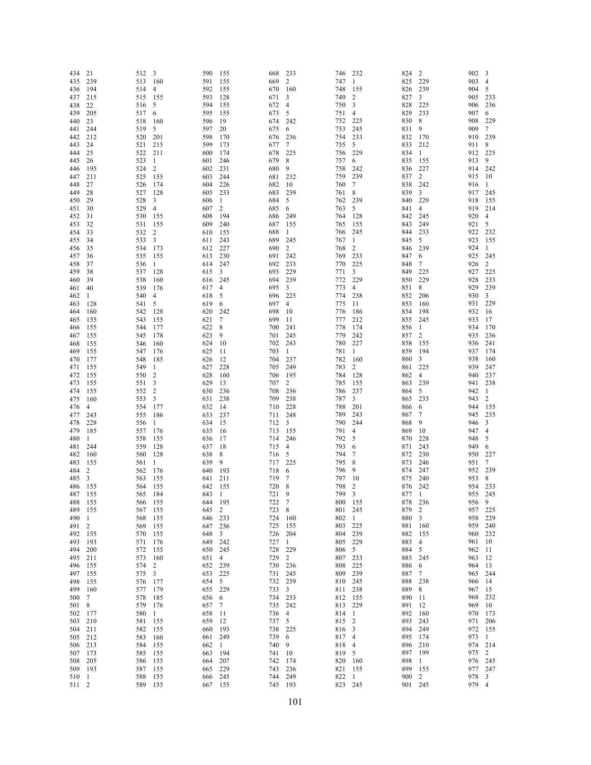| | | | | | | | | | | | | | |
|---|---|---|---|---|---|---|---|---|---|---|---|---|---|
| 434 | 21 | 512 | 3 | 590 | 155 | 668 | 233 | 746 | 232 | 824 | 2 | 902 | 3 |
| 435 | 239 | 513 | 160 | 591 | 155 | 669 | 2 | 747 | 1 | 825 | 229 | 903 | 4 |
| 436 | 194 | 514 | 4 | 592 | 155 | 670 | 160 | 748 | 155 | 826 | 239 | 904 | 5 |
| 437 | 215 | 515 | 155 | 593 | 128 | 671 | 3 | 749 | 2 | 827 | 3 | 905 | 233 |
| 438 | 22 | 516 | 5 | 594 | 155 | 672 | 4 | 750 | 3 | 828 | 225 | 906 | 236 |
| 439 | 205 | 517 | 6 | 595 | 155 | 673 | 5 | 751 | 4 | 829 | 233 | 907 | 6 |
| 440 | 23 | 518 | 160 | 596 | 19 | 674 | 242 | 752 | 225 | 830 | 8 | 908 | 229 |
| 441 | 244 | 519 | 5 | 597 | 20 | 675 | 6 | 753 | 245 | 831 | 9 | 909 | 7 |
| 442 | 212 | 520 | 201 | 598 | 170 | 676 | 236 | 754 | 233 | 832 | 170 | 910 | 239 |
| 443 | 24 | 521 | 215 | 599 | 173 | 677 | 7 | 755 | 5 | 833 | 212 | 911 | 8 |
| 444 | 25 | 522 | 211 | 600 | 174 | 678 | 225 | 756 | 229 | 834 | 1 | 912 | 225 |
| 445 | 26 | 523 | 1 | 601 | 246 | 679 | 8 | 757 | 6 | 835 | 155 | 913 | 9 |
| 446 | 195 | 524 | 2 | 602 | 231 | 680 | 9 | 758 | 242 | 836 | 227 | 914 | 242 |
| 447 | 211 | 525 | 155 | 603 | 244 | 681 | 232 | 759 | 239 | 837 | 2 | 915 | 10 |
| 448 | 27 | 526 | 174 | 604 | 226 | 682 | 10 | 760 | 7 | 838 | 242 | 916 | 1 |
| 449 | 28 | 527 | 128 | 605 | 233 | 683 | 239 | 761 | 8 | 839 | 3 | 917 | 245 |
| 450 | 29 | 528 | 3 | 606 | 1 | 684 | 5 | 762 | 239 | 840 | 229 | 918 | 155 |
| 451 | 30 | 529 | 4 | 607 | 2 | 685 | 6 | 763 | 5 | 841 | 4 | 919 | 214 |
| 452 | 31 | 530 | 155 | 608 | 194 | 686 | 249 | 764 | 128 | 842 | 245 | 920 | 4 |
| 453 | 32 | 531 | 155 | 609 | 240 | 687 | 155 | 765 | 155 | 843 | 249 | 921 | 5 |
| 454 | 33 | 532 | 2 | 610 | 155 | 688 | 1 | 766 | 245 | 844 | 233 | 922 | 232 |
| 455 | 34 | 533 | 3 | 611 | 243 | 689 | 245 | 767 | 1 | 845 | 5 | 923 | 155 |
| 456 | 35 | 534 | 173 | 612 | 227 | 690 | 2 | 768 | 2 | 846 | 239 | 924 | 1 |
| 457 | 36 | 535 | 155 | 613 | 230 | 691 | 242 | 769 | 233 | 847 | 6 | 925 | 245 |
| 458 | 37 | 536 | 1 | 614 | 247 | 692 | 233 | 770 | 225 | 848 | 7 | 926 | 2 |
| 459 | 38 | 537 | 128 | 615 | 3 | 693 | 229 | 771 | 3 | 849 | 225 | 927 | 225 |
| 460 | 39 | 538 | 160 | 616 | 245 | 694 | 239 | 772 | 229 | 850 | 229 | 928 | 233 |
| 461 | 40 | 539 | 176 | 617 | 4 | 695 | 3 | 773 | 4 | 851 | 8 | 929 | 239 |
| 462 | 1 | 540 | 4 | 618 | 5 | 696 | 225 | 774 | 238 | 852 | 206 | 930 | 3 |
| 463 | 128 | 541 | 5 | 619 | 6 | 697 | 4 | 775 | 11 | 853 | 160 | 931 | 229 |
| 464 | 160 | 542 | 128 | 620 | 242 | 698 | 10 | 776 | 186 | 854 | 198 | 932 | 16 |
| 465 | 155 | 543 | 155 | 621 | 7 | 699 | 11 | 777 | 212 | 855 | 245 | 933 | 17 |
| 466 | 155 | 544 | 177 | 622 | 8 | 700 | 241 | 778 | 174 | 856 | 1 | 934 | 170 |
| 467 | 155 | 545 | 178 | 623 | 9 | 701 | 245 | 779 | 242 | 857 | 2 | 935 | 236 |
| 468 | 155 | 546 | 160 | 624 | 10 | 702 | 243 | 780 | 227 | 858 | 155 | 936 | 241 |
| 469 | 155 | 547 | 176 | 625 | 11 | 703 | 1 | 781 | 1 | 859 | 194 | 937 | 174 |
| 470 | 177 | 548 | 185 | 626 | 12 | 704 | 237 | 782 | 160 | 860 | 3 | 938 | 160 |
| 471 | 155 | 549 | 1 | 627 | 228 | 705 | 249 | 783 | 2 | 861 | 225 | 939 | 247 |
| 472 | 155 | 550 | 2 | 628 | 160 | 706 | 195 | 784 | 128 | 862 | 4 | 940 | 237 |
| 473 | 155 | 551 | 3 | 629 | 13 | 707 | 2 | 785 | 155 | 863 | 239 | 941 | 238 |
| 474 | 155 | 552 | 2 | 630 | 236 | 708 | 236 | 786 | 237 | 864 | 5 | 942 | 1 |
| 475 | 160 | 553 | 3 | 631 | 238 | 709 | 238 | 787 | 3 | 865 | 233 | 943 | 2 |
| 476 | 4 | 554 | 177 | 632 | 14 | 710 | 228 | 788 | 201 | 866 | 6 | 944 | 155 |
| 477 | 243 | 555 | 186 | 633 | 237 | 711 | 248 | 789 | 243 | 867 | 7 | 945 | 235 |
| 478 | 228 | 556 | 1 | 634 | 15 | 712 | 3 | 790 | 244 | 868 | 9 | 946 | 3 |
| 479 | 185 | 557 | 176 | 635 | 16 | 713 | 155 | 791 | 4 | 869 | 10 | 947 | 4 |
| 480 | 1 | 558 | 155 | 636 | 17 | 714 | 246 | 792 | 5 | 870 | 228 | 948 | 5 |
| 481 | 244 | 559 | 128 | 637 | 18 | 715 | 4 | 793 | 6 | 871 | 243 | 949 | 6 |
| 482 | 160 | 560 | 128 | 638 | 8 | 716 | 5 | 794 | 7 | 872 | 230 | 950 | 227 |
| 483 | 155 | 561 | 1 | 639 | 9 | 717 | 225 | 795 | 8 | 873 | 246 | 951 | 7 |
| 484 | 2 | 562 | 176 | 640 | 193 | 718 | 6 | 796 | 9 | 874 | 247 | 952 | 239 |
| 485 | 3 | 563 | 155 | 641 | 211 | 719 | 7 | 797 | 10 | 875 | 240 | 953 | 8 |
| 486 | 155 | 564 | 155 | 642 | 155 | 720 | 8 | 798 | 2 | 876 | 242 | 954 | 233 |
| 487 | 155 | 565 | 184 | 643 | 1 | 721 | 9 | 799 | 3 | 877 | 1 | 955 | 245 |
| 488 | 155 | 566 | 155 | 644 | 195 | 722 | 7 | 800 | 155 | 878 | 236 | 956 | 9 |
| 489 | 155 | 567 | 155 | 645 | 2 | 723 | 8 | 801 | 245 | 879 | 2 | 957 | 225 |
| 490 | 1 | 568 | 155 | 646 | 233 | 724 | 160 | 802 | 1 | 880 | 3 | 958 | 229 |
| 491 | 2 | 569 | 155 | 647 | 236 | 725 | 155 | 803 | 225 | 881 | 160 | 959 | 240 |
| 492 | 155 | 570 | 155 | 648 | 3 | 726 | 204 | 804 | 239 | 882 | 155 | 960 | 232 |
| 493 | 193 | 571 | 176 | 649 | 242 | 727 | 1 | 805 | 229 | 883 | 4 | 961 | 10 |
| 494 | 200 | 572 | 155 | 650 | 245 | 728 | 229 | 806 | 5 | 884 | 5 | 962 | 11 |
| 495 | 211 | 573 | 160 | 651 | 4 | 729 | 2 | 807 | 233 | 885 | 245 | 963 | 12 |
| 496 | 155 | 574 | 2 | 652 | 239 | 730 | 236 | 808 | 225 | 886 | 6 | 964 | 13 |
| 497 | 155 | 575 | 3 | 653 | 225 | 731 | 245 | 809 | 239 | 887 | 7 | 965 | 244 |
| 498 | 155 | 576 | 177 | 654 | 5 | 732 | 239 | 810 | 245 | 888 | 238 | 966 | 14 |
| 499 | 160 | 577 | 179 | 655 | 229 | 733 | 3 | 811 | 238 | 889 | 8 | 967 | 15 |
| 500 | 7 | 578 | 185 | 656 | 6 | 734 | 233 | 812 | 155 | 890 | 11 | 968 | 232 |
| 501 | 8 | 579 | 176 | 657 | 7 | 735 | 242 | 813 | 229 | 891 | 12 | 969 | 10 |
| 502 | 177 | 580 | 1 | 658 | 11 | 736 | 4 | 814 | 1 | 892 | 160 | 970 | 173 |
| 503 | 210 | 581 | 155 | 659 | 12 | 737 | 5 | 815 | 2 | 893 | 243 | 971 | 206 |
| 504 | 211 | 582 | 155 | 660 | 193 | 738 | 225 | 816 | 3 | 894 | 249 | 972 | 155 |
| 505 | 212 | 583 | 160 | 661 | 249 | 739 | 6 | 817 | 4 | 895 | 174 | 973 | 1 |
| 506 | 213 | 584 | 155 | 662 | 1 | 740 | 9 | 818 | 4 | 896 | 210 | 974 | 214 |
| 507 | 173 | 585 | 155 | 663 | 194 | 741 | 10 | 819 | 5 | 897 | 199 | 975 | 2 |
| 508 | 205 | 586 | 155 | 664 | 207 | 742 | 174 | 820 | 160 | 898 | 1 | 976 | 245 |
| 509 | 193 | 587 | 155 | 665 | 229 | 743 | 236 | 821 | 155 | 899 | 155 | 977 | 247 |
| 510 | 1 | 588 | 155 | 666 | 245 | 744 | 249 | 822 | 1 | 900 | 2 | 978 | 3 |
| 511 | 2 | 589 | 155 | 667 | 155 | 745 | 193 | 823 | 245 | 901 | 245 | 979 | 4 |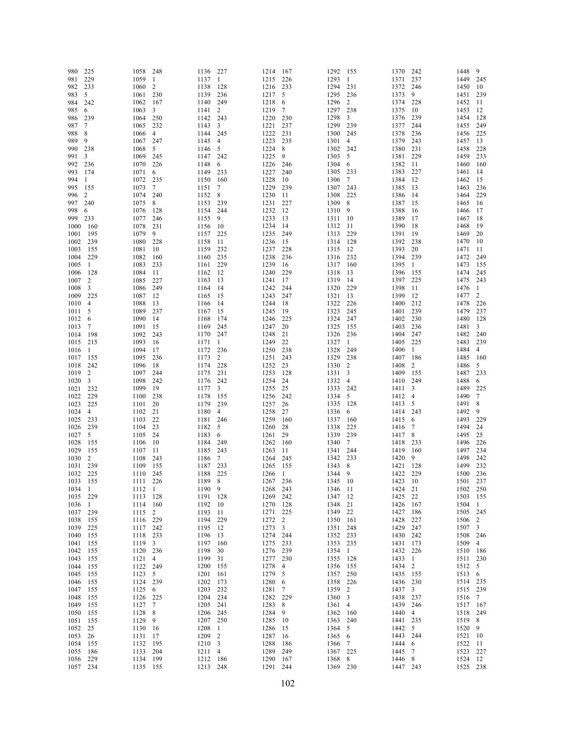| | | | | | | | | | | | | | |
|---|---|---|---|---|---|---|---|---|---|---|---|---|---|
| 980 | 225 | 1058 | 248 | 1136 | 227 | 1214 | 167 | 1292 | 155 | 1370 | 242 | 1448 | 9 |
| 981 | 229 | 1059 | 1 | 1137 | 1 | 1215 | 226 | 1293 | 1 | 1371 | 237 | 1449 | 245 |
| 982 | 233 | 1060 | 2 | 1138 | 128 | 1216 | 233 | 1294 | 231 | 1372 | 246 | 1450 | 10 |
| 983 | 5 | 1061 | 230 | 1139 | 236 | 1217 | 5 | 1295 | 236 | 1373 | 9 | 1451 | 239 |
| 984 | 242 | 1062 | 167 | 1140 | 249 | 1218 | 6 | 1296 | 2 | 1374 | 228 | 1452 | 11 |
| 985 | 6 | 1063 | 3 | 1141 | 2 | 1219 | 7 | 1297 | 238 | 1375 | 10 | 1453 | 12 |
| 986 | 239 | 1064 | 250 | 1142 | 243 | 1220 | 230 | 1298 | 3 | 1376 | 239 | 1454 | 128 |
| 987 | 7 | 1065 | 232 | 1143 | 3 | 1221 | 237 | 1299 | 239 | 1377 | 244 | 1455 | 249 |
| 988 | 8 | 1066 | 4 | 1144 | 245 | 1222 | 231 | 1300 | 245 | 1378 | 236 | 1456 | 225 |
| 989 | 9 | 1067 | 247 | 1145 | 4 | 1223 | 235 | 1301 | 4 | 1379 | 243 | 1457 | 13 |
| 990 | 238 | 1068 | 5 | 1146 | 5 | 1224 | 8 | 1302 | 242 | 1380 | 231 | 1458 | 228 |
| 991 | 3 | 1069 | 245 | 1147 | 242 | 1225 | 9 | 1303 | 5 | 1381 | 229 | 1459 | 233 |
| 992 | 236 | 1070 | 226 | 1148 | 6 | 1226 | 246 | 1304 | 6 | 1382 | 11 | 1460 | 160 |
| 993 | 174 | 1071 | 6 | 1149 | 233 | 1227 | 240 | 1305 | 233 | 1383 | 227 | 1461 | 14 |
| 994 | 1 | 1072 | 235 | 1150 | 160 | 1228 | 10 | 1306 | 7 | 1384 | 12 | 1462 | 15 |
| 995 | 155 | 1073 | 7 | 1151 | 7 | 1229 | 239 | 1307 | 243 | 1385 | 13 | 1463 | 236 |
| 996 | 2 | 1074 | 240 | 1152 | 8 | 1230 | 11 | 1308 | 225 | 1386 | 14 | 1464 | 229 |
| 997 | 240 | 1075 | 8 | 1153 | 239 | 1231 | 227 | 1309 | 8 | 1387 | 15 | 1465 | 16 |
| 998 | 6 | 1076 | 128 | 1154 | 244 | 1232 | 12 | 1310 | 9 | 1388 | 16 | 1466 | 17 |
| 999 | 233 | 1077 | 246 | 1155 | 9 | 1233 | 13 | 1311 | 10 | 1389 | 17 | 1467 | 18 |
| 1000 | 160 | 1078 | 231 | 1156 | 10 | 1234 | 14 | 1312 | 11 | 1390 | 18 | 1468 | 19 |
| 1001 | 195 | 1079 | 9 | 1157 | 225 | 1235 | 249 | 1313 | 229 | 1391 | 19 | 1469 | 20 |
| 1002 | 239 | 1080 | 228 | 1158 | 11 | 1236 | 15 | 1314 | 128 | 1392 | 238 | 1470 | 10 |
| 1003 | 155 | 1081 | 10 | 1159 | 232 | 1237 | 228 | 1315 | 12 | 1393 | 20 | 1471 | 11 |
| 1004 | 229 | 1082 | 160 | 1160 | 235 | 1238 | 236 | 1316 | 232 | 1394 | 239 | 1472 | 249 |
| 1005 | 1 | 1083 | 233 | 1161 | 229 | 1239 | 16 | 1317 | 160 | 1395 | 1 | 1473 | 155 |
| 1006 | 128 | 1084 | 11 | 1162 | 12 | 1240 | 229 | 1318 | 13 | 1396 | 155 | 1474 | 245 |
| 1007 | 2 | 1085 | 227 | 1163 | 13 | 1241 | 17 | 1319 | 14 | 1397 | 225 | 1475 | 243 |
| 1008 | 3 | 1086 | 249 | 1164 | 14 | 1242 | 244 | 1320 | 229 | 1398 | 11 | 1476 | 1 |
| 1009 | 225 | 1087 | 12 | 1165 | 15 | 1243 | 247 | 1321 | 13 | 1399 | 12 | 1477 | 2 |
| 1010 | 4 | 1088 | 13 | 1166 | 14 | 1244 | 18 | 1322 | 226 | 1400 | 212 | 1478 | 226 |
| 1011 | 5 | 1089 | 237 | 1167 | 15 | 1245 | 19 | 1323 | 245 | 1401 | 239 | 1479 | 237 |
| 1012 | 6 | 1090 | 14 | 1168 | 174 | 1246 | 225 | 1324 | 247 | 1402 | 230 | 1480 | 128 |
| 1013 | 7 | 1091 | 15 | 1169 | 245 | 1247 | 20 | 1325 | 155 | 1403 | 236 | 1481 | 3 |
| 1014 | 198 | 1092 | 243 | 1170 | 247 | 1248 | 21 | 1326 | 236 | 1404 | 247 | 1482 | 240 |
| 1015 | 215 | 1093 | 16 | 1171 | 1 | 1249 | 22 | 1327 | 1 | 1405 | 225 | 1483 | 239 |
| 1016 | 1 | 1094 | 17 | 1172 | 236 | 1250 | 238 | 1328 | 249 | 1406 | 1 | 1484 | 4 |
| 1017 | 155 | 1095 | 236 | 1173 | 2 | 1251 | 243 | 1329 | 238 | 1407 | 186 | 1485 | 160 |
| 1018 | 242 | 1096 | 18 | 1174 | 228 | 1252 | 23 | 1330 | 2 | 1408 | 2 | 1486 | 5 |
| 1019 | 2 | 1097 | 244 | 1175 | 231 | 1253 | 128 | 1331 | 3 | 1409 | 155 | 1487 | 233 |
| 1020 | 3 | 1098 | 242 | 1176 | 242 | 1254 | 24 | 1332 | 4 | 1410 | 249 | 1488 | 6 |
| 1021 | 232 | 1099 | 19 | 1177 | 3 | 1255 | 25 | 1333 | 242 | 1411 | 3 | 1489 | 225 |
| 1022 | 229 | 1100 | 238 | 1178 | 155 | 1256 | 242 | 1334 | 5 | 1412 | 4 | 1490 | 7 |
| 1023 | 225 | 1101 | 20 | 1179 | 239 | 1257 | 26 | 1335 | 128 | 1413 | 5 | 1491 | 8 |
| 1024 | 4 | 1102 | 21 | 1180 | 4 | 1258 | 27 | 1336 | 6 | 1414 | 243 | 1492 | 9 |
| 1025 | 233 | 1103 | 22 | 1181 | 246 | 1259 | 160 | 1337 | 160 | 1415 | 6 | 1493 | 229 |
| 1026 | 239 | 1104 | 23 | 1182 | 5 | 1260 | 28 | 1338 | 225 | 1416 | 7 | 1494 | 24 |
| 1027 | 5 | 1105 | 24 | 1183 | 6 | 1261 | 29 | 1339 | 239 | 1417 | 8 | 1495 | 25 |
| 1028 | 155 | 1106 | 10 | 1184 | 249 | 1262 | 160 | 1340 | 7 | 1418 | 233 | 1496 | 226 |
| 1029 | 155 | 1107 | 11 | 1185 | 243 | 1263 | 11 | 1341 | 244 | 1419 | 160 | 1497 | 234 |
| 1030 | 2 | 1108 | 243 | 1186 | 7 | 1264 | 245 | 1342 | 233 | 1420 | 9 | 1498 | 242 |
| 1031 | 239 | 1109 | 155 | 1187 | 233 | 1265 | 155 | 1343 | 8 | 1421 | 128 | 1499 | 232 |
| 1032 | 225 | 1110 | 245 | 1188 | 225 | 1266 | 1 | 1344 | 9 | 1422 | 229 | 1500 | 236 |
| 1033 | 155 | 1111 | 226 | 1189 | 8 | 1267 | 236 | 1345 | 10 | 1423 | 10 | 1501 | 237 |
| 1034 | 1 | 1112 | 1 | 1190 | 9 | 1268 | 243 | 1346 | 11 | 1424 | 21 | 1502 | 250 |
| 1035 | 229 | 1113 | 128 | 1191 | 128 | 1269 | 242 | 1347 | 12 | 1425 | 22 | 1503 | 155 |
| 1036 | 1 | 1114 | 160 | 1192 | 10 | 1270 | 128 | 1348 | 21 | 1426 | 167 | 1504 | 1 |
| 1037 | 239 | 1115 | 2 | 1193 | 11 | 1271 | 225 | 1349 | 22 | 1427 | 186 | 1505 | 245 |
| 1038 | 155 | 1116 | 229 | 1194 | 229 | 1272 | 2 | 1350 | 161 | 1428 | 227 | 1506 | 2 |
| 1039 | 225 | 1117 | 242 | 1195 | 12 | 1273 | 3 | 1351 | 248 | 1429 | 247 | 1507 | 3 |
| 1040 | 155 | 1118 | 233 | 1196 | 13 | 1274 | 244 | 1352 | 233 | 1430 | 242 | 1508 | 246 |
| 1041 | 155 | 1119 | 3 | 1197 | 160 | 1275 | 233 | 1353 | 235 | 1431 | 173 | 1509 | 4 |
| 1042 | 155 | 1120 | 236 | 1198 | 30 | 1276 | 239 | 1354 | 1 | 1432 | 226 | 1510 | 186 |
| 1043 | 155 | 1121 | 4 | 1199 | 31 | 1277 | 230 | 1355 | 128 | 1433 | 1 | 1511 | 230 |
| 1044 | 155 | 1122 | 249 | 1200 | 155 | 1278 | 4 | 1356 | 155 | 1434 | 2 | 1512 | 5 |
| 1045 | 155 | 1123 | 5 | 1201 | 161 | 1279 | 5 | 1357 | 250 | 1435 | 155 | 1513 | 6 |
| 1046 | 155 | 1124 | 239 | 1202 | 173 | 1280 | 6 | 1358 | 226 | 1436 | 230 | 1514 | 235 |
| 1047 | 155 | 1125 | 6 | 1203 | 232 | 1281 | 7 | 1359 | 2 | 1437 | 3 | 1515 | 239 |
| 1048 | 155 | 1126 | 225 | 1204 | 234 | 1282 | 229 | 1360 | 3 | 1438 | 237 | 1516 | 7 |
| 1049 | 155 | 1127 | 7 | 1205 | 241 | 1283 | 8 | 1361 | 4 | 1439 | 246 | 1517 | 167 |
| 1050 | 155 | 1128 | 8 | 1206 | 245 | 1284 | 9 | 1362 | 160 | 1440 | 4 | 1518 | 249 |
| 1051 | 155 | 1129 | 9 | 1207 | 250 | 1285 | 10 | 1363 | 240 | 1441 | 235 | 1519 | 8 |
| 1052 | 25 | 1130 | 16 | 1208 | 1 | 1286 | 15 | 1364 | 5 | 1442 | 5 | 1520 | 9 |
| 1053 | 26 | 1131 | 17 | 1209 | 2 | 1287 | 16 | 1365 | 6 | 1443 | 244 | 1521 | 10 |
| 1054 | 155 | 1132 | 195 | 1210 | 3 | 1288 | 186 | 1366 | 7 | 1444 | 6 | 1522 | 11 |
| 1055 | 186 | 1133 | 204 | 1211 | 4 | 1289 | 249 | 1367 | 225 | 1445 | 7 | 1523 | 227 |
| 1056 | 229 | 1134 | 199 | 1212 | 186 | 1290 | 167 | 1368 | 8 | 1446 | 8 | 1524 | 12 |
| 1057 | 234 | 1135 | 155 | 1213 | 248 | 1291 | 244 | 1369 | 230 | 1447 | 243 | 1525 | 238 |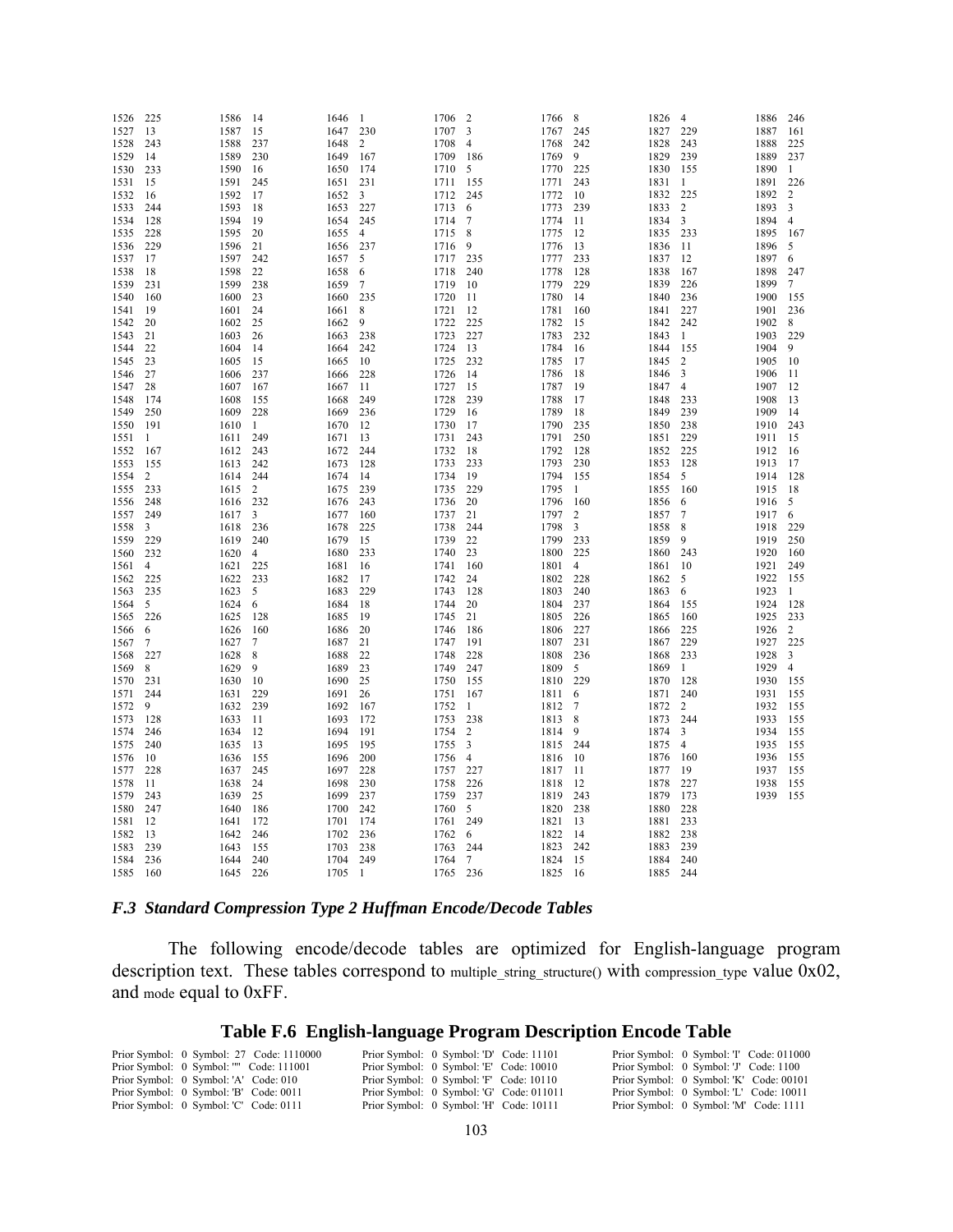| | | | | | | | | | | | | | |
|---|---|---|---|---|---|---|---|---|---|---|---|---|---|
| 1526 | 225 | 1586 | 14 | 1646 | 1 | 1706 | 2 | 1766 | 8 | 1826 | 4 | 1886 | 246 |
| 1527 | 13 | 1587 | 15 | 1647 | 230 | 1707 | 3 | 1767 | 245 | 1827 | 229 | 1887 | 161 |
| 1528 | 243 | 1588 | 237 | 1648 | 2 | 1708 | 4 | 1768 | 242 | 1828 | 243 | 1888 | 225 |
| 1529 | 14 | 1589 | 230 | 1649 | 167 | 1709 | 186 | 1769 | 9 | 1829 | 239 | 1889 | 237 |
| 1530 | 233 | 1590 | 16 | 1650 | 174 | 1710 | 5 | 1770 | 225 | 1830 | 155 | 1890 | 1 |
| 1531 | 15 | 1591 | 245 | 1651 | 231 | 1711 | 155 | 1771 | 243 | 1831 | 1 | 1891 | 226 |
| 1532 | 16 | 1592 | 17 | 1652 | 3 | 1712 | 245 | 1772 | 10 | 1832 | 225 | 1892 | 2 |
| 1533 | 244 | 1593 | 18 | 1653 | 227 | 1713 | 6 | 1773 | 239 | 1833 | 2 | 1893 | 3 |
| 1534 | 128 | 1594 | 19 | 1654 | 245 | 1714 | 7 | 1774 | 11 | 1834 | 3 | 1894 | 4 |
| 1535 | 228 | 1595 | 20 | 1655 | 4 | 1715 | 8 | 1775 | 12 | 1835 | 233 | 1895 | 167 |
| 1536 | 229 | 1596 | 21 | 1656 | 237 | 1716 | 9 | 1776 | 13 | 1836 | 11 | 1896 | 5 |
| 1537 | 17 | 1597 | 242 | 1657 | 5 | 1717 | 235 | 1777 | 233 | 1837 | 12 | 1897 | 6 |
| 1538 | 18 | 1598 | 22 | 1658 | 6 | 1718 | 240 | 1778 | 128 | 1838 | 167 | 1898 | 247 |
| 1539 | 231 | 1599 | 238 | 1659 | 7 | 1719 | 10 | 1779 | 229 | 1839 | 226 | 1899 | 7 |
| 1540 | 160 | 1600 | 23 | 1660 | 235 | 1720 | 11 | 1780 | 14 | 1840 | 236 | 1900 | 155 |
| 1541 | 19 | 1601 | 24 | 1661 | 8 | 1721 | 12 | 1781 | 160 | 1841 | 227 | 1901 | 236 |
| 1542 | 20 | 1602 | 25 | 1662 | 9 | 1722 | 225 | 1782 | 15 | 1842 | 242 | 1902 | 8 |
| 1543 | 21 | 1603 | 26 | 1663 | 238 | 1723 | 227 | 1783 | 232 | 1843 | 1 | 1903 | 229 |
| 1544 | 22 | 1604 | 14 | 1664 | 242 | 1724 | 13 | 1784 | 16 | 1844 | 155 | 1904 | 9 |
| 1545 | 23 | 1605 | 15 | 1665 | 10 | 1725 | 232 | 1785 | 17 | 1845 | 2 | 1905 | 10 |
| 1546 | 27 | 1606 | 237 | 1666 | 228 | 1726 | 14 | 1786 | 18 | 1846 | 3 | 1906 | 11 |
| 1547 | 28 | 1607 | 167 | 1667 | 11 | 1727 | 15 | 1787 | 19 | 1847 | 4 | 1907 | 12 |
| 1548 | 174 | 1608 | 155 | 1668 | 249 | 1728 | 239 | 1788 | 17 | 1848 | 233 | 1908 | 13 |
| 1549 | 250 | 1609 | 228 | 1669 | 236 | 1729 | 16 | 1789 | 18 | 1849 | 239 | 1909 | 14 |
| 1550 | 191 | 1610 | 1 | 1670 | 12 | 1730 | 17 | 1790 | 235 | 1850 | 238 | 1910 | 243 |
| 1551 | 1 | 1611 | 249 | 1671 | 13 | 1731 | 243 | 1791 | 250 | 1851 | 229 | 1911 | 15 |
| 1552 | 167 | 1612 | 243 | 1672 | 244 | 1732 | 18 | 1792 | 128 | 1852 | 225 | 1912 | 16 |
| 1553 | 155 | 1613 | 242 | 1673 | 128 | 1733 | 233 | 1793 | 230 | 1853 | 128 | 1913 | 17 |
| 1554 | 2 | 1614 | 244 | 1674 | 14 | 1734 | 19 | 1794 | 155 | 1854 | 5 | 1914 | 128 |
| 1555 | 233 | 1615 | 2 | 1675 | 239 | 1735 | 229 | 1795 | 1 | 1855 | 160 | 1915 | 18 |
| 1556 | 248 | 1616 | 232 | 1676 | 243 | 1736 | 20 | 1796 | 160 | 1856 | 6 | 1916 | 5 |
| 1557 | 249 | 1617 | 3 | 1677 | 160 | 1737 | 21 | 1797 | 2 | 1857 | 7 | 1917 | 6 |
| 1558 | 3 | 1618 | 236 | 1678 | 225 | 1738 | 244 | 1798 | 3 | 1858 | 8 | 1918 | 229 |
| 1559 | 229 | 1619 | 240 | 1679 | 15 | 1739 | 22 | 1799 | 233 | 1859 | 9 | 1919 | 250 |
| 1560 | 232 | 1620 | 4 | 1680 | 233 | 1740 | 23 | 1800 | 225 | 1860 | 243 | 1920 | 160 |
| 1561 | 4 | 1621 | 225 | 1681 | 16 | 1741 | 160 | 1801 | 4 | 1861 | 10 | 1921 | 249 |
| 1562 | 225 | 1622 | 233 | 1682 | 17 | 1742 | 24 | 1802 | 228 | 1862 | 5 | 1922 | 155 |
| 1563 | 235 | 1623 | 5 | 1683 | 229 | 1743 | 128 | 1803 | 240 | 1863 | 6 | 1923 | 1 |
| 1564 | 5 | 1624 | 6 | 1684 | 18 | 1744 | 20 | 1804 | 237 | 1864 | 155 | 1924 | 128 |
| 1565 | 226 | 1625 | 128 | 1685 | 19 | 1745 | 21 | 1805 | 226 | 1865 | 160 | 1925 | 233 |
| 1566 | 6 | 1626 | 160 | 1686 | 20 | 1746 | 186 | 1806 | 227 | 1866 | 225 | 1926 | 2 |
| 1567 | 7 | 1627 | 7 | 1687 | 21 | 1747 | 191 | 1807 | 231 | 1867 | 229 | 1927 | 225 |
| 1568 | 227 | 1628 | 8 | 1688 | 22 | 1748 | 228 | 1808 | 236 | 1868 | 233 | 1928 | 3 |
| 1569 | 8 | 1629 | 9 | 1689 | 23 | 1749 | 247 | 1809 | 5 | 1869 | 1 | 1929 | 4 |
| 1570 | 231 | 1630 | 10 | 1690 | 25 | 1750 | 155 | 1810 | 229 | 1870 | 128 | 1930 | 155 |
| 1571 | 244 | 1631 | 229 | 1691 | 26 | 1751 | 167 | 1811 | 6 | 1871 | 240 | 1931 | 155 |
| 1572 | 9 | 1632 | 239 | 1692 | 167 | 1752 | 1 | 1812 | 7 | 1872 | 2 | 1932 | 155 |
| 1573 | 128 | 1633 | 11 | 1693 | 172 | 1753 | 238 | 1813 | 8 | 1873 | 244 | 1933 | 155 |
| 1574 | 246 | 1634 | 12 | 1694 | 191 | 1754 | 2 | 1814 | 9 | 1874 | 3 | 1934 | 155 |
| 1575 | 240 | 1635 | 13 | 1695 | 195 | 1755 | 3 | 1815 | 244 | 1875 | 4 | 1935 | 155 |
| 1576 | 10 | 1636 | 155 | 1696 | 200 | 1756 | 4 | 1816 | 10 | 1876 | 160 | 1936 | 155 |
| 1577 | 228 | 1637 | 245 | 1697 | 228 | 1757 | 227 | 1817 | 11 | 1877 | 19 | 1937 | 155 |
| 1578 | 11 | 1638 | 24 | 1698 | 230 | 1758 | 226 | 1818 | 12 | 1878 | 227 | 1938 | 155 |
| 1579 | 243 | 1639 | 25 | 1699 | 237 | 1759 | 237 | 1819 | 243 | 1879 | 173 | 1939 | 155 |
| 1580 | 247 | 1640 | 186 | 1700 | 242 | 1760 | 5 | 1820 | 238 | 1880 | 228 | | |
| 1581 | 12 | 1641 | 172 | 1701 | 174 | 1761 | 249 | 1821 | 13 | 1881 | 233 | | |
| 1582 | 13 | 1642 | 246 | 1702 | 236 | 1762 | 6 | 1822 | 14 | 1882 | 238 | | |
| 1583 | 239 | 1643 | 155 | 1703 | 238 | 1763 | 244 | 1823 | 242 | 1883 | 239 | | |
| 1584 | 236 | 1644 | 240 | 1704 | 249 | 1764 | 7 | 1824 | 15 | 1884 | 240 | | |
| 1585 | 160 | 1645 | 226 | 1705 | 1 | 1765 | 236 | 1825 | 16 | 1885 | 244 | | |

### *F.3 Standard Compression Type 2 Huffman Encode/Decode Tables*

The following encode/decode tables are optimized for English-language program description text. These tables correspond to multiple_string_structure() with compression_type value 0x02, and mode equal to 0xFF.

## Table F.6 English-language Program Description Encode Table

Prior Symbol: 0 Symbol: 27 Code: 1110000
Prior Symbol: 0 Symbol: '"' Code: 111001
Prior Symbol: 0 Symbol: 'A' Code: 010
Prior Symbol: 0 Symbol: 'B' Code: 0011
Prior Symbol: 0 Symbol: 'C' Code: 0111
Prior Symbol: 0 Symbol: 'D' Code: 11101
Prior Symbol: 0 Symbol: 'E' Code: 10010
Prior Symbol: 0 Symbol: 'F' Code: 10110
Prior Symbol: 0 Symbol: 'G' Code: 011011
Prior Symbol: 0 Symbol: 'H' Code: 10111
Prior Symbol: 0 Symbol: 'I' Code: 011000
Prior Symbol: 0 Symbol: 'J' Code: 1100
Prior Symbol: 0 Symbol: 'K' Code: 00101
Prior Symbol: 0 Symbol: 'L' Code: 10011
Prior Symbol: 0 Symbol: 'M' Code: 1111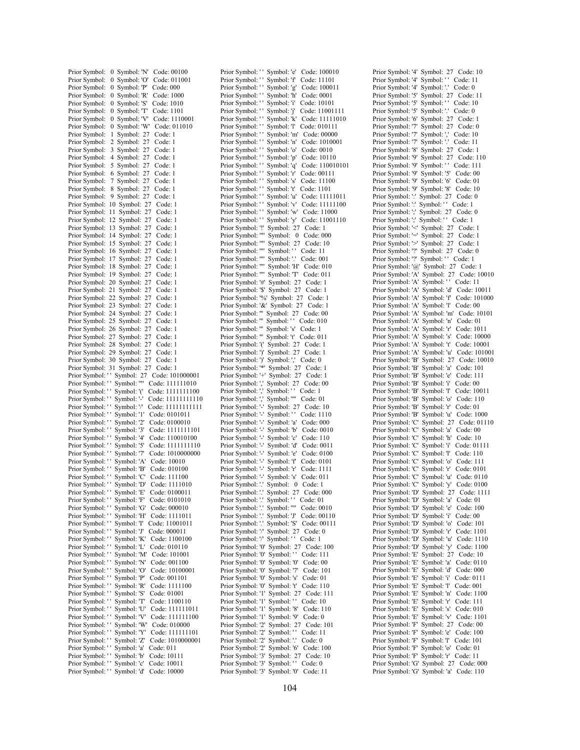Prior Symbol: 0 Symbol: 'N' Code: 00100
Prior Symbol: 0 Symbol: 'O' Code: 011001
Prior Symbol: 0 Symbol: 'P' Code: 000
Prior Symbol: 0 Symbol: 'R' Code: 1000
Prior Symbol: 0 Symbol: 'S' Code: 1010
Prior Symbol: 0 Symbol: 'T' Code: 1101
Prior Symbol: 0 Symbol: 'V' Code: 1110001
Prior Symbol: 0 Symbol: 'W' Code: 011010
Prior Symbol: 1 Symbol: 27 Code: 1
Prior Symbol: 2 Symbol: 27 Code: 1
Prior Symbol: 3 Symbol: 27 Code: 1
Prior Symbol: 4 Symbol: 27 Code: 1
Prior Symbol: 5 Symbol: 27 Code: 1
Prior Symbol: 6 Symbol: 27 Code: 1
Prior Symbol: 7 Symbol: 27 Code: 1
Prior Symbol: 8 Symbol: 27 Code: 1
Prior Symbol: 9 Symbol: 27 Code: 1
Prior Symbol: 10 Symbol: 27 Code: 1
Prior Symbol: 11 Symbol: 27 Code: 1
Prior Symbol: 12 Symbol: 27 Code: 1
Prior Symbol: 13 Symbol: 27 Code: 1
Prior Symbol: 14 Symbol: 27 Code: 1
Prior Symbol: 15 Symbol: 27 Code: 1
Prior Symbol: 16 Symbol: 27 Code: 1
Prior Symbol: 17 Symbol: 27 Code: 1
Prior Symbol: 18 Symbol: 27 Code: 1
Prior Symbol: 19 Symbol: 27 Code: 1
Prior Symbol: 20 Symbol: 27 Code: 1
Prior Symbol: 21 Symbol: 27 Code: 1
Prior Symbol: 22 Symbol: 27 Code: 1
Prior Symbol: 23 Symbol: 27 Code: 1
Prior Symbol: 24 Symbol: 27 Code: 1
Prior Symbol: 25 Symbol: 27 Code: 1
Prior Symbol: 26 Symbol: 27 Code: 1
Prior Symbol: 27 Symbol: 27 Code: 1
Prior Symbol: 28 Symbol: 27 Code: 1
Prior Symbol: 29 Symbol: 27 Code: 1
Prior Symbol: 30 Symbol: 27 Code: 1
Prior Symbol: 31 Symbol: 27 Code: 1
Prior Symbol: ' ' Symbol: 27 Code: 101000001
Prior Symbol: ' ' Symbol: '"' Code: 111111010
Prior Symbol: ' ' Symbol: '(' Code: 1111111100
Prior Symbol: ' ' Symbol: '-' Code: 11111111110
Prior Symbol: ' ' Symbol: '/' Code: 11111111111
Prior Symbol: ' ' Symbol: '1' Code: 0101011
Prior Symbol: ' ' Symbol: '2' Code: 0100010
Prior Symbol: ' ' Symbol: '3' Code: 1111111101
Prior Symbol: ' ' Symbol: '4' Code: 110010100
Prior Symbol: ' ' Symbol: '5' Code: 1111111110
Prior Symbol: ' ' Symbol: '7' Code: 1010000000
Prior Symbol: ' ' Symbol: 'A' Code: 10010
Prior Symbol: ' ' Symbol: 'B' Code: 010100
Prior Symbol: ' ' Symbol: 'C' Code: 111100
Prior Symbol: ' ' Symbol: 'D' Code: 1111010
Prior Symbol: ' ' Symbol: 'E' Code: 0100011
Prior Symbol: ' ' Symbol: 'F' Code: 0101010
Prior Symbol: ' ' Symbol: 'G' Code: 000010
Prior Symbol: ' ' Symbol: 'H' Code: 1111011
Prior Symbol: ' ' Symbol: 'I' Code: 11001011
Prior Symbol: ' ' Symbol: 'J' Code: 000011
Prior Symbol: ' ' Symbol: 'K' Code: 1100100
Prior Symbol: ' ' Symbol: 'L' Code: 010110
Prior Symbol: ' ' Symbol: 'M' Code: 101001
Prior Symbol: ' ' Symbol: 'N' Code: 001100
Prior Symbol: ' ' Symbol: 'O' Code: 10100001
Prior Symbol: ' ' Symbol: 'P' Code: 001101
Prior Symbol: ' ' Symbol: 'R' Code: 1111100
Prior Symbol: ' ' Symbol: 'S' Code: 01001
Prior Symbol: ' ' Symbol: 'T' Code: 1100110
Prior Symbol: ' ' Symbol: 'U' Code: 111111011
Prior Symbol: ' ' Symbol: 'V' Code: 111111100
Prior Symbol: ' ' Symbol: 'W' Code: 010000
Prior Symbol: ' ' Symbol: 'Y' Code: 111111101
Prior Symbol: ' ' Symbol: 'Z' Code: 1010000001
Prior Symbol: ' ' Symbol: 'a' Code: 011
Prior Symbol: ' ' Symbol: 'b' Code: 10111
Prior Symbol: ' ' Symbol: 'c' Code: 10011
Prior Symbol: ' ' Symbol: 'd' Code: 10000
Prior Symbol: ' ' Symbol: 'e' Code: 100010
Prior Symbol: ' ' Symbol: 'f' Code: 11101
Prior Symbol: ' ' Symbol: 'g' Code: 100011
Prior Symbol: ' ' Symbol: 'h' Code: 0001
Prior Symbol: ' ' Symbol: 'i' Code: 10101
Prior Symbol: ' ' Symbol: 'j' Code: 11001111
Prior Symbol: ' ' Symbol: 'k' Code: 11111010
Prior Symbol: ' ' Symbol: 'l' Code: 010111
Prior Symbol: ' ' Symbol: 'm' Code: 00000
Prior Symbol: ' ' Symbol: 'n' Code: 1010001
Prior Symbol: ' ' Symbol: 'o' Code: 0010
Prior Symbol: ' ' Symbol: 'p' Code: 10110
Prior Symbol: ' ' Symbol: 'q' Code: 110010101
Prior Symbol: ' ' Symbol: 'r' Code: 00111
Prior Symbol: ' ' Symbol: 's' Code: 11100
Prior Symbol: ' ' Symbol: 't' Code: 1101
Prior Symbol: ' ' Symbol: 'u' Code: 11111011
Prior Symbol: ' ' Symbol: 'v' Code: 11111100
Prior Symbol: ' ' Symbol: 'w' Code: 11000
Prior Symbol: ' ' Symbol: 'y' Code: 11001110
Prior Symbol: '!' Symbol: 27 Code: 1
Prior Symbol: '"' Symbol: 0 Code: 000
Prior Symbol: '"' Symbol: 27 Code: 10
Prior Symbol: '"' Symbol: ' ' Code: 11
Prior Symbol: '"' Symbol: '.' Code: 001
Prior Symbol: '"' Symbol: 'H' Code: 010
Prior Symbol: '"' Symbol: 'T' Code: 011
Prior Symbol: '#' Symbol: 27 Code: 1
Prior Symbol: '$' Symbol: 27 Code: 1
Prior Symbol: '%' Symbol: 27 Code: 1
Prior Symbol: '&' Symbol: 27 Code: 1
Prior Symbol: ''' Symbol: 27 Code: 00
Prior Symbol: ''' Symbol: ' ' Code: 010
Prior Symbol: ''' Symbol: 's' Code: 1
Prior Symbol: ''' Symbol: 't' Code: 011
Prior Symbol: '(' Symbol: 27 Code: 1
Prior Symbol: ')' Symbol: 27 Code: 1
Prior Symbol: ')' Symbol: ',' Code: 0
Prior Symbol: '*' Symbol: 27 Code: 1
Prior Symbol: '+' Symbol: 27 Code: 1
Prior Symbol: ',' Symbol: 27 Code: 00
Prior Symbol: ',' Symbol: ' ' Code: 1
Prior Symbol: ',' Symbol: '"' Code: 01
Prior Symbol: '-' Symbol: 27 Code: 10
Prior Symbol: '-' Symbol: ' ' Code: 1110
Prior Symbol: '-' Symbol: 'a' Code: 000
Prior Symbol: '-' Symbol: 'b' Code: 0010
Prior Symbol: '-' Symbol: 'c' Code: 110
Prior Symbol: '-' Symbol: 'd' Code: 0011
Prior Symbol: '-' Symbol: 'e' Code: 0100
Prior Symbol: '-' Symbol: 'f' Code: 0101
Prior Symbol: '-' Symbol: 'r' Code: 1111
Prior Symbol: '-' Symbol: 's' Code: 011
Prior Symbol: '.' Symbol: 0 Code: 1
Prior Symbol: '.' Symbol: 27 Code: 000
Prior Symbol: '.' Symbol: ' ' Code: 01
Prior Symbol: '.' Symbol: '"' Code: 0010
Prior Symbol: '.' Symbol: 'J' Code: 00110
Prior Symbol: '.' Symbol: 'S' Code: 00111
Prior Symbol: '/' Symbol: 27 Code: 0
Prior Symbol: '/' Symbol: ' ' Code: 1
Prior Symbol: '0' Symbol: 27 Code: 100
Prior Symbol: '0' Symbol: ' ' Code: 111
Prior Symbol: '0' Symbol: '0' Code: 00
Prior Symbol: '0' Symbol: '7' Code: 101
Prior Symbol: '0' Symbol: 's' Code: 01
Prior Symbol: '0' Symbol: 't' Code: 110
Prior Symbol: '1' Symbol: 27 Code: 111
Prior Symbol: '1' Symbol: ' ' Code: 10
Prior Symbol: '1' Symbol: '8' Code: 110
Prior Symbol: '1' Symbol: '9' Code: 0
Prior Symbol: '2' Symbol: 27 Code: 101
Prior Symbol: '2' Symbol: ' ' Code: 11
Prior Symbol: '2' Symbol: '.' Code: 0
Prior Symbol: '2' Symbol: '6' Code: 100
Prior Symbol: '3' Symbol: 27 Code: 10
Prior Symbol: '3' Symbol: ' ' Code: 0
Prior Symbol: '3' Symbol: '0' Code: 11
Prior Symbol: '4' Symbol: 27 Code: 10
Prior Symbol: '4' Symbol: ' ' Code: 11
Prior Symbol: '4' Symbol: '.' Code: 0
Prior Symbol: '5' Symbol: 27 Code: 11
Prior Symbol: '5' Symbol: ' ' Code: 10
Prior Symbol: '5' Symbol: '.' Code: 0
Prior Symbol: '6' Symbol: 27 Code: 1
Prior Symbol: '7' Symbol: 27 Code: 0
Prior Symbol: '7' Symbol: ',' Code: 10
Prior Symbol: '7' Symbol: '.' Code: 11
Prior Symbol: '8' Symbol: 27 Code: 1
Prior Symbol: '9' Symbol: 27 Code: 110
Prior Symbol: '9' Symbol: ' ' Code: 111
Prior Symbol: '9' Symbol: '5' Code: 00
Prior Symbol: '9' Symbol: '6' Code: 01
Prior Symbol: '9' Symbol: '8' Code: 10
Prior Symbol: ':' Symbol: 27 Code: 0
Prior Symbol: ':' Symbol: ' ' Code: 1
Prior Symbol: ';' Symbol: 27 Code: 0
Prior Symbol: ';' Symbol: ' ' Code: 1
Prior Symbol: '<' Symbol: 27 Code: 1
Prior Symbol: '=' Symbol: 27 Code: 1
Prior Symbol: '>' Symbol: 27 Code: 1
Prior Symbol: '?' Symbol: 27 Code: 0
Prior Symbol: '?' Symbol: ' ' Code: 1
Prior Symbol: '@' Symbol: 27 Code: 1
Prior Symbol: 'A' Symbol: 27 Code: 10010
Prior Symbol: 'A' Symbol: ' ' Code: 11
Prior Symbol: 'A' Symbol: 'd' Code: 10011
Prior Symbol: 'A' Symbol: 'f' Code: 101000
Prior Symbol: 'A' Symbol: 'l' Code: 00
Prior Symbol: 'A' Symbol: 'm' Code: 10101
Prior Symbol: 'A' Symbol: 'n' Code: 01
Prior Symbol: 'A' Symbol: 'r' Code: 1011
Prior Symbol: 'A' Symbol: 's' Code: 10000
Prior Symbol: 'A' Symbol: 't' Code: 10001
Prior Symbol: 'A' Symbol: 'u' Code: 101001
Prior Symbol: 'B' Symbol: 27 Code: 10010
Prior Symbol: 'B' Symbol: 'a' Code: 101
Prior Symbol: 'B' Symbol: 'e' Code: 111
Prior Symbol: 'B' Symbol: 'i' Code: 00
Prior Symbol: 'B' Symbol: 'l' Code: 10011
Prior Symbol: 'B' Symbol: 'o' Code: 110
Prior Symbol: 'B' Symbol: 'r' Code: 01
Prior Symbol: 'B' Symbol: 'u' Code: 1000
Prior Symbol: 'C' Symbol: 27 Code: 01110
Prior Symbol: 'C' Symbol: 'a' Code: 00
Prior Symbol: 'C' Symbol: 'h' Code: 10
Prior Symbol: 'C' Symbol: 'i' Code: 01111
Prior Symbol: 'C' Symbol: 'l' Code: 110
Prior Symbol: 'C' Symbol: 'o' Code: 111
Prior Symbol: 'C' Symbol: 'r' Code: 0101
Prior Symbol: 'C' Symbol: 'u' Code: 0110
Prior Symbol: 'C' Symbol: 'y' Code: 0100
Prior Symbol: 'D' Symbol: 27 Code: 1111
Prior Symbol: 'D' Symbol: 'a' Code: 01
Prior Symbol: 'D' Symbol: 'e' Code: 100
Prior Symbol: 'D' Symbol: 'i' Code: 00
Prior Symbol: 'D' Symbol: 'o' Code: 101
Prior Symbol: 'D' Symbol: 'r' Code: 1101
Prior Symbol: 'D' Symbol: 'u' Code: 1110
Prior Symbol: 'D' Symbol: 'y' Code: 1100
Prior Symbol: 'E' Symbol: 27 Code: 10
Prior Symbol: 'E' Symbol: 'a' Code: 0110
Prior Symbol: 'E' Symbol: 'd' Code: 000
Prior Symbol: 'E' Symbol: 'i' Code: 0111
Prior Symbol: 'E' Symbol: 'l' Code: 001
Prior Symbol: 'E' Symbol: 'n' Code: 1100
Prior Symbol: 'E' Symbol: 'r' Code: 111
Prior Symbol: 'E' Symbol: 's' Code: 010
Prior Symbol: 'E' Symbol: 'v' Code: 1101
Prior Symbol: 'F' Symbol: 27 Code: 00
Prior Symbol: 'F' Symbol: 'e' Code: 100
Prior Symbol: 'F' Symbol: 'l' Code: 101
Prior Symbol: 'F' Symbol: 'o' Code: 01
Prior Symbol: 'F' Symbol: 'r' Code: 11
Prior Symbol: 'G' Symbol: 27 Code: 000
Prior Symbol: 'G' Symbol: 'a' Code: 110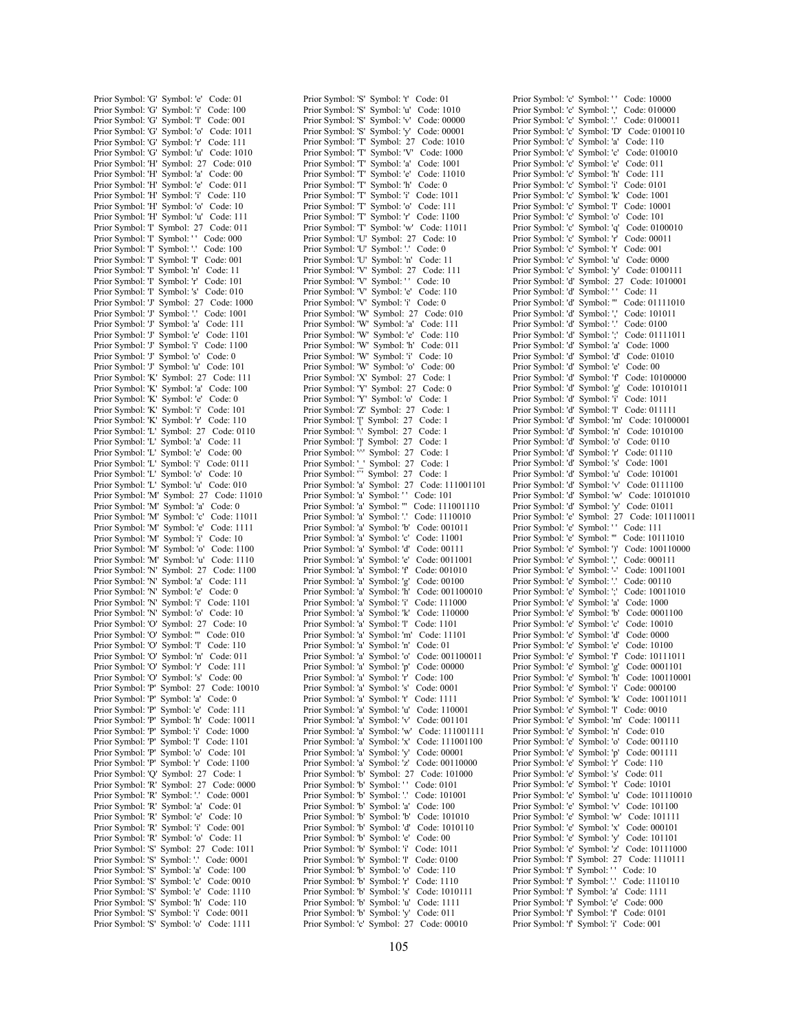Prior Symbol: 'G' Symbol: 'e' Code: 01
Prior Symbol: 'G' Symbol: 'i' Code: 100
Prior Symbol: 'G' Symbol: 'l' Code: 001
Prior Symbol: 'G' Symbol: 'o' Code: 1011
Prior Symbol: 'G' Symbol: 'r' Code: 111
Prior Symbol: 'G' Symbol: 'u' Code: 1010
Prior Symbol: 'H' Symbol: 27 Code: 010
Prior Symbol: 'H' Symbol: 'a' Code: 00
Prior Symbol: 'H' Symbol: 'e' Code: 011
Prior Symbol: 'H' Symbol: 'i' Code: 110
Prior Symbol: 'H' Symbol: 'o' Code: 10
Prior Symbol: 'H' Symbol: 'u' Code: 111
Prior Symbol: 'I' Symbol: 27 Code: 011
Prior Symbol: 'I' Symbol: ' ' Code: 000
Prior Symbol: 'I' Symbol: '.' Code: 100
Prior Symbol: 'I' Symbol: 'I' Code: 001
Prior Symbol: 'I' Symbol: 'n' Code: 11
Prior Symbol: 'I' Symbol: 'r' Code: 101
Prior Symbol: 'I' Symbol: 's' Code: 010
Prior Symbol: 'J' Symbol: 27 Code: 1000
Prior Symbol: 'J' Symbol: '.' Code: 1001
Prior Symbol: 'J' Symbol: 'a' Code: 111
Prior Symbol: 'J' Symbol: 'e' Code: 1101
Prior Symbol: 'J' Symbol: 'i' Code: 1100
Prior Symbol: 'J' Symbol: 'o' Code: 0
Prior Symbol: 'J' Symbol: 'u' Code: 101
Prior Symbol: 'K' Symbol: 27 Code: 111
Prior Symbol: 'K' Symbol: 'a' Code: 100
Prior Symbol: 'K' Symbol: 'e' Code: 0
Prior Symbol: 'K' Symbol: 'i' Code: 101
Prior Symbol: 'K' Symbol: 'r' Code: 110
Prior Symbol: 'L' Symbol: 27 Code: 0110
Prior Symbol: 'L' Symbol: 'a' Code: 11
Prior Symbol: 'L' Symbol: 'e' Code: 00
Prior Symbol: 'L' Symbol: 'i' Code: 0111
Prior Symbol: 'L' Symbol: 'o' Code: 10
Prior Symbol: 'L' Symbol: 'u' Code: 010
Prior Symbol: 'M' Symbol: 27 Code: 11010
Prior Symbol: 'M' Symbol: 'a' Code: 0
Prior Symbol: 'M' Symbol: 'c' Code: 11011
Prior Symbol: 'M' Symbol: 'e' Code: 1111
Prior Symbol: 'M' Symbol: 'i' Code: 10
Prior Symbol: 'M' Symbol: 'o' Code: 1100
Prior Symbol: 'M' Symbol: 'u' Code: 1110
Prior Symbol: 'N' Symbol: 27 Code: 1100
Prior Symbol: 'N' Symbol: 'a' Code: 111
Prior Symbol: 'N' Symbol: 'e' Code: 0
Prior Symbol: 'N' Symbol: 'i' Code: 1101
Prior Symbol: 'N' Symbol: 'o' Code: 10
Prior Symbol: 'O' Symbol: 27 Code: 10
Prior Symbol: 'O' Symbol: ''' Code: 010
Prior Symbol: 'O' Symbol: 'l' Code: 110
Prior Symbol: 'O' Symbol: 'n' Code: 011
Prior Symbol: 'O' Symbol: 'r' Code: 111
Prior Symbol: 'O' Symbol: 's' Code: 00
Prior Symbol: 'P' Symbol: 27 Code: 10010
Prior Symbol: 'P' Symbol: 'a' Code: 0
Prior Symbol: 'P' Symbol: 'e' Code: 111
Prior Symbol: 'P' Symbol: 'h' Code: 10011
Prior Symbol: 'P' Symbol: 'i' Code: 1000
Prior Symbol: 'P' Symbol: 'l' Code: 1101
Prior Symbol: 'P' Symbol: 'o' Code: 101
Prior Symbol: 'P' Symbol: 'r' Code: 1100
Prior Symbol: 'Q' Symbol: 27 Code: 1
Prior Symbol: 'R' Symbol: 27 Code: 0000
Prior Symbol: 'R' Symbol: '.' Code: 0001
Prior Symbol: 'R' Symbol: 'a' Code: 01
Prior Symbol: 'R' Symbol: 'e' Code: 10
Prior Symbol: 'R' Symbol: 'i' Code: 001
Prior Symbol: 'R' Symbol: 'o' Code: 11
Prior Symbol: 'S' Symbol: 27 Code: 1011
Prior Symbol: 'S' Symbol: '.' Code: 0001
Prior Symbol: 'S' Symbol: 'a' Code: 100
Prior Symbol: 'S' Symbol: 'c' Code: 0010
Prior Symbol: 'S' Symbol: 'e' Code: 1110
Prior Symbol: 'S' Symbol: 'h' Code: 110
Prior Symbol: 'S' Symbol: 'i' Code: 0011
Prior Symbol: 'S' Symbol: 'o' Code: 1111
Prior Symbol: 'S' Symbol: 't' Code: 01
Prior Symbol: 'S' Symbol: 'u' Code: 1010
Prior Symbol: 'S' Symbol: 'v' Code: 00000
Prior Symbol: 'S' Symbol: 'y' Code: 00001
Prior Symbol: 'T' Symbol: 27 Code: 1010
Prior Symbol: 'T' Symbol: 'V' Code: 1000
Prior Symbol: 'T' Symbol: 'a' Code: 1001
Prior Symbol: 'T' Symbol: 'e' Code: 11010
Prior Symbol: 'T' Symbol: 'h' Code: 0
Prior Symbol: 'T' Symbol: 'i' Code: 1011
Prior Symbol: 'T' Symbol: 'o' Code: 111
Prior Symbol: 'T' Symbol: 'r' Code: 1100
Prior Symbol: 'T' Symbol: 'w' Code: 11011
Prior Symbol: 'U' Symbol: 27 Code: 10
Prior Symbol: 'U' Symbol: '.' Code: 0
Prior Symbol: 'U' Symbol: 'n' Code: 11
Prior Symbol: 'V' Symbol: 27 Code: 111
Prior Symbol: 'V' Symbol: ' ' Code: 10
Prior Symbol: 'V' Symbol: 'e' Code: 110
Prior Symbol: 'V' Symbol: 'i' Code: 0
Prior Symbol: 'W' Symbol: 27 Code: 010
Prior Symbol: 'W' Symbol: 'a' Code: 111
Prior Symbol: 'W' Symbol: 'e' Code: 110
Prior Symbol: 'W' Symbol: 'h' Code: 011
Prior Symbol: 'W' Symbol: 'i' Code: 10
Prior Symbol: 'W' Symbol: 'o' Code: 00
Prior Symbol: 'X' Symbol: 27 Code: 1
Prior Symbol: 'Y' Symbol: 27 Code: 0
Prior Symbol: 'Y' Symbol: 'o' Code: 1
Prior Symbol: 'Z' Symbol: 27 Code: 1
Prior Symbol: '[' Symbol: 27 Code: 1
Prior Symbol: '\' Symbol: 27 Code: 1
Prior Symbol: ']' Symbol: 27 Code: 1
Prior Symbol: '^' Symbol: 27 Code: 1
Prior Symbol: '_' Symbol: 27 Code: 1
Prior Symbol: '`' Symbol: 27 Code: 1
Prior Symbol: 'a' Symbol: 27 Code: 111001101
Prior Symbol: 'a' Symbol: ' ' Code: 101
Prior Symbol: 'a' Symbol: ''' Code: 111001110
Prior Symbol: 'a' Symbol: '.' Code: 1110010
Prior Symbol: 'a' Symbol: 'b' Code: 001011
Prior Symbol: 'a' Symbol: 'c' Code: 11001
Prior Symbol: 'a' Symbol: 'd' Code: 00111
Prior Symbol: 'a' Symbol: 'e' Code: 0011001
Prior Symbol: 'a' Symbol: 'f' Code: 001010
Prior Symbol: 'a' Symbol: 'g' Code: 00100
Prior Symbol: 'a' Symbol: 'h' Code: 001100010
Prior Symbol: 'a' Symbol: 'i' Code: 111000
Prior Symbol: 'a' Symbol: 'k' Code: 110000
Prior Symbol: 'a' Symbol: 'l' Code: 1101
Prior Symbol: 'a' Symbol: 'm' Code: 11101
Prior Symbol: 'a' Symbol: 'n' Code: 01
Prior Symbol: 'a' Symbol: 'o' Code: 001100011
Prior Symbol: 'a' Symbol: 'p' Code: 00000
Prior Symbol: 'a' Symbol: 'r' Code: 100
Prior Symbol: 'a' Symbol: 's' Code: 0001
Prior Symbol: 'a' Symbol: 't' Code: 1111
Prior Symbol: 'a' Symbol: 'u' Code: 110001
Prior Symbol: 'a' Symbol: 'v' Code: 001101
Prior Symbol: 'a' Symbol: 'w' Code: 111001111
Prior Symbol: 'a' Symbol: 'x' Code: 111001100
Prior Symbol: 'a' Symbol: 'y' Code: 00001
Prior Symbol: 'a' Symbol: 'z' Code: 00110000
Prior Symbol: 'b' Symbol: 27 Code: 101000
Prior Symbol: 'b' Symbol: ' ' Code: 0101
Prior Symbol: 'b' Symbol: '.' Code: 101001
Prior Symbol: 'b' Symbol: 'a' Code: 100
Prior Symbol: 'b' Symbol: 'b' Code: 101010
Prior Symbol: 'b' Symbol: 'd' Code: 1010110
Prior Symbol: 'b' Symbol: 'e' Code: 00
Prior Symbol: 'b' Symbol: 'i' Code: 1011
Prior Symbol: 'b' Symbol: 'l' Code: 0100
Prior Symbol: 'b' Symbol: 'o' Code: 110
Prior Symbol: 'b' Symbol: 'r' Code: 1110
Prior Symbol: 'b' Symbol: 's' Code: 1010111
Prior Symbol: 'b' Symbol: 'u' Code: 1111
Prior Symbol: 'b' Symbol: 'y' Code: 011
Prior Symbol: 'c' Symbol: 27 Code: 00010
Prior Symbol: 'c' Symbol: ' ' Code: 10000
Prior Symbol: 'c' Symbol: ',' Code: 010000
Prior Symbol: 'c' Symbol: '.' Code: 0100011
Prior Symbol: 'c' Symbol: 'D' Code: 0100110
Prior Symbol: 'c' Symbol: 'a' Code: 110
Prior Symbol: 'c' Symbol: 'c' Code: 010010
Prior Symbol: 'c' Symbol: 'e' Code: 011
Prior Symbol: 'c' Symbol: 'h' Code: 111
Prior Symbol: 'c' Symbol: 'i' Code: 0101
Prior Symbol: 'c' Symbol: 'k' Code: 1001
Prior Symbol: 'c' Symbol: 'l' Code: 10001
Prior Symbol: 'c' Symbol: 'o' Code: 101
Prior Symbol: 'c' Symbol: 'q' Code: 0100010
Prior Symbol: 'c' Symbol: 'r' Code: 00011
Prior Symbol: 'c' Symbol: 't' Code: 001
Prior Symbol: 'c' Symbol: 'u' Code: 0000
Prior Symbol: 'c' Symbol: 'y' Code: 0100111
Prior Symbol: 'd' Symbol: 27 Code: 1010001
Prior Symbol: 'd' Symbol: ' ' Code: 11
Prior Symbol: 'd' Symbol: ''' Code: 01111010
Prior Symbol: 'd' Symbol: ',' Code: 101011
Prior Symbol: 'd' Symbol: '.' Code: 0100
Prior Symbol: 'd' Symbol: ';' Code: 01111011
Prior Symbol: 'd' Symbol: 'a' Code: 1000
Prior Symbol: 'd' Symbol: 'd' Code: 01010
Prior Symbol: 'd' Symbol: 'e' Code: 00
Prior Symbol: 'd' Symbol: 'f' Code: 10100000
Prior Symbol: 'd' Symbol: 'g' Code: 10101011
Prior Symbol: 'd' Symbol: 'i' Code: 1011
Prior Symbol: 'd' Symbol: 'l' Code: 011111
Prior Symbol: 'd' Symbol: 'm' Code: 10100001
Prior Symbol: 'd' Symbol: 'n' Code: 1010100
Prior Symbol: 'd' Symbol: 'o' Code: 0110
Prior Symbol: 'd' Symbol: 'r' Code: 01110
Prior Symbol: 'd' Symbol: 's' Code: 1001
Prior Symbol: 'd' Symbol: 'u' Code: 101001
Prior Symbol: 'd' Symbol: 'v' Code: 0111100
Prior Symbol: 'd' Symbol: 'w' Code: 10101010
Prior Symbol: 'd' Symbol: 'y' Code: 01011
Prior Symbol: 'e' Symbol: 27 Code: 101110011
Prior Symbol: 'e' Symbol: ' ' Code: 111
Prior Symbol: 'e' Symbol: ''' Code: 10111010
Prior Symbol: 'e' Symbol: ')' Code: 100110000
Prior Symbol: 'e' Symbol: ',' Code: 000111
Prior Symbol: 'e' Symbol: '-' Code: 10011001
Prior Symbol: 'e' Symbol: '.' Code: 00110
Prior Symbol: 'e' Symbol: ';' Code: 10011010
Prior Symbol: 'e' Symbol: 'a' Code: 1000
Prior Symbol: 'e' Symbol: 'b' Code: 0001100
Prior Symbol: 'e' Symbol: 'c' Code: 10010
Prior Symbol: 'e' Symbol: 'd' Code: 0000
Prior Symbol: 'e' Symbol: 'e' Code: 10100
Prior Symbol: 'e' Symbol: 'f' Code: 10111011
Prior Symbol: 'e' Symbol: 'g' Code: 0001101
Prior Symbol: 'e' Symbol: 'h' Code: 100110001
Prior Symbol: 'e' Symbol: 'i' Code: 000100
Prior Symbol: 'e' Symbol: 'k' Code: 10011011
Prior Symbol: 'e' Symbol: 'l' Code: 0010
Prior Symbol: 'e' Symbol: 'm' Code: 100111
Prior Symbol: 'e' Symbol: 'n' Code: 010
Prior Symbol: 'e' Symbol: 'o' Code: 001110
Prior Symbol: 'e' Symbol: 'p' Code: 001111
Prior Symbol: 'e' Symbol: 'r' Code: 110
Prior Symbol: 'e' Symbol: 's' Code: 011
Prior Symbol: 'e' Symbol: 't' Code: 10101
Prior Symbol: 'e' Symbol: 'u' Code: 101110010
Prior Symbol: 'e' Symbol: 'v' Code: 101100
Prior Symbol: 'e' Symbol: 'w' Code: 101111
Prior Symbol: 'e' Symbol: 'x' Code: 000101
Prior Symbol: 'e' Symbol: 'y' Code: 101101
Prior Symbol: 'e' Symbol: 'z' Code: 10111000
Prior Symbol: 'f' Symbol: 27 Code: 1110111
Prior Symbol: 'f' Symbol: ' ' Code: 10
Prior Symbol: 'f' Symbol: '.' Code: 1110110
Prior Symbol: 'f' Symbol: 'a' Code: 1111
Prior Symbol: 'f' Symbol: 'e' Code: 000
Prior Symbol: 'f' Symbol: 'f' Code: 0101
Prior Symbol: 'f' Symbol: 'i' Code: 001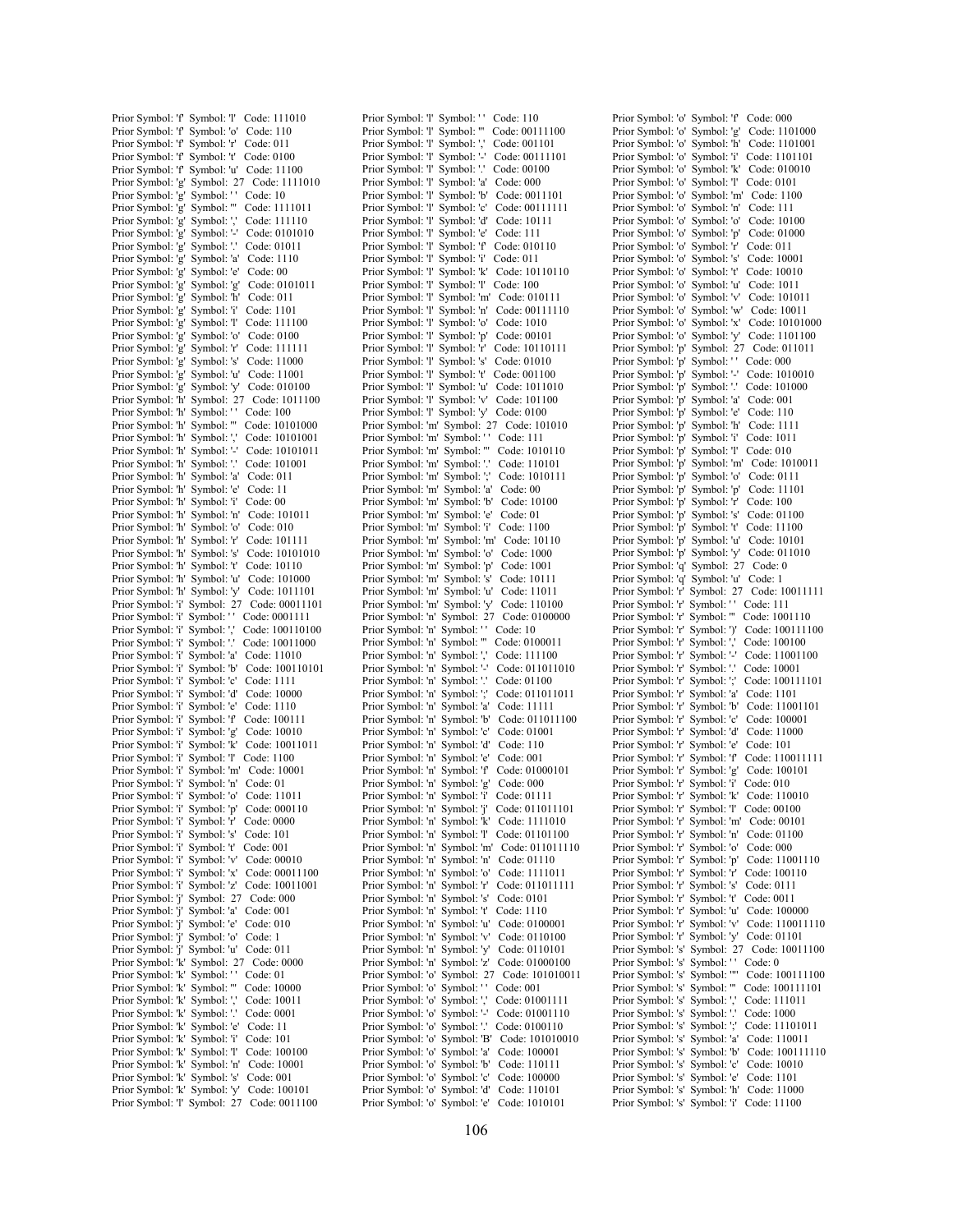Prior Symbol: 'f' Symbol: 'l' Code: 111010
Prior Symbol: 'f' Symbol: 'o' Code: 110
Prior Symbol: 'f' Symbol: 'r' Code: 011
Prior Symbol: 'f' Symbol: 't' Code: 0100
Prior Symbol: 'f' Symbol: 'u' Code: 11100
Prior Symbol: 'g' Symbol: 27 Code: 1111010
Prior Symbol: 'g' Symbol: ' ' Code: 10
Prior Symbol: 'g' Symbol: ''' Code: 1111011
Prior Symbol: 'g' Symbol: ',' Code: 111110
Prior Symbol: 'g' Symbol: '-' Code: 0101010
Prior Symbol: 'g' Symbol: '.' Code: 01011
Prior Symbol: 'g' Symbol: 'a' Code: 1110
Prior Symbol: 'g' Symbol: 'e' Code: 00
Prior Symbol: 'g' Symbol: 'g' Code: 0101011
Prior Symbol: 'g' Symbol: 'h' Code: 011
Prior Symbol: 'g' Symbol: 'i' Code: 1101
Prior Symbol: 'g' Symbol: 'l' Code: 111100
Prior Symbol: 'g' Symbol: 'o' Code: 0100
Prior Symbol: 'g' Symbol: 'r' Code: 111111
Prior Symbol: 'g' Symbol: 's' Code: 11000
Prior Symbol: 'g' Symbol: 'u' Code: 11001
Prior Symbol: 'g' Symbol: 'y' Code: 010100
Prior Symbol: 'h' Symbol: 27 Code: 1011100
Prior Symbol: 'h' Symbol: ' ' Code: 100
Prior Symbol: 'h' Symbol: ''' Code: 10101000
Prior Symbol: 'h' Symbol: ',' Code: 10101001
Prior Symbol: 'h' Symbol: '-' Code: 10101011
Prior Symbol: 'h' Symbol: '.' Code: 101001
Prior Symbol: 'h' Symbol: 'a' Code: 011
Prior Symbol: 'h' Symbol: 'e' Code: 11
Prior Symbol: 'h' Symbol: 'i' Code: 00
Prior Symbol: 'h' Symbol: 'n' Code: 101011
Prior Symbol: 'h' Symbol: 'o' Code: 010
Prior Symbol: 'h' Symbol: 'r' Code: 101111
Prior Symbol: 'h' Symbol: 's' Code: 10101010
Prior Symbol: 'h' Symbol: 't' Code: 10110
Prior Symbol: 'h' Symbol: 'u' Code: 101000
Prior Symbol: 'h' Symbol: 'y' Code: 1011101
Prior Symbol: 'i' Symbol: 27 Code: 00011101
Prior Symbol: 'i' Symbol: ' ' Code: 0001111
Prior Symbol: 'i' Symbol: ',' Code: 100110100
Prior Symbol: 'i' Symbol: '.' Code: 10011000
Prior Symbol: 'i' Symbol: 'a' Code: 11010
Prior Symbol: 'i' Symbol: 'b' Code: 100110101
Prior Symbol: 'i' Symbol: 'c' Code: 1111
Prior Symbol: 'i' Symbol: 'd' Code: 10000
Prior Symbol: 'i' Symbol: 'e' Code: 1110
Prior Symbol: 'i' Symbol: 'f' Code: 100111
Prior Symbol: 'i' Symbol: 'g' Code: 10010
Prior Symbol: 'i' Symbol: 'k' Code: 10011011
Prior Symbol: 'i' Symbol: 'l' Code: 1100
Prior Symbol: 'i' Symbol: 'm' Code: 10001
Prior Symbol: 'i' Symbol: 'n' Code: 01
Prior Symbol: 'i' Symbol: 'o' Code: 11011
Prior Symbol: 'i' Symbol: 'p' Code: 000110
Prior Symbol: 'i' Symbol: 'r' Code: 0000
Prior Symbol: 'i' Symbol: 's' Code: 101
Prior Symbol: 'i' Symbol: 't' Code: 001
Prior Symbol: 'i' Symbol: 'v' Code: 00010
Prior Symbol: 'i' Symbol: 'x' Code: 00011100
Prior Symbol: 'i' Symbol: 'z' Code: 10011001
Prior Symbol: 'j' Symbol: 27 Code: 000
Prior Symbol: 'j' Symbol: 'a' Code: 001
Prior Symbol: 'j' Symbol: 'e' Code: 010
Prior Symbol: 'j' Symbol: 'o' Code: 1
Prior Symbol: 'j' Symbol: 'u' Code: 011
Prior Symbol: 'k' Symbol: 27 Code: 0000
Prior Symbol: 'k' Symbol: ' ' Code: 01
Prior Symbol: 'k' Symbol: ''' Code: 10000
Prior Symbol: 'k' Symbol: ',' Code: 10011
Prior Symbol: 'k' Symbol: '.' Code: 0001
Prior Symbol: 'k' Symbol: 'e' Code: 11
Prior Symbol: 'k' Symbol: 'i' Code: 101
Prior Symbol: 'k' Symbol: 'l' Code: 100100
Prior Symbol: 'k' Symbol: 'n' Code: 10001
Prior Symbol: 'k' Symbol: 's' Code: 001
Prior Symbol: 'k' Symbol: 'y' Code: 100101
Prior Symbol: 'l' Symbol: 27 Code: 0011100
Prior Symbol: 'l' Symbol: ' ' Code: 110
Prior Symbol: 'l' Symbol: ''' Code: 00111100
Prior Symbol: 'l' Symbol: ',' Code: 001101
Prior Symbol: 'l' Symbol: '-' Code: 00111101
Prior Symbol: 'l' Symbol: '.' Code: 00100
Prior Symbol: 'l' Symbol: 'a' Code: 000
Prior Symbol: 'l' Symbol: 'b' Code: 0011101
Prior Symbol: 'l' Symbol: 'c' Code: 00111111
Prior Symbol: 'l' Symbol: 'd' Code: 10111
Prior Symbol: 'l' Symbol: 'e' Code: 111
Prior Symbol: 'l' Symbol: 'f' Code: 010110
Prior Symbol: 'l' Symbol: 'i' Code: 011
Prior Symbol: 'l' Symbol: 'k' Code: 10110110
Prior Symbol: 'l' Symbol: 'l' Code: 100
Prior Symbol: 'l' Symbol: 'm' Code: 010111
Prior Symbol: 'l' Symbol: 'n' Code: 00111110
Prior Symbol: 'l' Symbol: 'o' Code: 1010
Prior Symbol: 'l' Symbol: 'p' Code: 00101
Prior Symbol: 'l' Symbol: 'r' Code: 10110111
Prior Symbol: 'l' Symbol: 's' Code: 01010
Prior Symbol: 'l' Symbol: 't' Code: 001100
Prior Symbol: 'l' Symbol: 'u' Code: 1011010
Prior Symbol: 'l' Symbol: 'v' Code: 101100
Prior Symbol: 'l' Symbol: 'y' Code: 0100
Prior Symbol: 'm' Symbol: 27 Code: 101010
Prior Symbol: 'm' Symbol: ' ' Code: 111
Prior Symbol: 'm' Symbol: ''' Code: 1010110
Prior Symbol: 'm' Symbol: '.' Code: 110101
Prior Symbol: 'm' Symbol: ';' Code: 1010111
Prior Symbol: 'm' Symbol: 'a' Code: 00
Prior Symbol: 'm' Symbol: 'b' Code: 10100
Prior Symbol: 'm' Symbol: 'e' Code: 01
Prior Symbol: 'm' Symbol: 'i' Code: 1100
Prior Symbol: 'm' Symbol: 'm' Code: 10110
Prior Symbol: 'm' Symbol: 'o' Code: 1000
Prior Symbol: 'm' Symbol: 'p' Code: 1001
Prior Symbol: 'm' Symbol: 's' Code: 10111
Prior Symbol: 'm' Symbol: 'u' Code: 11011
Prior Symbol: 'm' Symbol: 'y' Code: 110100
Prior Symbol: 'n' Symbol: 27 Code: 0100000
Prior Symbol: 'n' Symbol: ' ' Code: 10
Prior Symbol: 'n' Symbol: ''' Code: 0100011
Prior Symbol: 'n' Symbol: ',' Code: 111100
Prior Symbol: 'n' Symbol: '-' Code: 011011010
Prior Symbol: 'n' Symbol: '.' Code: 01100
Prior Symbol: 'n' Symbol: ';' Code: 011011011
Prior Symbol: 'n' Symbol: 'a' Code: 11111
Prior Symbol: 'n' Symbol: 'b' Code: 011011100
Prior Symbol: 'n' Symbol: 'c' Code: 01001
Prior Symbol: 'n' Symbol: 'd' Code: 110
Prior Symbol: 'n' Symbol: 'e' Code: 001
Prior Symbol: 'n' Symbol: 'f' Code: 01000101
Prior Symbol: 'n' Symbol: 'g' Code: 000
Prior Symbol: 'n' Symbol: 'i' Code: 01111
Prior Symbol: 'n' Symbol: 'j' Code: 011011101
Prior Symbol: 'n' Symbol: 'k' Code: 1111010
Prior Symbol: 'n' Symbol: 'l' Code: 01101100
Prior Symbol: 'n' Symbol: 'm' Code: 011011110
Prior Symbol: 'n' Symbol: 'n' Code: 01110
Prior Symbol: 'n' Symbol: 'o' Code: 1111011
Prior Symbol: 'n' Symbol: 'r' Code: 011011111
Prior Symbol: 'n' Symbol: 's' Code: 0101
Prior Symbol: 'n' Symbol: 't' Code: 1110
Prior Symbol: 'n' Symbol: 'u' Code: 0100001
Prior Symbol: 'n' Symbol: 'v' Code: 0110100
Prior Symbol: 'n' Symbol: 'y' Code: 0110101
Prior Symbol: 'n' Symbol: 'z' Code: 01000100
Prior Symbol: 'o' Symbol: 27 Code: 101010011
Prior Symbol: 'o' Symbol: ' ' Code: 001
Prior Symbol: 'o' Symbol: ',' Code: 01001111
Prior Symbol: 'o' Symbol: '-' Code: 01001110
Prior Symbol: 'o' Symbol: '.' Code: 0100110
Prior Symbol: 'o' Symbol: 'B' Code: 101010010
Prior Symbol: 'o' Symbol: 'a' Code: 100001
Prior Symbol: 'o' Symbol: 'b' Code: 110111
Prior Symbol: 'o' Symbol: 'c' Code: 100000
Prior Symbol: 'o' Symbol: 'd' Code: 110101
Prior Symbol: 'o' Symbol: 'e' Code: 1010101
Prior Symbol: 'o' Symbol: 'f' Code: 000
Prior Symbol: 'o' Symbol: 'g' Code: 1101000
Prior Symbol: 'o' Symbol: 'h' Code: 1101001
Prior Symbol: 'o' Symbol: 'i' Code: 1101101
Prior Symbol: 'o' Symbol: 'k' Code: 010010
Prior Symbol: 'o' Symbol: 'l' Code: 0101
Prior Symbol: 'o' Symbol: 'm' Code: 1100
Prior Symbol: 'o' Symbol: 'n' Code: 111
Prior Symbol: 'o' Symbol: 'o' Code: 10100
Prior Symbol: 'o' Symbol: 'p' Code: 01000
Prior Symbol: 'o' Symbol: 'r' Code: 011
Prior Symbol: 'o' Symbol: 's' Code: 10001
Prior Symbol: 'o' Symbol: 't' Code: 10010
Prior Symbol: 'o' Symbol: 'u' Code: 1011
Prior Symbol: 'o' Symbol: 'v' Code: 101011
Prior Symbol: 'o' Symbol: 'w' Code: 10011
Prior Symbol: 'o' Symbol: 'x' Code: 10101000
Prior Symbol: 'o' Symbol: 'y' Code: 1101100
Prior Symbol: 'p' Symbol: 27 Code: 011011
Prior Symbol: 'p' Symbol: ' ' Code: 000
Prior Symbol: 'p' Symbol: '-' Code: 1010010
Prior Symbol: 'p' Symbol: '.' Code: 101000
Prior Symbol: 'p' Symbol: 'a' Code: 001
Prior Symbol: 'p' Symbol: 'e' Code: 110
Prior Symbol: 'p' Symbol: 'h' Code: 1111
Prior Symbol: 'p' Symbol: 'i' Code: 1011
Prior Symbol: 'p' Symbol: 'l' Code: 010
Prior Symbol: 'p' Symbol: 'm' Code: 1010011
Prior Symbol: 'p' Symbol: 'o' Code: 0111
Prior Symbol: 'p' Symbol: 'p' Code: 11101
Prior Symbol: 'p' Symbol: 'r' Code: 100
Prior Symbol: 'p' Symbol: 's' Code: 01100
Prior Symbol: 'p' Symbol: 't' Code: 11100
Prior Symbol: 'p' Symbol: 'u' Code: 10101
Prior Symbol: 'p' Symbol: 'y' Code: 011010
Prior Symbol: 'q' Symbol: 27 Code: 0
Prior Symbol: 'q' Symbol: 'u' Code: 1
Prior Symbol: 'r' Symbol: 27 Code: 10011111
Prior Symbol: 'r' Symbol: ' ' Code: 111
Prior Symbol: 'r' Symbol: ''' Code: 1001110
Prior Symbol: 'r' Symbol: ')' Code: 100111100
Prior Symbol: 'r' Symbol: ',' Code: 100100
Prior Symbol: 'r' Symbol: '-' Code: 11001100
Prior Symbol: 'r' Symbol: '.' Code: 10001
Prior Symbol: 'r' Symbol: ';' Code: 100111101
Prior Symbol: 'r' Symbol: 'a' Code: 1101
Prior Symbol: 'r' Symbol: 'b' Code: 11001101
Prior Symbol: 'r' Symbol: 'c' Code: 100001
Prior Symbol: 'r' Symbol: 'd' Code: 11000
Prior Symbol: 'r' Symbol: 'e' Code: 101
Prior Symbol: 'r' Symbol: 'f' Code: 110011111
Prior Symbol: 'r' Symbol: 'g' Code: 100101
Prior Symbol: 'r' Symbol: 'i' Code: 010
Prior Symbol: 'r' Symbol: 'k' Code: 110010
Prior Symbol: 'r' Symbol: 'l' Code: 00100
Prior Symbol: 'r' Symbol: 'm' Code: 00101
Prior Symbol: 'r' Symbol: 'n' Code: 01100
Prior Symbol: 'r' Symbol: 'o' Code: 000
Prior Symbol: 'r' Symbol: 'p' Code: 11001110
Prior Symbol: 'r' Symbol: 'r' Code: 100110
Prior Symbol: 'r' Symbol: 's' Code: 0111
Prior Symbol: 'r' Symbol: 't' Code: 0011
Prior Symbol: 'r' Symbol: 'u' Code: 100000
Prior Symbol: 'r' Symbol: 'v' Code: 110011110
Prior Symbol: 'r' Symbol: 'y' Code: 01101
Prior Symbol: 's' Symbol: 27 Code: 10011100
Prior Symbol: 's' Symbol: ' ' Code: 0
Prior Symbol: 's' Symbol: ''' Code: 100111100
Prior Symbol: 's' Symbol: ''' Code: 100111101
Prior Symbol: 's' Symbol: ',' Code: 111011
Prior Symbol: 's' Symbol: '.' Code: 1000
Prior Symbol: 's' Symbol: ';' Code: 11101011
Prior Symbol: 's' Symbol: 'a' Code: 110011
Prior Symbol: 's' Symbol: 'b' Code: 100111110
Prior Symbol: 's' Symbol: 'c' Code: 10010
Prior Symbol: 's' Symbol: 'e' Code: 1101
Prior Symbol: 's' Symbol: 'h' Code: 11000
Prior Symbol: 's' Symbol: 'i' Code: 11100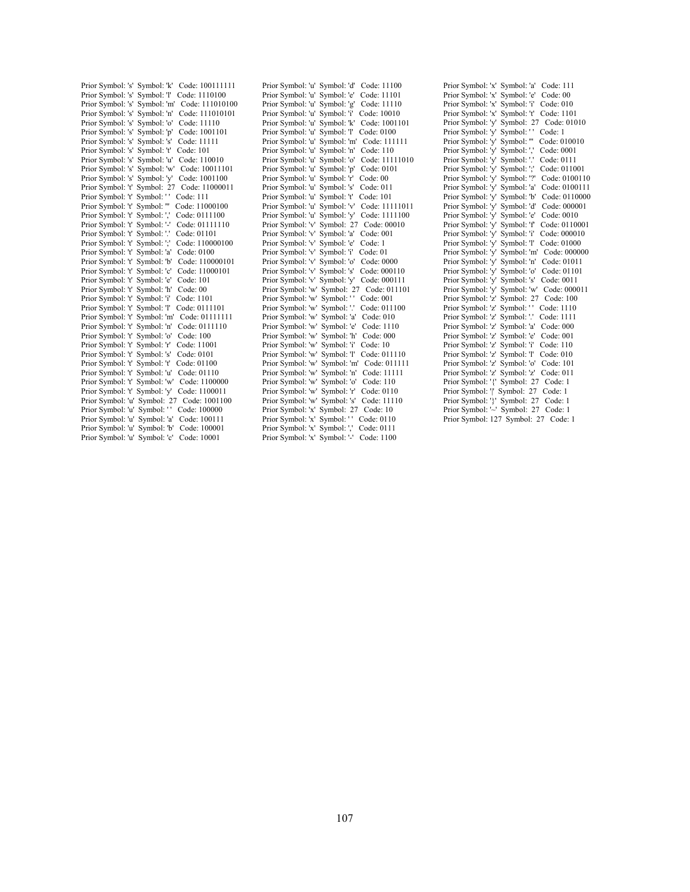Prior Symbol: 's'  Symbol: 'k'   Code: 100111111
Prior Symbol: 's'  Symbol: 'l'   Code: 1110100
Prior Symbol: 's'  Symbol: 'm'   Code: 111010100
Prior Symbol: 's'  Symbol: 'n'   Code: 111010101
Prior Symbol: 's'  Symbol: 'o'   Code: 11110
Prior Symbol: 's'  Symbol: 'p'   Code: 1001101
Prior Symbol: 's'  Symbol: 's'   Code: 11111
Prior Symbol: 's'  Symbol: 't'   Code: 101
Prior Symbol: 's'  Symbol: 'u'   Code: 110010
Prior Symbol: 's'  Symbol: 'w'   Code: 10011101
Prior Symbol: 's'  Symbol: 'y'   Code: 1001100
Prior Symbol: 't'  Symbol:  27   Code: 11000011
Prior Symbol: 't'  Symbol: ' '   Code: 111
Prior Symbol: 't'  Symbol: '''   Code: 11000100
Prior Symbol: 't'  Symbol: ','   Code: 0111100
Prior Symbol: 't'  Symbol: '-'   Code: 01111110
Prior Symbol: 't'  Symbol: '.'   Code: 01101
Prior Symbol: 't'  Symbol: ';'   Code: 110000100
Prior Symbol: 't'  Symbol: 'a'   Code: 0100
Prior Symbol: 't'  Symbol: 'b'   Code: 110000101
Prior Symbol: 't'  Symbol: 'c'   Code: 11000101
Prior Symbol: 't'  Symbol: 'e'   Code: 101
Prior Symbol: 't'  Symbol: 'h'   Code: 00
Prior Symbol: 't'  Symbol: 'i'   Code: 1101
Prior Symbol: 't'  Symbol: 'l'   Code: 0111101
Prior Symbol: 't'  Symbol: 'm'   Code: 01111111
Prior Symbol: 't'  Symbol: 'n'   Code: 0111110
Prior Symbol: 't'  Symbol: 'o'   Code: 100
Prior Symbol: 't'  Symbol: 'r'   Code: 11001
Prior Symbol: 't'  Symbol: 's'   Code: 0101
Prior Symbol: 't'  Symbol: 't'   Code: 01100
Prior Symbol: 't'  Symbol: 'u'   Code: 01110
Prior Symbol: 't'  Symbol: 'w'   Code: 1100000
Prior Symbol: 't'  Symbol: 'y'   Code: 1100011
Prior Symbol: 'u'  Symbol:  27   Code: 1001100
Prior Symbol: 'u'  Symbol: ' '   Code: 100000
Prior Symbol: 'u'  Symbol: 'a'   Code: 100111
Prior Symbol: 'u'  Symbol: 'b'   Code: 100001
Prior Symbol: 'u'  Symbol: 'c'   Code: 10001
Prior Symbol: 'u'  Symbol: 'd'   Code: 11100
Prior Symbol: 'u'  Symbol: 'e'   Code: 11101
Prior Symbol: 'u'  Symbol: 'g'   Code: 11110
Prior Symbol: 'u'  Symbol: 'i'   Code: 10010
Prior Symbol: 'u'  Symbol: 'k'   Code: 1001101
Prior Symbol: 'u'  Symbol: 'l'   Code: 0100
Prior Symbol: 'u'  Symbol: 'm'   Code: 111111
Prior Symbol: 'u'  Symbol: 'n'   Code: 110
Prior Symbol: 'u'  Symbol: 'o'   Code: 11111010
Prior Symbol: 'u'  Symbol: 'p'   Code: 0101
Prior Symbol: 'u'  Symbol: 'r'   Code: 00
Prior Symbol: 'u'  Symbol: 's'   Code: 011
Prior Symbol: 'u'  Symbol: 't'   Code: 101
Prior Symbol: 'u'  Symbol: 'v'   Code: 11111011
Prior Symbol: 'u'  Symbol: 'y'   Code: 1111100
Prior Symbol: 'v'  Symbol:  27   Code: 00010
Prior Symbol: 'v'  Symbol: 'a'   Code: 001
Prior Symbol: 'v'  Symbol: 'e'   Code: 1
Prior Symbol: 'v'  Symbol: 'i'   Code: 01
Prior Symbol: 'v'  Symbol: 'o'   Code: 0000
Prior Symbol: 'v'  Symbol: 's'   Code: 000110
Prior Symbol: 'v'  Symbol: 'y'   Code: 000111
Prior Symbol: 'w'  Symbol:  27   Code: 011101
Prior Symbol: 'w'  Symbol: ' '   Code: 001
Prior Symbol: 'w'  Symbol: '.'   Code: 011100
Prior Symbol: 'w'  Symbol: 'a'   Code: 010
Prior Symbol: 'w'  Symbol: 'e'   Code: 1110
Prior Symbol: 'w'  Symbol: 'h'   Code: 000
Prior Symbol: 'w'  Symbol: 'i'   Code: 10
Prior Symbol: 'w'  Symbol: 'l'   Code: 011110
Prior Symbol: 'w'  Symbol: 'm'   Code: 011111
Prior Symbol: 'w'  Symbol: 'n'   Code: 11111
Prior Symbol: 'w'  Symbol: 'o'   Code: 110
Prior Symbol: 'w'  Symbol: 'r'   Code: 0110
Prior Symbol: 'w'  Symbol: 's'   Code: 11110
Prior Symbol: 'x'  Symbol:  27   Code: 10
Prior Symbol: 'x'  Symbol: ' '   Code: 0110
Prior Symbol: 'x'  Symbol: ','   Code: 0111
Prior Symbol: 'x'  Symbol: '-'   Code: 1100
Prior Symbol: 'x'  Symbol: 'a'   Code: 111
Prior Symbol: 'x'  Symbol: 'e'   Code: 00
Prior Symbol: 'x'  Symbol: 'i'   Code: 010
Prior Symbol: 'x'  Symbol: 't'   Code: 1101
Prior Symbol: 'y'  Symbol:  27   Code: 01010
Prior Symbol: 'y'  Symbol: ' '   Code: 1
Prior Symbol: 'y'  Symbol: '''   Code: 010010
Prior Symbol: 'y'  Symbol: ','   Code: 0001
Prior Symbol: 'y'  Symbol: '.'   Code: 0111
Prior Symbol: 'y'  Symbol: ';'   Code: 011001
Prior Symbol: 'y'  Symbol: '?'   Code: 0100110
Prior Symbol: 'y'  Symbol: 'a'   Code: 0100111
Prior Symbol: 'y'  Symbol: 'b'   Code: 0110000
Prior Symbol: 'y'  Symbol: 'd'   Code: 000001
Prior Symbol: 'y'  Symbol: 'e'   Code: 0010
Prior Symbol: 'y'  Symbol: 'f'   Code: 0110001
Prior Symbol: 'y'  Symbol: 'i'   Code: 000010
Prior Symbol: 'y'  Symbol: 'l'   Code: 01000
Prior Symbol: 'y'  Symbol: 'm'   Code: 000000
Prior Symbol: 'y'  Symbol: 'n'   Code: 01011
Prior Symbol: 'y'  Symbol: 'o'   Code: 01101
Prior Symbol: 'y'  Symbol: 's'   Code: 0011
Prior Symbol: 'y'  Symbol: 'w'   Code: 000011
Prior Symbol: 'z'  Symbol:  27   Code: 100
Prior Symbol: 'z'  Symbol: ' '   Code: 1110
Prior Symbol: 'z'  Symbol: '.'   Code: 1111
Prior Symbol: 'z'  Symbol: 'a'   Code: 000
Prior Symbol: 'z'  Symbol: 'e'   Code: 001
Prior Symbol: 'z'  Symbol: 'i'   Code: 110
Prior Symbol: 'z'  Symbol: 'l'   Code: 010
Prior Symbol: 'z'  Symbol: 'o'   Code: 101
Prior Symbol: 'z'  Symbol: 'z'   Code: 011
Prior Symbol: '{'  Symbol:  27   Code: 1
Prior Symbol: '|'  Symbol:  27   Code: 1
Prior Symbol: '}'  Symbol:  27   Code: 1
Prior Symbol: '~'  Symbol:  27   Code: 1
Prior Symbol: 127  Symbol:  27   Code: 1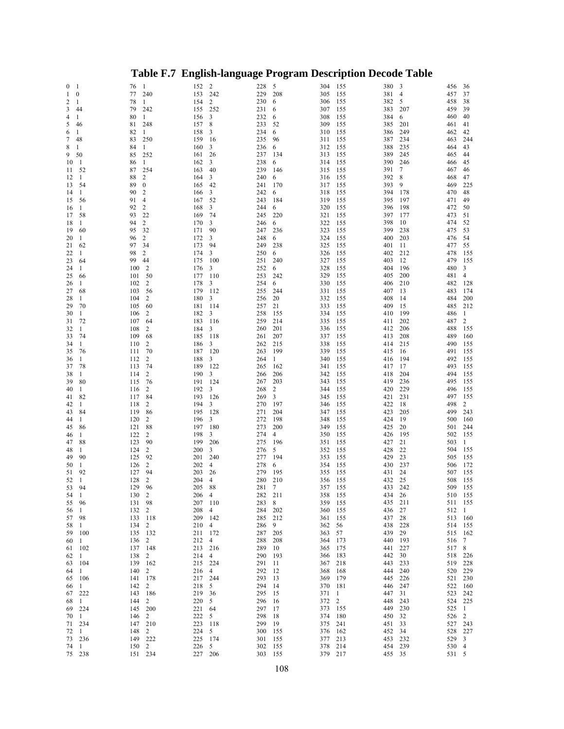## Table F.7 English-language Program Description Decode Table

| | | | | | | | | | | | | | |
|---|---|---|---|---|---|---|---|---|---|---|---|---|---|
| 0 | 1 | 76 | 1 | 152 | 2 | 228 | 5 | 304 | 155 | 380 | 3 | 456 | 36 |
| 1 | 0 | 77 | 240 | 153 | 242 | 229 | 208 | 305 | 155 | 381 | 4 | 457 | 37 |
| 2 | 1 | 78 | 1 | 154 | 2 | 230 | 6 | 306 | 155 | 382 | 5 | 458 | 38 |
| 3 | 44 | 79 | 242 | 155 | 252 | 231 | 6 | 307 | 155 | 383 | 207 | 459 | 39 |
| 4 | 1 | 80 | 1 | 156 | 3 | 232 | 6 | 308 | 155 | 384 | 6 | 460 | 40 |
| 5 | 46 | 81 | 248 | 157 | 8 | 233 | 52 | 309 | 155 | 385 | 201 | 461 | 41 |
| 6 | 1 | 82 | 1 | 158 | 3 | 234 | 6 | 310 | 155 | 386 | 249 | 462 | 42 |
| 7 | 48 | 83 | 250 | 159 | 16 | 235 | 96 | 311 | 155 | 387 | 234 | 463 | 244 |
| 8 | 1 | 84 | 1 | 160 | 3 | 236 | 6 | 312 | 155 | 388 | 235 | 464 | 43 |
| 9 | 50 | 85 | 252 | 161 | 26 | 237 | 134 | 313 | 155 | 389 | 245 | 465 | 44 |
| 10 | 1 | 86 | 1 | 162 | 3 | 238 | 6 | 314 | 155 | 390 | 246 | 466 | 45 |
| 11 | 52 | 87 | 254 | 163 | 40 | 239 | 146 | 315 | 155 | 391 | 7 | 467 | 46 |
| 12 | 1 | 88 | 2 | 164 | 3 | 240 | 6 | 316 | 155 | 392 | 8 | 468 | 47 |
| 13 | 54 | 89 | 0 | 165 | 42 | 241 | 170 | 317 | 155 | 393 | 9 | 469 | 225 |
| 14 | 1 | 90 | 2 | 166 | 3 | 242 | 6 | 318 | 155 | 394 | 178 | 470 | 48 |
| 15 | 56 | 91 | 4 | 167 | 52 | 243 | 184 | 319 | 155 | 395 | 197 | 471 | 49 |
| 16 | 1 | 92 | 2 | 168 | 3 | 244 | 6 | 320 | 155 | 396 | 198 | 472 | 50 |
| 17 | 58 | 93 | 22 | 169 | 74 | 245 | 220 | 321 | 155 | 397 | 177 | 473 | 51 |
| 18 | 1 | 94 | 2 | 170 | 3 | 246 | 6 | 322 | 155 | 398 | 10 | 474 | 52 |
| 19 | 60 | 95 | 32 | 171 | 90 | 247 | 236 | 323 | 155 | 399 | 238 | 475 | 53 |
| 20 | 1 | 96 | 2 | 172 | 3 | 248 | 6 | 324 | 155 | 400 | 203 | 476 | 54 |
| 21 | 62 | 97 | 34 | 173 | 94 | 249 | 238 | 325 | 155 | 401 | 11 | 477 | 55 |
| 22 | 1 | 98 | 2 | 174 | 3 | 250 | 6 | 326 | 155 | 402 | 212 | 478 | 155 |
| 23 | 64 | 99 | 44 | 175 | 100 | 251 | 240 | 327 | 155 | 403 | 12 | 479 | 155 |
| 24 | 1 | 100 | 2 | 176 | 3 | 252 | 6 | 328 | 155 | 404 | 196 | 480 | 3 |
| 25 | 66 | 101 | 50 | 177 | 110 | 253 | 242 | 329 | 155 | 405 | 200 | 481 | 4 |
| 26 | 1 | 102 | 2 | 178 | 3 | 254 | 6 | 330 | 155 | 406 | 210 | 482 | 128 |
| 27 | 68 | 103 | 56 | 179 | 112 | 255 | 244 | 331 | 155 | 407 | 13 | 483 | 174 |
| 28 | 1 | 104 | 2 | 180 | 3 | 256 | 20 | 332 | 155 | 408 | 14 | 484 | 200 |
| 29 | 70 | 105 | 60 | 181 | 114 | 257 | 21 | 333 | 155 | 409 | 15 | 485 | 212 |
| 30 | 1 | 106 | 2 | 182 | 3 | 258 | 155 | 334 | 155 | 410 | 199 | 486 | 1 |
| 31 | 72 | 107 | 64 | 183 | 116 | 259 | 214 | 335 | 155 | 411 | 202 | 487 | 2 |
| 32 | 1 | 108 | 2 | 184 | 3 | 260 | 201 | 336 | 155 | 412 | 206 | 488 | 155 |
| 33 | 74 | 109 | 68 | 185 | 118 | 261 | 207 | 337 | 155 | 413 | 208 | 489 | 160 |
| 34 | 1 | 110 | 2 | 186 | 3 | 262 | 215 | 338 | 155 | 414 | 215 | 490 | 155 |
| 35 | 76 | 111 | 70 | 187 | 120 | 263 | 199 | 339 | 155 | 415 | 16 | 491 | 155 |
| 36 | 1 | 112 | 2 | 188 | 3 | 264 | 1 | 340 | 155 | 416 | 194 | 492 | 155 |
| 37 | 78 | 113 | 74 | 189 | 122 | 265 | 162 | 341 | 155 | 417 | 17 | 493 | 155 |
| 38 | 1 | 114 | 2 | 190 | 3 | 266 | 206 | 342 | 155 | 418 | 204 | 494 | 155 |
| 39 | 80 | 115 | 76 | 191 | 124 | 267 | 203 | 343 | 155 | 419 | 236 | 495 | 155 |
| 40 | 1 | 116 | 2 | 192 | 3 | 268 | 2 | 344 | 155 | 420 | 229 | 496 | 155 |
| 41 | 82 | 117 | 84 | 193 | 126 | 269 | 3 | 345 | 155 | 421 | 231 | 497 | 155 |
| 42 | 1 | 118 | 2 | 194 | 3 | 270 | 197 | 346 | 155 | 422 | 18 | 498 | 2 |
| 43 | 84 | 119 | 86 | 195 | 128 | 271 | 204 | 347 | 155 | 423 | 205 | 499 | 243 |
| 44 | 1 | 120 | 2 | 196 | 3 | 272 | 198 | 348 | 155 | 424 | 19 | 500 | 160 |
| 45 | 86 | 121 | 88 | 197 | 180 | 273 | 200 | 349 | 155 | 425 | 20 | 501 | 244 |
| 46 | 1 | 122 | 2 | 198 | 3 | 274 | 4 | 350 | 155 | 426 | 195 | 502 | 155 |
| 47 | 88 | 123 | 90 | 199 | 206 | 275 | 196 | 351 | 155 | 427 | 21 | 503 | 1 |
| 48 | 1 | 124 | 2 | 200 | 3 | 276 | 5 | 352 | 155 | 428 | 22 | 504 | 155 |
| 49 | 90 | 125 | 92 | 201 | 240 | 277 | 194 | 353 | 155 | 429 | 23 | 505 | 155 |
| 50 | 1 | 126 | 2 | 202 | 4 | 278 | 6 | 354 | 155 | 430 | 237 | 506 | 172 |
| 51 | 92 | 127 | 94 | 203 | 26 | 279 | 195 | 355 | 155 | 431 | 24 | 507 | 155 |
| 52 | 1 | 128 | 2 | 204 | 4 | 280 | 210 | 356 | 155 | 432 | 25 | 508 | 155 |
| 53 | 94 | 129 | 96 | 205 | 88 | 281 | 7 | 357 | 155 | 433 | 242 | 509 | 155 |
| 54 | 1 | 130 | 2 | 206 | 4 | 282 | 211 | 358 | 155 | 434 | 26 | 510 | 155 |
| 55 | 96 | 131 | 98 | 207 | 110 | 283 | 8 | 359 | 155 | 435 | 211 | 511 | 155 |
| 56 | 1 | 132 | 2 | 208 | 4 | 284 | 202 | 360 | 155 | 436 | 27 | 512 | 1 |
| 57 | 98 | 133 | 118 | 209 | 142 | 285 | 212 | 361 | 155 | 437 | 28 | 513 | 160 |
| 58 | 1 | 134 | 2 | 210 | 4 | 286 | 9 | 362 | 56 | 438 | 228 | 514 | 155 |
| 59 | 100 | 135 | 132 | 211 | 172 | 287 | 205 | 363 | 57 | 439 | 29 | 515 | 162 |
| 60 | 1 | 136 | 2 | 212 | 4 | 288 | 208 | 364 | 173 | 440 | 193 | 516 | 7 |
| 61 | 102 | 137 | 148 | 213 | 216 | 289 | 10 | 365 | 175 | 441 | 227 | 517 | 8 |
| 62 | 1 | 138 | 2 | 214 | 4 | 290 | 193 | 366 | 183 | 442 | 30 | 518 | 226 |
| 63 | 104 | 139 | 162 | 215 | 224 | 291 | 11 | 367 | 218 | 443 | 233 | 519 | 228 |
| 64 | 1 | 140 | 2 | 216 | 4 | 292 | 12 | 368 | 168 | 444 | 240 | 520 | 229 |
| 65 | 106 | 141 | 178 | 217 | 244 | 293 | 13 | 369 | 179 | 445 | 226 | 521 | 230 |
| 66 | 1 | 142 | 2 | 218 | 5 | 294 | 14 | 370 | 181 | 446 | 247 | 522 | 160 |
| 67 | 222 | 143 | 186 | 219 | 36 | 295 | 15 | 371 | 1 | 447 | 31 | 523 | 242 |
| 68 | 1 | 144 | 2 | 220 | 5 | 296 | 16 | 372 | 2 | 448 | 243 | 524 | 225 |
| 69 | 224 | 145 | 200 | 221 | 64 | 297 | 17 | 373 | 155 | 449 | 230 | 525 | 1 |
| 70 | 1 | 146 | 2 | 222 | 5 | 298 | 18 | 374 | 180 | 450 | 32 | 526 | 2 |
| 71 | 234 | 147 | 210 | 223 | 118 | 299 | 19 | 375 | 241 | 451 | 33 | 527 | 243 |
| 72 | 1 | 148 | 2 | 224 | 5 | 300 | 155 | 376 | 162 | 452 | 34 | 528 | 227 |
| 73 | 236 | 149 | 222 | 225 | 174 | 301 | 155 | 377 | 213 | 453 | 232 | 529 | 3 |
| 74 | 1 | 150 | 2 | 226 | 5 | 302 | 155 | 378 | 214 | 454 | 239 | 530 | 4 |
| 75 | 238 | 151 | 234 | 227 | 206 | 303 | 155 | 379 | 217 | 455 | 35 | 531 | 5 |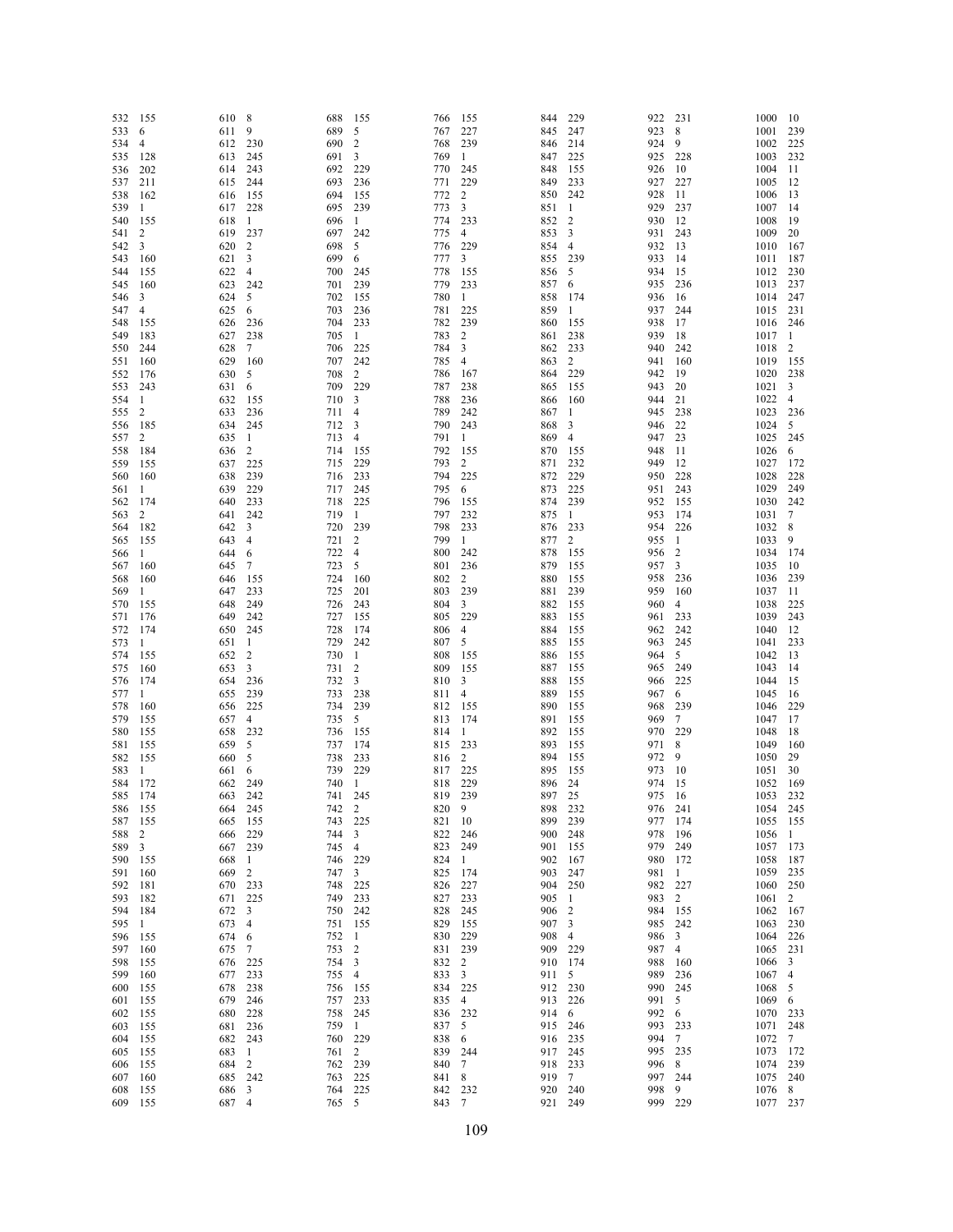| | | | | | | | | | | | | | |
|---|---|---|---|---|---|---|---|---|---|---|---|---|---|
| 532 | 155 | 610 | 8 | 688 | 155 | 766 | 155 | 844 | 229 | 922 | 231 | 1000 | 10 |
| 533 | 6 | 611 | 9 | 689 | 5 | 767 | 227 | 845 | 247 | 923 | 8 | 1001 | 239 |
| 534 | 4 | 612 | 230 | 690 | 2 | 768 | 239 | 846 | 214 | 924 | 9 | 1002 | 225 |
| 535 | 128 | 613 | 245 | 691 | 3 | 769 | 1 | 847 | 225 | 925 | 228 | 1003 | 232 |
| 536 | 202 | 614 | 243 | 692 | 229 | 770 | 245 | 848 | 155 | 926 | 10 | 1004 | 11 |
| 537 | 211 | 615 | 244 | 693 | 236 | 771 | 229 | 849 | 233 | 927 | 227 | 1005 | 12 |
| 538 | 162 | 616 | 155 | 694 | 155 | 772 | 2 | 850 | 242 | 928 | 11 | 1006 | 13 |
| 539 | 1 | 617 | 228 | 695 | 239 | 773 | 3 | 851 | 1 | 929 | 237 | 1007 | 14 |
| 540 | 155 | 618 | 1 | 696 | 1 | 774 | 233 | 852 | 2 | 930 | 12 | 1008 | 19 |
| 541 | 2 | 619 | 237 | 697 | 242 | 775 | 4 | 853 | 3 | 931 | 243 | 1009 | 20 |
| 542 | 3 | 620 | 2 | 698 | 5 | 776 | 229 | 854 | 4 | 932 | 13 | 1010 | 167 |
| 543 | 160 | 621 | 3 | 699 | 6 | 777 | 3 | 855 | 239 | 933 | 14 | 1011 | 187 |
| 544 | 155 | 622 | 4 | 700 | 245 | 778 | 155 | 856 | 5 | 934 | 15 | 1012 | 230 |
| 545 | 160 | 623 | 242 | 701 | 239 | 779 | 233 | 857 | 6 | 935 | 236 | 1013 | 237 |
| 546 | 3 | 624 | 5 | 702 | 155 | 780 | 1 | 858 | 174 | 936 | 16 | 1014 | 247 |
| 547 | 4 | 625 | 6 | 703 | 236 | 781 | 225 | 859 | 1 | 937 | 244 | 1015 | 231 |
| 548 | 155 | 626 | 236 | 704 | 233 | 782 | 239 | 860 | 155 | 938 | 17 | 1016 | 246 |
| 549 | 183 | 627 | 238 | 705 | 1 | 783 | 2 | 861 | 238 | 939 | 18 | 1017 | 1 |
| 550 | 244 | 628 | 7 | 706 | 225 | 784 | 3 | 862 | 233 | 940 | 242 | 1018 | 2 |
| 551 | 160 | 629 | 160 | 707 | 242 | 785 | 4 | 863 | 2 | 941 | 160 | 1019 | 155 |
| 552 | 176 | 630 | 5 | 708 | 2 | 786 | 167 | 864 | 229 | 942 | 19 | 1020 | 238 |
| 553 | 243 | 631 | 6 | 709 | 229 | 787 | 238 | 865 | 155 | 943 | 20 | 1021 | 3 |
| 554 | 1 | 632 | 155 | 710 | 3 | 788 | 236 | 866 | 160 | 944 | 21 | 1022 | 4 |
| 555 | 2 | 633 | 236 | 711 | 4 | 789 | 242 | 867 | 1 | 945 | 238 | 1023 | 236 |
| 556 | 185 | 634 | 245 | 712 | 3 | 790 | 243 | 868 | 3 | 946 | 22 | 1024 | 5 |
| 557 | 2 | 635 | 1 | 713 | 4 | 791 | 1 | 869 | 4 | 947 | 23 | 1025 | 245 |
| 558 | 184 | 636 | 2 | 714 | 155 | 792 | 155 | 870 | 155 | 948 | 11 | 1026 | 6 |
| 559 | 155 | 637 | 225 | 715 | 229 | 793 | 2 | 871 | 232 | 949 | 12 | 1027 | 172 |
| 560 | 160 | 638 | 239 | 716 | 233 | 794 | 225 | 872 | 229 | 950 | 228 | 1028 | 228 |
| 561 | 1 | 639 | 229 | 717 | 245 | 795 | 6 | 873 | 225 | 951 | 243 | 1029 | 249 |
| 562 | 174 | 640 | 233 | 718 | 225 | 796 | 155 | 874 | 239 | 952 | 155 | 1030 | 242 |
| 563 | 2 | 641 | 242 | 719 | 1 | 797 | 232 | 875 | 1 | 953 | 174 | 1031 | 7 |
| 564 | 182 | 642 | 3 | 720 | 239 | 798 | 233 | 876 | 233 | 954 | 226 | 1032 | 8 |
| 565 | 155 | 643 | 4 | 721 | 2 | 799 | 1 | 877 | 2 | 955 | 1 | 1033 | 9 |
| 566 | 1 | 644 | 6 | 722 | 4 | 800 | 242 | 878 | 155 | 956 | 2 | 1034 | 174 |
| 567 | 160 | 645 | 7 | 723 | 5 | 801 | 236 | 879 | 155 | 957 | 3 | 1035 | 10 |
| 568 | 160 | 646 | 155 | 724 | 160 | 802 | 2 | 880 | 155 | 958 | 236 | 1036 | 239 |
| 569 | 1 | 647 | 233 | 725 | 201 | 803 | 239 | 881 | 239 | 959 | 160 | 1037 | 11 |
| 570 | 155 | 648 | 249 | 726 | 243 | 804 | 3 | 882 | 155 | 960 | 4 | 1038 | 225 |
| 571 | 176 | 649 | 242 | 727 | 155 | 805 | 229 | 883 | 155 | 961 | 233 | 1039 | 243 |
| 572 | 174 | 650 | 245 | 728 | 174 | 806 | 4 | 884 | 155 | 962 | 242 | 1040 | 12 |
| 573 | 1 | 651 | 1 | 729 | 242 | 807 | 5 | 885 | 155 | 963 | 245 | 1041 | 233 |
| 574 | 155 | 652 | 2 | 730 | 1 | 808 | 155 | 886 | 155 | 964 | 5 | 1042 | 13 |
| 575 | 160 | 653 | 3 | 731 | 2 | 809 | 155 | 887 | 155 | 965 | 249 | 1043 | 14 |
| 576 | 174 | 654 | 236 | 732 | 3 | 810 | 3 | 888 | 155 | 966 | 225 | 1044 | 15 |
| 577 | 1 | 655 | 239 | 733 | 238 | 811 | 4 | 889 | 155 | 967 | 6 | 1045 | 16 |
| 578 | 160 | 656 | 225 | 734 | 239 | 812 | 155 | 890 | 155 | 968 | 239 | 1046 | 229 |
| 579 | 155 | 657 | 4 | 735 | 5 | 813 | 174 | 891 | 155 | 969 | 7 | 1047 | 17 |
| 580 | 155 | 658 | 232 | 736 | 155 | 814 | 1 | 892 | 155 | 970 | 229 | 1048 | 18 |
| 581 | 155 | 659 | 5 | 737 | 174 | 815 | 233 | 893 | 155 | 971 | 8 | 1049 | 160 |
| 582 | 155 | 660 | 5 | 738 | 233 | 816 | 2 | 894 | 155 | 972 | 9 | 1050 | 29 |
| 583 | 1 | 661 | 6 | 739 | 229 | 817 | 225 | 895 | 155 | 973 | 10 | 1051 | 30 |
| 584 | 172 | 662 | 249 | 740 | 1 | 818 | 229 | 896 | 24 | 974 | 15 | 1052 | 169 |
| 585 | 174 | 663 | 242 | 741 | 245 | 819 | 239 | 897 | 25 | 975 | 16 | 1053 | 232 |
| 586 | 155 | 664 | 245 | 742 | 2 | 820 | 9 | 898 | 232 | 976 | 241 | 1054 | 245 |
| 587 | 155 | 665 | 155 | 743 | 225 | 821 | 10 | 899 | 239 | 977 | 174 | 1055 | 155 |
| 588 | 2 | 666 | 229 | 744 | 3 | 822 | 246 | 900 | 248 | 978 | 196 | 1056 | 1 |
| 589 | 3 | 667 | 239 | 745 | 4 | 823 | 249 | 901 | 155 | 979 | 249 | 1057 | 173 |
| 590 | 155 | 668 | 1 | 746 | 229 | 824 | 1 | 902 | 167 | 980 | 172 | 1058 | 187 |
| 591 | 160 | 669 | 2 | 747 | 3 | 825 | 174 | 903 | 247 | 981 | 1 | 1059 | 235 |
| 592 | 181 | 670 | 233 | 748 | 225 | 826 | 227 | 904 | 250 | 982 | 227 | 1060 | 250 |
| 593 | 182 | 671 | 225 | 749 | 233 | 827 | 233 | 905 | 1 | 983 | 2 | 1061 | 2 |
| 594 | 184 | 672 | 3 | 750 | 242 | 828 | 245 | 906 | 2 | 984 | 155 | 1062 | 167 |
| 595 | 1 | 673 | 4 | 751 | 155 | 829 | 155 | 907 | 3 | 985 | 242 | 1063 | 230 |
| 596 | 155 | 674 | 6 | 752 | 1 | 830 | 229 | 908 | 4 | 986 | 3 | 1064 | 226 |
| 597 | 160 | 675 | 7 | 753 | 2 | 831 | 239 | 909 | 229 | 987 | 4 | 1065 | 231 |
| 598 | 155 | 676 | 225 | 754 | 3 | 832 | 2 | 910 | 174 | 988 | 160 | 1066 | 3 |
| 599 | 160 | 677 | 233 | 755 | 4 | 833 | 3 | 911 | 5 | 989 | 236 | 1067 | 4 |
| 600 | 155 | 678 | 238 | 756 | 155 | 834 | 225 | 912 | 230 | 990 | 245 | 1068 | 5 |
| 601 | 155 | 679 | 246 | 757 | 233 | 835 | 4 | 913 | 226 | 991 | 5 | 1069 | 6 |
| 602 | 155 | 680 | 228 | 758 | 245 | 836 | 232 | 914 | 6 | 992 | 6 | 1070 | 233 |
| 603 | 155 | 681 | 236 | 759 | 1 | 837 | 5 | 915 | 246 | 993 | 233 | 1071 | 248 |
| 604 | 155 | 682 | 243 | 760 | 229 | 838 | 6 | 916 | 235 | 994 | 7 | 1072 | 7 |
| 605 | 155 | 683 | 1 | 761 | 2 | 839 | 244 | 917 | 245 | 995 | 235 | 1073 | 172 |
| 606 | 155 | 684 | 2 | 762 | 239 | 840 | 7 | 918 | 233 | 996 | 8 | 1074 | 239 |
| 607 | 160 | 685 | 242 | 763 | 225 | 841 | 8 | 919 | 7 | 997 | 244 | 1075 | 240 |
| 608 | 155 | 686 | 3 | 764 | 225 | 842 | 232 | 920 | 240 | 998 | 9 | 1076 | 8 |
| 609 | 155 | 687 | 4 | 765 | 5 | 843 | 7 | 921 | 249 | 999 | 229 | 1077 | 237 |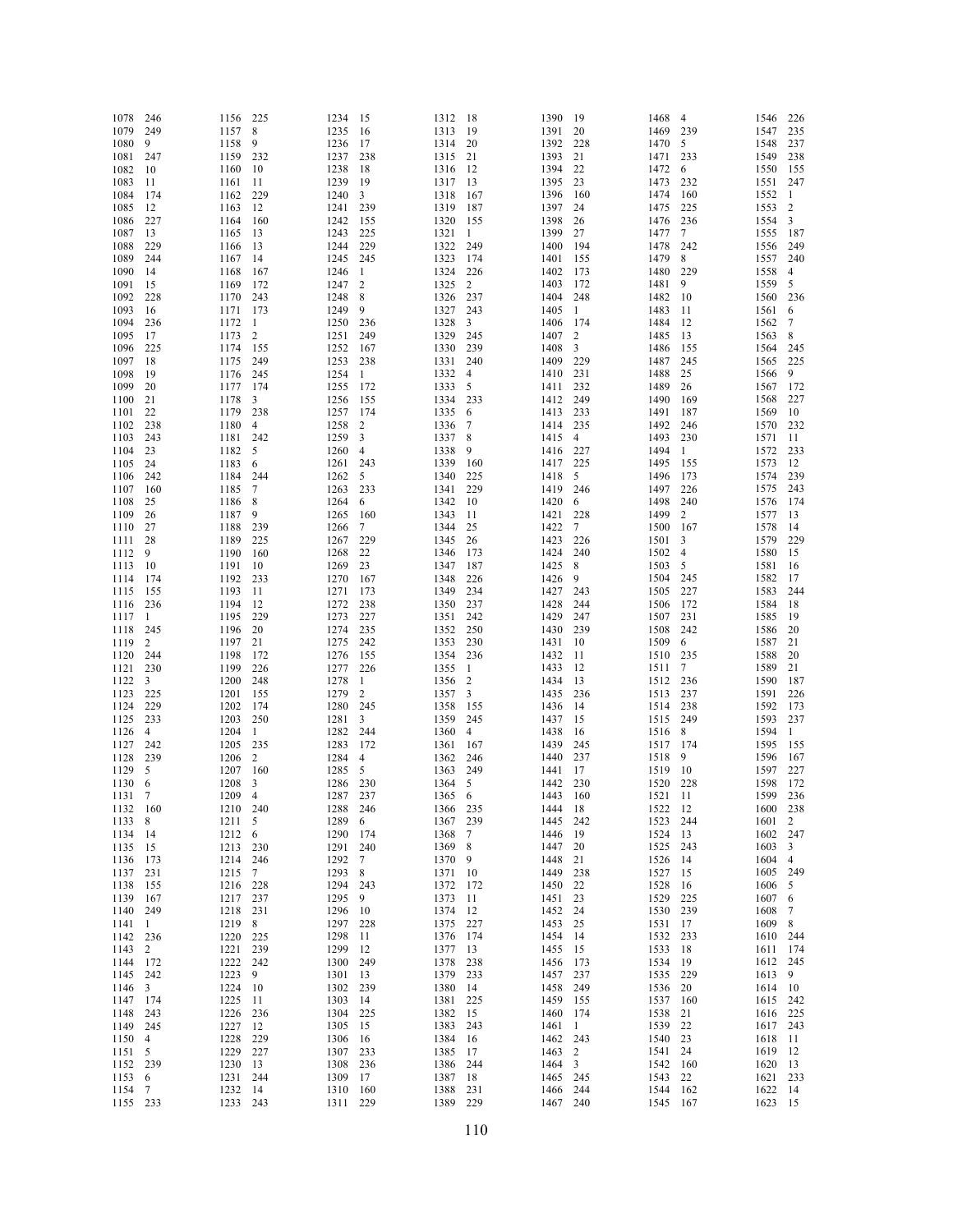| | | | | | | | | | | | | | |
|---|---|---|---|---|---|---|---|---|---|---|---|---|---|
| 1078 | 246 | 1156 | 225 | 1234 | 15 | 1312 | 18 | 1390 | 19 | 1468 | 4 | 1546 | 226 |
| 1079 | 249 | 1157 | 8 | 1235 | 16 | 1313 | 19 | 1391 | 20 | 1469 | 239 | 1547 | 235 |
| 1080 | 9 | 1158 | 9 | 1236 | 17 | 1314 | 20 | 1392 | 228 | 1470 | 5 | 1548 | 237 |
| 1081 | 247 | 1159 | 232 | 1237 | 238 | 1315 | 21 | 1393 | 21 | 1471 | 233 | 1549 | 238 |
| 1082 | 10 | 1160 | 10 | 1238 | 18 | 1316 | 12 | 1394 | 22 | 1472 | 6 | 1550 | 155 |
| 1083 | 11 | 1161 | 11 | 1239 | 19 | 1317 | 13 | 1395 | 23 | 1473 | 232 | 1551 | 247 |
| 1084 | 174 | 1162 | 229 | 1240 | 3 | 1318 | 167 | 1396 | 160 | 1474 | 160 | 1552 | 1 |
| 1085 | 12 | 1163 | 12 | 1241 | 239 | 1319 | 187 | 1397 | 24 | 1475 | 225 | 1553 | 2 |
| 1086 | 227 | 1164 | 160 | 1242 | 155 | 1320 | 155 | 1398 | 26 | 1476 | 236 | 1554 | 3 |
| 1087 | 13 | 1165 | 13 | 1243 | 225 | 1321 | 1 | 1399 | 27 | 1477 | 7 | 1555 | 187 |
| 1088 | 229 | 1166 | 13 | 1244 | 229 | 1322 | 249 | 1400 | 194 | 1478 | 242 | 1556 | 249 |
| 1089 | 244 | 1167 | 14 | 1245 | 245 | 1323 | 174 | 1401 | 155 | 1479 | 8 | 1557 | 240 |
| 1090 | 14 | 1168 | 167 | 1246 | 1 | 1324 | 226 | 1402 | 173 | 1480 | 229 | 1558 | 4 |
| 1091 | 15 | 1169 | 172 | 1247 | 2 | 1325 | 2 | 1403 | 172 | 1481 | 9 | 1559 | 5 |
| 1092 | 228 | 1170 | 243 | 1248 | 8 | 1326 | 237 | 1404 | 248 | 1482 | 10 | 1560 | 236 |
| 1093 | 16 | 1171 | 173 | 1249 | 9 | 1327 | 243 | 1405 | 1 | 1483 | 11 | 1561 | 6 |
| 1094 | 236 | 1172 | 1 | 1250 | 236 | 1328 | 3 | 1406 | 174 | 1484 | 12 | 1562 | 7 |
| 1095 | 17 | 1173 | 2 | 1251 | 249 | 1329 | 245 | 1407 | 2 | 1485 | 13 | 1563 | 8 |
| 1096 | 225 | 1174 | 155 | 1252 | 167 | 1330 | 239 | 1408 | 3 | 1486 | 155 | 1564 | 245 |
| 1097 | 18 | 1175 | 249 | 1253 | 238 | 1331 | 240 | 1409 | 229 | 1487 | 245 | 1565 | 225 |
| 1098 | 19 | 1176 | 245 | 1254 | 1 | 1332 | 4 | 1410 | 231 | 1488 | 25 | 1566 | 9 |
| 1099 | 20 | 1177 | 174 | 1255 | 172 | 1333 | 5 | 1411 | 232 | 1489 | 26 | 1567 | 172 |
| 1100 | 21 | 1178 | 3 | 1256 | 155 | 1334 | 233 | 1412 | 249 | 1490 | 169 | 1568 | 227 |
| 1101 | 22 | 1179 | 238 | 1257 | 174 | 1335 | 6 | 1413 | 233 | 1491 | 187 | 1569 | 10 |
| 1102 | 238 | 1180 | 4 | 1258 | 2 | 1336 | 7 | 1414 | 235 | 1492 | 246 | 1570 | 232 |
| 1103 | 243 | 1181 | 242 | 1259 | 3 | 1337 | 8 | 1415 | 4 | 1493 | 230 | 1571 | 11 |
| 1104 | 23 | 1182 | 5 | 1260 | 4 | 1338 | 9 | 1416 | 227 | 1494 | 1 | 1572 | 233 |
| 1105 | 24 | 1183 | 6 | 1261 | 243 | 1339 | 160 | 1417 | 225 | 1495 | 155 | 1573 | 12 |
| 1106 | 242 | 1184 | 244 | 1262 | 5 | 1340 | 225 | 1418 | 5 | 1496 | 173 | 1574 | 239 |
| 1107 | 160 | 1185 | 7 | 1263 | 233 | 1341 | 229 | 1419 | 246 | 1497 | 226 | 1575 | 243 |
| 1108 | 25 | 1186 | 8 | 1264 | 6 | 1342 | 10 | 1420 | 6 | 1498 | 240 | 1576 | 174 |
| 1109 | 26 | 1187 | 9 | 1265 | 160 | 1343 | 11 | 1421 | 228 | 1499 | 2 | 1577 | 13 |
| 1110 | 27 | 1188 | 239 | 1266 | 7 | 1344 | 25 | 1422 | 7 | 1500 | 167 | 1578 | 14 |
| 1111 | 28 | 1189 | 225 | 1267 | 229 | 1345 | 26 | 1423 | 226 | 1501 | 3 | 1579 | 229 |
| 1112 | 9 | 1190 | 160 | 1268 | 22 | 1346 | 173 | 1424 | 240 | 1502 | 4 | 1580 | 15 |
| 1113 | 10 | 1191 | 10 | 1269 | 23 | 1347 | 187 | 1425 | 8 | 1503 | 5 | 1581 | 16 |
| 1114 | 174 | 1192 | 233 | 1270 | 167 | 1348 | 226 | 1426 | 9 | 1504 | 245 | 1582 | 17 |
| 1115 | 155 | 1193 | 11 | 1271 | 173 | 1349 | 234 | 1427 | 243 | 1505 | 227 | 1583 | 244 |
| 1116 | 236 | 1194 | 12 | 1272 | 238 | 1350 | 237 | 1428 | 244 | 1506 | 172 | 1584 | 18 |
| 1117 | 1 | 1195 | 229 | 1273 | 227 | 1351 | 242 | 1429 | 247 | 1507 | 231 | 1585 | 19 |
| 1118 | 245 | 1196 | 20 | 1274 | 235 | 1352 | 250 | 1430 | 239 | 1508 | 242 | 1586 | 20 |
| 1119 | 2 | 1197 | 21 | 1275 | 242 | 1353 | 230 | 1431 | 10 | 1509 | 6 | 1587 | 21 |
| 1120 | 244 | 1198 | 172 | 1276 | 155 | 1354 | 236 | 1432 | 11 | 1510 | 235 | 1588 | 20 |
| 1121 | 230 | 1199 | 226 | 1277 | 226 | 1355 | 1 | 1433 | 12 | 1511 | 7 | 1589 | 21 |
| 1122 | 3 | 1200 | 248 | 1278 | 1 | 1356 | 2 | 1434 | 13 | 1512 | 236 | 1590 | 187 |
| 1123 | 225 | 1201 | 155 | 1279 | 2 | 1357 | 3 | 1435 | 236 | 1513 | 237 | 1591 | 226 |
| 1124 | 229 | 1202 | 174 | 1280 | 245 | 1358 | 155 | 1436 | 14 | 1514 | 238 | 1592 | 173 |
| 1125 | 233 | 1203 | 250 | 1281 | 3 | 1359 | 245 | 1437 | 15 | 1515 | 249 | 1593 | 237 |
| 1126 | 4 | 1204 | 1 | 1282 | 244 | 1360 | 4 | 1438 | 16 | 1516 | 8 | 1594 | 1 |
| 1127 | 242 | 1205 | 235 | 1283 | 172 | 1361 | 167 | 1439 | 245 | 1517 | 174 | 1595 | 155 |
| 1128 | 239 | 1206 | 2 | 1284 | 4 | 1362 | 246 | 1440 | 237 | 1518 | 9 | 1596 | 167 |
| 1129 | 5 | 1207 | 160 | 1285 | 5 | 1363 | 249 | 1441 | 17 | 1519 | 10 | 1597 | 227 |
| 1130 | 6 | 1208 | 3 | 1286 | 230 | 1364 | 5 | 1442 | 230 | 1520 | 228 | 1598 | 172 |
| 1131 | 7 | 1209 | 4 | 1287 | 237 | 1365 | 6 | 1443 | 160 | 1521 | 11 | 1599 | 236 |
| 1132 | 160 | 1210 | 240 | 1288 | 246 | 1366 | 235 | 1444 | 18 | 1522 | 12 | 1600 | 238 |
| 1133 | 8 | 1211 | 5 | 1289 | 6 | 1367 | 239 | 1445 | 242 | 1523 | 244 | 1601 | 2 |
| 1134 | 14 | 1212 | 6 | 1290 | 174 | 1368 | 7 | 1446 | 19 | 1524 | 13 | 1602 | 247 |
| 1135 | 15 | 1213 | 230 | 1291 | 240 | 1369 | 8 | 1447 | 20 | 1525 | 243 | 1603 | 3 |
| 1136 | 173 | 1214 | 246 | 1292 | 7 | 1370 | 9 | 1448 | 21 | 1526 | 14 | 1604 | 4 |
| 1137 | 231 | 1215 | 7 | 1293 | 8 | 1371 | 10 | 1449 | 238 | 1527 | 15 | 1605 | 249 |
| 1138 | 155 | 1216 | 228 | 1294 | 243 | 1372 | 172 | 1450 | 22 | 1528 | 16 | 1606 | 5 |
| 1139 | 167 | 1217 | 237 | 1295 | 9 | 1373 | 11 | 1451 | 23 | 1529 | 225 | 1607 | 6 |
| 1140 | 249 | 1218 | 231 | 1296 | 10 | 1374 | 12 | 1452 | 24 | 1530 | 239 | 1608 | 7 |
| 1141 | 1 | 1219 | 8 | 1297 | 228 | 1375 | 227 | 1453 | 25 | 1531 | 17 | 1609 | 8 |
| 1142 | 236 | 1220 | 225 | 1298 | 11 | 1376 | 174 | 1454 | 14 | 1532 | 233 | 1610 | 244 |
| 1143 | 2 | 1221 | 239 | 1299 | 12 | 1377 | 13 | 1455 | 15 | 1533 | 18 | 1611 | 174 |
| 1144 | 172 | 1222 | 242 | 1300 | 249 | 1378 | 238 | 1456 | 173 | 1534 | 19 | 1612 | 245 |
| 1145 | 242 | 1223 | 9 | 1301 | 13 | 1379 | 233 | 1457 | 237 | 1535 | 229 | 1613 | 9 |
| 1146 | 3 | 1224 | 10 | 1302 | 239 | 1380 | 14 | 1458 | 249 | 1536 | 20 | 1614 | 10 |
| 1147 | 174 | 1225 | 11 | 1303 | 14 | 1381 | 225 | 1459 | 155 | 1537 | 160 | 1615 | 242 |
| 1148 | 243 | 1226 | 236 | 1304 | 225 | 1382 | 15 | 1460 | 174 | 1538 | 21 | 1616 | 225 |
| 1149 | 245 | 1227 | 12 | 1305 | 15 | 1383 | 243 | 1461 | 1 | 1539 | 22 | 1617 | 243 |
| 1150 | 4 | 1228 | 229 | 1306 | 16 | 1384 | 16 | 1462 | 243 | 1540 | 23 | 1618 | 11 |
| 1151 | 5 | 1229 | 227 | 1307 | 233 | 1385 | 17 | 1463 | 2 | 1541 | 24 | 1619 | 12 |
| 1152 | 239 | 1230 | 13 | 1308 | 236 | 1386 | 244 | 1464 | 3 | 1542 | 160 | 1620 | 13 |
| 1153 | 6 | 1231 | 244 | 1309 | 17 | 1387 | 18 | 1465 | 245 | 1543 | 22 | 1621 | 233 |
| 1154 | 7 | 1232 | 14 | 1310 | 160 | 1388 | 231 | 1466 | 244 | 1544 | 162 | 1622 | 14 |
| 1155 | 233 | 1233 | 243 | 1311 | 229 | 1389 | 229 | 1467 | 240 | 1545 | 167 | 1623 | 15 |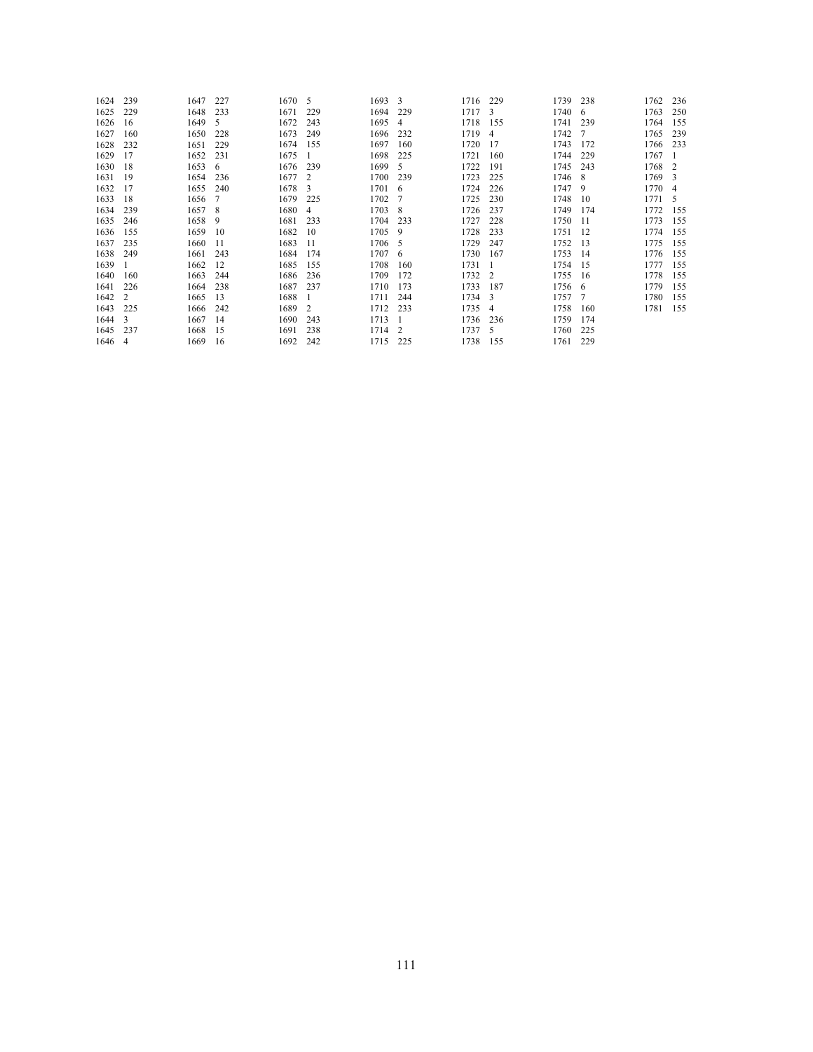| | | | | | | | | | | | | | |
|---|---|---|---|---|---|---|---|---|---|---|---|---|---|
| 1624 | 239 | 1647 | 227 | 1670 | 5 | 1693 | 3 | 1716 | 229 | 1739 | 238 | 1762 | 236 |
| 1625 | 229 | 1648 | 233 | 1671 | 229 | 1694 | 229 | 1717 | 3 | 1740 | 6 | 1763 | 250 |
| 1626 | 16 | 1649 | 5 | 1672 | 243 | 1695 | 4 | 1718 | 155 | 1741 | 239 | 1764 | 155 |
| 1627 | 160 | 1650 | 228 | 1673 | 249 | 1696 | 232 | 1719 | 4 | 1742 | 7 | 1765 | 239 |
| 1628 | 232 | 1651 | 229 | 1674 | 155 | 1697 | 160 | 1720 | 17 | 1743 | 172 | 1766 | 233 |
| 1629 | 17 | 1652 | 231 | 1675 | 1 | 1698 | 225 | 1721 | 160 | 1744 | 229 | 1767 | 1 |
| 1630 | 18 | 1653 | 6 | 1676 | 239 | 1699 | 5 | 1722 | 191 | 1745 | 243 | 1768 | 2 |
| 1631 | 19 | 1654 | 236 | 1677 | 2 | 1700 | 239 | 1723 | 225 | 1746 | 8 | 1769 | 3 |
| 1632 | 17 | 1655 | 240 | 1678 | 3 | 1701 | 6 | 1724 | 226 | 1747 | 9 | 1770 | 4 |
| 1633 | 18 | 1656 | 7 | 1679 | 225 | 1702 | 7 | 1725 | 230 | 1748 | 10 | 1771 | 5 |
| 1634 | 239 | 1657 | 8 | 1680 | 4 | 1703 | 8 | 1726 | 237 | 1749 | 174 | 1772 | 155 |
| 1635 | 246 | 1658 | 9 | 1681 | 233 | 1704 | 233 | 1727 | 228 | 1750 | 11 | 1773 | 155 |
| 1636 | 155 | 1659 | 10 | 1682 | 10 | 1705 | 9 | 1728 | 233 | 1751 | 12 | 1774 | 155 |
| 1637 | 235 | 1660 | 11 | 1683 | 11 | 1706 | 5 | 1729 | 247 | 1752 | 13 | 1775 | 155 |
| 1638 | 249 | 1661 | 243 | 1684 | 174 | 1707 | 6 | 1730 | 167 | 1753 | 14 | 1776 | 155 |
| 1639 | 1 | 1662 | 12 | 1685 | 155 | 1708 | 160 | 1731 | 1 | 1754 | 15 | 1777 | 155 |
| 1640 | 160 | 1663 | 244 | 1686 | 236 | 1709 | 172 | 1732 | 2 | 1755 | 16 | 1778 | 155 |
| 1641 | 226 | 1664 | 238 | 1687 | 237 | 1710 | 173 | 1733 | 187 | 1756 | 6 | 1779 | 155 |
| 1642 | 2 | 1665 | 13 | 1688 | 1 | 1711 | 244 | 1734 | 3 | 1757 | 7 | 1780 | 155 |
| 1643 | 225 | 1666 | 242 | 1689 | 2 | 1712 | 233 | 1735 | 4 | 1758 | 160 | 1781 | 155 |
| 1644 | 3 | 1667 | 14 | 1690 | 243 | 1713 | 1 | 1736 | 236 | 1759 | 174 | | |
| 1645 | 237 | 1668 | 15 | 1691 | 238 | 1714 | 2 | 1737 | 5 | 1760 | 225 | | |
| 1646 | 4 | 1669 | 16 | 1692 | 242 | 1715 | 225 | 1738 | 155 | 1761 | 229 | | |